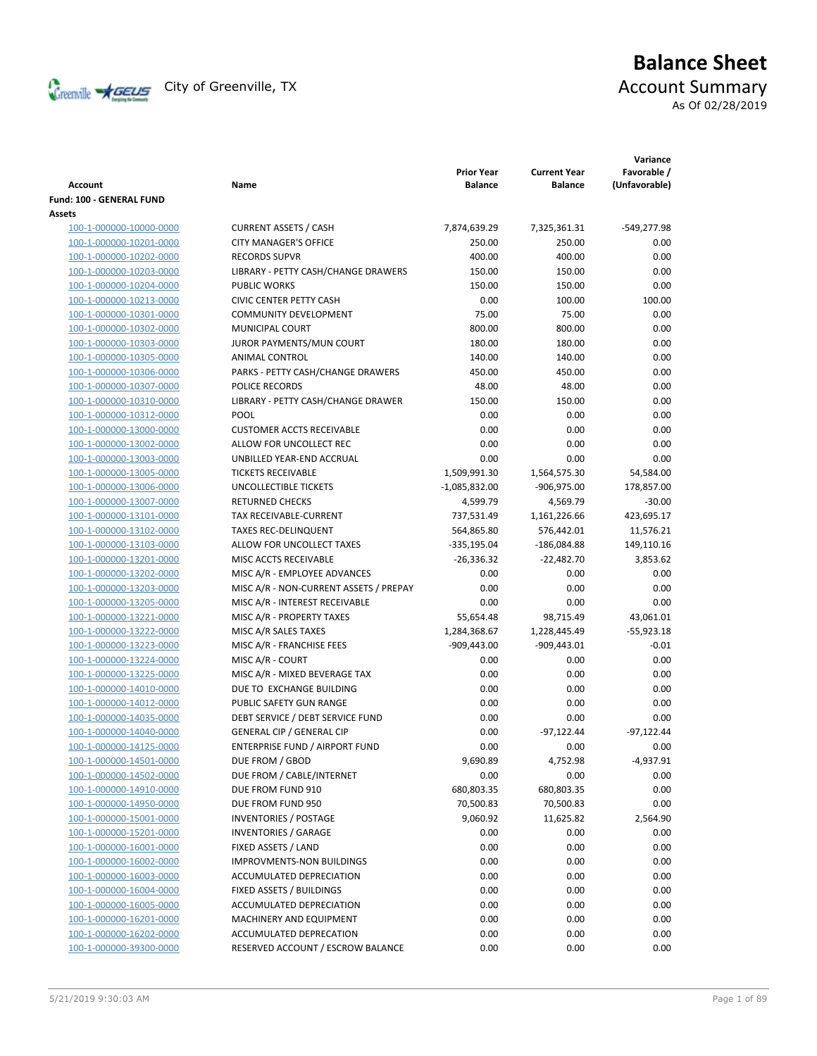# Balance Sheet

City of Greenville, TX

## Account Summary

As Of 02/28/2019

| Account | Name | Prior Year Balance | Current Year Balance | Variance Favorable / (Unfavorable) |
|---|---|---|---|---|
| **Fund: 100 - GENERAL FUND** | | | | |
| **Assets** | | | | |
| 100-1-000000-10000-0000 | CURRENT ASSETS / CASH | 7,874,639.29 | 7,325,361.31 | -549,277.98 |
| 100-1-000000-10201-0000 | CITY MANAGER'S OFFICE | 250.00 | 250.00 | 0.00 |
| 100-1-000000-10202-0000 | RECORDS SUPVR | 400.00 | 400.00 | 0.00 |
| 100-1-000000-10203-0000 | LIBRARY - PETTY CASH/CHANGE DRAWERS | 150.00 | 150.00 | 0.00 |
| 100-1-000000-10204-0000 | PUBLIC WORKS | 150.00 | 150.00 | 0.00 |
| 100-1-000000-10213-0000 | CIVIC CENTER PETTY CASH | 0.00 | 100.00 | 100.00 |
| 100-1-000000-10301-0000 | COMMUNITY DEVELOPMENT | 75.00 | 75.00 | 0.00 |
| 100-1-000000-10302-0000 | MUNICIPAL COURT | 800.00 | 800.00 | 0.00 |
| 100-1-000000-10303-0000 | JUROR PAYMENTS/MUN COURT | 180.00 | 180.00 | 0.00 |
| 100-1-000000-10305-0000 | ANIMAL CONTROL | 140.00 | 140.00 | 0.00 |
| 100-1-000000-10306-0000 | PARKS - PETTY CASH/CHANGE DRAWERS | 450.00 | 450.00 | 0.00 |
| 100-1-000000-10307-0000 | POLICE RECORDS | 48.00 | 48.00 | 0.00 |
| 100-1-000000-10310-0000 | LIBRARY - PETTY CASH/CHANGE DRAWER | 150.00 | 150.00 | 0.00 |
| 100-1-000000-10312-0000 | POOL | 0.00 | 0.00 | 0.00 |
| 100-1-000000-13000-0000 | CUSTOMER ACCTS RECEIVABLE | 0.00 | 0.00 | 0.00 |
| 100-1-000000-13002-0000 | ALLOW FOR UNCOLLECT REC | 0.00 | 0.00 | 0.00 |
| 100-1-000000-13003-0000 | UNBILLED YEAR-END ACCRUAL | 0.00 | 0.00 | 0.00 |
| 100-1-000000-13005-0000 | TICKETS RECEIVABLE | 1,509,991.30 | 1,564,575.30 | 54,584.00 |
| 100-1-000000-13006-0000 | UNCOLLECTIBLE TICKETS | -1,085,832.00 | -906,975.00 | 178,857.00 |
| 100-1-000000-13007-0000 | RETURNED CHECKS | 4,599.79 | 4,569.79 | -30.00 |
| 100-1-000000-13101-0000 | TAX RECEIVABLE-CURRENT | 737,531.49 | 1,161,226.66 | 423,695.17 |
| 100-1-000000-13102-0000 | TAXES REC-DELINQUENT | 564,865.80 | 576,442.01 | 11,576.21 |
| 100-1-000000-13103-0000 | ALLOW FOR UNCOLLECT TAXES | -335,195.04 | -186,084.88 | 149,110.16 |
| 100-1-000000-13201-0000 | MISC ACCTS RECEIVABLE | -26,336.32 | -22,482.70 | 3,853.62 |
| 100-1-000000-13202-0000 | MISC A/R - EMPLOYEE ADVANCES | 0.00 | 0.00 | 0.00 |
| 100-1-000000-13203-0000 | MISC A/R - NON-CURRENT ASSETS / PREPAY | 0.00 | 0.00 | 0.00 |
| 100-1-000000-13205-0000 | MISC A/R - INTEREST RECEIVABLE | 0.00 | 0.00 | 0.00 |
| 100-1-000000-13221-0000 | MISC A/R - PROPERTY TAXES | 55,654.48 | 98,715.49 | 43,061.01 |
| 100-1-000000-13222-0000 | MISC A/R SALES TAXES | 1,284,368.67 | 1,228,445.49 | -55,923.18 |
| 100-1-000000-13223-0000 | MISC A/R - FRANCHISE FEES | -909,443.00 | -909,443.01 | -0.01 |
| 100-1-000000-13224-0000 | MISC A/R - COURT | 0.00 | 0.00 | 0.00 |
| 100-1-000000-13225-0000 | MISC A/R - MIXED BEVERAGE TAX | 0.00 | 0.00 | 0.00 |
| 100-1-000000-14010-0000 | DUE TO EXCHANGE BUILDING | 0.00 | 0.00 | 0.00 |
| 100-1-000000-14012-0000 | PUBLIC SAFETY GUN RANGE | 0.00 | 0.00 | 0.00 |
| 100-1-000000-14035-0000 | DEBT SERVICE / DEBT SERVICE FUND | 0.00 | 0.00 | 0.00 |
| 100-1-000000-14040-0000 | GENERAL CIP / GENERAL CIP | 0.00 | -97,122.44 | -97,122.44 |
| 100-1-000000-14125-0000 | ENTERPRISE FUND / AIRPORT FUND | 0.00 | 0.00 | 0.00 |
| 100-1-000000-14501-0000 | DUE FROM / GBOD | 9,690.89 | 4,752.98 | -4,937.91 |
| 100-1-000000-14502-0000 | DUE FROM / CABLE/INTERNET | 0.00 | 0.00 | 0.00 |
| 100-1-000000-14910-0000 | DUE FROM FUND 910 | 680,803.35 | 680,803.35 | 0.00 |
| 100-1-000000-14950-0000 | DUE FROM FUND 950 | 70,500.83 | 70,500.83 | 0.00 |
| 100-1-000000-15001-0000 | INVENTORIES / POSTAGE | 9,060.92 | 11,625.82 | 2,564.90 |
| 100-1-000000-15201-0000 | INVENTORIES / GARAGE | 0.00 | 0.00 | 0.00 |
| 100-1-000000-16001-0000 | FIXED ASSETS / LAND | 0.00 | 0.00 | 0.00 |
| 100-1-000000-16002-0000 | IMPROVMENTS-NON BUILDINGS | 0.00 | 0.00 | 0.00 |
| 100-1-000000-16003-0000 | ACCUMULATED DEPRECIATION | 0.00 | 0.00 | 0.00 |
| 100-1-000000-16004-0000 | FIXED ASSETS / BUILDINGS | 0.00 | 0.00 | 0.00 |
| 100-1-000000-16005-0000 | ACCUMULATED DEPRECIATION | 0.00 | 0.00 | 0.00 |
| 100-1-000000-16201-0000 | MACHINERY AND EQUIPMENT | 0.00 | 0.00 | 0.00 |
| 100-1-000000-16202-0000 | ACCUMULATED DEPRECATION | 0.00 | 0.00 | 0.00 |
| 100-1-000000-39300-0000 | RESERVED ACCOUNT / ESCROW BALANCE | 0.00 | 0.00 | 0.00 |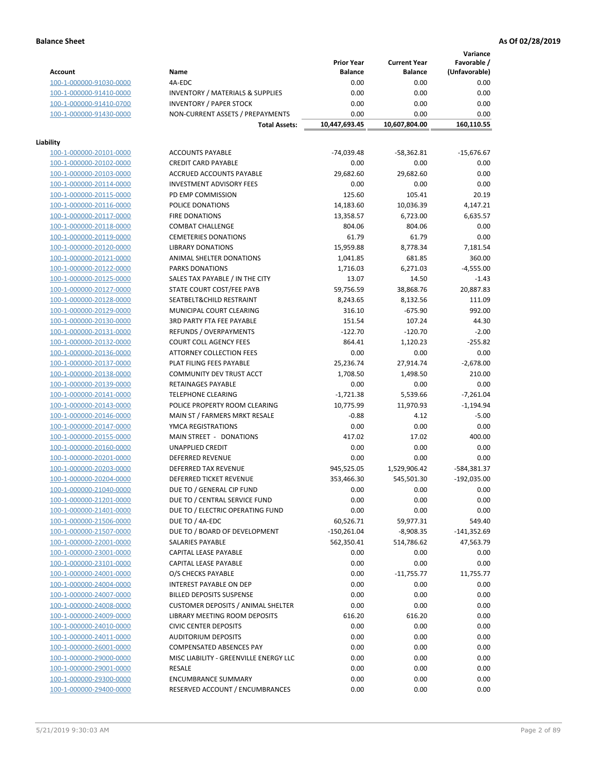**Balance Sheet** **As Of 02/28/2019**

| Account | Name | Prior Year Balance | Current Year Balance | Variance Favorable / (Unfavorable) |
|---|---|---|---|---|
| 100-1-000000-91030-0000 | 4A-EDC | 0.00 | 0.00 | 0.00 |
| 100-1-000000-91410-0000 | INVENTORY / MATERIALS & SUPPLIES | 0.00 | 0.00 | 0.00 |
| 100-1-000000-91410-0700 | INVENTORY / PAPER STOCK | 0.00 | 0.00 | 0.00 |
| 100-1-000000-91430-0000 | NON-CURRENT ASSETS / PREPAYMENTS | 0.00 | 0.00 | 0.00 |
| | **Total Assets:** | 10,447,693.45 | 10,607,804.00 | 160,110.55 |

**Liability**

| Account | Name | Prior Year Balance | Current Year Balance | Variance Favorable / (Unfavorable) |
|---|---|---|---|---|
| 100-1-000000-20101-0000 | ACCOUNTS PAYABLE | -74,039.48 | -58,362.81 | -15,676.67 |
| 100-1-000000-20102-0000 | CREDIT CARD PAYABLE | 0.00 | 0.00 | 0.00 |
| 100-1-000000-20103-0000 | ACCRUED ACCOUNTS PAYABLE | 29,682.60 | 29,682.60 | 0.00 |
| 100-1-000000-20114-0000 | INVESTMENT ADVISORY FEES | 0.00 | 0.00 | 0.00 |
| 100-1-000000-20115-0000 | PD EMP COMMISSION | 125.60 | 105.41 | 20.19 |
| 100-1-000000-20116-0000 | POLICE DONATIONS | 14,183.60 | 10,036.39 | 4,147.21 |
| 100-1-000000-20117-0000 | FIRE DONATIONS | 13,358.57 | 6,723.00 | 6,635.57 |
| 100-1-000000-20118-0000 | COMBAT CHALLENGE | 804.06 | 804.06 | 0.00 |
| 100-1-000000-20119-0000 | CEMETERIES DONATIONS | 61.79 | 61.79 | 0.00 |
| 100-1-000000-20120-0000 | LIBRARY DONATIONS | 15,959.88 | 8,778.34 | 7,181.54 |
| 100-1-000000-20121-0000 | ANIMAL SHELTER DONATIONS | 1,041.85 | 681.85 | 360.00 |
| 100-1-000000-20122-0000 | PARKS DONATIONS | 1,716.03 | 6,271.03 | -4,555.00 |
| 100-1-000000-20125-0000 | SALES TAX PAYABLE / IN THE CITY | 13.07 | 14.50 | -1.43 |
| 100-1-000000-20127-0000 | STATE COURT COST/FEE PAYB | 59,756.59 | 38,868.76 | 20,887.83 |
| 100-1-000000-20128-0000 | SEATBELT&CHILD RESTRAINT | 8,243.65 | 8,132.56 | 111.09 |
| 100-1-000000-20129-0000 | MUNICIPAL COURT CLEARING | 316.10 | -675.90 | 992.00 |
| 100-1-000000-20130-0000 | 3RD PARTY FTA FEE PAYABLE | 151.54 | 107.24 | 44.30 |
| 100-1-000000-20131-0000 | REFUNDS / OVERPAYMENTS | -122.70 | -120.70 | -2.00 |
| 100-1-000000-20132-0000 | COURT COLL AGENCY FEES | 864.41 | 1,120.23 | -255.82 |
| 100-1-000000-20136-0000 | ATTORNEY COLLECTION FEES | 0.00 | 0.00 | 0.00 |
| 100-1-000000-20137-0000 | PLAT FILING FEES PAYABLE | 25,236.74 | 27,914.74 | -2,678.00 |
| 100-1-000000-20138-0000 | COMMUNITY DEV TRUST ACCT | 1,708.50 | 1,498.50 | 210.00 |
| 100-1-000000-20139-0000 | RETAINAGES PAYABLE | 0.00 | 0.00 | 0.00 |
| 100-1-000000-20141-0000 | TELEPHONE CLEARING | -1,721.38 | 5,539.66 | -7,261.04 |
| 100-1-000000-20143-0000 | POLICE PROPERTY ROOM CLEARING | 10,775.99 | 11,970.93 | -1,194.94 |
| 100-1-000000-20146-0000 | MAIN ST / FARMERS MRKT RESALE | -0.88 | 4.12 | -5.00 |
| 100-1-000000-20147-0000 | YMCA REGISTRATIONS | 0.00 | 0.00 | 0.00 |
| 100-1-000000-20155-0000 | MAIN STREET - DONATIONS | 417.02 | 17.02 | 400.00 |
| 100-1-000000-20160-0000 | UNAPPLIED CREDIT | 0.00 | 0.00 | 0.00 |
| 100-1-000000-20201-0000 | DEFERRED REVENUE | 0.00 | 0.00 | 0.00 |
| 100-1-000000-20203-0000 | DEFERRED TAX REVENUE | 945,525.05 | 1,529,906.42 | -584,381.37 |
| 100-1-000000-20204-0000 | DEFERRED TICKET REVENUE | 353,466.30 | 545,501.30 | -192,035.00 |
| 100-1-000000-21040-0000 | DUE TO / GENERAL CIP FUND | 0.00 | 0.00 | 0.00 |
| 100-1-000000-21201-0000 | DUE TO / CENTRAL SERVICE FUND | 0.00 | 0.00 | 0.00 |
| 100-1-000000-21401-0000 | DUE TO / ELECTRIC OPERATING FUND | 0.00 | 0.00 | 0.00 |
| 100-1-000000-21506-0000 | DUE TO / 4A-EDC | 60,526.71 | 59,977.31 | 549.40 |
| 100-1-000000-21507-0000 | DUE TO / BOARD OF DEVELOPMENT | -150,261.04 | -8,908.35 | -141,352.69 |
| 100-1-000000-22001-0000 | SALARIES PAYABLE | 562,350.41 | 514,786.62 | 47,563.79 |
| 100-1-000000-23001-0000 | CAPITAL LEASE PAYABLE | 0.00 | 0.00 | 0.00 |
| 100-1-000000-23101-0000 | CAPITAL LEASE PAYABLE | 0.00 | 0.00 | 0.00 |
| 100-1-000000-24001-0000 | O/S CHECKS PAYABLE | 0.00 | -11,755.77 | 11,755.77 |
| 100-1-000000-24004-0000 | INTEREST PAYABLE ON DEP | 0.00 | 0.00 | 0.00 |
| 100-1-000000-24007-0000 | BILLED DEPOSITS SUSPENSE | 0.00 | 0.00 | 0.00 |
| 100-1-000000-24008-0000 | CUSTOMER DEPOSITS / ANIMAL SHELTER | 0.00 | 0.00 | 0.00 |
| 100-1-000000-24009-0000 | LIBRARY MEETING ROOM DEPOSITS | 616.20 | 616.20 | 0.00 |
| 100-1-000000-24010-0000 | CIVIC CENTER DEPOSITS | 0.00 | 0.00 | 0.00 |
| 100-1-000000-24011-0000 | AUDITORIUM DEPOSITS | 0.00 | 0.00 | 0.00 |
| 100-1-000000-26001-0000 | COMPENSATED ABSENCES PAY | 0.00 | 0.00 | 0.00 |
| 100-1-000000-29000-0000 | MISC LIABILITY - GREENVILLE ENERGY LLC | 0.00 | 0.00 | 0.00 |
| 100-1-000000-29001-0000 | RESALE | 0.00 | 0.00 | 0.00 |
| 100-1-000000-29300-0000 | ENCUMBRANCE SUMMARY | 0.00 | 0.00 | 0.00 |
| 100-1-000000-29400-0000 | RESERVED ACCOUNT / ENCUMBRANCES | 0.00 | 0.00 | 0.00 |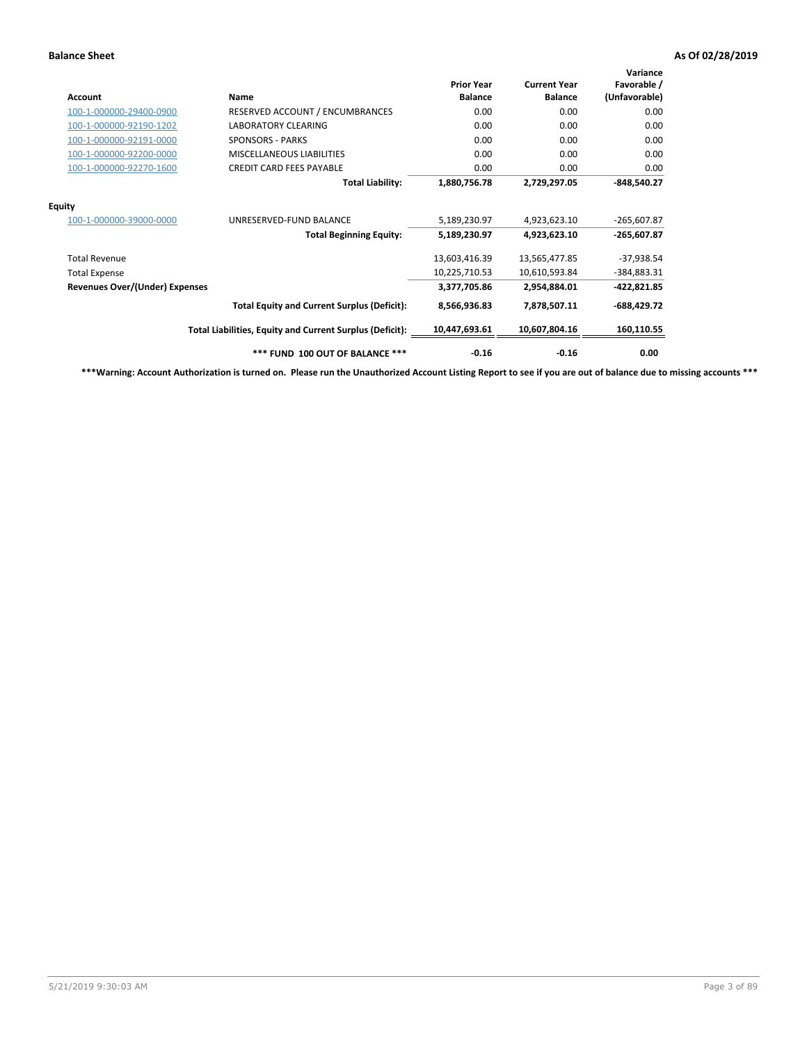**Balance Sheet** **As Of 02/28/2019**

| Account | Name | Prior Year Balance | Current Year Balance | Variance Favorable / (Unfavorable) |
|---|---|---|---|---|
| 100-1-000000-29400-0900 | RESERVED ACCOUNT / ENCUMBRANCES | 0.00 | 0.00 | 0.00 |
| 100-1-000000-92190-1202 | LABORATORY CLEARING | 0.00 | 0.00 | 0.00 |
| 100-1-000000-92191-0000 | SPONSORS - PARKS | 0.00 | 0.00 | 0.00 |
| 100-1-000000-92200-0000 | MISCELLANEOUS LIABILITIES | 0.00 | 0.00 | 0.00 |
| 100-1-000000-92270-1600 | CREDIT CARD FEES PAYABLE | 0.00 | 0.00 | 0.00 |
| | **Total Liability:** | **1,880,756.78** | **2,729,297.05** | **-848,540.27** |
| **Equity** | | | | |
| 100-1-000000-39000-0000 | UNRESERVED-FUND BALANCE | 5,189,230.97 | 4,923,623.10 | -265,607.87 |
| | **Total Beginning Equity:** | **5,189,230.97** | **4,923,623.10** | **-265,607.87** |
| Total Revenue | | 13,603,416.39 | 13,565,477.85 | -37,938.54 |
| Total Expense | | 10,225,710.53 | 10,610,593.84 | -384,883.31 |
| **Revenues Over/(Under) Expenses** | | **3,377,705.86** | **2,954,884.01** | **-422,821.85** |
| | **Total Equity and Current Surplus (Deficit):** | **8,566,936.83** | **7,878,507.11** | **-688,429.72** |
| | **Total Liabilities, Equity and Current Surplus (Deficit):** | **10,447,693.61** | **10,607,804.16** | **160,110.55** |
| | **\*\*\* FUND 100 OUT OF BALANCE \*\*\*** | **-0.16** | **-0.16** | **0.00** |

**\*\*\*Warning: Account Authorization is turned on. Please run the Unauthorized Account Listing Report to see if you are out of balance due to missing accounts \*\*\***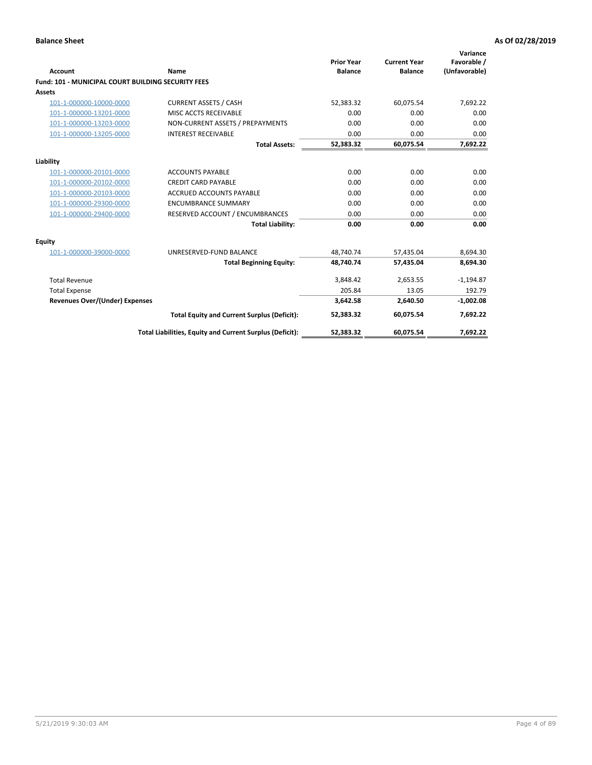**Balance Sheet** — **As Of 02/28/2019**

| Account | Name | Prior Year Balance | Current Year Balance | Variance Favorable / (Unfavorable) |
|---|---|---|---|---|
| **Fund: 101 - MUNICIPAL COURT BUILDING SECURITY FEES** | | | | |
| **Assets** | | | | |
| 101-1-000000-10000-0000 | CURRENT ASSETS / CASH | 52,383.32 | 60,075.54 | 7,692.22 |
| 101-1-000000-13201-0000 | MISC ACCTS RECEIVABLE | 0.00 | 0.00 | 0.00 |
| 101-1-000000-13203-0000 | NON-CURRENT ASSETS / PREPAYMENTS | 0.00 | 0.00 | 0.00 |
| 101-1-000000-13205-0000 | INTEREST RECEIVABLE | 0.00 | 0.00 | 0.00 |
| | **Total Assets:** | **52,383.32** | **60,075.54** | **7,692.22** |
| **Liability** | | | | |
| 101-1-000000-20101-0000 | ACCOUNTS PAYABLE | 0.00 | 0.00 | 0.00 |
| 101-1-000000-20102-0000 | CREDIT CARD PAYABLE | 0.00 | 0.00 | 0.00 |
| 101-1-000000-20103-0000 | ACCRUED ACCOUNTS PAYABLE | 0.00 | 0.00 | 0.00 |
| 101-1-000000-29300-0000 | ENCUMBRANCE SUMMARY | 0.00 | 0.00 | 0.00 |
| 101-1-000000-29400-0000 | RESERVED ACCOUNT / ENCUMBRANCES | 0.00 | 0.00 | 0.00 |
| | **Total Liability:** | **0.00** | **0.00** | **0.00** |
| **Equity** | | | | |
| 101-1-000000-39000-0000 | UNRESERVED-FUND BALANCE | 48,740.74 | 57,435.04 | 8,694.30 |
| | **Total Beginning Equity:** | **48,740.74** | **57,435.04** | **8,694.30** |
| Total Revenue | | 3,848.42 | 2,653.55 | -1,194.87 |
| Total Expense | | 205.84 | 13.05 | 192.79 |
| **Revenues Over/(Under) Expenses** | | **3,642.58** | **2,640.50** | **-1,002.08** |
| | **Total Equity and Current Surplus (Deficit):** | **52,383.32** | **60,075.54** | **7,692.22** |
| | **Total Liabilities, Equity and Current Surplus (Deficit):** | **52,383.32** | **60,075.54** | **7,692.22** |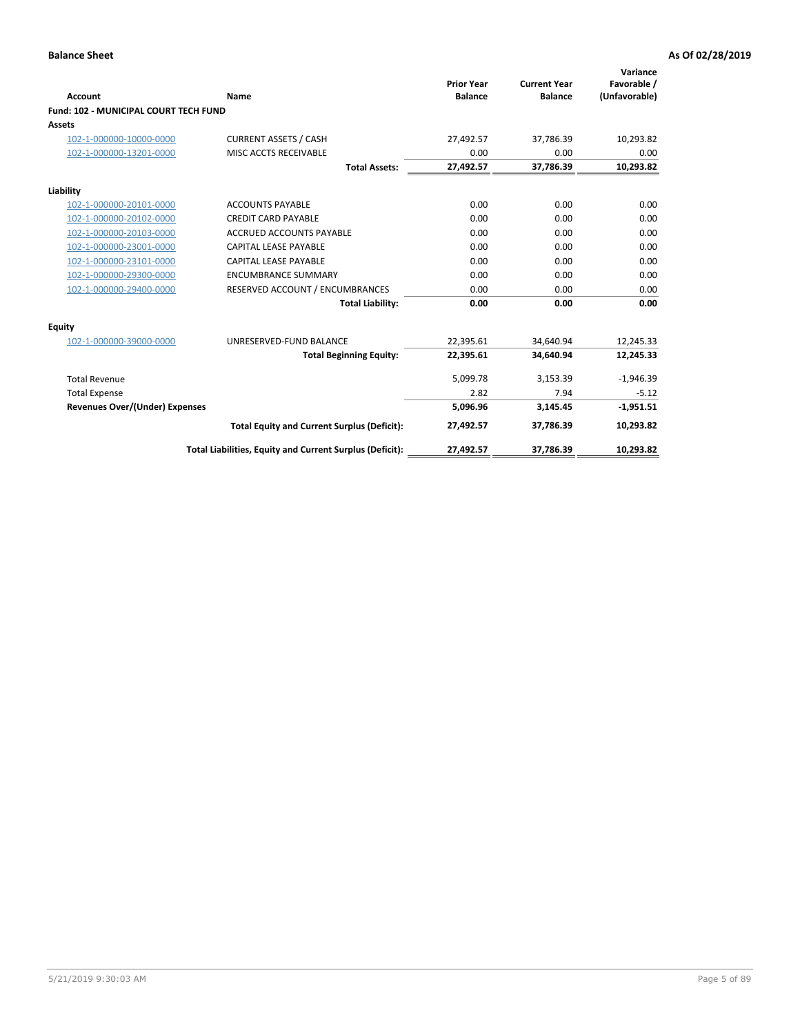**Balance Sheet** **As Of 02/28/2019**

| Account | Name | Prior Year Balance | Current Year Balance | Variance Favorable / (Unfavorable) |
|---|---|---|---|---|
| **Fund: 102 - MUNICIPAL COURT TECH FUND** | | | | |
| **Assets** | | | | |
| 102-1-000000-10000-0000 | CURRENT ASSETS / CASH | 27,492.57 | 37,786.39 | 10,293.82 |
| 102-1-000000-13201-0000 | MISC ACCTS RECEIVABLE | 0.00 | 0.00 | 0.00 |
| | **Total Assets:** | **27,492.57** | **37,786.39** | **10,293.82** |
| **Liability** | | | | |
| 102-1-000000-20101-0000 | ACCOUNTS PAYABLE | 0.00 | 0.00 | 0.00 |
| 102-1-000000-20102-0000 | CREDIT CARD PAYABLE | 0.00 | 0.00 | 0.00 |
| 102-1-000000-20103-0000 | ACCRUED ACCOUNTS PAYABLE | 0.00 | 0.00 | 0.00 |
| 102-1-000000-23001-0000 | CAPITAL LEASE PAYABLE | 0.00 | 0.00 | 0.00 |
| 102-1-000000-23101-0000 | CAPITAL LEASE PAYABLE | 0.00 | 0.00 | 0.00 |
| 102-1-000000-29300-0000 | ENCUMBRANCE SUMMARY | 0.00 | 0.00 | 0.00 |
| 102-1-000000-29400-0000 | RESERVED ACCOUNT / ENCUMBRANCES | 0.00 | 0.00 | 0.00 |
| | **Total Liability:** | **0.00** | **0.00** | **0.00** |
| **Equity** | | | | |
| 102-1-000000-39000-0000 | UNRESERVED-FUND BALANCE | 22,395.61 | 34,640.94 | 12,245.33 |
| | **Total Beginning Equity:** | **22,395.61** | **34,640.94** | **12,245.33** |
| Total Revenue | | 5,099.78 | 3,153.39 | -1,946.39 |
| Total Expense | | 2.82 | 7.94 | -5.12 |
| **Revenues Over/(Under) Expenses** | | **5,096.96** | **3,145.45** | **-1,951.51** |
| | **Total Equity and Current Surplus (Deficit):** | **27,492.57** | **37,786.39** | **10,293.82** |
| | **Total Liabilities, Equity and Current Surplus (Deficit):** | **27,492.57** | **37,786.39** | **10,293.82** |

5/21/2019 9:30:03 AM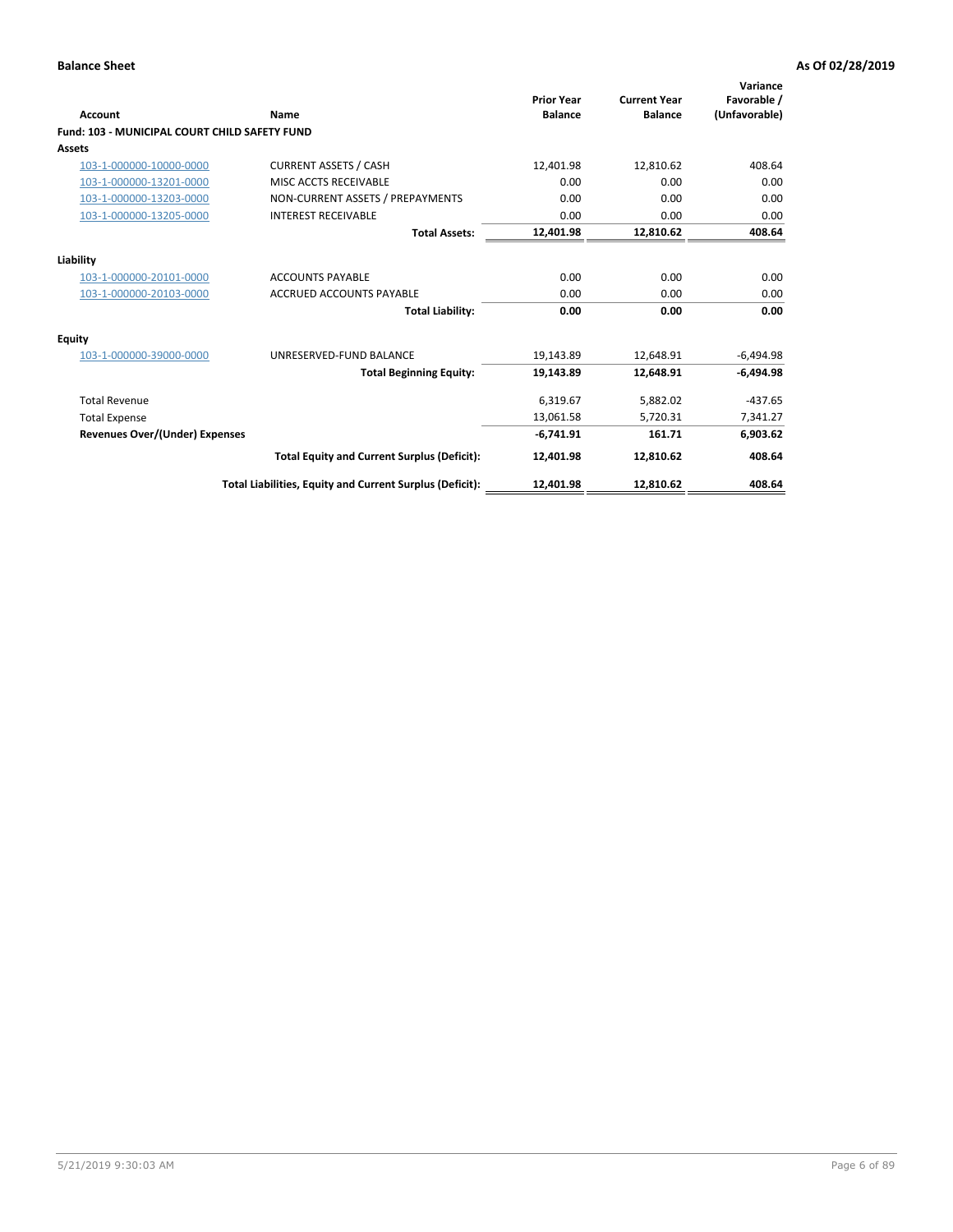**Balance Sheet** — **As Of 02/28/2019**

| Account | Name | Prior Year Balance | Current Year Balance | Variance Favorable / (Unfavorable) |
|---|---|---|---|---|
| **Fund: 103 - MUNICIPAL COURT CHILD SAFETY FUND** | | | | |
| **Assets** | | | | |
| 103-1-000000-10000-0000 | CURRENT ASSETS / CASH | 12,401.98 | 12,810.62 | 408.64 |
| 103-1-000000-13201-0000 | MISC ACCTS RECEIVABLE | 0.00 | 0.00 | 0.00 |
| 103-1-000000-13203-0000 | NON-CURRENT ASSETS / PREPAYMENTS | 0.00 | 0.00 | 0.00 |
| 103-1-000000-13205-0000 | INTEREST RECEIVABLE | 0.00 | 0.00 | 0.00 |
| | **Total Assets:** | **12,401.98** | **12,810.62** | **408.64** |
| **Liability** | | | | |
| 103-1-000000-20101-0000 | ACCOUNTS PAYABLE | 0.00 | 0.00 | 0.00 |
| 103-1-000000-20103-0000 | ACCRUED ACCOUNTS PAYABLE | 0.00 | 0.00 | 0.00 |
| | **Total Liability:** | **0.00** | **0.00** | **0.00** |
| **Equity** | | | | |
| 103-1-000000-39000-0000 | UNRESERVED-FUND BALANCE | 19,143.89 | 12,648.91 | -6,494.98 |
| | **Total Beginning Equity:** | **19,143.89** | **12,648.91** | **-6,494.98** |
| Total Revenue | | 6,319.67 | 5,882.02 | -437.65 |
| Total Expense | | 13,061.58 | 5,720.31 | 7,341.27 |
| **Revenues Over/(Under) Expenses** | | **-6,741.91** | **161.71** | **6,903.62** |
| | **Total Equity and Current Surplus (Deficit):** | **12,401.98** | **12,810.62** | **408.64** |
| | **Total Liabilities, Equity and Current Surplus (Deficit):** | **12,401.98** | **12,810.62** | **408.64** |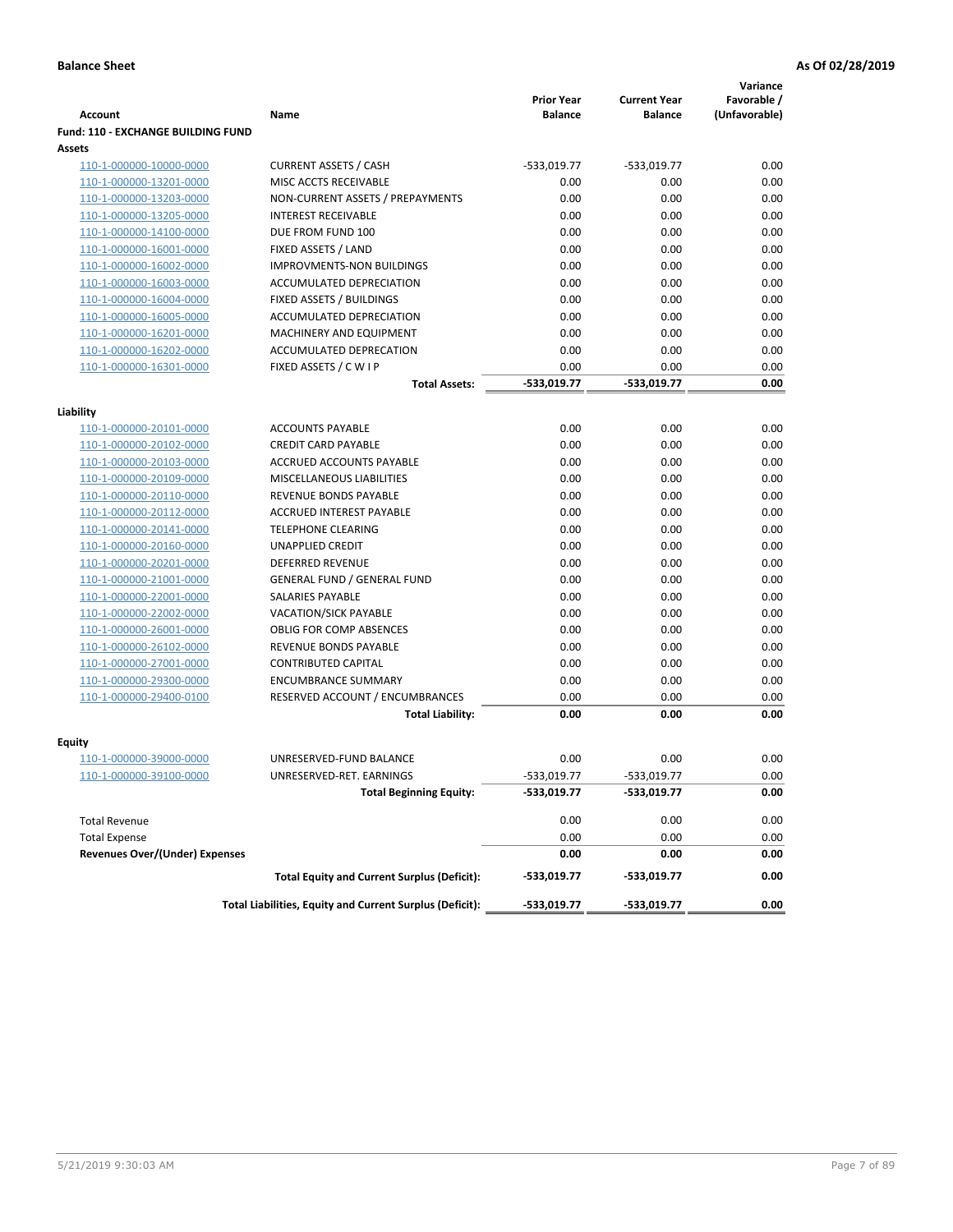**Balance Sheet** **As Of 02/28/2019**

| Account | Name | Prior Year Balance | Current Year Balance | Variance Favorable / (Unfavorable) |
|---|---|---|---|---|
| **Fund: 110 - EXCHANGE BUILDING FUND** | | | | |
| **Assets** | | | | |
| 110-1-000000-10000-0000 | CURRENT ASSETS / CASH | -533,019.77 | -533,019.77 | 0.00 |
| 110-1-000000-13201-0000 | MISC ACCTS RECEIVABLE | 0.00 | 0.00 | 0.00 |
| 110-1-000000-13203-0000 | NON-CURRENT ASSETS / PREPAYMENTS | 0.00 | 0.00 | 0.00 |
| 110-1-000000-13205-0000 | INTEREST RECEIVABLE | 0.00 | 0.00 | 0.00 |
| 110-1-000000-14100-0000 | DUE FROM FUND 100 | 0.00 | 0.00 | 0.00 |
| 110-1-000000-16001-0000 | FIXED ASSETS / LAND | 0.00 | 0.00 | 0.00 |
| 110-1-000000-16002-0000 | IMPROVMENTS-NON BUILDINGS | 0.00 | 0.00 | 0.00 |
| 110-1-000000-16003-0000 | ACCUMULATED DEPRECIATION | 0.00 | 0.00 | 0.00 |
| 110-1-000000-16004-0000 | FIXED ASSETS / BUILDINGS | 0.00 | 0.00 | 0.00 |
| 110-1-000000-16005-0000 | ACCUMULATED DEPRECIATION | 0.00 | 0.00 | 0.00 |
| 110-1-000000-16201-0000 | MACHINERY AND EQUIPMENT | 0.00 | 0.00 | 0.00 |
| 110-1-000000-16202-0000 | ACCUMULATED DEPRECATION | 0.00 | 0.00 | 0.00 |
| 110-1-000000-16301-0000 | FIXED ASSETS / C W I P | 0.00 | 0.00 | 0.00 |
| | **Total Assets:** | **-533,019.77** | **-533,019.77** | **0.00** |
| **Liability** | | | | |
| 110-1-000000-20101-0000 | ACCOUNTS PAYABLE | 0.00 | 0.00 | 0.00 |
| 110-1-000000-20102-0000 | CREDIT CARD PAYABLE | 0.00 | 0.00 | 0.00 |
| 110-1-000000-20103-0000 | ACCRUED ACCOUNTS PAYABLE | 0.00 | 0.00 | 0.00 |
| 110-1-000000-20109-0000 | MISCELLANEOUS LIABILITIES | 0.00 | 0.00 | 0.00 |
| 110-1-000000-20110-0000 | REVENUE BONDS PAYABLE | 0.00 | 0.00 | 0.00 |
| 110-1-000000-20112-0000 | ACCRUED INTEREST PAYABLE | 0.00 | 0.00 | 0.00 |
| 110-1-000000-20141-0000 | TELEPHONE CLEARING | 0.00 | 0.00 | 0.00 |
| 110-1-000000-20160-0000 | UNAPPLIED CREDIT | 0.00 | 0.00 | 0.00 |
| 110-1-000000-20201-0000 | DEFERRED REVENUE | 0.00 | 0.00 | 0.00 |
| 110-1-000000-21001-0000 | GENERAL FUND / GENERAL FUND | 0.00 | 0.00 | 0.00 |
| 110-1-000000-22001-0000 | SALARIES PAYABLE | 0.00 | 0.00 | 0.00 |
| 110-1-000000-22002-0000 | VACATION/SICK PAYABLE | 0.00 | 0.00 | 0.00 |
| 110-1-000000-26001-0000 | OBLIG FOR COMP ABSENCES | 0.00 | 0.00 | 0.00 |
| 110-1-000000-26102-0000 | REVENUE BONDS PAYABLE | 0.00 | 0.00 | 0.00 |
| 110-1-000000-27001-0000 | CONTRIBUTED CAPITAL | 0.00 | 0.00 | 0.00 |
| 110-1-000000-29300-0000 | ENCUMBRANCE SUMMARY | 0.00 | 0.00 | 0.00 |
| 110-1-000000-29400-0100 | RESERVED ACCOUNT / ENCUMBRANCES | 0.00 | 0.00 | 0.00 |
| | **Total Liability:** | **0.00** | **0.00** | **0.00** |
| **Equity** | | | | |
| 110-1-000000-39000-0000 | UNRESERVED-FUND BALANCE | 0.00 | 0.00 | 0.00 |
| 110-1-000000-39100-0000 | UNRESERVED-RET. EARNINGS | -533,019.77 | -533,019.77 | 0.00 |
| | **Total Beginning Equity:** | **-533,019.77** | **-533,019.77** | **0.00** |
| Total Revenue | | 0.00 | 0.00 | 0.00 |
| Total Expense | | 0.00 | 0.00 | 0.00 |
| **Revenues Over/(Under) Expenses** | | **0.00** | **0.00** | **0.00** |
| | **Total Equity and Current Surplus (Deficit):** | **-533,019.77** | **-533,019.77** | **0.00** |
| | **Total Liabilities, Equity and Current Surplus (Deficit):** | **-533,019.77** | **-533,019.77** | **0.00** |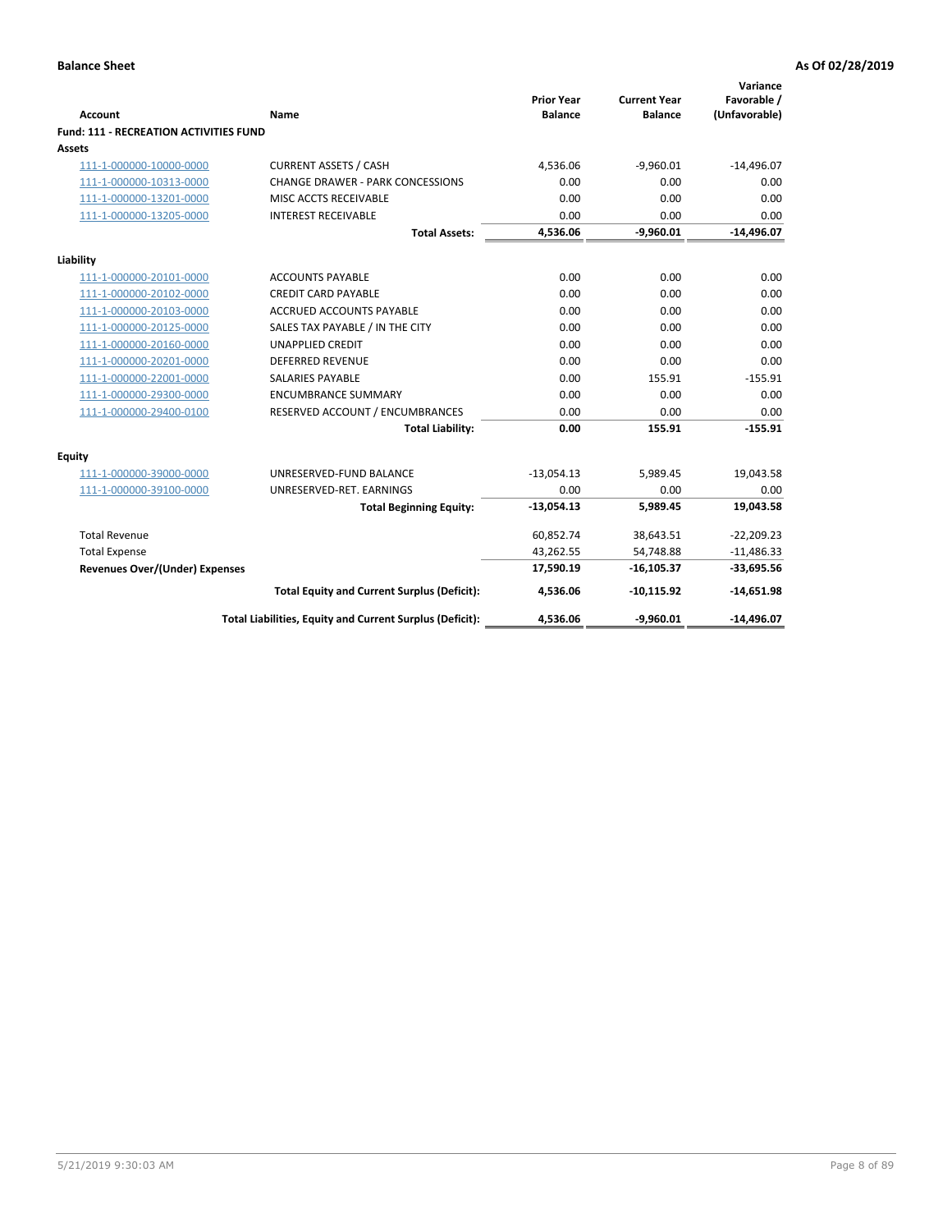**Balance Sheet** **As Of 02/28/2019**

| Account | Name | Prior Year Balance | Current Year Balance | Variance Favorable / (Unfavorable) |
|---|---|---|---|---|
| **Fund: 111 - RECREATION ACTIVITIES FUND** | | | | |
| **Assets** | | | | |
| 111-1-000000-10000-0000 | CURRENT ASSETS / CASH | 4,536.06 | -9,960.01 | -14,496.07 |
| 111-1-000000-10313-0000 | CHANGE DRAWER - PARK CONCESSIONS | 0.00 | 0.00 | 0.00 |
| 111-1-000000-13201-0000 | MISC ACCTS RECEIVABLE | 0.00 | 0.00 | 0.00 |
| 111-1-000000-13205-0000 | INTEREST RECEIVABLE | 0.00 | 0.00 | 0.00 |
| | **Total Assets:** | **4,536.06** | **-9,960.01** | **-14,496.07** |
| **Liability** | | | | |
| 111-1-000000-20101-0000 | ACCOUNTS PAYABLE | 0.00 | 0.00 | 0.00 |
| 111-1-000000-20102-0000 | CREDIT CARD PAYABLE | 0.00 | 0.00 | 0.00 |
| 111-1-000000-20103-0000 | ACCRUED ACCOUNTS PAYABLE | 0.00 | 0.00 | 0.00 |
| 111-1-000000-20125-0000 | SALES TAX PAYABLE / IN THE CITY | 0.00 | 0.00 | 0.00 |
| 111-1-000000-20160-0000 | UNAPPLIED CREDIT | 0.00 | 0.00 | 0.00 |
| 111-1-000000-20201-0000 | DEFERRED REVENUE | 0.00 | 0.00 | 0.00 |
| 111-1-000000-22001-0000 | SALARIES PAYABLE | 0.00 | 155.91 | -155.91 |
| 111-1-000000-29300-0000 | ENCUMBRANCE SUMMARY | 0.00 | 0.00 | 0.00 |
| 111-1-000000-29400-0100 | RESERVED ACCOUNT / ENCUMBRANCES | 0.00 | 0.00 | 0.00 |
| | **Total Liability:** | **0.00** | **155.91** | **-155.91** |
| **Equity** | | | | |
| 111-1-000000-39000-0000 | UNRESERVED-FUND BALANCE | -13,054.13 | 5,989.45 | 19,043.58 |
| 111-1-000000-39100-0000 | UNRESERVED-RET. EARNINGS | 0.00 | 0.00 | 0.00 |
| | **Total Beginning Equity:** | **-13,054.13** | **5,989.45** | **19,043.58** |
| Total Revenue | | 60,852.74 | 38,643.51 | -22,209.23 |
| Total Expense | | 43,262.55 | 54,748.88 | -11,486.33 |
| **Revenues Over/(Under) Expenses** | | **17,590.19** | **-16,105.37** | **-33,695.56** |
| | **Total Equity and Current Surplus (Deficit):** | **4,536.06** | **-10,115.92** | **-14,651.98** |
| | **Total Liabilities, Equity and Current Surplus (Deficit):** | **4,536.06** | **-9,960.01** | **-14,496.07** |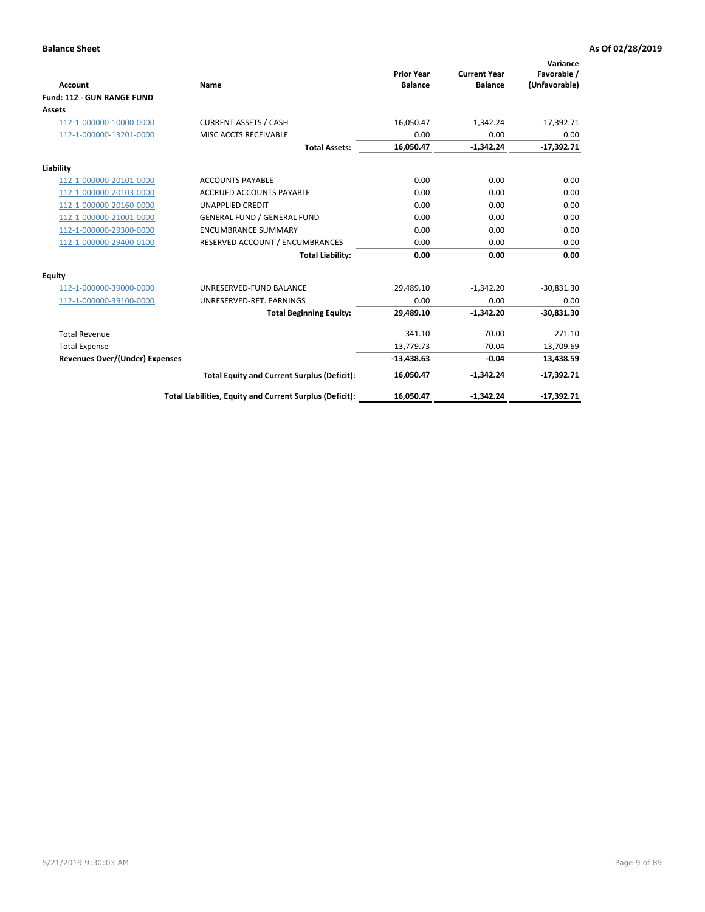**Balance Sheet** — As Of 02/28/2019

| Account | Name | Prior Year Balance | Current Year Balance | Variance Favorable / (Unfavorable) |
|---|---|---|---|---|
| **Fund: 112 - GUN RANGE FUND** | | | | |
| **Assets** | | | | |
| 112-1-000000-10000-0000 | CURRENT ASSETS / CASH | 16,050.47 | -1,342.24 | -17,392.71 |
| 112-1-000000-13201-0000 | MISC ACCTS RECEIVABLE | 0.00 | 0.00 | 0.00 |
| | **Total Assets:** | **16,050.47** | **-1,342.24** | **-17,392.71** |
| **Liability** | | | | |
| 112-1-000000-20101-0000 | ACCOUNTS PAYABLE | 0.00 | 0.00 | 0.00 |
| 112-1-000000-20103-0000 | ACCRUED ACCOUNTS PAYABLE | 0.00 | 0.00 | 0.00 |
| 112-1-000000-20160-0000 | UNAPPLIED CREDIT | 0.00 | 0.00 | 0.00 |
| 112-1-000000-21001-0000 | GENERAL FUND / GENERAL FUND | 0.00 | 0.00 | 0.00 |
| 112-1-000000-29300-0000 | ENCUMBRANCE SUMMARY | 0.00 | 0.00 | 0.00 |
| 112-1-000000-29400-0100 | RESERVED ACCOUNT / ENCUMBRANCES | 0.00 | 0.00 | 0.00 |
| | **Total Liability:** | **0.00** | **0.00** | **0.00** |
| **Equity** | | | | |
| 112-1-000000-39000-0000 | UNRESERVED-FUND BALANCE | 29,489.10 | -1,342.20 | -30,831.30 |
| 112-1-000000-39100-0000 | UNRESERVED-RET. EARNINGS | 0.00 | 0.00 | 0.00 |
| | **Total Beginning Equity:** | **29,489.10** | **-1,342.20** | **-30,831.30** |
| Total Revenue | | 341.10 | 70.00 | -271.10 |
| Total Expense | | 13,779.73 | 70.04 | 13,709.69 |
| **Revenues Over/(Under) Expenses** | | **-13,438.63** | **-0.04** | **13,438.59** |
| | **Total Equity and Current Surplus (Deficit):** | **16,050.47** | **-1,342.24** | **-17,392.71** |
| | **Total Liabilities, Equity and Current Surplus (Deficit):** | **16,050.47** | **-1,342.24** | **-17,392.71** |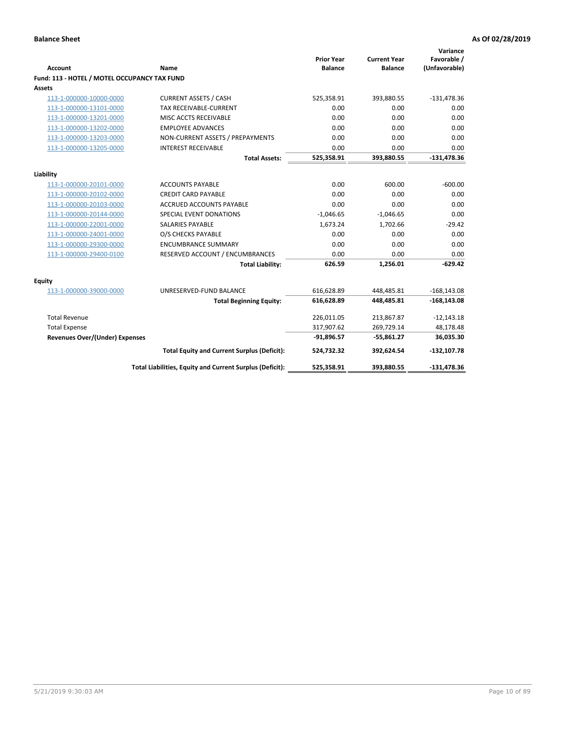**Balance Sheet** **As Of 02/28/2019**

| Account | Name | Prior Year Balance | Current Year Balance | Variance Favorable / (Unfavorable) |
|---|---|---|---|---|
| **Fund: 113 - HOTEL / MOTEL OCCUPANCY TAX FUND** | | | | |
| **Assets** | | | | |
| 113-1-000000-10000-0000 | CURRENT ASSETS / CASH | 525,358.91 | 393,880.55 | -131,478.36 |
| 113-1-000000-13101-0000 | TAX RECEIVABLE-CURRENT | 0.00 | 0.00 | 0.00 |
| 113-1-000000-13201-0000 | MISC ACCTS RECEIVABLE | 0.00 | 0.00 | 0.00 |
| 113-1-000000-13202-0000 | EMPLOYEE ADVANCES | 0.00 | 0.00 | 0.00 |
| 113-1-000000-13203-0000 | NON-CURRENT ASSETS / PREPAYMENTS | 0.00 | 0.00 | 0.00 |
| 113-1-000000-13205-0000 | INTEREST RECEIVABLE | 0.00 | 0.00 | 0.00 |
| | **Total Assets:** | **525,358.91** | **393,880.55** | **-131,478.36** |
| **Liability** | | | | |
| 113-1-000000-20101-0000 | ACCOUNTS PAYABLE | 0.00 | 600.00 | -600.00 |
| 113-1-000000-20102-0000 | CREDIT CARD PAYABLE | 0.00 | 0.00 | 0.00 |
| 113-1-000000-20103-0000 | ACCRUED ACCOUNTS PAYABLE | 0.00 | 0.00 | 0.00 |
| 113-1-000000-20144-0000 | SPECIAL EVENT DONATIONS | -1,046.65 | -1,046.65 | 0.00 |
| 113-1-000000-22001-0000 | SALARIES PAYABLE | 1,673.24 | 1,702.66 | -29.42 |
| 113-1-000000-24001-0000 | O/S CHECKS PAYABLE | 0.00 | 0.00 | 0.00 |
| 113-1-000000-29300-0000 | ENCUMBRANCE SUMMARY | 0.00 | 0.00 | 0.00 |
| 113-1-000000-29400-0100 | RESERVED ACCOUNT / ENCUMBRANCES | 0.00 | 0.00 | 0.00 |
| | **Total Liability:** | **626.59** | **1,256.01** | **-629.42** |
| **Equity** | | | | |
| 113-1-000000-39000-0000 | UNRESERVED-FUND BALANCE | 616,628.89 | 448,485.81 | -168,143.08 |
| | **Total Beginning Equity:** | **616,628.89** | **448,485.81** | **-168,143.08** |
| Total Revenue | | 226,011.05 | 213,867.87 | -12,143.18 |
| Total Expense | | 317,907.62 | 269,729.14 | 48,178.48 |
| **Revenues Over/(Under) Expenses** | | **-91,896.57** | **-55,861.27** | **36,035.30** |
| | **Total Equity and Current Surplus (Deficit):** | **524,732.32** | **392,624.54** | **-132,107.78** |
| | **Total Liabilities, Equity and Current Surplus (Deficit):** | **525,358.91** | **393,880.55** | **-131,478.36** |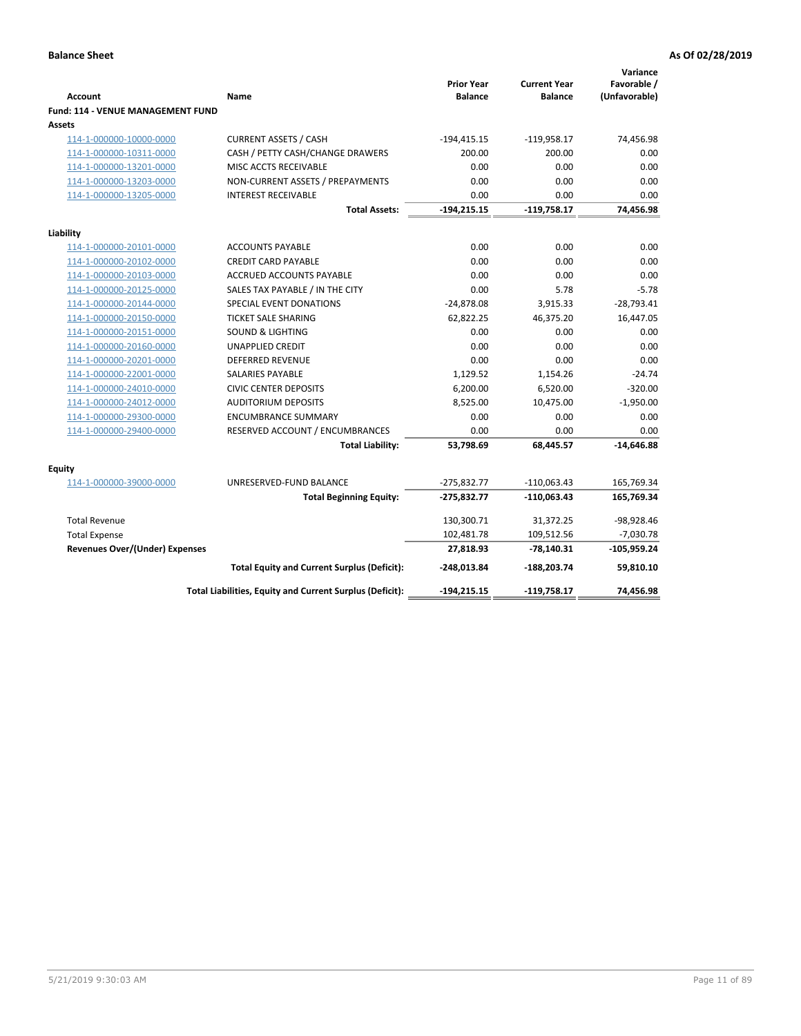**Balance Sheet** — **As Of 02/28/2019**

| Account | Name | Prior Year Balance | Current Year Balance | Variance Favorable / (Unfavorable) |
|---|---|---|---|---|
| **Fund: 114 - VENUE MANAGEMENT FUND** | | | | |
| **Assets** | | | | |
| 114-1-000000-10000-0000 | CURRENT ASSETS / CASH | -194,415.15 | -119,958.17 | 74,456.98 |
| 114-1-000000-10311-0000 | CASH / PETTY CASH/CHANGE DRAWERS | 200.00 | 200.00 | 0.00 |
| 114-1-000000-13201-0000 | MISC ACCTS RECEIVABLE | 0.00 | 0.00 | 0.00 |
| 114-1-000000-13203-0000 | NON-CURRENT ASSETS / PREPAYMENTS | 0.00 | 0.00 | 0.00 |
| 114-1-000000-13205-0000 | INTEREST RECEIVABLE | 0.00 | 0.00 | 0.00 |
| | **Total Assets:** | **-194,215.15** | **-119,758.17** | **74,456.98** |
| **Liability** | | | | |
| 114-1-000000-20101-0000 | ACCOUNTS PAYABLE | 0.00 | 0.00 | 0.00 |
| 114-1-000000-20102-0000 | CREDIT CARD PAYABLE | 0.00 | 0.00 | 0.00 |
| 114-1-000000-20103-0000 | ACCRUED ACCOUNTS PAYABLE | 0.00 | 0.00 | 0.00 |
| 114-1-000000-20125-0000 | SALES TAX PAYABLE / IN THE CITY | 0.00 | 5.78 | -5.78 |
| 114-1-000000-20144-0000 | SPECIAL EVENT DONATIONS | -24,878.08 | 3,915.33 | -28,793.41 |
| 114-1-000000-20150-0000 | TICKET SALE SHARING | 62,822.25 | 46,375.20 | 16,447.05 |
| 114-1-000000-20151-0000 | SOUND & LIGHTING | 0.00 | 0.00 | 0.00 |
| 114-1-000000-20160-0000 | UNAPPLIED CREDIT | 0.00 | 0.00 | 0.00 |
| 114-1-000000-20201-0000 | DEFERRED REVENUE | 0.00 | 0.00 | 0.00 |
| 114-1-000000-22001-0000 | SALARIES PAYABLE | 1,129.52 | 1,154.26 | -24.74 |
| 114-1-000000-24010-0000 | CIVIC CENTER DEPOSITS | 6,200.00 | 6,520.00 | -320.00 |
| 114-1-000000-24012-0000 | AUDITORIUM DEPOSITS | 8,525.00 | 10,475.00 | -1,950.00 |
| 114-1-000000-29300-0000 | ENCUMBRANCE SUMMARY | 0.00 | 0.00 | 0.00 |
| 114-1-000000-29400-0000 | RESERVED ACCOUNT / ENCUMBRANCES | 0.00 | 0.00 | 0.00 |
| | **Total Liability:** | **53,798.69** | **68,445.57** | **-14,646.88** |
| **Equity** | | | | |
| 114-1-000000-39000-0000 | UNRESERVED-FUND BALANCE | -275,832.77 | -110,063.43 | 165,769.34 |
| | **Total Beginning Equity:** | **-275,832.77** | **-110,063.43** | **165,769.34** |
| Total Revenue | | 130,300.71 | 31,372.25 | -98,928.46 |
| Total Expense | | 102,481.78 | 109,512.56 | -7,030.78 |
| **Revenues Over/(Under) Expenses** | | **27,818.93** | **-78,140.31** | **-105,959.24** |
| | **Total Equity and Current Surplus (Deficit):** | **-248,013.84** | **-188,203.74** | **59,810.10** |
| | **Total Liabilities, Equity and Current Surplus (Deficit):** | **-194,215.15** | **-119,758.17** | **74,456.98** |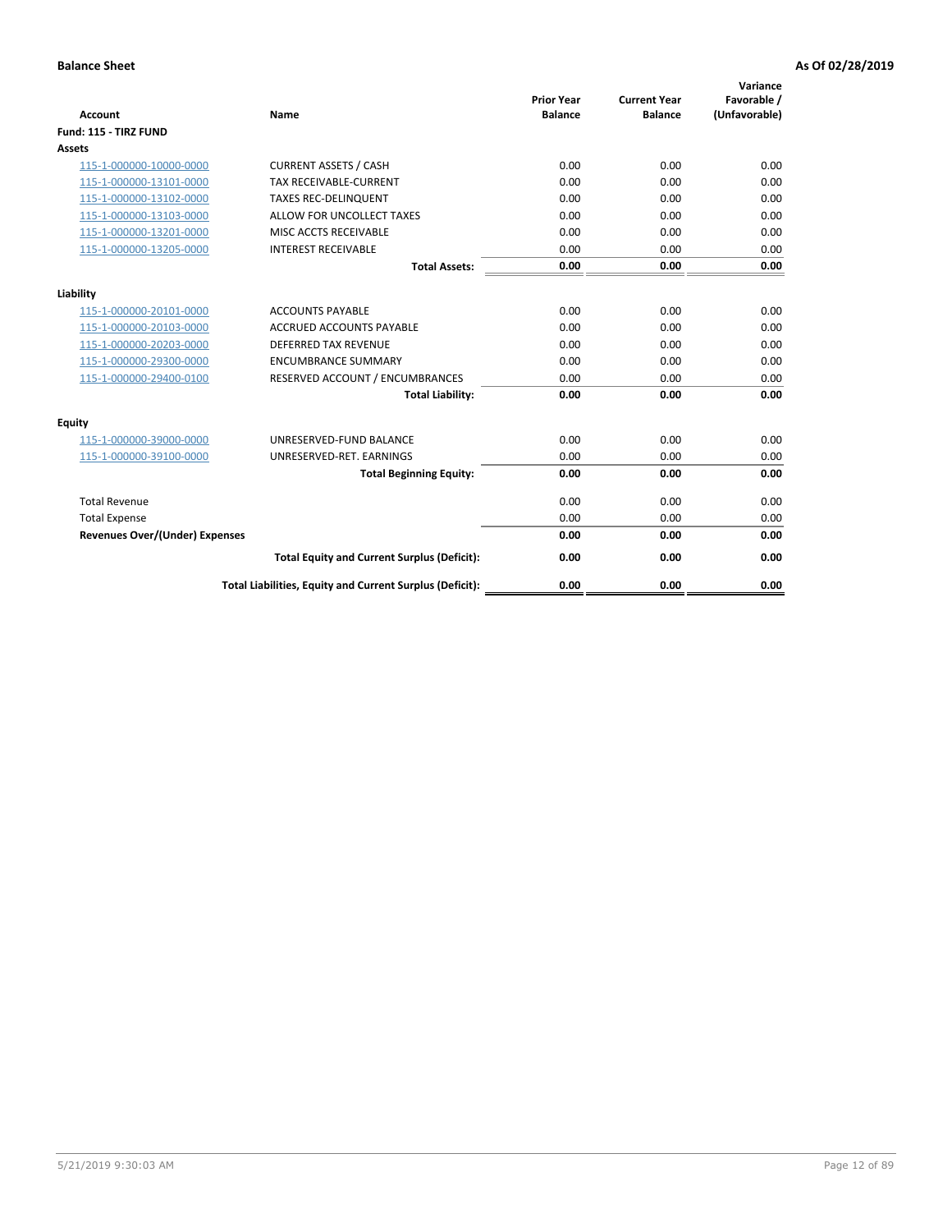**Balance Sheet** | **As Of 02/28/2019**

| Account | Name | Prior Year Balance | Current Year Balance | Variance Favorable / (Unfavorable) |
|---|---|---|---|---|
| **Fund: 115 - TIRZ FUND** | | | | |
| **Assets** | | | | |
| 115-1-000000-10000-0000 | CURRENT ASSETS / CASH | 0.00 | 0.00 | 0.00 |
| 115-1-000000-13101-0000 | TAX RECEIVABLE-CURRENT | 0.00 | 0.00 | 0.00 |
| 115-1-000000-13102-0000 | TAXES REC-DELINQUENT | 0.00 | 0.00 | 0.00 |
| 115-1-000000-13103-0000 | ALLOW FOR UNCOLLECT TAXES | 0.00 | 0.00 | 0.00 |
| 115-1-000000-13201-0000 | MISC ACCTS RECEIVABLE | 0.00 | 0.00 | 0.00 |
| 115-1-000000-13205-0000 | INTEREST RECEIVABLE | 0.00 | 0.00 | 0.00 |
| | **Total Assets:** | **0.00** | **0.00** | **0.00** |
| **Liability** | | | | |
| 115-1-000000-20101-0000 | ACCOUNTS PAYABLE | 0.00 | 0.00 | 0.00 |
| 115-1-000000-20103-0000 | ACCRUED ACCOUNTS PAYABLE | 0.00 | 0.00 | 0.00 |
| 115-1-000000-20203-0000 | DEFERRED TAX REVENUE | 0.00 | 0.00 | 0.00 |
| 115-1-000000-29300-0000 | ENCUMBRANCE SUMMARY | 0.00 | 0.00 | 0.00 |
| 115-1-000000-29400-0100 | RESERVED ACCOUNT / ENCUMBRANCES | 0.00 | 0.00 | 0.00 |
| | **Total Liability:** | **0.00** | **0.00** | **0.00** |
| **Equity** | | | | |
| 115-1-000000-39000-0000 | UNRESERVED-FUND BALANCE | 0.00 | 0.00 | 0.00 |
| 115-1-000000-39100-0000 | UNRESERVED-RET. EARNINGS | 0.00 | 0.00 | 0.00 |
| | **Total Beginning Equity:** | **0.00** | **0.00** | **0.00** |
| Total Revenue | | 0.00 | 0.00 | 0.00 |
| Total Expense | | 0.00 | 0.00 | 0.00 |
| **Revenues Over/(Under) Expenses** | | **0.00** | **0.00** | **0.00** |
| | **Total Equity and Current Surplus (Deficit):** | **0.00** | **0.00** | **0.00** |
| | **Total Liabilities, Equity and Current Surplus (Deficit):** | **0.00** | **0.00** | **0.00** |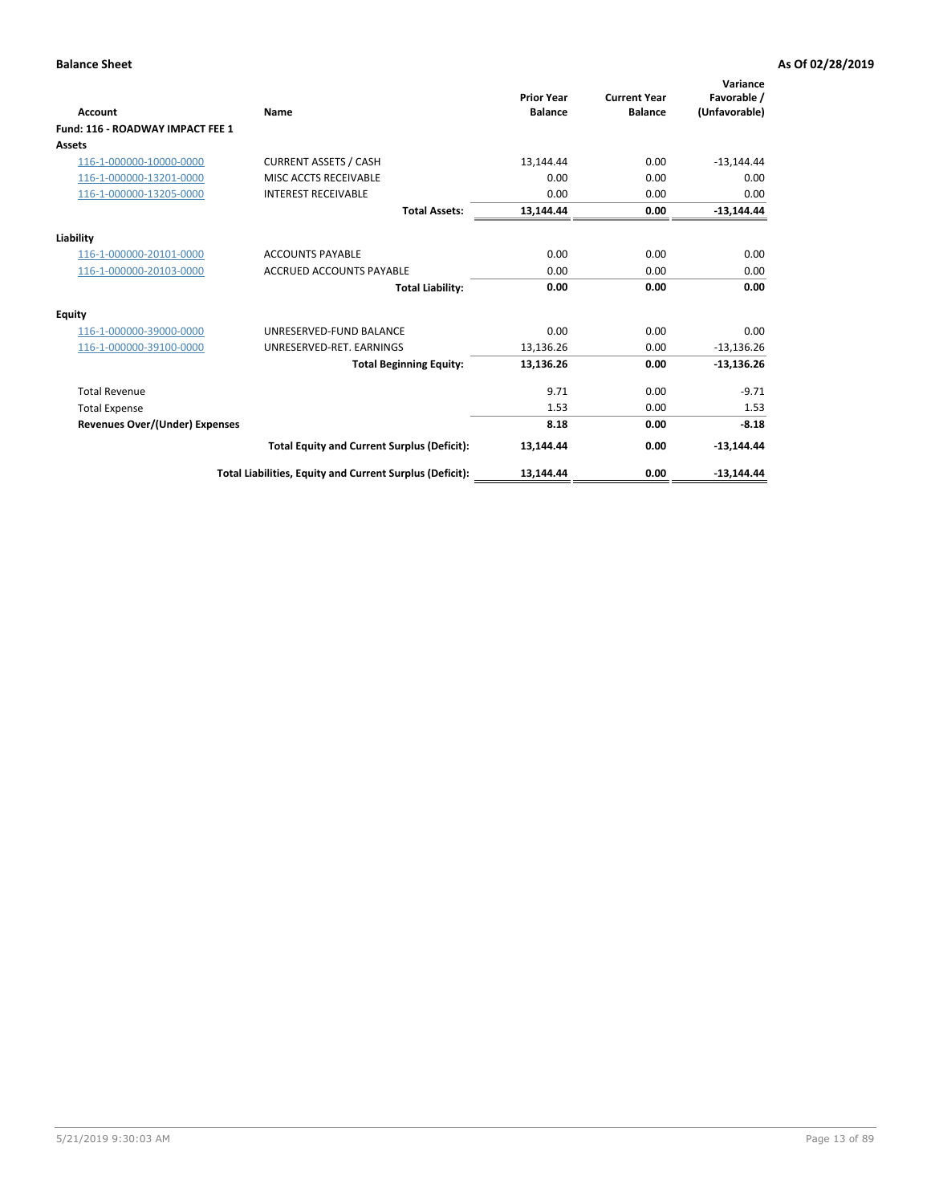**Balance Sheet** **As Of 02/28/2019**

| Account | Name | Prior Year Balance | Current Year Balance | Variance Favorable / (Unfavorable) |
|---|---|---|---|---|
| **Fund: 116 - ROADWAY IMPACT FEE 1** | | | | |
| **Assets** | | | | |
| 116-1-000000-10000-0000 | CURRENT ASSETS / CASH | 13,144.44 | 0.00 | -13,144.44 |
| 116-1-000000-13201-0000 | MISC ACCTS RECEIVABLE | 0.00 | 0.00 | 0.00 |
| 116-1-000000-13205-0000 | INTEREST RECEIVABLE | 0.00 | 0.00 | 0.00 |
| | **Total Assets:** | **13,144.44** | **0.00** | **-13,144.44** |
| **Liability** | | | | |
| 116-1-000000-20101-0000 | ACCOUNTS PAYABLE | 0.00 | 0.00 | 0.00 |
| 116-1-000000-20103-0000 | ACCRUED ACCOUNTS PAYABLE | 0.00 | 0.00 | 0.00 |
| | **Total Liability:** | **0.00** | **0.00** | **0.00** |
| **Equity** | | | | |
| 116-1-000000-39000-0000 | UNRESERVED-FUND BALANCE | 0.00 | 0.00 | 0.00 |
| 116-1-000000-39100-0000 | UNRESERVED-RET. EARNINGS | 13,136.26 | 0.00 | -13,136.26 |
| | **Total Beginning Equity:** | **13,136.26** | **0.00** | **-13,136.26** |
| Total Revenue | | 9.71 | 0.00 | -9.71 |
| Total Expense | | 1.53 | 0.00 | 1.53 |
| **Revenues Over/(Under) Expenses** | | **8.18** | **0.00** | **-8.18** |
| | **Total Equity and Current Surplus (Deficit):** | **13,144.44** | **0.00** | **-13,144.44** |
| | **Total Liabilities, Equity and Current Surplus (Deficit):** | **13,144.44** | **0.00** | **-13,144.44** |

5/21/2019 9:30:03 AM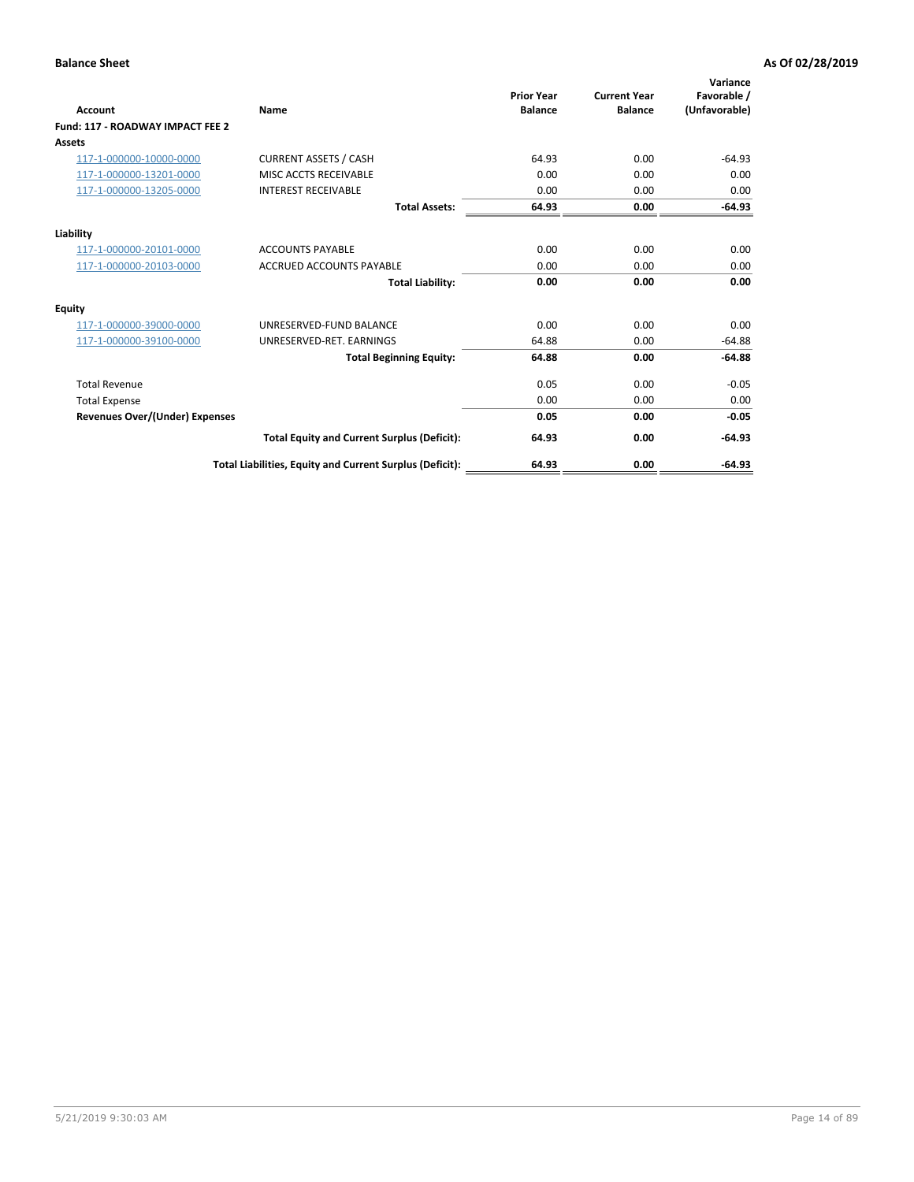**Balance Sheet** **As Of 02/28/2019**

| Account | Name | Prior Year Balance | Current Year Balance | Variance Favorable / (Unfavorable) |
|---|---|---|---|---|
| **Fund: 117 - ROADWAY IMPACT FEE 2** | | | | |
| **Assets** | | | | |
| 117-1-000000-10000-0000 | CURRENT ASSETS / CASH | 64.93 | 0.00 | -64.93 |
| 117-1-000000-13201-0000 | MISC ACCTS RECEIVABLE | 0.00 | 0.00 | 0.00 |
| 117-1-000000-13205-0000 | INTEREST RECEIVABLE | 0.00 | 0.00 | 0.00 |
| | **Total Assets:** | **64.93** | **0.00** | **-64.93** |
| **Liability** | | | | |
| 117-1-000000-20101-0000 | ACCOUNTS PAYABLE | 0.00 | 0.00 | 0.00 |
| 117-1-000000-20103-0000 | ACCRUED ACCOUNTS PAYABLE | 0.00 | 0.00 | 0.00 |
| | **Total Liability:** | **0.00** | **0.00** | **0.00** |
| **Equity** | | | | |
| 117-1-000000-39000-0000 | UNRESERVED-FUND BALANCE | 0.00 | 0.00 | 0.00 |
| 117-1-000000-39100-0000 | UNRESERVED-RET. EARNINGS | 64.88 | 0.00 | -64.88 |
| | **Total Beginning Equity:** | **64.88** | **0.00** | **-64.88** |
| Total Revenue | | 0.05 | 0.00 | -0.05 |
| Total Expense | | 0.00 | 0.00 | 0.00 |
| **Revenues Over/(Under) Expenses** | | **0.05** | **0.00** | **-0.05** |
| | **Total Equity and Current Surplus (Deficit):** | **64.93** | **0.00** | **-64.93** |
| | **Total Liabilities, Equity and Current Surplus (Deficit):** | **64.93** | **0.00** | **-64.93** |

5/21/2019 9:30:03 AM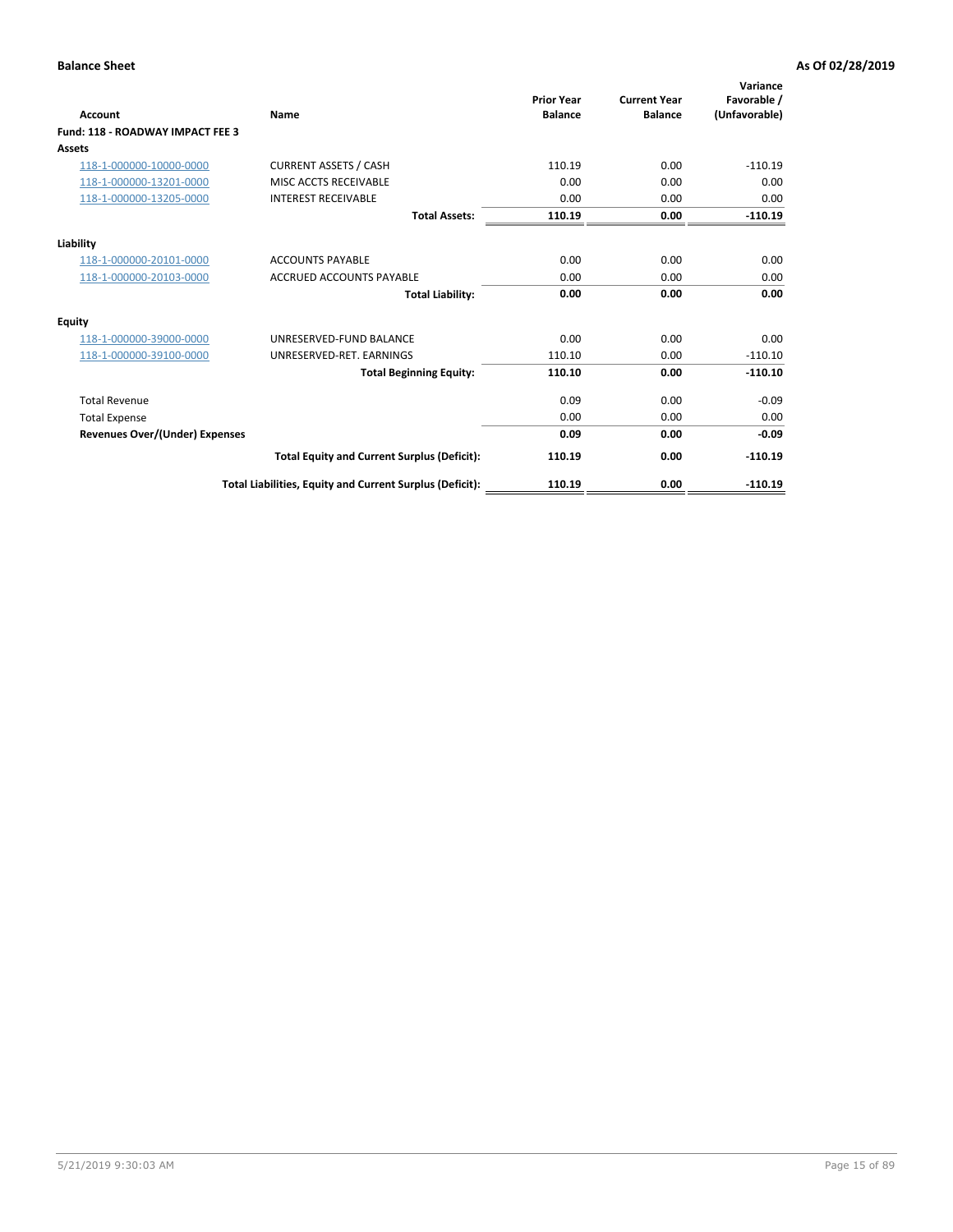**Balance Sheet** — **As Of 02/28/2019**

| Account | Name | Prior Year Balance | Current Year Balance | Variance Favorable / (Unfavorable) |
|---|---|---|---|---|
| **Fund: 118 - ROADWAY IMPACT FEE 3** | | | | |
| **Assets** | | | | |
| 118-1-000000-10000-0000 | CURRENT ASSETS / CASH | 110.19 | 0.00 | -110.19 |
| 118-1-000000-13201-0000 | MISC ACCTS RECEIVABLE | 0.00 | 0.00 | 0.00 |
| 118-1-000000-13205-0000 | INTEREST RECEIVABLE | 0.00 | 0.00 | 0.00 |
| | **Total Assets:** | **110.19** | **0.00** | **-110.19** |
| **Liability** | | | | |
| 118-1-000000-20101-0000 | ACCOUNTS PAYABLE | 0.00 | 0.00 | 0.00 |
| 118-1-000000-20103-0000 | ACCRUED ACCOUNTS PAYABLE | 0.00 | 0.00 | 0.00 |
| | **Total Liability:** | **0.00** | **0.00** | **0.00** |
| **Equity** | | | | |
| 118-1-000000-39000-0000 | UNRESERVED-FUND BALANCE | 0.00 | 0.00 | 0.00 |
| 118-1-000000-39100-0000 | UNRESERVED-RET. EARNINGS | 110.10 | 0.00 | -110.10 |
| | **Total Beginning Equity:** | **110.10** | **0.00** | **-110.10** |
| Total Revenue | | 0.09 | 0.00 | -0.09 |
| Total Expense | | 0.00 | 0.00 | 0.00 |
| **Revenues Over/(Under) Expenses** | | **0.09** | **0.00** | **-0.09** |
| | **Total Equity and Current Surplus (Deficit):** | **110.19** | **0.00** | **-110.19** |
| | **Total Liabilities, Equity and Current Surplus (Deficit):** | **110.19** | **0.00** | **-110.19** |

5/21/2019 9:30:03 AM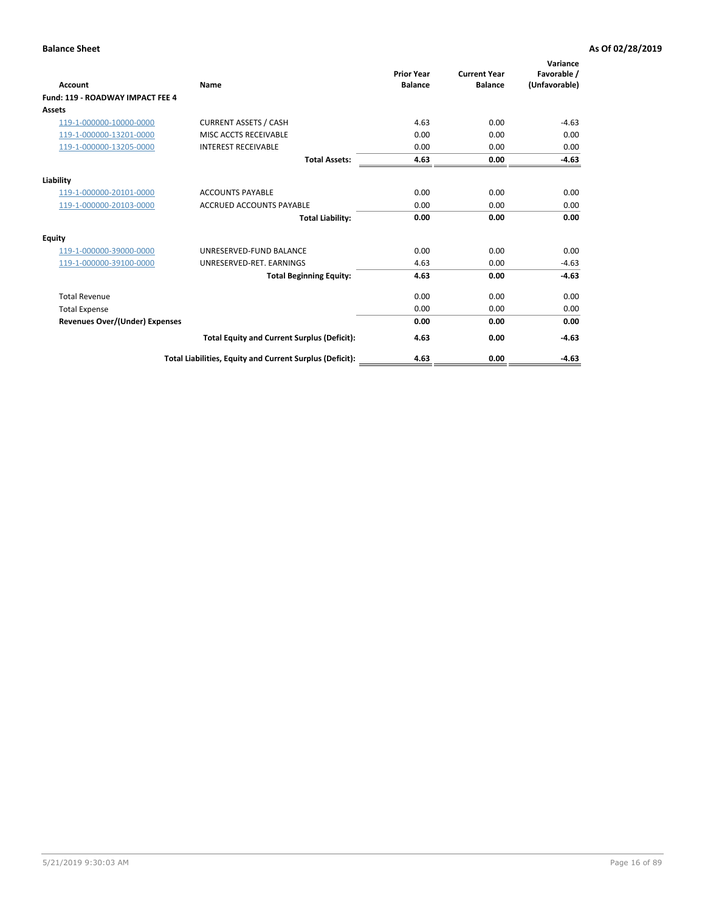**Balance Sheet** | **As Of 02/28/2019**

| Account | Name | Prior Year Balance | Current Year Balance | Variance Favorable / (Unfavorable) |
|---|---|---|---|---|
| **Fund: 119 - ROADWAY IMPACT FEE 4** | | | | |
| **Assets** | | | | |
| 119-1-000000-10000-0000 | CURRENT ASSETS / CASH | 4.63 | 0.00 | -4.63 |
| 119-1-000000-13201-0000 | MISC ACCTS RECEIVABLE | 0.00 | 0.00 | 0.00 |
| 119-1-000000-13205-0000 | INTEREST RECEIVABLE | 0.00 | 0.00 | 0.00 |
| | **Total Assets:** | **4.63** | **0.00** | **-4.63** |
| **Liability** | | | | |
| 119-1-000000-20101-0000 | ACCOUNTS PAYABLE | 0.00 | 0.00 | 0.00 |
| 119-1-000000-20103-0000 | ACCRUED ACCOUNTS PAYABLE | 0.00 | 0.00 | 0.00 |
| | **Total Liability:** | **0.00** | **0.00** | **0.00** |
| **Equity** | | | | |
| 119-1-000000-39000-0000 | UNRESERVED-FUND BALANCE | 0.00 | 0.00 | 0.00 |
| 119-1-000000-39100-0000 | UNRESERVED-RET. EARNINGS | 4.63 | 0.00 | -4.63 |
| | **Total Beginning Equity:** | **4.63** | **0.00** | **-4.63** |
| Total Revenue | | 0.00 | 0.00 | 0.00 |
| Total Expense | | 0.00 | 0.00 | 0.00 |
| **Revenues Over/(Under) Expenses** | | **0.00** | **0.00** | **0.00** |
| | **Total Equity and Current Surplus (Deficit):** | **4.63** | **0.00** | **-4.63** |
| | **Total Liabilities, Equity and Current Surplus (Deficit):** | **4.63** | **0.00** | **-4.63** |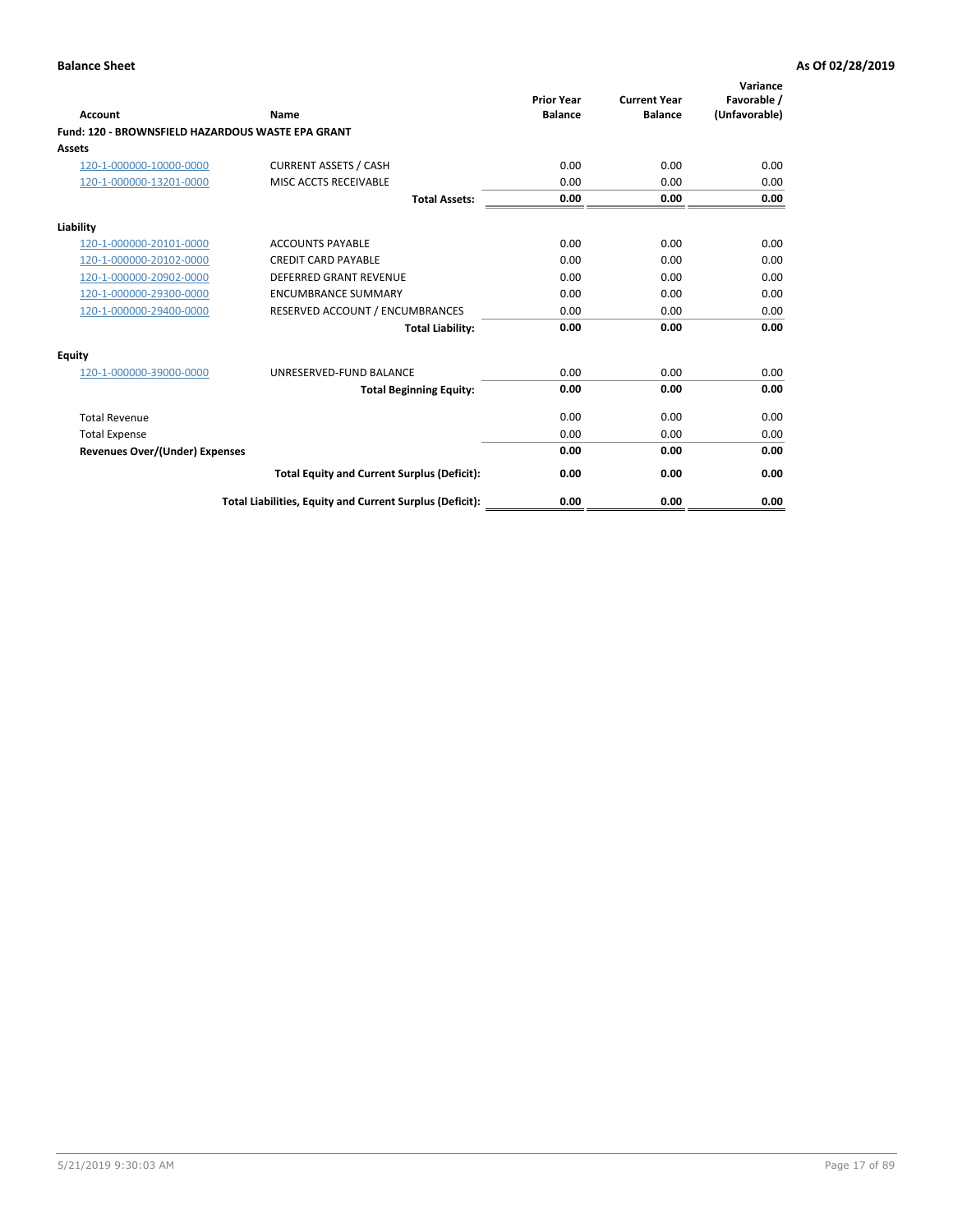**Balance Sheet** — **As Of 02/28/2019**

| Account | Name | Prior Year Balance | Current Year Balance | Variance Favorable / (Unfavorable) |
|---|---|---|---|---|
| **Fund: 120 - BROWNSFIELD HAZARDOUS WASTE EPA GRANT** | | | | |
| **Assets** | | | | |
| 120-1-000000-10000-0000 | CURRENT ASSETS / CASH | 0.00 | 0.00 | 0.00 |
| 120-1-000000-13201-0000 | MISC ACCTS RECEIVABLE | 0.00 | 0.00 | 0.00 |
| | **Total Assets:** | **0.00** | **0.00** | **0.00** |
| **Liability** | | | | |
| 120-1-000000-20101-0000 | ACCOUNTS PAYABLE | 0.00 | 0.00 | 0.00 |
| 120-1-000000-20102-0000 | CREDIT CARD PAYABLE | 0.00 | 0.00 | 0.00 |
| 120-1-000000-20902-0000 | DEFERRED GRANT REVENUE | 0.00 | 0.00 | 0.00 |
| 120-1-000000-29300-0000 | ENCUMBRANCE SUMMARY | 0.00 | 0.00 | 0.00 |
| 120-1-000000-29400-0000 | RESERVED ACCOUNT / ENCUMBRANCES | 0.00 | 0.00 | 0.00 |
| | **Total Liability:** | **0.00** | **0.00** | **0.00** |
| **Equity** | | | | |
| 120-1-000000-39000-0000 | UNRESERVED-FUND BALANCE | 0.00 | 0.00 | 0.00 |
| | **Total Beginning Equity:** | **0.00** | **0.00** | **0.00** |
| Total Revenue | | 0.00 | 0.00 | 0.00 |
| Total Expense | | 0.00 | 0.00 | 0.00 |
| **Revenues Over/(Under) Expenses** | | **0.00** | **0.00** | **0.00** |
| | **Total Equity and Current Surplus (Deficit):** | **0.00** | **0.00** | **0.00** |
| | **Total Liabilities, Equity and Current Surplus (Deficit):** | **0.00** | **0.00** | **0.00** |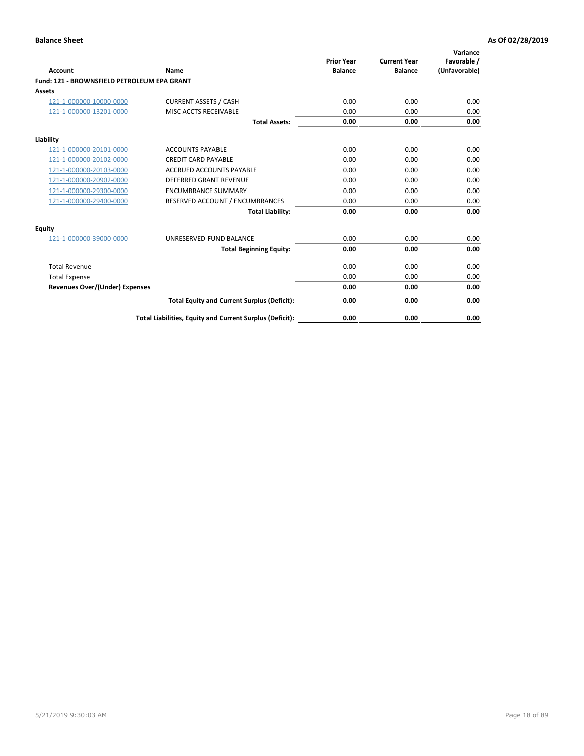**Balance Sheet** | **As Of 02/28/2019**

| Account | Name | Prior Year Balance | Current Year Balance | Variance Favorable / (Unfavorable) |
|---|---|---|---|---|
| **Fund: 121 - BROWNSFIELD PETROLEUM EPA GRANT** | | | | |
| **Assets** | | | | |
| 121-1-000000-10000-0000 | CURRENT ASSETS / CASH | 0.00 | 0.00 | 0.00 |
| 121-1-000000-13201-0000 | MISC ACCTS RECEIVABLE | 0.00 | 0.00 | 0.00 |
| | **Total Assets:** | **0.00** | **0.00** | **0.00** |
| **Liability** | | | | |
| 121-1-000000-20101-0000 | ACCOUNTS PAYABLE | 0.00 | 0.00 | 0.00 |
| 121-1-000000-20102-0000 | CREDIT CARD PAYABLE | 0.00 | 0.00 | 0.00 |
| 121-1-000000-20103-0000 | ACCRUED ACCOUNTS PAYABLE | 0.00 | 0.00 | 0.00 |
| 121-1-000000-20902-0000 | DEFERRED GRANT REVENUE | 0.00 | 0.00 | 0.00 |
| 121-1-000000-29300-0000 | ENCUMBRANCE SUMMARY | 0.00 | 0.00 | 0.00 |
| 121-1-000000-29400-0000 | RESERVED ACCOUNT / ENCUMBRANCES | 0.00 | 0.00 | 0.00 |
| | **Total Liability:** | **0.00** | **0.00** | **0.00** |
| **Equity** | | | | |
| 121-1-000000-39000-0000 | UNRESERVED-FUND BALANCE | 0.00 | 0.00 | 0.00 |
| | **Total Beginning Equity:** | **0.00** | **0.00** | **0.00** |
| Total Revenue | | 0.00 | 0.00 | 0.00 |
| Total Expense | | 0.00 | 0.00 | 0.00 |
| **Revenues Over/(Under) Expenses** | | **0.00** | **0.00** | **0.00** |
| | **Total Equity and Current Surplus (Deficit):** | **0.00** | **0.00** | **0.00** |
| | **Total Liabilities, Equity and Current Surplus (Deficit):** | **0.00** | **0.00** | **0.00** |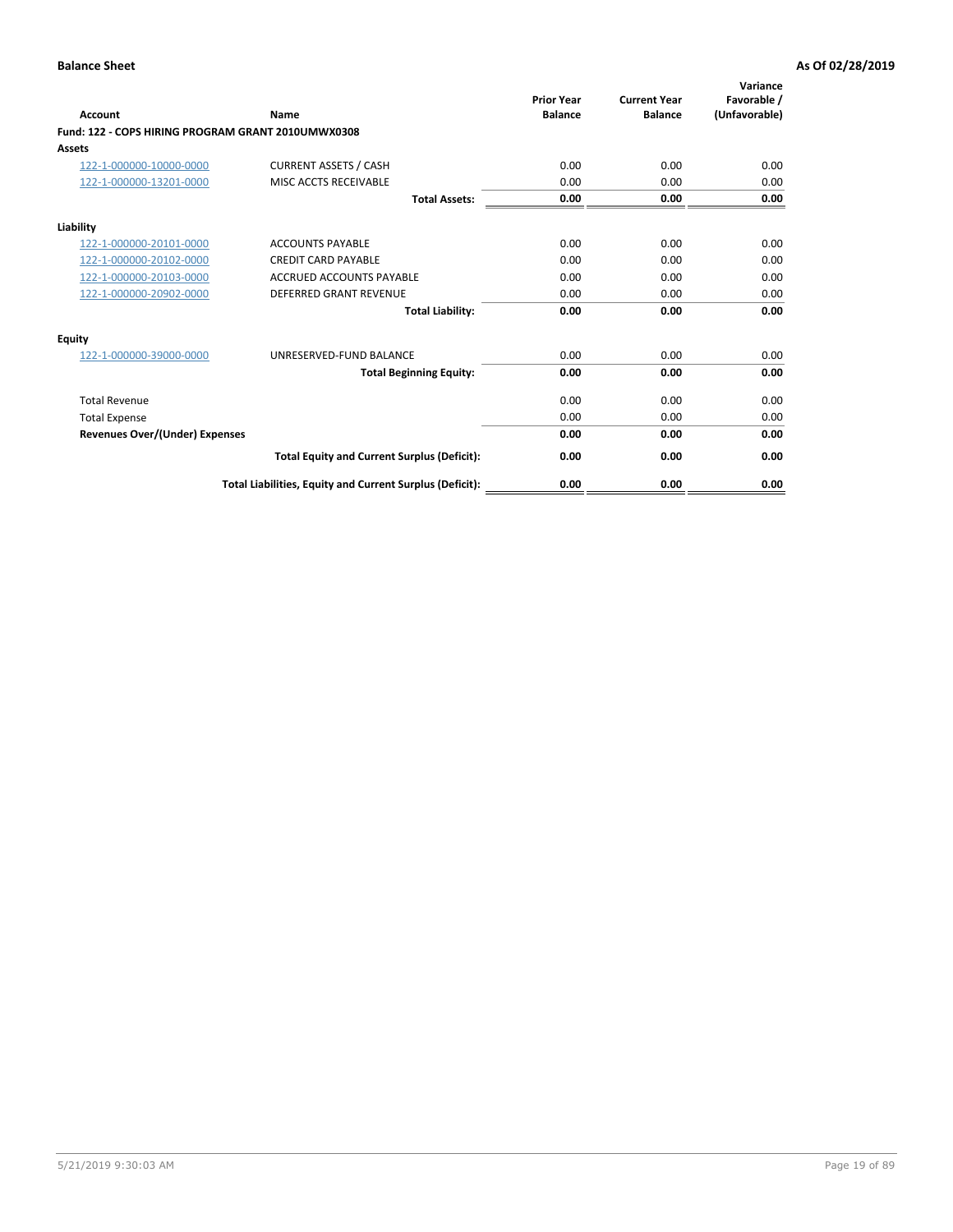**Balance Sheet** **As Of 02/28/2019**

| Account | Name | Prior Year Balance | Current Year Balance | Variance Favorable / (Unfavorable) |
|---|---|---|---|---|
| **Fund: 122 - COPS HIRING PROGRAM GRANT 2010UMWX0308** | | | | |
| **Assets** | | | | |
| 122-1-000000-10000-0000 | CURRENT ASSETS / CASH | 0.00 | 0.00 | 0.00 |
| 122-1-000000-13201-0000 | MISC ACCTS RECEIVABLE | 0.00 | 0.00 | 0.00 |
| | **Total Assets:** | **0.00** | **0.00** | **0.00** |
| **Liability** | | | | |
| 122-1-000000-20101-0000 | ACCOUNTS PAYABLE | 0.00 | 0.00 | 0.00 |
| 122-1-000000-20102-0000 | CREDIT CARD PAYABLE | 0.00 | 0.00 | 0.00 |
| 122-1-000000-20103-0000 | ACCRUED ACCOUNTS PAYABLE | 0.00 | 0.00 | 0.00 |
| 122-1-000000-20902-0000 | DEFERRED GRANT REVENUE | 0.00 | 0.00 | 0.00 |
| | **Total Liability:** | **0.00** | **0.00** | **0.00** |
| **Equity** | | | | |
| 122-1-000000-39000-0000 | UNRESERVED-FUND BALANCE | 0.00 | 0.00 | 0.00 |
| | **Total Beginning Equity:** | **0.00** | **0.00** | **0.00** |
| Total Revenue | | 0.00 | 0.00 | 0.00 |
| Total Expense | | 0.00 | 0.00 | 0.00 |
| **Revenues Over/(Under) Expenses** | | **0.00** | **0.00** | **0.00** |
| | **Total Equity and Current Surplus (Deficit):** | **0.00** | **0.00** | **0.00** |
| | **Total Liabilities, Equity and Current Surplus (Deficit):** | **0.00** | **0.00** | **0.00** |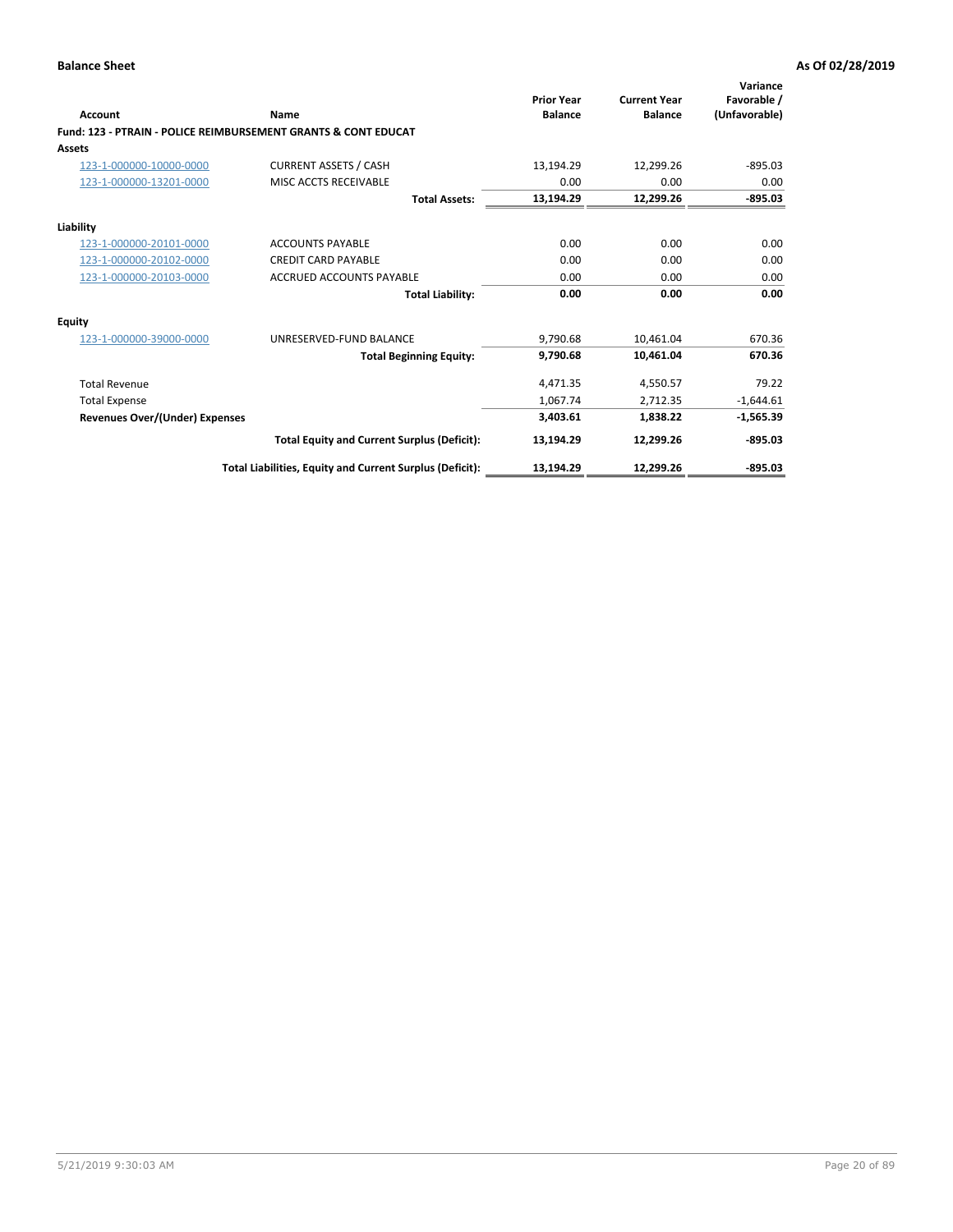**Balance Sheet** **As Of 02/28/2019**

| Account | Name | Prior Year Balance | Current Year Balance | Variance Favorable / (Unfavorable) |
|---|---|---|---|---|
| **Fund: 123 - PTRAIN - POLICE REIMBURSEMENT GRANTS & CONT EDUCAT** | | | | |
| **Assets** | | | | |
| 123-1-000000-10000-0000 | CURRENT ASSETS / CASH | 13,194.29 | 12,299.26 | -895.03 |
| 123-1-000000-13201-0000 | MISC ACCTS RECEIVABLE | 0.00 | 0.00 | 0.00 |
| | **Total Assets:** | **13,194.29** | **12,299.26** | **-895.03** |
| **Liability** | | | | |
| 123-1-000000-20101-0000 | ACCOUNTS PAYABLE | 0.00 | 0.00 | 0.00 |
| 123-1-000000-20102-0000 | CREDIT CARD PAYABLE | 0.00 | 0.00 | 0.00 |
| 123-1-000000-20103-0000 | ACCRUED ACCOUNTS PAYABLE | 0.00 | 0.00 | 0.00 |
| | **Total Liability:** | **0.00** | **0.00** | **0.00** |
| **Equity** | | | | |
| 123-1-000000-39000-0000 | UNRESERVED-FUND BALANCE | 9,790.68 | 10,461.04 | 670.36 |
| | **Total Beginning Equity:** | **9,790.68** | **10,461.04** | **670.36** |
| Total Revenue | | 4,471.35 | 4,550.57 | 79.22 |
| Total Expense | | 1,067.74 | 2,712.35 | -1,644.61 |
| **Revenues Over/(Under) Expenses** | | **3,403.61** | **1,838.22** | **-1,565.39** |
| | **Total Equity and Current Surplus (Deficit):** | **13,194.29** | **12,299.26** | **-895.03** |
| | **Total Liabilities, Equity and Current Surplus (Deficit):** | **13,194.29** | **12,299.26** | **-895.03** |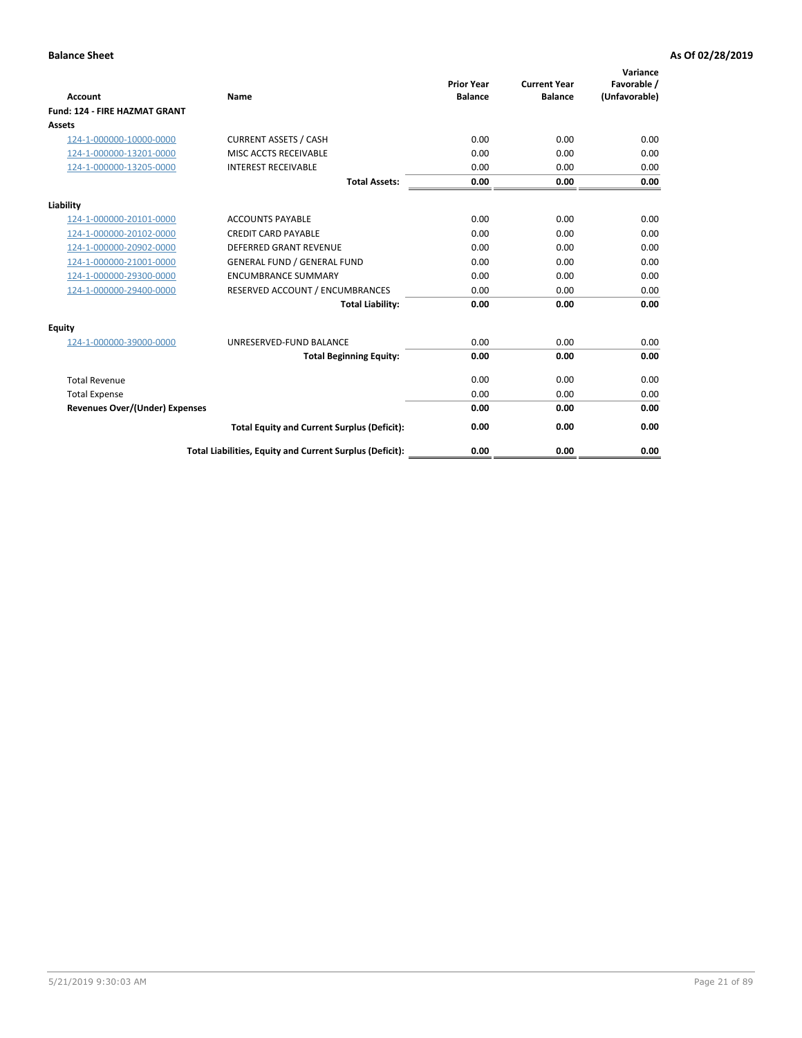**Balance Sheet** **As Of 02/28/2019**

| Account | Name | Prior Year Balance | Current Year Balance | Variance Favorable / (Unfavorable) |
|---|---|---|---|---|
| **Fund: 124 - FIRE HAZMAT GRANT** | | | | |
| **Assets** | | | | |
| 124-1-000000-10000-0000 | CURRENT ASSETS / CASH | 0.00 | 0.00 | 0.00 |
| 124-1-000000-13201-0000 | MISC ACCTS RECEIVABLE | 0.00 | 0.00 | 0.00 |
| 124-1-000000-13205-0000 | INTEREST RECEIVABLE | 0.00 | 0.00 | 0.00 |
| | **Total Assets:** | **0.00** | **0.00** | **0.00** |
| **Liability** | | | | |
| 124-1-000000-20101-0000 | ACCOUNTS PAYABLE | 0.00 | 0.00 | 0.00 |
| 124-1-000000-20102-0000 | CREDIT CARD PAYABLE | 0.00 | 0.00 | 0.00 |
| 124-1-000000-20902-0000 | DEFERRED GRANT REVENUE | 0.00 | 0.00 | 0.00 |
| 124-1-000000-21001-0000 | GENERAL FUND / GENERAL FUND | 0.00 | 0.00 | 0.00 |
| 124-1-000000-29300-0000 | ENCUMBRANCE SUMMARY | 0.00 | 0.00 | 0.00 |
| 124-1-000000-29400-0000 | RESERVED ACCOUNT / ENCUMBRANCES | 0.00 | 0.00 | 0.00 |
| | **Total Liability:** | **0.00** | **0.00** | **0.00** |
| **Equity** | | | | |
| 124-1-000000-39000-0000 | UNRESERVED-FUND BALANCE | 0.00 | 0.00 | 0.00 |
| | **Total Beginning Equity:** | **0.00** | **0.00** | **0.00** |
| Total Revenue | | 0.00 | 0.00 | 0.00 |
| Total Expense | | 0.00 | 0.00 | 0.00 |
| **Revenues Over/(Under) Expenses** | | **0.00** | **0.00** | **0.00** |
| | **Total Equity and Current Surplus (Deficit):** | **0.00** | **0.00** | **0.00** |
| | **Total Liabilities, Equity and Current Surplus (Deficit):** | **0.00** | **0.00** | **0.00** |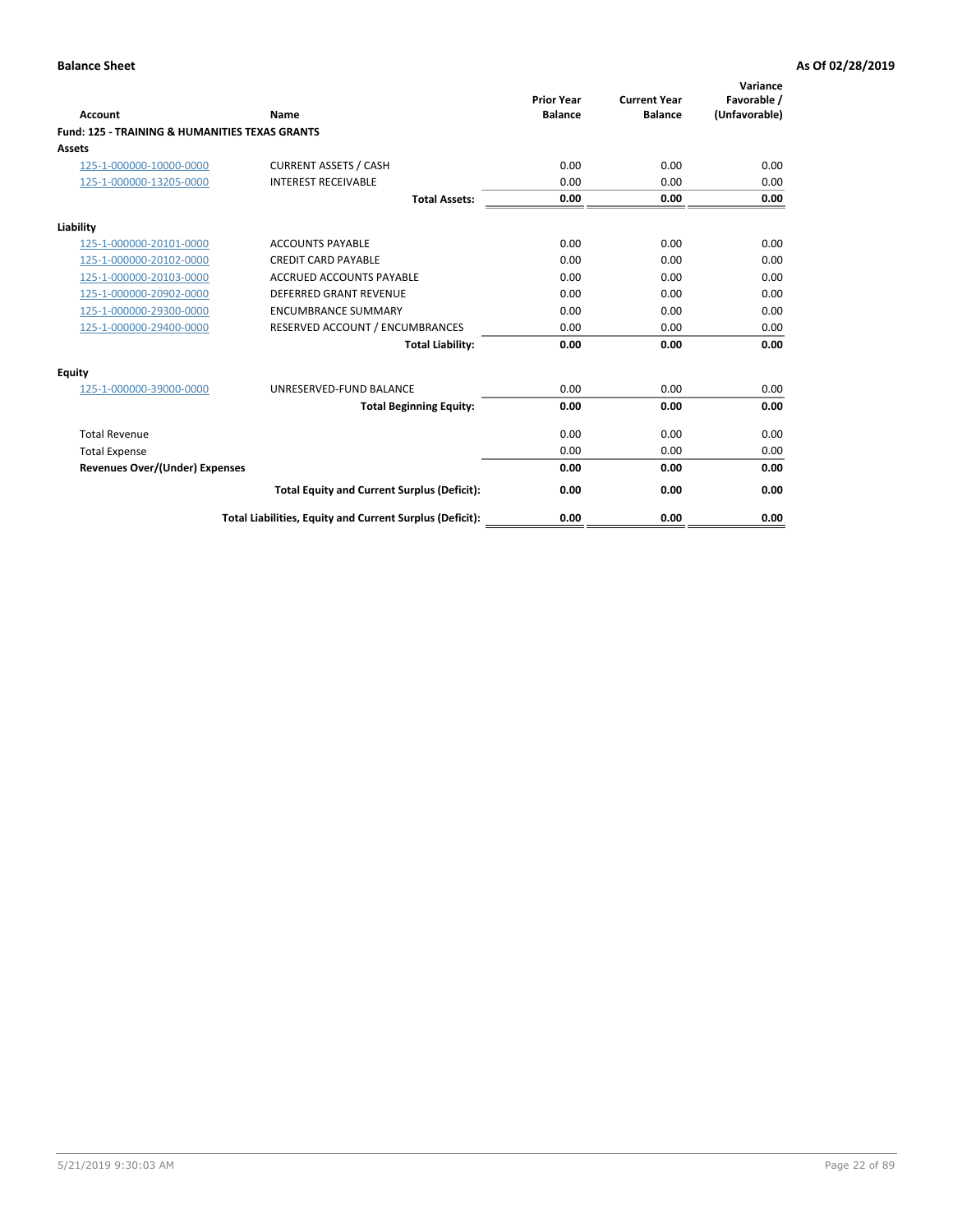**Balance Sheet** **As Of 02/28/2019**

| Account | Name | Prior Year Balance | Current Year Balance | Variance Favorable / (Unfavorable) |
|---|---|---|---|---|
| **Fund: 125 - TRAINING & HUMANITIES TEXAS GRANTS** | | | | |
| **Assets** | | | | |
| 125-1-000000-10000-0000 | CURRENT ASSETS / CASH | 0.00 | 0.00 | 0.00 |
| 125-1-000000-13205-0000 | INTEREST RECEIVABLE | 0.00 | 0.00 | 0.00 |
| | **Total Assets:** | **0.00** | **0.00** | **0.00** |
| **Liability** | | | | |
| 125-1-000000-20101-0000 | ACCOUNTS PAYABLE | 0.00 | 0.00 | 0.00 |
| 125-1-000000-20102-0000 | CREDIT CARD PAYABLE | 0.00 | 0.00 | 0.00 |
| 125-1-000000-20103-0000 | ACCRUED ACCOUNTS PAYABLE | 0.00 | 0.00 | 0.00 |
| 125-1-000000-20902-0000 | DEFERRED GRANT REVENUE | 0.00 | 0.00 | 0.00 |
| 125-1-000000-29300-0000 | ENCUMBRANCE SUMMARY | 0.00 | 0.00 | 0.00 |
| 125-1-000000-29400-0000 | RESERVED ACCOUNT / ENCUMBRANCES | 0.00 | 0.00 | 0.00 |
| | **Total Liability:** | **0.00** | **0.00** | **0.00** |
| **Equity** | | | | |
| 125-1-000000-39000-0000 | UNRESERVED-FUND BALANCE | 0.00 | 0.00 | 0.00 |
| | **Total Beginning Equity:** | **0.00** | **0.00** | **0.00** |
| Total Revenue | | 0.00 | 0.00 | 0.00 |
| Total Expense | | 0.00 | 0.00 | 0.00 |
| **Revenues Over/(Under) Expenses** | | **0.00** | **0.00** | **0.00** |
| | **Total Equity and Current Surplus (Deficit):** | **0.00** | **0.00** | **0.00** |
| | **Total Liabilities, Equity and Current Surplus (Deficit):** | **0.00** | **0.00** | **0.00** |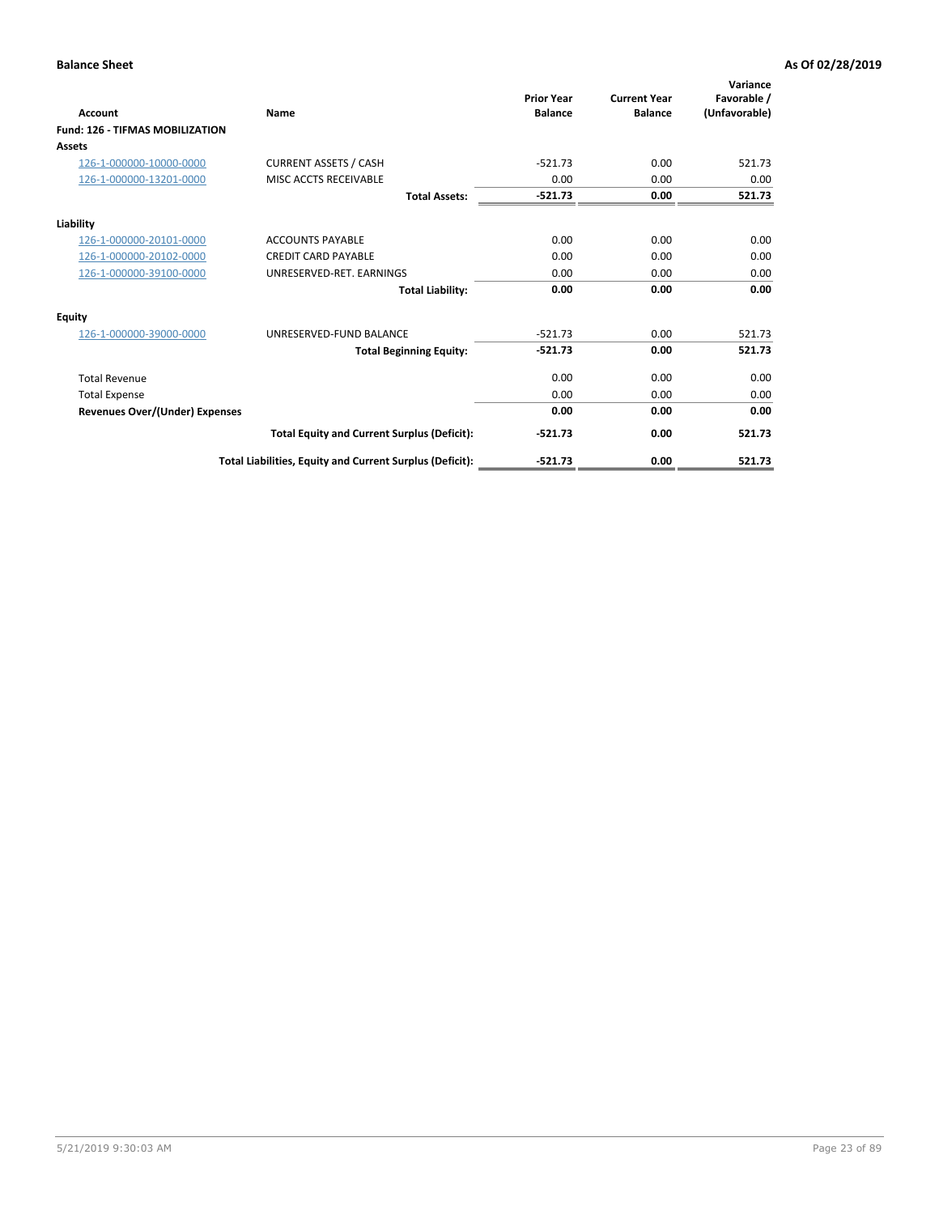**Balance Sheet** **As Of 02/28/2019**

| Account | Name | Prior Year Balance | Current Year Balance | Variance Favorable / (Unfavorable) |
|---|---|---|---|---|
| **Fund: 126 - TIFMAS MOBILIZATION** | | | | |
| **Assets** | | | | |
| 126-1-000000-10000-0000 | CURRENT ASSETS / CASH | -521.73 | 0.00 | 521.73 |
| 126-1-000000-13201-0000 | MISC ACCTS RECEIVABLE | 0.00 | 0.00 | 0.00 |
| | **Total Assets:** | **-521.73** | **0.00** | **521.73** |
| **Liability** | | | | |
| 126-1-000000-20101-0000 | ACCOUNTS PAYABLE | 0.00 | 0.00 | 0.00 |
| 126-1-000000-20102-0000 | CREDIT CARD PAYABLE | 0.00 | 0.00 | 0.00 |
| 126-1-000000-39100-0000 | UNRESERVED-RET. EARNINGS | 0.00 | 0.00 | 0.00 |
| | **Total Liability:** | **0.00** | **0.00** | **0.00** |
| **Equity** | | | | |
| 126-1-000000-39000-0000 | UNRESERVED-FUND BALANCE | -521.73 | 0.00 | 521.73 |
| | **Total Beginning Equity:** | **-521.73** | **0.00** | **521.73** |
| Total Revenue | | 0.00 | 0.00 | 0.00 |
| Total Expense | | 0.00 | 0.00 | 0.00 |
| **Revenues Over/(Under) Expenses** | | **0.00** | **0.00** | **0.00** |
| | **Total Equity and Current Surplus (Deficit):** | **-521.73** | **0.00** | **521.73** |
| | **Total Liabilities, Equity and Current Surplus (Deficit):** | **-521.73** | **0.00** | **521.73** |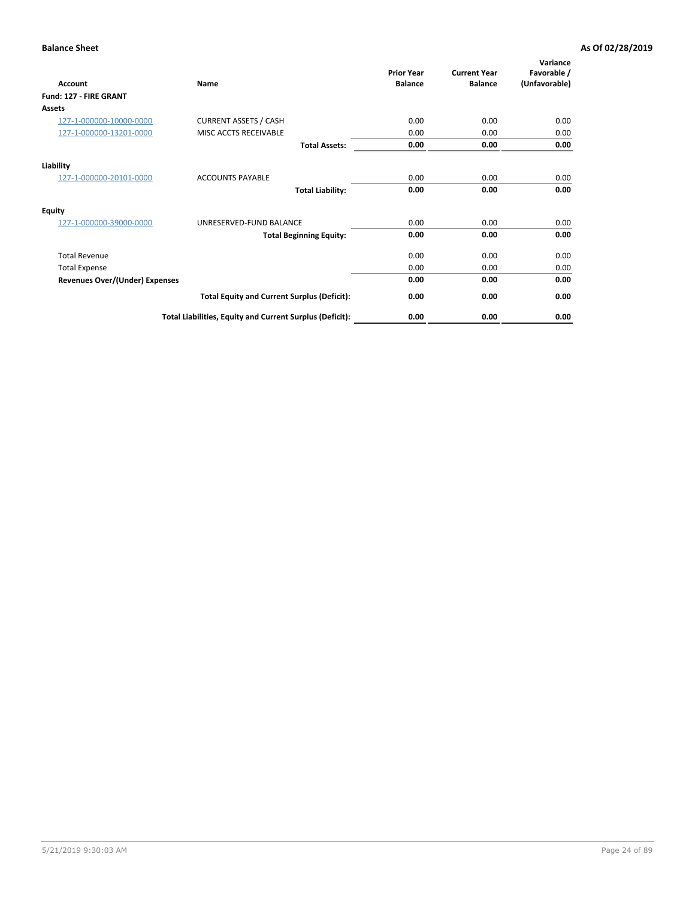**Balance Sheet** **As Of 02/28/2019**

| Account | Name | Prior Year Balance | Current Year Balance | Variance Favorable / (Unfavorable) |
|---|---|---|---|---|
| **Fund: 127 - FIRE GRANT** | | | | |
| **Assets** | | | | |
| 127-1-000000-10000-0000 | CURRENT ASSETS / CASH | 0.00 | 0.00 | 0.00 |
| 127-1-000000-13201-0000 | MISC ACCTS RECEIVABLE | 0.00 | 0.00 | 0.00 |
| | **Total Assets:** | **0.00** | **0.00** | **0.00** |
| **Liability** | | | | |
| 127-1-000000-20101-0000 | ACCOUNTS PAYABLE | 0.00 | 0.00 | 0.00 |
| | **Total Liability:** | **0.00** | **0.00** | **0.00** |
| **Equity** | | | | |
| 127-1-000000-39000-0000 | UNRESERVED-FUND BALANCE | 0.00 | 0.00 | 0.00 |
| | **Total Beginning Equity:** | **0.00** | **0.00** | **0.00** |
| Total Revenue | | 0.00 | 0.00 | 0.00 |
| Total Expense | | 0.00 | 0.00 | 0.00 |
| **Revenues Over/(Under) Expenses** | | **0.00** | **0.00** | **0.00** |
| | **Total Equity and Current Surplus (Deficit):** | **0.00** | **0.00** | **0.00** |
| | **Total Liabilities, Equity and Current Surplus (Deficit):** | **0.00** | **0.00** | **0.00** |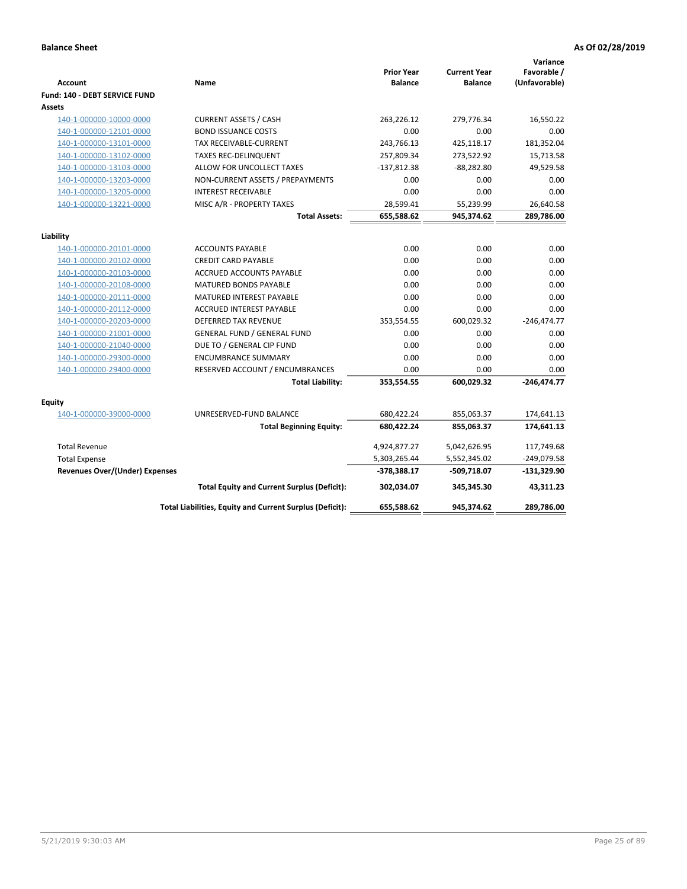**Balance Sheet** **As Of 02/28/2019**

| Account | Name | Prior Year Balance | Current Year Balance | Variance Favorable / (Unfavorable) |
|---|---|---|---|---|
| **Fund: 140 - DEBT SERVICE FUND** | | | | |
| **Assets** | | | | |
| 140-1-000000-10000-0000 | CURRENT ASSETS / CASH | 263,226.12 | 279,776.34 | 16,550.22 |
| 140-1-000000-12101-0000 | BOND ISSUANCE COSTS | 0.00 | 0.00 | 0.00 |
| 140-1-000000-13101-0000 | TAX RECEIVABLE-CURRENT | 243,766.13 | 425,118.17 | 181,352.04 |
| 140-1-000000-13102-0000 | TAXES REC-DELINQUENT | 257,809.34 | 273,522.92 | 15,713.58 |
| 140-1-000000-13103-0000 | ALLOW FOR UNCOLLECT TAXES | -137,812.38 | -88,282.80 | 49,529.58 |
| 140-1-000000-13203-0000 | NON-CURRENT ASSETS / PREPAYMENTS | 0.00 | 0.00 | 0.00 |
| 140-1-000000-13205-0000 | INTEREST RECEIVABLE | 0.00 | 0.00 | 0.00 |
| 140-1-000000-13221-0000 | MISC A/R - PROPERTY TAXES | 28,599.41 | 55,239.99 | 26,640.58 |
| | **Total Assets:** | **655,588.62** | **945,374.62** | **289,786.00** |
| **Liability** | | | | |
| 140-1-000000-20101-0000 | ACCOUNTS PAYABLE | 0.00 | 0.00 | 0.00 |
| 140-1-000000-20102-0000 | CREDIT CARD PAYABLE | 0.00 | 0.00 | 0.00 |
| 140-1-000000-20103-0000 | ACCRUED ACCOUNTS PAYABLE | 0.00 | 0.00 | 0.00 |
| 140-1-000000-20108-0000 | MATURED BONDS PAYABLE | 0.00 | 0.00 | 0.00 |
| 140-1-000000-20111-0000 | MATURED INTEREST PAYABLE | 0.00 | 0.00 | 0.00 |
| 140-1-000000-20112-0000 | ACCRUED INTEREST PAYABLE | 0.00 | 0.00 | 0.00 |
| 140-1-000000-20203-0000 | DEFERRED TAX REVENUE | 353,554.55 | 600,029.32 | -246,474.77 |
| 140-1-000000-21001-0000 | GENERAL FUND / GENERAL FUND | 0.00 | 0.00 | 0.00 |
| 140-1-000000-21040-0000 | DUE TO / GENERAL CIP FUND | 0.00 | 0.00 | 0.00 |
| 140-1-000000-29300-0000 | ENCUMBRANCE SUMMARY | 0.00 | 0.00 | 0.00 |
| 140-1-000000-29400-0000 | RESERVED ACCOUNT / ENCUMBRANCES | 0.00 | 0.00 | 0.00 |
| | **Total Liability:** | **353,554.55** | **600,029.32** | **-246,474.77** |
| **Equity** | | | | |
| 140-1-000000-39000-0000 | UNRESERVED-FUND BALANCE | 680,422.24 | 855,063.37 | 174,641.13 |
| | **Total Beginning Equity:** | **680,422.24** | **855,063.37** | **174,641.13** |
| Total Revenue | | 4,924,877.27 | 5,042,626.95 | 117,749.68 |
| Total Expense | | 5,303,265.44 | 5,552,345.02 | -249,079.58 |
| **Revenues Over/(Under) Expenses** | | **-378,388.17** | **-509,718.07** | **-131,329.90** |
| | **Total Equity and Current Surplus (Deficit):** | **302,034.07** | **345,345.30** | **43,311.23** |
| | **Total Liabilities, Equity and Current Surplus (Deficit):** | **655,588.62** | **945,374.62** | **289,786.00** |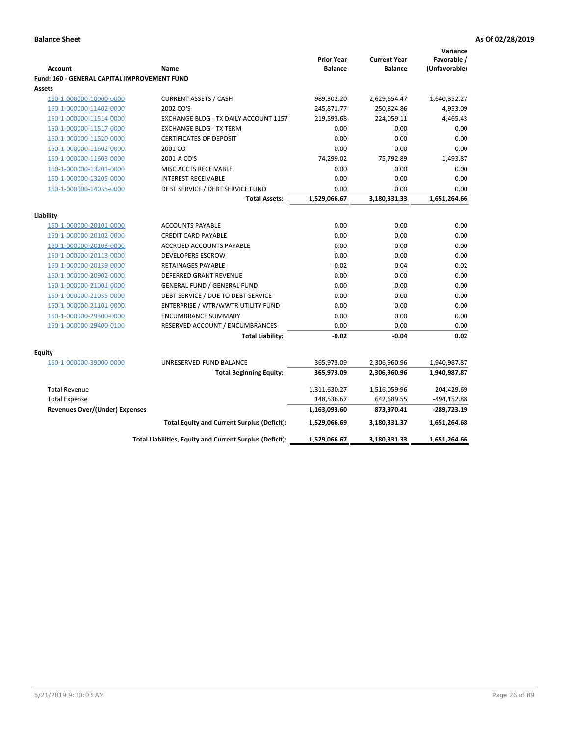**Balance Sheet** **As Of 02/28/2019**

| Account | Name | Prior Year Balance | Current Year Balance | Variance Favorable / (Unfavorable) |
|---|---|---|---|---|
| **Fund: 160 - GENERAL CAPITAL IMPROVEMENT FUND** | | | | |
| **Assets** | | | | |
| 160-1-000000-10000-0000 | CURRENT ASSETS / CASH | 989,302.20 | 2,629,654.47 | 1,640,352.27 |
| 160-1-000000-11402-0000 | 2002 CO'S | 245,871.77 | 250,824.86 | 4,953.09 |
| 160-1-000000-11514-0000 | EXCHANGE BLDG - TX DAILY ACCOUNT 1157 | 219,593.68 | 224,059.11 | 4,465.43 |
| 160-1-000000-11517-0000 | EXCHANGE BLDG - TX TERM | 0.00 | 0.00 | 0.00 |
| 160-1-000000-11520-0000 | CERTIFICATES OF DEPOSIT | 0.00 | 0.00 | 0.00 |
| 160-1-000000-11602-0000 | 2001 CO | 0.00 | 0.00 | 0.00 |
| 160-1-000000-11603-0000 | 2001-A CO'S | 74,299.02 | 75,792.89 | 1,493.87 |
| 160-1-000000-13201-0000 | MISC ACCTS RECEIVABLE | 0.00 | 0.00 | 0.00 |
| 160-1-000000-13205-0000 | INTEREST RECEIVABLE | 0.00 | 0.00 | 0.00 |
| 160-1-000000-14035-0000 | DEBT SERVICE / DEBT SERVICE FUND | 0.00 | 0.00 | 0.00 |
| | **Total Assets:** | **1,529,066.67** | **3,180,331.33** | **1,651,264.66** |
| **Liability** | | | | |
| 160-1-000000-20101-0000 | ACCOUNTS PAYABLE | 0.00 | 0.00 | 0.00 |
| 160-1-000000-20102-0000 | CREDIT CARD PAYABLE | 0.00 | 0.00 | 0.00 |
| 160-1-000000-20103-0000 | ACCRUED ACCOUNTS PAYABLE | 0.00 | 0.00 | 0.00 |
| 160-1-000000-20113-0000 | DEVELOPERS ESCROW | 0.00 | 0.00 | 0.00 |
| 160-1-000000-20139-0000 | RETAINAGES PAYABLE | -0.02 | -0.04 | 0.02 |
| 160-1-000000-20902-0000 | DEFERRED GRANT REVENUE | 0.00 | 0.00 | 0.00 |
| 160-1-000000-21001-0000 | GENERAL FUND / GENERAL FUND | 0.00 | 0.00 | 0.00 |
| 160-1-000000-21035-0000 | DEBT SERVICE / DUE TO DEBT SERVICE | 0.00 | 0.00 | 0.00 |
| 160-1-000000-21101-0000 | ENTERPRISE / WTR/WWTR UTILITY FUND | 0.00 | 0.00 | 0.00 |
| 160-1-000000-29300-0000 | ENCUMBRANCE SUMMARY | 0.00 | 0.00 | 0.00 |
| 160-1-000000-29400-0100 | RESERVED ACCOUNT / ENCUMBRANCES | 0.00 | 0.00 | 0.00 |
| | **Total Liability:** | **-0.02** | **-0.04** | **0.02** |
| **Equity** | | | | |
| 160-1-000000-39000-0000 | UNRESERVED-FUND BALANCE | 365,973.09 | 2,306,960.96 | 1,940,987.87 |
| | **Total Beginning Equity:** | **365,973.09** | **2,306,960.96** | **1,940,987.87** |
| Total Revenue | | 1,311,630.27 | 1,516,059.96 | 204,429.69 |
| Total Expense | | 148,536.67 | 642,689.55 | -494,152.88 |
| **Revenues Over/(Under) Expenses** | | **1,163,093.60** | **873,370.41** | **-289,723.19** |
| | **Total Equity and Current Surplus (Deficit):** | **1,529,066.69** | **3,180,331.37** | **1,651,264.68** |
| | **Total Liabilities, Equity and Current Surplus (Deficit):** | **1,529,066.67** | **3,180,331.33** | **1,651,264.66** |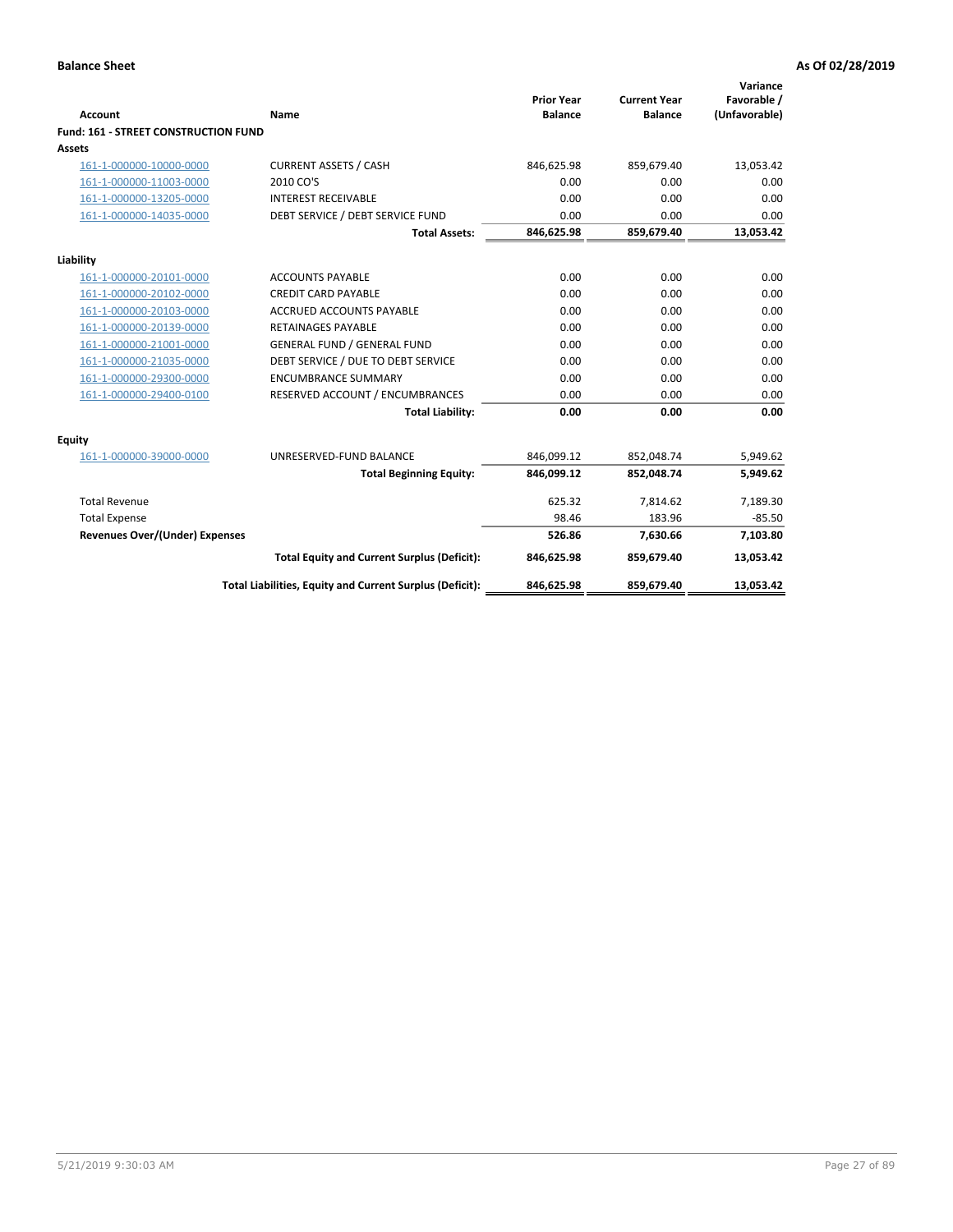**Balance Sheet** **As Of 02/28/2019**

| Account | Name | Prior Year Balance | Current Year Balance | Variance Favorable / (Unfavorable) |
|---|---|---|---|---|
| **Fund: 161 - STREET CONSTRUCTION FUND** | | | | |
| **Assets** | | | | |
| 161-1-000000-10000-0000 | CURRENT ASSETS / CASH | 846,625.98 | 859,679.40 | 13,053.42 |
| 161-1-000000-11003-0000 | 2010 CO'S | 0.00 | 0.00 | 0.00 |
| 161-1-000000-13205-0000 | INTEREST RECEIVABLE | 0.00 | 0.00 | 0.00 |
| 161-1-000000-14035-0000 | DEBT SERVICE / DEBT SERVICE FUND | 0.00 | 0.00 | 0.00 |
| | **Total Assets:** | **846,625.98** | **859,679.40** | **13,053.42** |
| **Liability** | | | | |
| 161-1-000000-20101-0000 | ACCOUNTS PAYABLE | 0.00 | 0.00 | 0.00 |
| 161-1-000000-20102-0000 | CREDIT CARD PAYABLE | 0.00 | 0.00 | 0.00 |
| 161-1-000000-20103-0000 | ACCRUED ACCOUNTS PAYABLE | 0.00 | 0.00 | 0.00 |
| 161-1-000000-20139-0000 | RETAINAGES PAYABLE | 0.00 | 0.00 | 0.00 |
| 161-1-000000-21001-0000 | GENERAL FUND / GENERAL FUND | 0.00 | 0.00 | 0.00 |
| 161-1-000000-21035-0000 | DEBT SERVICE / DUE TO DEBT SERVICE | 0.00 | 0.00 | 0.00 |
| 161-1-000000-29300-0000 | ENCUMBRANCE SUMMARY | 0.00 | 0.00 | 0.00 |
| 161-1-000000-29400-0100 | RESERVED ACCOUNT / ENCUMBRANCES | 0.00 | 0.00 | 0.00 |
| | **Total Liability:** | **0.00** | **0.00** | **0.00** |
| **Equity** | | | | |
| 161-1-000000-39000-0000 | UNRESERVED-FUND BALANCE | 846,099.12 | 852,048.74 | 5,949.62 |
| | **Total Beginning Equity:** | **846,099.12** | **852,048.74** | **5,949.62** |
| Total Revenue | | 625.32 | 7,814.62 | 7,189.30 |
| Total Expense | | 98.46 | 183.96 | -85.50 |
| **Revenues Over/(Under) Expenses** | | **526.86** | **7,630.66** | **7,103.80** |
| | **Total Equity and Current Surplus (Deficit):** | **846,625.98** | **859,679.40** | **13,053.42** |
| | **Total Liabilities, Equity and Current Surplus (Deficit):** | **846,625.98** | **859,679.40** | **13,053.42** |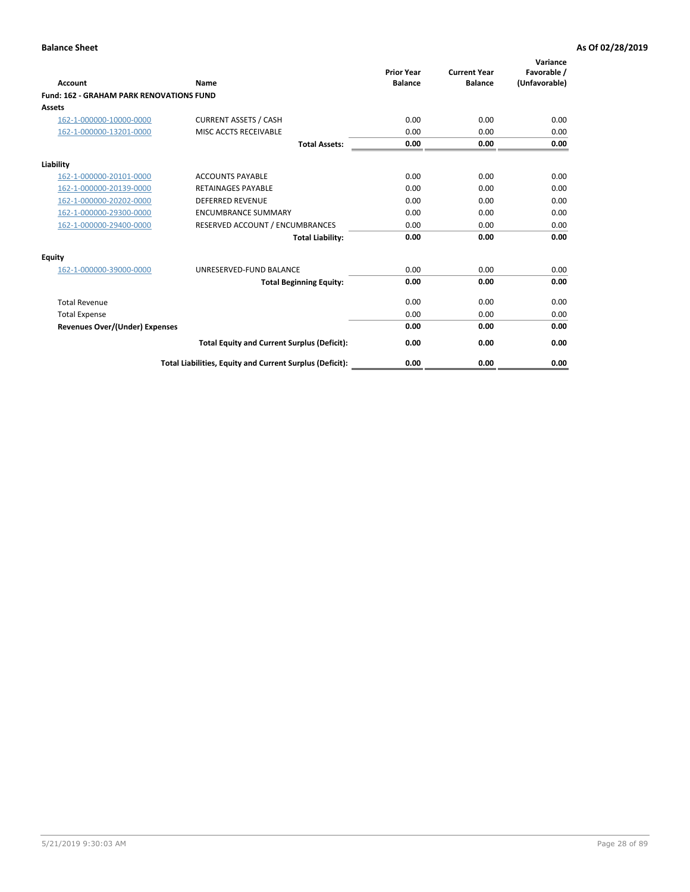**Balance Sheet** **As Of 02/28/2019**

| Account | Name | Prior Year Balance | Current Year Balance | Variance Favorable / (Unfavorable) |
|---|---|---|---|---|
| **Fund: 162 - GRAHAM PARK RENOVATIONS FUND** | | | | |
| **Assets** | | | | |
| 162-1-000000-10000-0000 | CURRENT ASSETS / CASH | 0.00 | 0.00 | 0.00 |
| 162-1-000000-13201-0000 | MISC ACCTS RECEIVABLE | 0.00 | 0.00 | 0.00 |
| | **Total Assets:** | **0.00** | **0.00** | **0.00** |
| **Liability** | | | | |
| 162-1-000000-20101-0000 | ACCOUNTS PAYABLE | 0.00 | 0.00 | 0.00 |
| 162-1-000000-20139-0000 | RETAINAGES PAYABLE | 0.00 | 0.00 | 0.00 |
| 162-1-000000-20202-0000 | DEFERRED REVENUE | 0.00 | 0.00 | 0.00 |
| 162-1-000000-29300-0000 | ENCUMBRANCE SUMMARY | 0.00 | 0.00 | 0.00 |
| 162-1-000000-29400-0000 | RESERVED ACCOUNT / ENCUMBRANCES | 0.00 | 0.00 | 0.00 |
| | **Total Liability:** | **0.00** | **0.00** | **0.00** |
| **Equity** | | | | |
| 162-1-000000-39000-0000 | UNRESERVED-FUND BALANCE | 0.00 | 0.00 | 0.00 |
| | **Total Beginning Equity:** | **0.00** | **0.00** | **0.00** |
| Total Revenue | | 0.00 | 0.00 | 0.00 |
| Total Expense | | 0.00 | 0.00 | 0.00 |
| **Revenues Over/(Under) Expenses** | | **0.00** | **0.00** | **0.00** |
| | **Total Equity and Current Surplus (Deficit):** | **0.00** | **0.00** | **0.00** |
| | **Total Liabilities, Equity and Current Surplus (Deficit):** | **0.00** | **0.00** | **0.00** |

5/21/2019 9:30:03 AM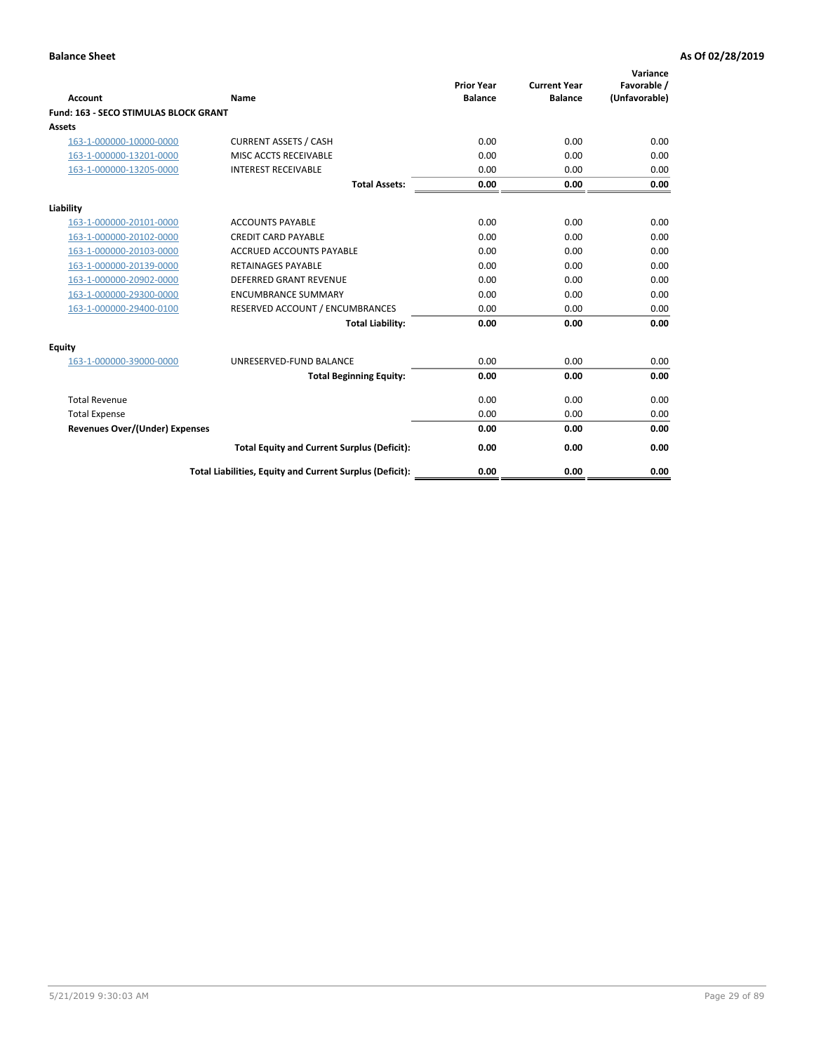**Balance Sheet** **As Of 02/28/2019**

| Account | Name | Prior Year Balance | Current Year Balance | Variance Favorable / (Unfavorable) |
|---|---|---|---|---|
| **Fund: 163 - SECO STIMULAS BLOCK GRANT** | | | | |
| **Assets** | | | | |
| 163-1-000000-10000-0000 | CURRENT ASSETS / CASH | 0.00 | 0.00 | 0.00 |
| 163-1-000000-13201-0000 | MISC ACCTS RECEIVABLE | 0.00 | 0.00 | 0.00 |
| 163-1-000000-13205-0000 | INTEREST RECEIVABLE | 0.00 | 0.00 | 0.00 |
| | **Total Assets:** | **0.00** | **0.00** | **0.00** |
| **Liability** | | | | |
| 163-1-000000-20101-0000 | ACCOUNTS PAYABLE | 0.00 | 0.00 | 0.00 |
| 163-1-000000-20102-0000 | CREDIT CARD PAYABLE | 0.00 | 0.00 | 0.00 |
| 163-1-000000-20103-0000 | ACCRUED ACCOUNTS PAYABLE | 0.00 | 0.00 | 0.00 |
| 163-1-000000-20139-0000 | RETAINAGES PAYABLE | 0.00 | 0.00 | 0.00 |
| 163-1-000000-20902-0000 | DEFERRED GRANT REVENUE | 0.00 | 0.00 | 0.00 |
| 163-1-000000-29300-0000 | ENCUMBRANCE SUMMARY | 0.00 | 0.00 | 0.00 |
| 163-1-000000-29400-0100 | RESERVED ACCOUNT / ENCUMBRANCES | 0.00 | 0.00 | 0.00 |
| | **Total Liability:** | **0.00** | **0.00** | **0.00** |
| **Equity** | | | | |
| 163-1-000000-39000-0000 | UNRESERVED-FUND BALANCE | 0.00 | 0.00 | 0.00 |
| | **Total Beginning Equity:** | **0.00** | **0.00** | **0.00** |
| Total Revenue | | 0.00 | 0.00 | 0.00 |
| Total Expense | | 0.00 | 0.00 | 0.00 |
| **Revenues Over/(Under) Expenses** | | **0.00** | **0.00** | **0.00** |
| | **Total Equity and Current Surplus (Deficit):** | **0.00** | **0.00** | **0.00** |
| | **Total Liabilities, Equity and Current Surplus (Deficit):** | **0.00** | **0.00** | **0.00** |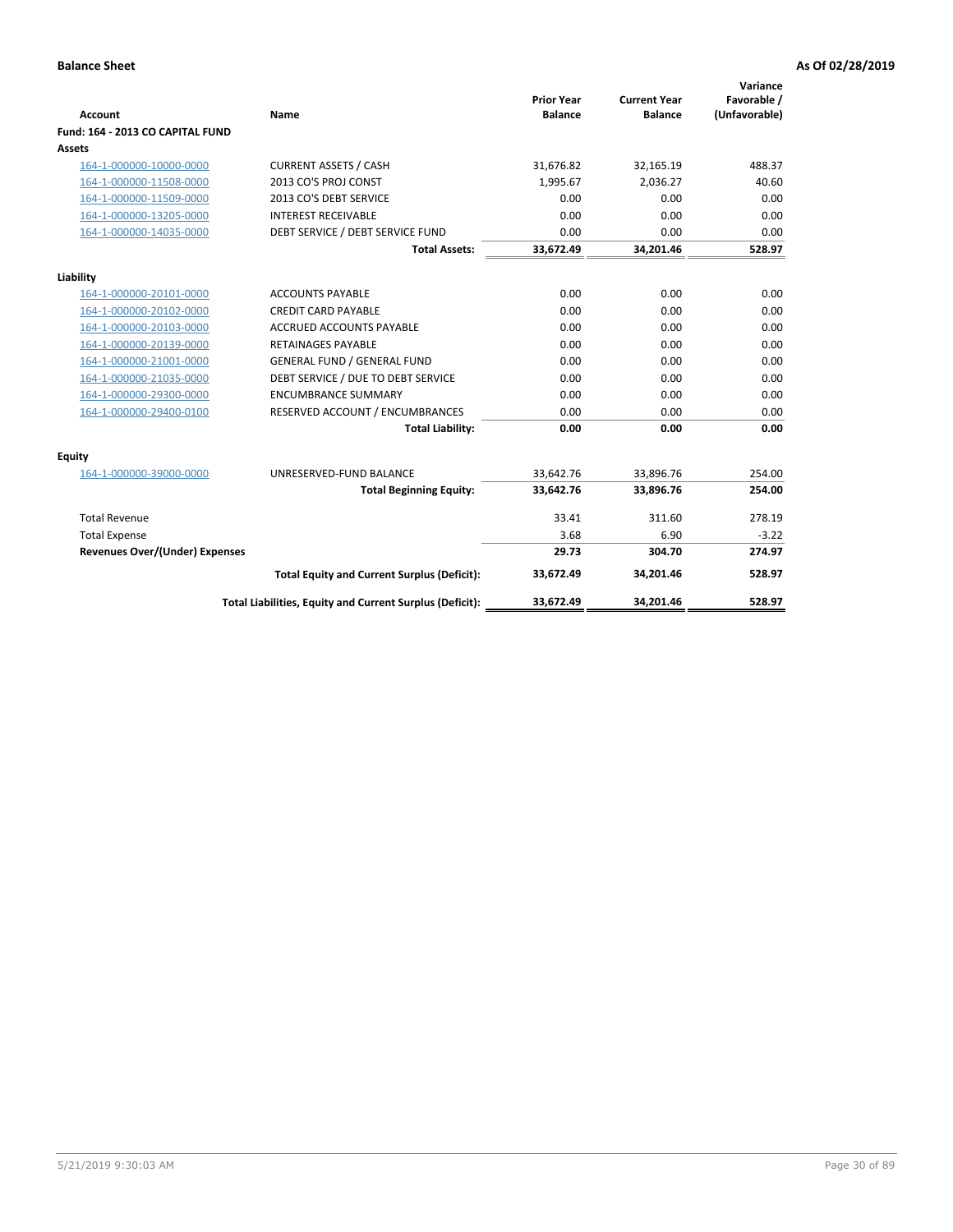**Balance Sheet** **As Of 02/28/2019**

| Account | Name | Prior Year Balance | Current Year Balance | Variance Favorable / (Unfavorable) |
|---|---|---|---|---|
| **Fund: 164 - 2013 CO CAPITAL FUND** | | | | |
| **Assets** | | | | |
| 164-1-000000-10000-0000 | CURRENT ASSETS / CASH | 31,676.82 | 32,165.19 | 488.37 |
| 164-1-000000-11508-0000 | 2013 CO'S PROJ CONST | 1,995.67 | 2,036.27 | 40.60 |
| 164-1-000000-11509-0000 | 2013 CO'S DEBT SERVICE | 0.00 | 0.00 | 0.00 |
| 164-1-000000-13205-0000 | INTEREST RECEIVABLE | 0.00 | 0.00 | 0.00 |
| 164-1-000000-14035-0000 | DEBT SERVICE / DEBT SERVICE FUND | 0.00 | 0.00 | 0.00 |
| | **Total Assets:** | **33,672.49** | **34,201.46** | **528.97** |
| **Liability** | | | | |
| 164-1-000000-20101-0000 | ACCOUNTS PAYABLE | 0.00 | 0.00 | 0.00 |
| 164-1-000000-20102-0000 | CREDIT CARD PAYABLE | 0.00 | 0.00 | 0.00 |
| 164-1-000000-20103-0000 | ACCRUED ACCOUNTS PAYABLE | 0.00 | 0.00 | 0.00 |
| 164-1-000000-20139-0000 | RETAINAGES PAYABLE | 0.00 | 0.00 | 0.00 |
| 164-1-000000-21001-0000 | GENERAL FUND / GENERAL FUND | 0.00 | 0.00 | 0.00 |
| 164-1-000000-21035-0000 | DEBT SERVICE / DUE TO DEBT SERVICE | 0.00 | 0.00 | 0.00 |
| 164-1-000000-29300-0000 | ENCUMBRANCE SUMMARY | 0.00 | 0.00 | 0.00 |
| 164-1-000000-29400-0100 | RESERVED ACCOUNT / ENCUMBRANCES | 0.00 | 0.00 | 0.00 |
| | **Total Liability:** | **0.00** | **0.00** | **0.00** |
| **Equity** | | | | |
| 164-1-000000-39000-0000 | UNRESERVED-FUND BALANCE | 33,642.76 | 33,896.76 | 254.00 |
| | **Total Beginning Equity:** | **33,642.76** | **33,896.76** | **254.00** |
| Total Revenue | | 33.41 | 311.60 | 278.19 |
| Total Expense | | 3.68 | 6.90 | -3.22 |
| **Revenues Over/(Under) Expenses** | | **29.73** | **304.70** | **274.97** |
| | **Total Equity and Current Surplus (Deficit):** | **33,672.49** | **34,201.46** | **528.97** |
| | **Total Liabilities, Equity and Current Surplus (Deficit):** | **33,672.49** | **34,201.46** | **528.97** |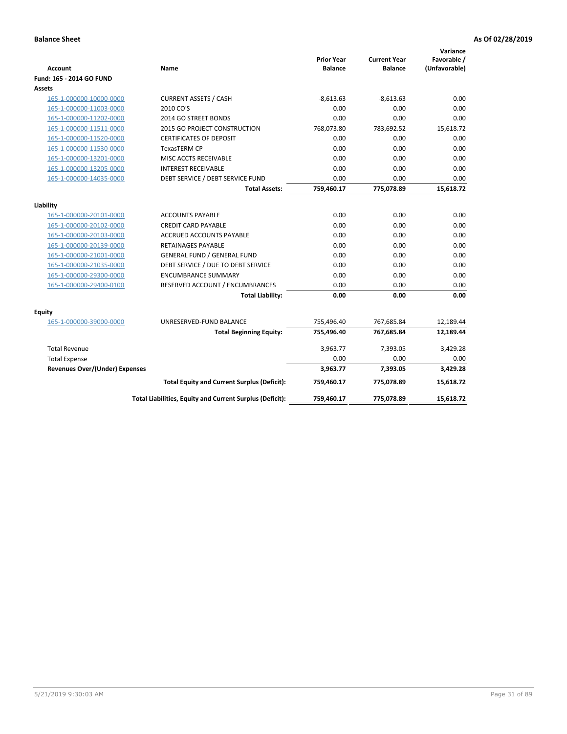**Balance Sheet** **As Of 02/28/2019**

| Account | Name | Prior Year Balance | Current Year Balance | Variance Favorable / (Unfavorable) |
|---|---|---|---|---|
| **Fund: 165 - 2014 GO FUND** | | | | |
| **Assets** | | | | |
| 165-1-000000-10000-0000 | CURRENT ASSETS / CASH | -8,613.63 | -8,613.63 | 0.00 |
| 165-1-000000-11003-0000 | 2010 CO'S | 0.00 | 0.00 | 0.00 |
| 165-1-000000-11202-0000 | 2014 GO STREET BONDS | 0.00 | 0.00 | 0.00 |
| 165-1-000000-11511-0000 | 2015 GO PROJECT CONSTRUCTION | 768,073.80 | 783,692.52 | 15,618.72 |
| 165-1-000000-11520-0000 | CERTIFICATES OF DEPOSIT | 0.00 | 0.00 | 0.00 |
| 165-1-000000-11530-0000 | TexasTERM CP | 0.00 | 0.00 | 0.00 |
| 165-1-000000-13201-0000 | MISC ACCTS RECEIVABLE | 0.00 | 0.00 | 0.00 |
| 165-1-000000-13205-0000 | INTEREST RECEIVABLE | 0.00 | 0.00 | 0.00 |
| 165-1-000000-14035-0000 | DEBT SERVICE / DEBT SERVICE FUND | 0.00 | 0.00 | 0.00 |
| | **Total Assets:** | **759,460.17** | **775,078.89** | **15,618.72** |
| **Liability** | | | | |
| 165-1-000000-20101-0000 | ACCOUNTS PAYABLE | 0.00 | 0.00 | 0.00 |
| 165-1-000000-20102-0000 | CREDIT CARD PAYABLE | 0.00 | 0.00 | 0.00 |
| 165-1-000000-20103-0000 | ACCRUED ACCOUNTS PAYABLE | 0.00 | 0.00 | 0.00 |
| 165-1-000000-20139-0000 | RETAINAGES PAYABLE | 0.00 | 0.00 | 0.00 |
| 165-1-000000-21001-0000 | GENERAL FUND / GENERAL FUND | 0.00 | 0.00 | 0.00 |
| 165-1-000000-21035-0000 | DEBT SERVICE / DUE TO DEBT SERVICE | 0.00 | 0.00 | 0.00 |
| 165-1-000000-29300-0000 | ENCUMBRANCE SUMMARY | 0.00 | 0.00 | 0.00 |
| 165-1-000000-29400-0100 | RESERVED ACCOUNT / ENCUMBRANCES | 0.00 | 0.00 | 0.00 |
| | **Total Liability:** | **0.00** | **0.00** | **0.00** |
| **Equity** | | | | |
| 165-1-000000-39000-0000 | UNRESERVED-FUND BALANCE | 755,496.40 | 767,685.84 | 12,189.44 |
| | **Total Beginning Equity:** | **755,496.40** | **767,685.84** | **12,189.44** |
| Total Revenue | | 3,963.77 | 7,393.05 | 3,429.28 |
| Total Expense | | 0.00 | 0.00 | 0.00 |
| **Revenues Over/(Under) Expenses** | | **3,963.77** | **7,393.05** | **3,429.28** |
| | **Total Equity and Current Surplus (Deficit):** | **759,460.17** | **775,078.89** | **15,618.72** |
| | **Total Liabilities, Equity and Current Surplus (Deficit):** | **759,460.17** | **775,078.89** | **15,618.72** |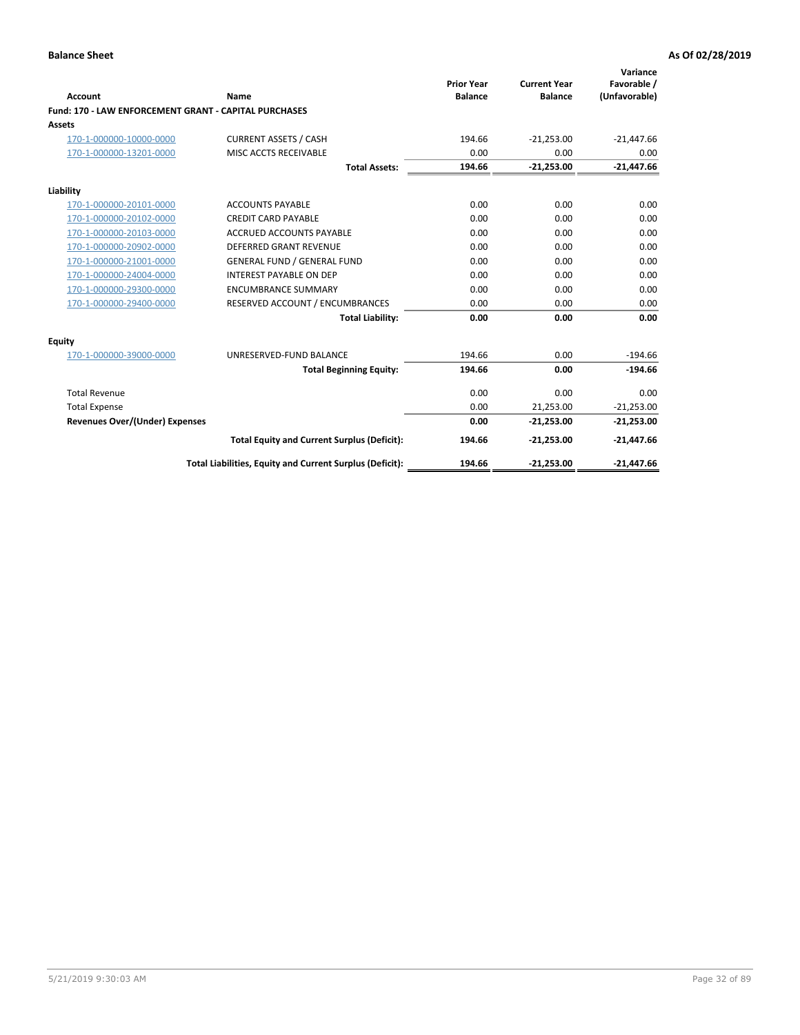**Balance Sheet** **As Of 02/28/2019**

| Account | Name | Prior Year Balance | Current Year Balance | Variance Favorable / (Unfavorable) |
|---|---|---|---|---|
| **Fund: 170 - LAW ENFORCEMENT GRANT - CAPITAL PURCHASES** | | | | |
| **Assets** | | | | |
| 170-1-000000-10000-0000 | CURRENT ASSETS / CASH | 194.66 | -21,253.00 | -21,447.66 |
| 170-1-000000-13201-0000 | MISC ACCTS RECEIVABLE | 0.00 | 0.00 | 0.00 |
| | **Total Assets:** | **194.66** | **-21,253.00** | **-21,447.66** |
| **Liability** | | | | |
| 170-1-000000-20101-0000 | ACCOUNTS PAYABLE | 0.00 | 0.00 | 0.00 |
| 170-1-000000-20102-0000 | CREDIT CARD PAYABLE | 0.00 | 0.00 | 0.00 |
| 170-1-000000-20103-0000 | ACCRUED ACCOUNTS PAYABLE | 0.00 | 0.00 | 0.00 |
| 170-1-000000-20902-0000 | DEFERRED GRANT REVENUE | 0.00 | 0.00 | 0.00 |
| 170-1-000000-21001-0000 | GENERAL FUND / GENERAL FUND | 0.00 | 0.00 | 0.00 |
| 170-1-000000-24004-0000 | INTEREST PAYABLE ON DEP | 0.00 | 0.00 | 0.00 |
| 170-1-000000-29300-0000 | ENCUMBRANCE SUMMARY | 0.00 | 0.00 | 0.00 |
| 170-1-000000-29400-0000 | RESERVED ACCOUNT / ENCUMBRANCES | 0.00 | 0.00 | 0.00 |
| | **Total Liability:** | **0.00** | **0.00** | **0.00** |
| **Equity** | | | | |
| 170-1-000000-39000-0000 | UNRESERVED-FUND BALANCE | 194.66 | 0.00 | -194.66 |
| | **Total Beginning Equity:** | **194.66** | **0.00** | **-194.66** |
| Total Revenue | | 0.00 | 0.00 | 0.00 |
| Total Expense | | 0.00 | 21,253.00 | -21,253.00 |
| **Revenues Over/(Under) Expenses** | | **0.00** | **-21,253.00** | **-21,253.00** |
| | **Total Equity and Current Surplus (Deficit):** | **194.66** | **-21,253.00** | **-21,447.66** |
| | **Total Liabilities, Equity and Current Surplus (Deficit):** | **194.66** | **-21,253.00** | **-21,447.66** |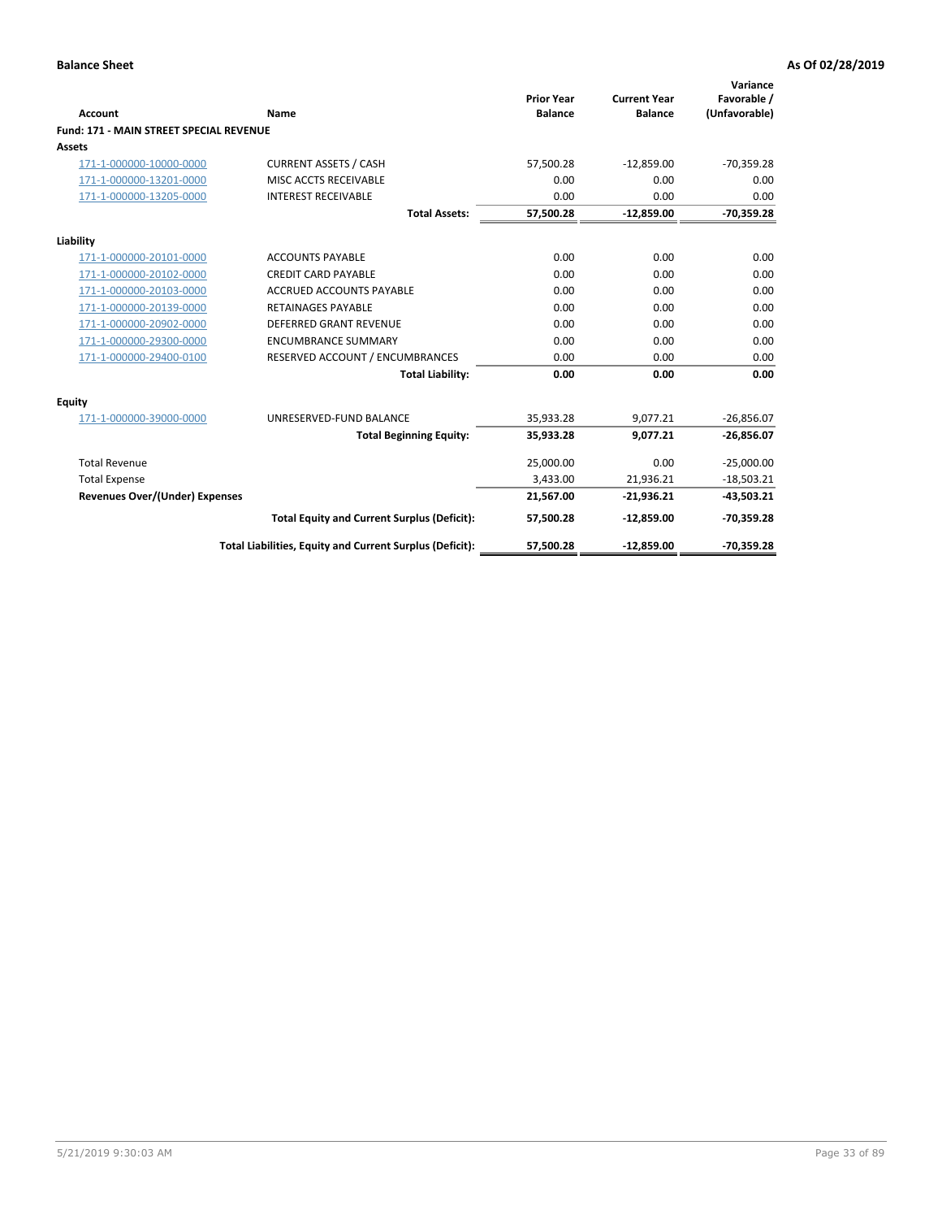**Balance Sheet** **As Of 02/28/2019**

| Account | Name | Prior Year Balance | Current Year Balance | Variance Favorable / (Unfavorable) |
|---|---|---|---|---|
| **Fund: 171 - MAIN STREET SPECIAL REVENUE** | | | | |
| **Assets** | | | | |
| 171-1-000000-10000-0000 | CURRENT ASSETS / CASH | 57,500.28 | -12,859.00 | -70,359.28 |
| 171-1-000000-13201-0000 | MISC ACCTS RECEIVABLE | 0.00 | 0.00 | 0.00 |
| 171-1-000000-13205-0000 | INTEREST RECEIVABLE | 0.00 | 0.00 | 0.00 |
| | **Total Assets:** | **57,500.28** | **-12,859.00** | **-70,359.28** |
| **Liability** | | | | |
| 171-1-000000-20101-0000 | ACCOUNTS PAYABLE | 0.00 | 0.00 | 0.00 |
| 171-1-000000-20102-0000 | CREDIT CARD PAYABLE | 0.00 | 0.00 | 0.00 |
| 171-1-000000-20103-0000 | ACCRUED ACCOUNTS PAYABLE | 0.00 | 0.00 | 0.00 |
| 171-1-000000-20139-0000 | RETAINAGES PAYABLE | 0.00 | 0.00 | 0.00 |
| 171-1-000000-20902-0000 | DEFERRED GRANT REVENUE | 0.00 | 0.00 | 0.00 |
| 171-1-000000-29300-0000 | ENCUMBRANCE SUMMARY | 0.00 | 0.00 | 0.00 |
| 171-1-000000-29400-0100 | RESERVED ACCOUNT / ENCUMBRANCES | 0.00 | 0.00 | 0.00 |
| | **Total Liability:** | **0.00** | **0.00** | **0.00** |
| **Equity** | | | | |
| 171-1-000000-39000-0000 | UNRESERVED-FUND BALANCE | 35,933.28 | 9,077.21 | -26,856.07 |
| | **Total Beginning Equity:** | **35,933.28** | **9,077.21** | **-26,856.07** |
| Total Revenue | | 25,000.00 | 0.00 | -25,000.00 |
| Total Expense | | 3,433.00 | 21,936.21 | -18,503.21 |
| **Revenues Over/(Under) Expenses** | | **21,567.00** | **-21,936.21** | **-43,503.21** |
| | **Total Equity and Current Surplus (Deficit):** | **57,500.28** | **-12,859.00** | **-70,359.28** |
| | **Total Liabilities, Equity and Current Surplus (Deficit):** | **57,500.28** | **-12,859.00** | **-70,359.28** |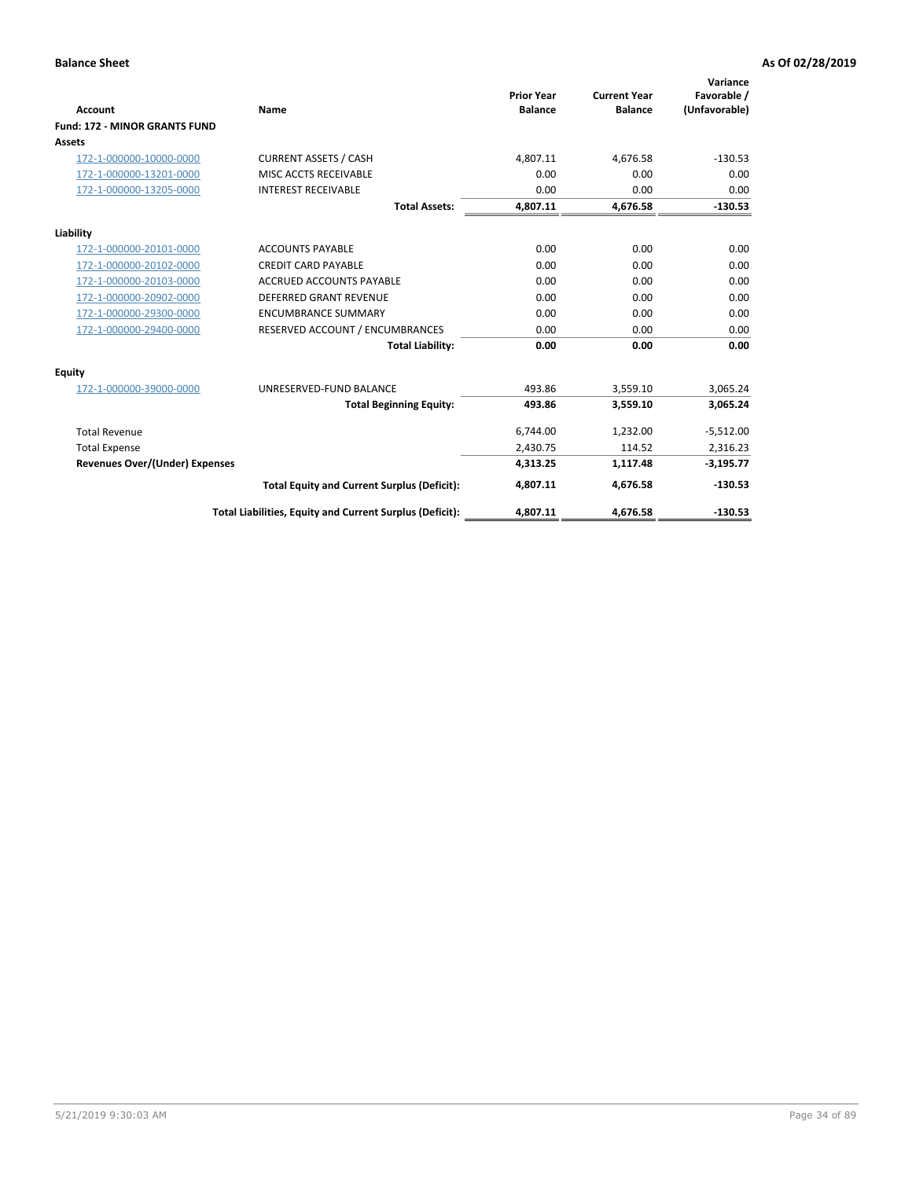**Balance Sheet** **As Of 02/28/2019**

| Account | Name | Prior Year Balance | Current Year Balance | Variance Favorable / (Unfavorable) |
|---|---|---|---|---|
| **Fund: 172 - MINOR GRANTS FUND** | | | | |
| **Assets** | | | | |
| 172-1-000000-10000-0000 | CURRENT ASSETS / CASH | 4,807.11 | 4,676.58 | -130.53 |
| 172-1-000000-13201-0000 | MISC ACCTS RECEIVABLE | 0.00 | 0.00 | 0.00 |
| 172-1-000000-13205-0000 | INTEREST RECEIVABLE | 0.00 | 0.00 | 0.00 |
| | **Total Assets:** | **4,807.11** | **4,676.58** | **-130.53** |
| **Liability** | | | | |
| 172-1-000000-20101-0000 | ACCOUNTS PAYABLE | 0.00 | 0.00 | 0.00 |
| 172-1-000000-20102-0000 | CREDIT CARD PAYABLE | 0.00 | 0.00 | 0.00 |
| 172-1-000000-20103-0000 | ACCRUED ACCOUNTS PAYABLE | 0.00 | 0.00 | 0.00 |
| 172-1-000000-20902-0000 | DEFERRED GRANT REVENUE | 0.00 | 0.00 | 0.00 |
| 172-1-000000-29300-0000 | ENCUMBRANCE SUMMARY | 0.00 | 0.00 | 0.00 |
| 172-1-000000-29400-0000 | RESERVED ACCOUNT / ENCUMBRANCES | 0.00 | 0.00 | 0.00 |
| | **Total Liability:** | **0.00** | **0.00** | **0.00** |
| **Equity** | | | | |
| 172-1-000000-39000-0000 | UNRESERVED-FUND BALANCE | 493.86 | 3,559.10 | 3,065.24 |
| | **Total Beginning Equity:** | **493.86** | **3,559.10** | **3,065.24** |
| Total Revenue | | 6,744.00 | 1,232.00 | -5,512.00 |
| Total Expense | | 2,430.75 | 114.52 | 2,316.23 |
| **Revenues Over/(Under) Expenses** | | **4,313.25** | **1,117.48** | **-3,195.77** |
| | **Total Equity and Current Surplus (Deficit):** | **4,807.11** | **4,676.58** | **-130.53** |
| | **Total Liabilities, Equity and Current Surplus (Deficit):** | **4,807.11** | **4,676.58** | **-130.53** |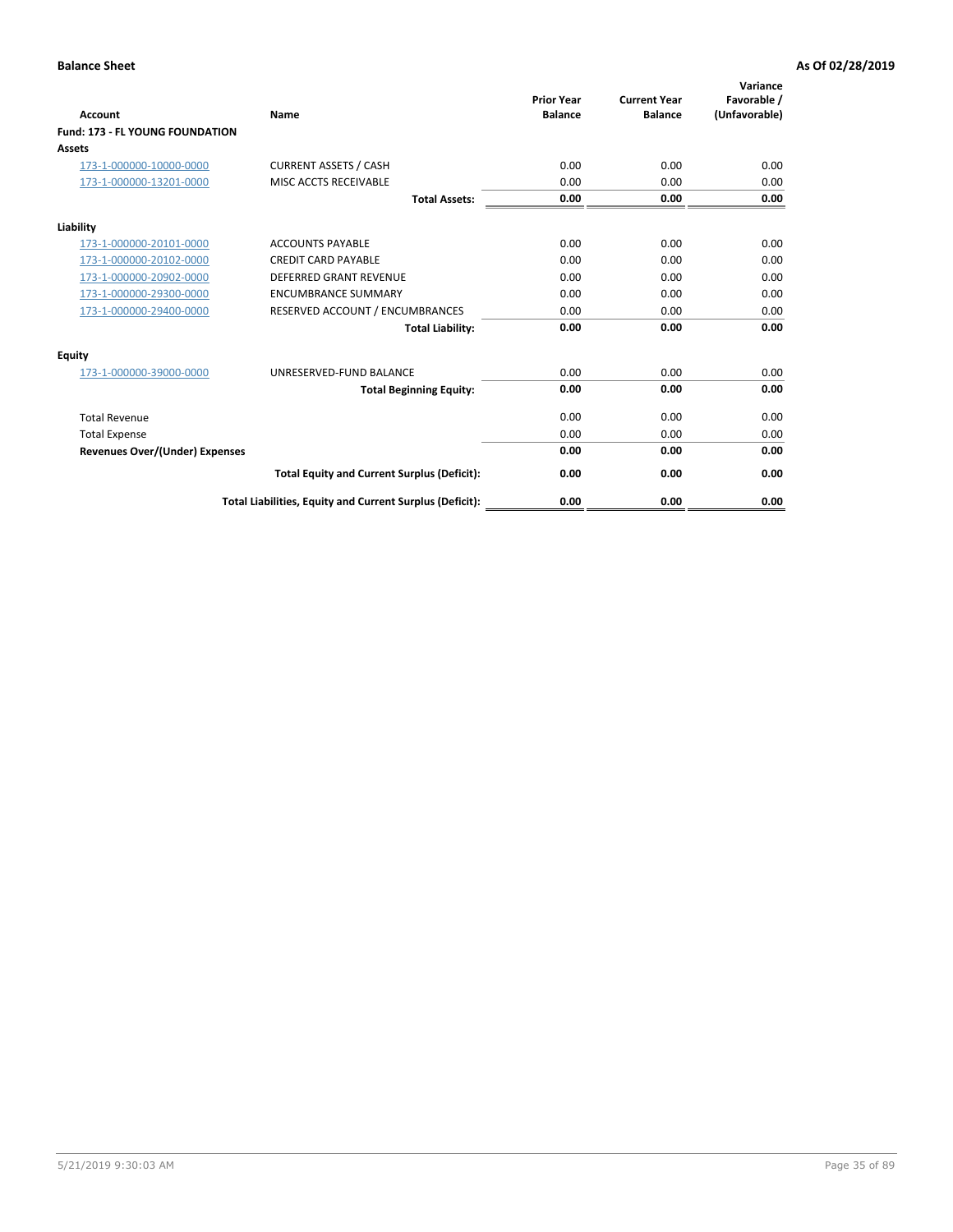**Balance Sheet** **As Of 02/28/2019**

| Account | Name | Prior Year Balance | Current Year Balance | Variance Favorable / (Unfavorable) |
|---|---|---|---|---|
| **Fund: 173 - FL YOUNG FOUNDATION** | | | | |
| **Assets** | | | | |
| 173-1-000000-10000-0000 | CURRENT ASSETS / CASH | 0.00 | 0.00 | 0.00 |
| 173-1-000000-13201-0000 | MISC ACCTS RECEIVABLE | 0.00 | 0.00 | 0.00 |
| | **Total Assets:** | **0.00** | **0.00** | **0.00** |
| **Liability** | | | | |
| 173-1-000000-20101-0000 | ACCOUNTS PAYABLE | 0.00 | 0.00 | 0.00 |
| 173-1-000000-20102-0000 | CREDIT CARD PAYABLE | 0.00 | 0.00 | 0.00 |
| 173-1-000000-20902-0000 | DEFERRED GRANT REVENUE | 0.00 | 0.00 | 0.00 |
| 173-1-000000-29300-0000 | ENCUMBRANCE SUMMARY | 0.00 | 0.00 | 0.00 |
| 173-1-000000-29400-0000 | RESERVED ACCOUNT / ENCUMBRANCES | 0.00 | 0.00 | 0.00 |
| | **Total Liability:** | **0.00** | **0.00** | **0.00** |
| **Equity** | | | | |
| 173-1-000000-39000-0000 | UNRESERVED-FUND BALANCE | 0.00 | 0.00 | 0.00 |
| | **Total Beginning Equity:** | **0.00** | **0.00** | **0.00** |
| Total Revenue | | 0.00 | 0.00 | 0.00 |
| Total Expense | | 0.00 | 0.00 | 0.00 |
| **Revenues Over/(Under) Expenses** | | **0.00** | **0.00** | **0.00** |
| | **Total Equity and Current Surplus (Deficit):** | **0.00** | **0.00** | **0.00** |
| | **Total Liabilities, Equity and Current Surplus (Deficit):** | **0.00** | **0.00** | **0.00** |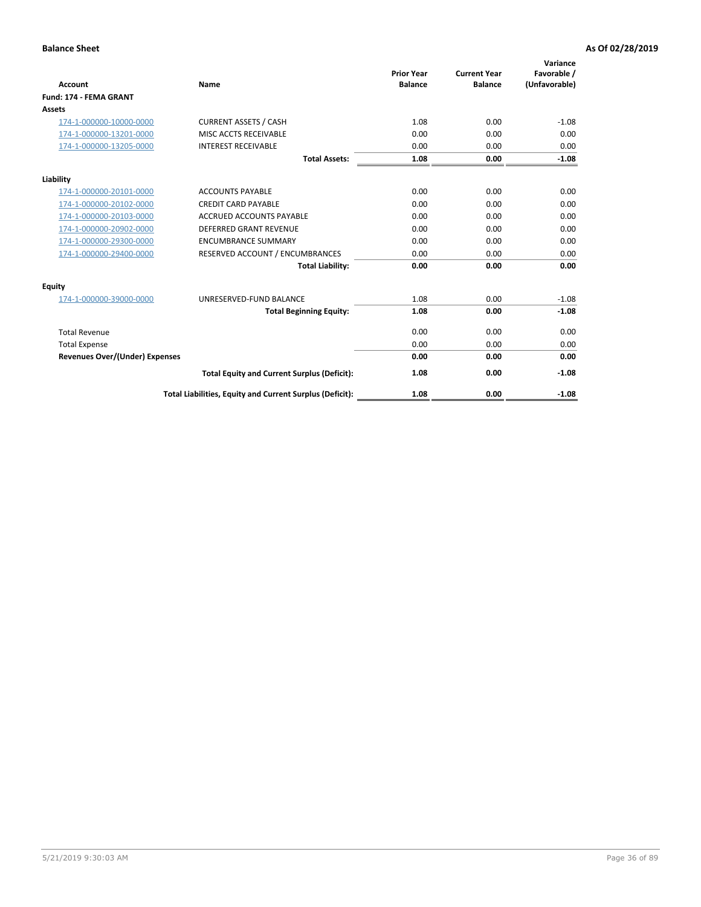**Balance Sheet** — **As Of 02/28/2019**

| Account | Name | Prior Year Balance | Current Year Balance | Variance Favorable / (Unfavorable) |
|---|---|---|---|---|
| **Fund: 174 - FEMA GRANT** | | | | |
| **Assets** | | | | |
| 174-1-000000-10000-0000 | CURRENT ASSETS / CASH | 1.08 | 0.00 | -1.08 |
| 174-1-000000-13201-0000 | MISC ACCTS RECEIVABLE | 0.00 | 0.00 | 0.00 |
| 174-1-000000-13205-0000 | INTEREST RECEIVABLE | 0.00 | 0.00 | 0.00 |
| | **Total Assets:** | **1.08** | **0.00** | **-1.08** |
| **Liability** | | | | |
| 174-1-000000-20101-0000 | ACCOUNTS PAYABLE | 0.00 | 0.00 | 0.00 |
| 174-1-000000-20102-0000 | CREDIT CARD PAYABLE | 0.00 | 0.00 | 0.00 |
| 174-1-000000-20103-0000 | ACCRUED ACCOUNTS PAYABLE | 0.00 | 0.00 | 0.00 |
| 174-1-000000-20902-0000 | DEFERRED GRANT REVENUE | 0.00 | 0.00 | 0.00 |
| 174-1-000000-29300-0000 | ENCUMBRANCE SUMMARY | 0.00 | 0.00 | 0.00 |
| 174-1-000000-29400-0000 | RESERVED ACCOUNT / ENCUMBRANCES | 0.00 | 0.00 | 0.00 |
| | **Total Liability:** | **0.00** | **0.00** | **0.00** |
| **Equity** | | | | |
| 174-1-000000-39000-0000 | UNRESERVED-FUND BALANCE | 1.08 | 0.00 | -1.08 |
| | **Total Beginning Equity:** | **1.08** | **0.00** | **-1.08** |
| Total Revenue | | 0.00 | 0.00 | 0.00 |
| Total Expense | | 0.00 | 0.00 | 0.00 |
| **Revenues Over/(Under) Expenses** | | **0.00** | **0.00** | **0.00** |
| | **Total Equity and Current Surplus (Deficit):** | **1.08** | **0.00** | **-1.08** |
| | **Total Liabilities, Equity and Current Surplus (Deficit):** | **1.08** | **0.00** | **-1.08** |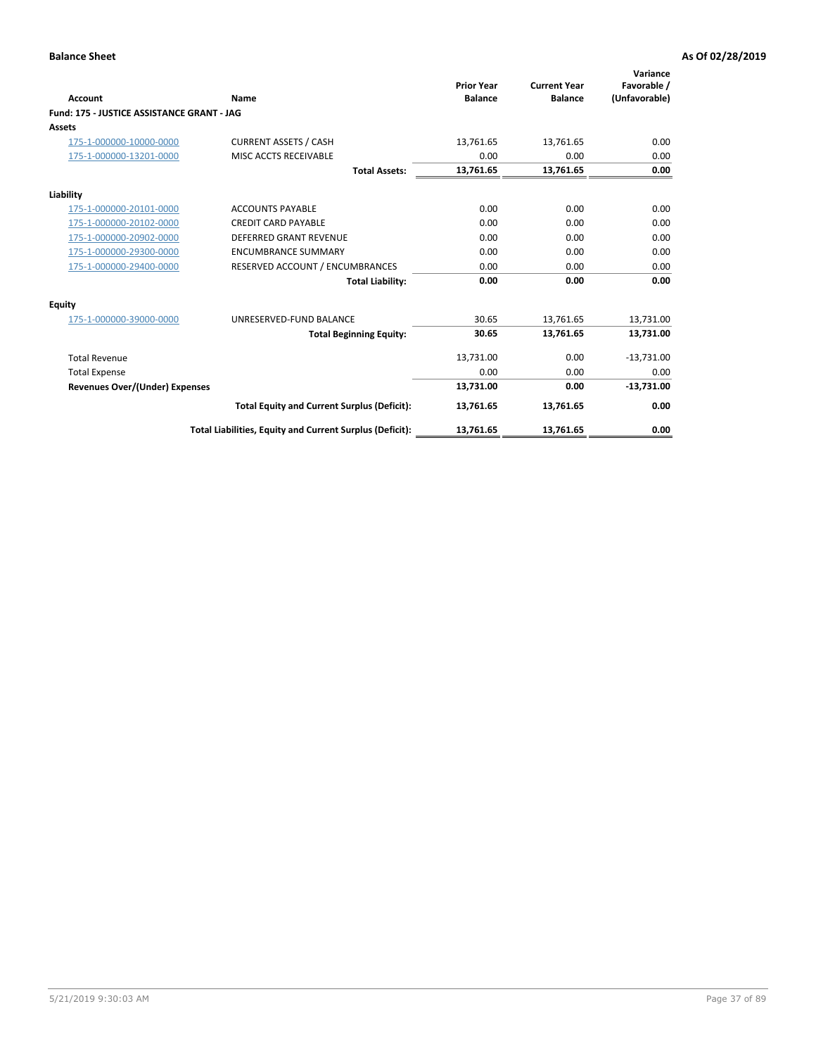**Balance Sheet** **As Of 02/28/2019**

| Account | Name | Prior Year Balance | Current Year Balance | Variance Favorable / (Unfavorable) |
|---|---|---|---|---|
| **Fund: 175 - JUSTICE ASSISTANCE GRANT - JAG** | | | | |
| **Assets** | | | | |
| 175-1-000000-10000-0000 | CURRENT ASSETS / CASH | 13,761.65 | 13,761.65 | 0.00 |
| 175-1-000000-13201-0000 | MISC ACCTS RECEIVABLE | 0.00 | 0.00 | 0.00 |
| | **Total Assets:** | **13,761.65** | **13,761.65** | **0.00** |
| **Liability** | | | | |
| 175-1-000000-20101-0000 | ACCOUNTS PAYABLE | 0.00 | 0.00 | 0.00 |
| 175-1-000000-20102-0000 | CREDIT CARD PAYABLE | 0.00 | 0.00 | 0.00 |
| 175-1-000000-20902-0000 | DEFERRED GRANT REVENUE | 0.00 | 0.00 | 0.00 |
| 175-1-000000-29300-0000 | ENCUMBRANCE SUMMARY | 0.00 | 0.00 | 0.00 |
| 175-1-000000-29400-0000 | RESERVED ACCOUNT / ENCUMBRANCES | 0.00 | 0.00 | 0.00 |
| | **Total Liability:** | **0.00** | **0.00** | **0.00** |
| **Equity** | | | | |
| 175-1-000000-39000-0000 | UNRESERVED-FUND BALANCE | 30.65 | 13,761.65 | 13,731.00 |
| | **Total Beginning Equity:** | **30.65** | **13,761.65** | **13,731.00** |
| Total Revenue | | 13,731.00 | 0.00 | -13,731.00 |
| Total Expense | | 0.00 | 0.00 | 0.00 |
| **Revenues Over/(Under) Expenses** | | **13,731.00** | **0.00** | **-13,731.00** |
| | **Total Equity and Current Surplus (Deficit):** | **13,761.65** | **13,761.65** | **0.00** |
| | **Total Liabilities, Equity and Current Surplus (Deficit):** | **13,761.65** | **13,761.65** | **0.00** |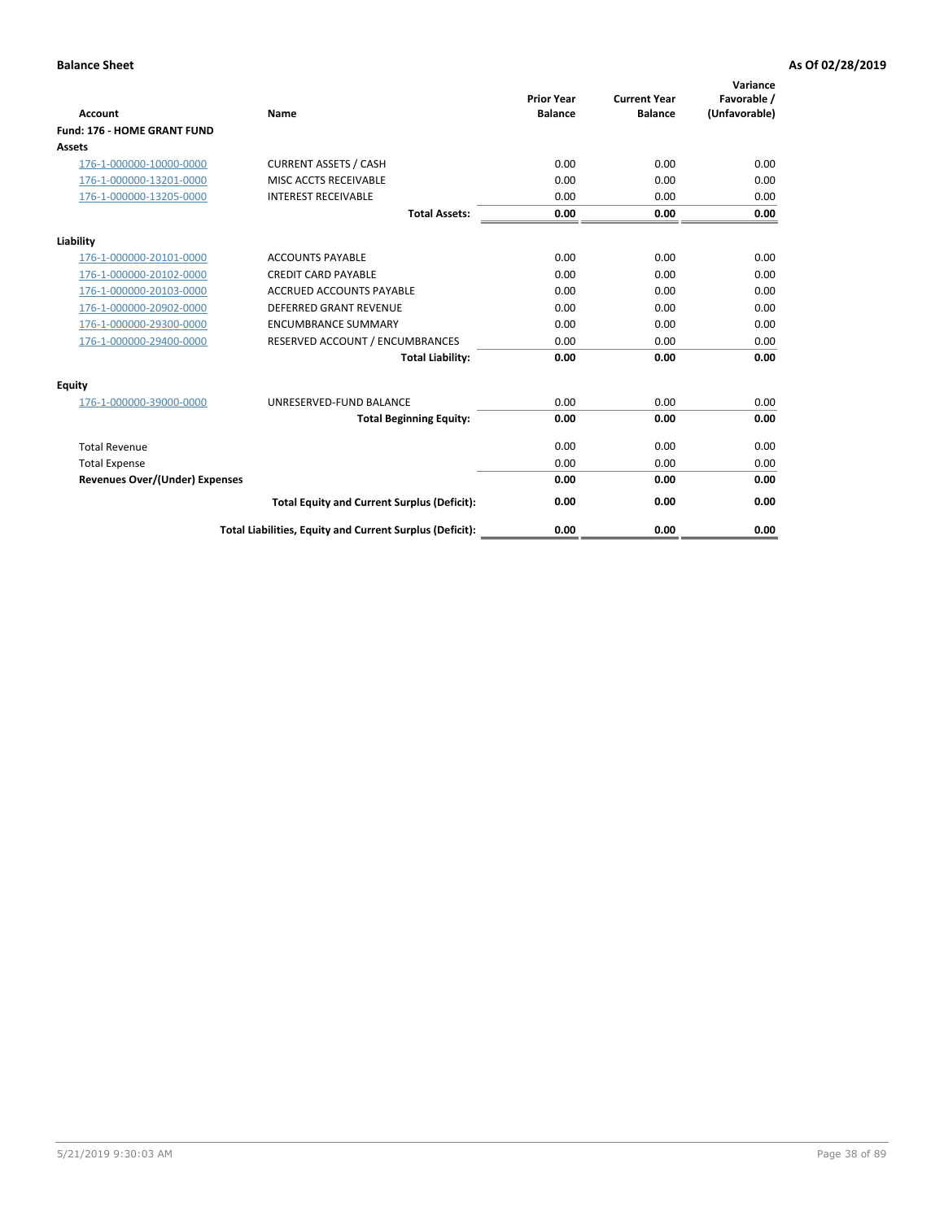**Balance Sheet** | **As Of 02/28/2019**

| Account | Name | Prior Year Balance | Current Year Balance | Variance Favorable / (Unfavorable) |
|---|---|---|---|---|
| **Fund: 176 - HOME GRANT FUND** | | | | |
| **Assets** | | | | |
| 176-1-000000-10000-0000 | CURRENT ASSETS / CASH | 0.00 | 0.00 | 0.00 |
| 176-1-000000-13201-0000 | MISC ACCTS RECEIVABLE | 0.00 | 0.00 | 0.00 |
| 176-1-000000-13205-0000 | INTEREST RECEIVABLE | 0.00 | 0.00 | 0.00 |
| | **Total Assets:** | **0.00** | **0.00** | **0.00** |
| **Liability** | | | | |
| 176-1-000000-20101-0000 | ACCOUNTS PAYABLE | 0.00 | 0.00 | 0.00 |
| 176-1-000000-20102-0000 | CREDIT CARD PAYABLE | 0.00 | 0.00 | 0.00 |
| 176-1-000000-20103-0000 | ACCRUED ACCOUNTS PAYABLE | 0.00 | 0.00 | 0.00 |
| 176-1-000000-20902-0000 | DEFERRED GRANT REVENUE | 0.00 | 0.00 | 0.00 |
| 176-1-000000-29300-0000 | ENCUMBRANCE SUMMARY | 0.00 | 0.00 | 0.00 |
| 176-1-000000-29400-0000 | RESERVED ACCOUNT / ENCUMBRANCES | 0.00 | 0.00 | 0.00 |
| | **Total Liability:** | **0.00** | **0.00** | **0.00** |
| **Equity** | | | | |
| 176-1-000000-39000-0000 | UNRESERVED-FUND BALANCE | 0.00 | 0.00 | 0.00 |
| | **Total Beginning Equity:** | **0.00** | **0.00** | **0.00** |
| Total Revenue | | 0.00 | 0.00 | 0.00 |
| Total Expense | | 0.00 | 0.00 | 0.00 |
| **Revenues Over/(Under) Expenses** | | **0.00** | **0.00** | **0.00** |
| | **Total Equity and Current Surplus (Deficit):** | **0.00** | **0.00** | **0.00** |
| | **Total Liabilities, Equity and Current Surplus (Deficit):** | **0.00** | **0.00** | **0.00** |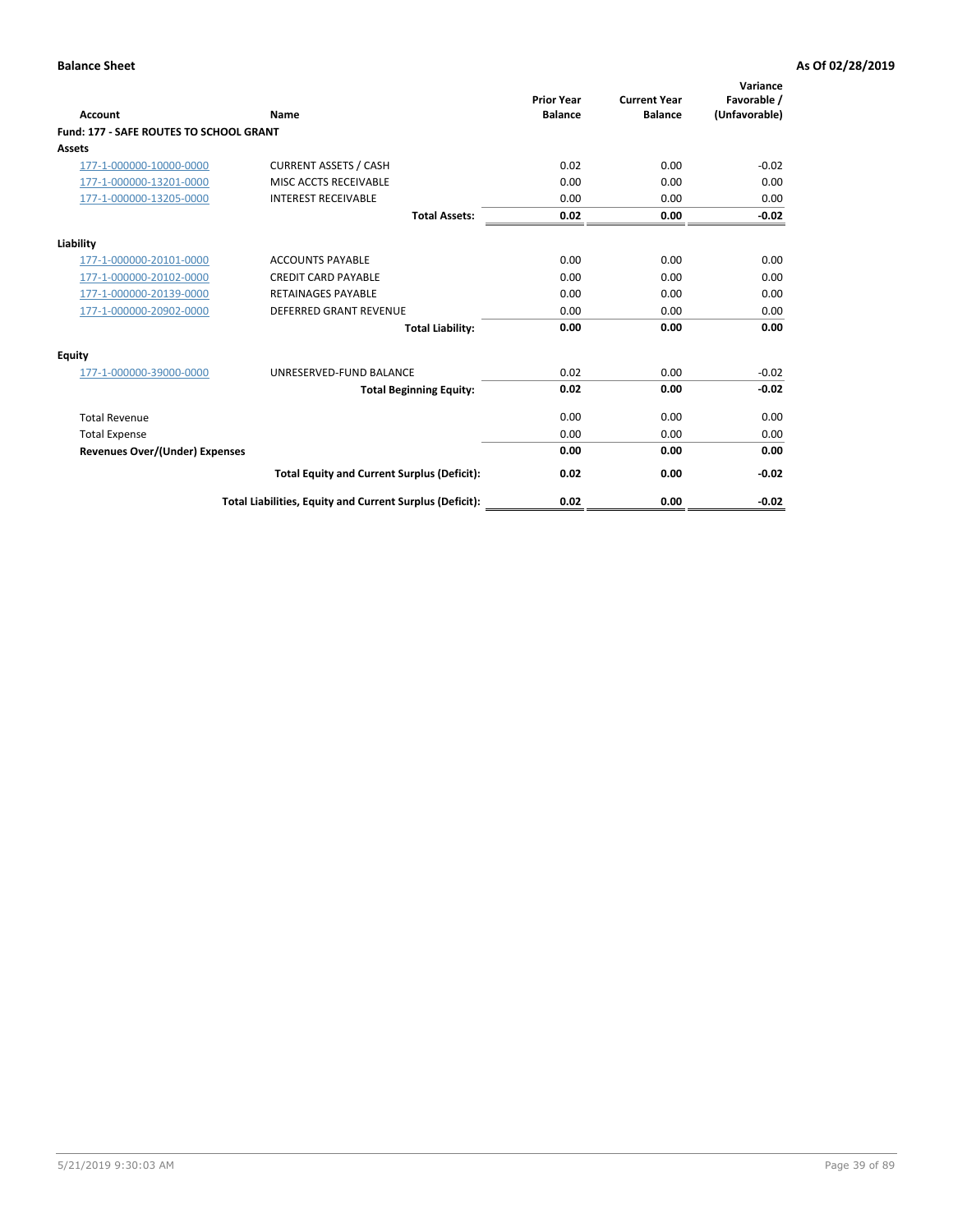**Balance Sheet** — **As Of 02/28/2019**

| Account | Name | Prior Year Balance | Current Year Balance | Variance Favorable / (Unfavorable) |
|---|---|---|---|---|
| **Fund: 177 - SAFE ROUTES TO SCHOOL GRANT** | | | | |
| **Assets** | | | | |
| 177-1-000000-10000-0000 | CURRENT ASSETS / CASH | 0.02 | 0.00 | -0.02 |
| 177-1-000000-13201-0000 | MISC ACCTS RECEIVABLE | 0.00 | 0.00 | 0.00 |
| 177-1-000000-13205-0000 | INTEREST RECEIVABLE | 0.00 | 0.00 | 0.00 |
| | **Total Assets:** | **0.02** | **0.00** | **-0.02** |
| **Liability** | | | | |
| 177-1-000000-20101-0000 | ACCOUNTS PAYABLE | 0.00 | 0.00 | 0.00 |
| 177-1-000000-20102-0000 | CREDIT CARD PAYABLE | 0.00 | 0.00 | 0.00 |
| 177-1-000000-20139-0000 | RETAINAGES PAYABLE | 0.00 | 0.00 | 0.00 |
| 177-1-000000-20902-0000 | DEFERRED GRANT REVENUE | 0.00 | 0.00 | 0.00 |
| | **Total Liability:** | **0.00** | **0.00** | **0.00** |
| **Equity** | | | | |
| 177-1-000000-39000-0000 | UNRESERVED-FUND BALANCE | 0.02 | 0.00 | -0.02 |
| | **Total Beginning Equity:** | **0.02** | **0.00** | **-0.02** |
| Total Revenue | | 0.00 | 0.00 | 0.00 |
| Total Expense | | 0.00 | 0.00 | 0.00 |
| **Revenues Over/(Under) Expenses** | | **0.00** | **0.00** | **0.00** |
| | **Total Equity and Current Surplus (Deficit):** | **0.02** | **0.00** | **-0.02** |
| | **Total Liabilities, Equity and Current Surplus (Deficit):** | **0.02** | **0.00** | **-0.02** |

5/21/2019 9:30:03 AM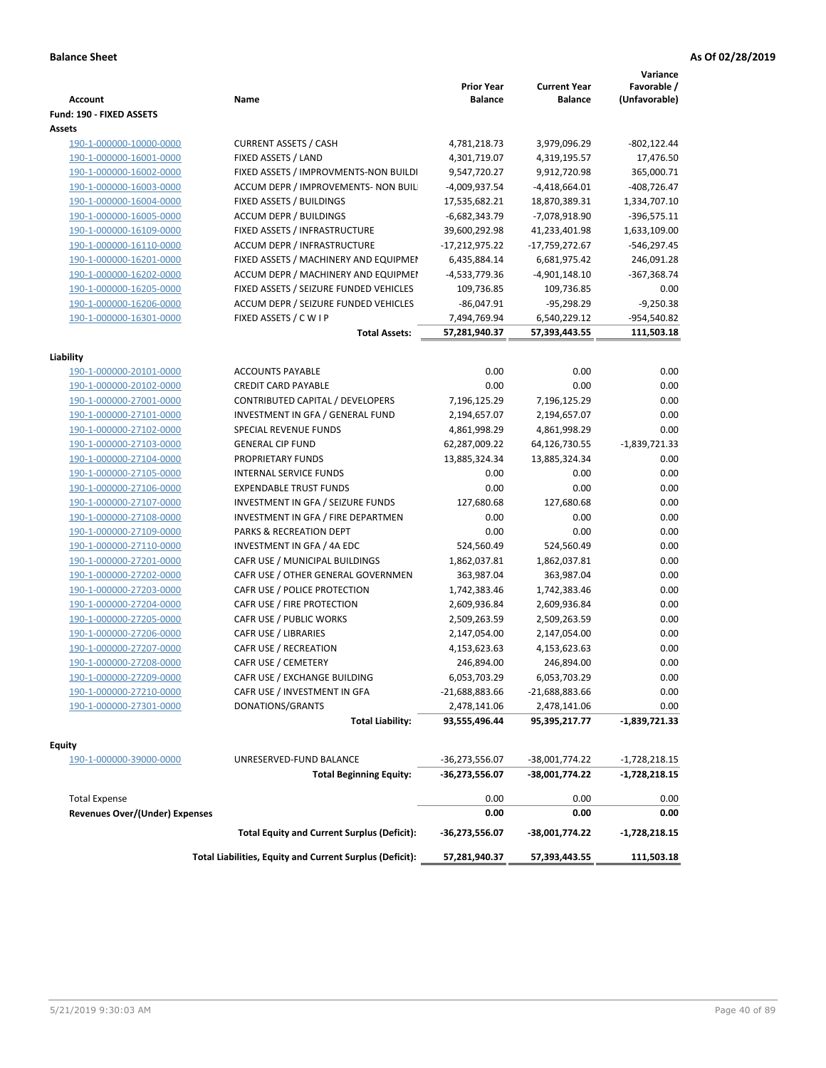**Balance Sheet** **As Of 02/28/2019**

| Account | Name | Prior Year Balance | Current Year Balance | Variance Favorable / (Unfavorable) |
|---|---|---|---|---|
| **Fund: 190 - FIXED ASSETS** | | | | |
| **Assets** | | | | |
| 190-1-000000-10000-0000 | CURRENT ASSETS / CASH | 4,781,218.73 | 3,979,096.29 | -802,122.44 |
| 190-1-000000-16001-0000 | FIXED ASSETS / LAND | 4,301,719.07 | 4,319,195.57 | 17,476.50 |
| 190-1-000000-16002-0000 | FIXED ASSETS / IMPROVMENTS-NON BUILDI | 9,547,720.27 | 9,912,720.98 | 365,000.71 |
| 190-1-000000-16003-0000 | ACCUM DEPR / IMPROVEMENTS- NON BUIL | -4,009,937.54 | -4,418,664.01 | -408,726.47 |
| 190-1-000000-16004-0000 | FIXED ASSETS / BUILDINGS | 17,535,682.21 | 18,870,389.31 | 1,334,707.10 |
| 190-1-000000-16005-0000 | ACCUM DEPR / BUILDINGS | -6,682,343.79 | -7,078,918.90 | -396,575.11 |
| 190-1-000000-16109-0000 | FIXED ASSETS / INFRASTRUCTURE | 39,600,292.98 | 41,233,401.98 | 1,633,109.00 |
| 190-1-000000-16110-0000 | ACCUM DEPR / INFRASTRUCTURE | -17,212,975.22 | -17,759,272.67 | -546,297.45 |
| 190-1-000000-16201-0000 | FIXED ASSETS / MACHINERY AND EQUIPMEI | 6,435,884.14 | 6,681,975.42 | 246,091.28 |
| 190-1-000000-16202-0000 | ACCUM DEPR / MACHINERY AND EQUIPMEI | -4,533,779.36 | -4,901,148.10 | -367,368.74 |
| 190-1-000000-16205-0000 | FIXED ASSETS / SEIZURE FUNDED VEHICLES | 109,736.85 | 109,736.85 | 0.00 |
| 190-1-000000-16206-0000 | ACCUM DEPR / SEIZURE FUNDED VEHICLES | -86,047.91 | -95,298.29 | -9,250.38 |
| 190-1-000000-16301-0000 | FIXED ASSETS / C W I P | 7,494,769.94 | 6,540,229.12 | -954,540.82 |
| | **Total Assets:** | **57,281,940.37** | **57,393,443.55** | **111,503.18** |
| **Liability** | | | | |
| 190-1-000000-20101-0000 | ACCOUNTS PAYABLE | 0.00 | 0.00 | 0.00 |
| 190-1-000000-20102-0000 | CREDIT CARD PAYABLE | 0.00 | 0.00 | 0.00 |
| 190-1-000000-27001-0000 | CONTRIBUTED CAPITAL / DEVELOPERS | 7,196,125.29 | 7,196,125.29 | 0.00 |
| 190-1-000000-27101-0000 | INVESTMENT IN GFA / GENERAL FUND | 2,194,657.07 | 2,194,657.07 | 0.00 |
| 190-1-000000-27102-0000 | SPECIAL REVENUE FUNDS | 4,861,998.29 | 4,861,998.29 | 0.00 |
| 190-1-000000-27103-0000 | GENERAL CIP FUND | 62,287,009.22 | 64,126,730.55 | -1,839,721.33 |
| 190-1-000000-27104-0000 | PROPRIETARY FUNDS | 13,885,324.34 | 13,885,324.34 | 0.00 |
| 190-1-000000-27105-0000 | INTERNAL SERVICE FUNDS | 0.00 | 0.00 | 0.00 |
| 190-1-000000-27106-0000 | EXPENDABLE TRUST FUNDS | 0.00 | 0.00 | 0.00 |
| 190-1-000000-27107-0000 | INVESTMENT IN GFA / SEIZURE FUNDS | 127,680.68 | 127,680.68 | 0.00 |
| 190-1-000000-27108-0000 | INVESTMENT IN GFA / FIRE DEPARTMEN | 0.00 | 0.00 | 0.00 |
| 190-1-000000-27109-0000 | PARKS & RECREATION DEPT | 0.00 | 0.00 | 0.00 |
| 190-1-000000-27110-0000 | INVESTMENT IN GFA / 4A EDC | 524,560.49 | 524,560.49 | 0.00 |
| 190-1-000000-27201-0000 | CAFR USE / MUNICIPAL BUILDINGS | 1,862,037.81 | 1,862,037.81 | 0.00 |
| 190-1-000000-27202-0000 | CAFR USE / OTHER GENERAL GOVERNMEN | 363,987.04 | 363,987.04 | 0.00 |
| 190-1-000000-27203-0000 | CAFR USE / POLICE PROTECTION | 1,742,383.46 | 1,742,383.46 | 0.00 |
| 190-1-000000-27204-0000 | CAFR USE / FIRE PROTECTION | 2,609,936.84 | 2,609,936.84 | 0.00 |
| 190-1-000000-27205-0000 | CAFR USE / PUBLIC WORKS | 2,509,263.59 | 2,509,263.59 | 0.00 |
| 190-1-000000-27206-0000 | CAFR USE / LIBRARIES | 2,147,054.00 | 2,147,054.00 | 0.00 |
| 190-1-000000-27207-0000 | CAFR USE / RECREATION | 4,153,623.63 | 4,153,623.63 | 0.00 |
| 190-1-000000-27208-0000 | CAFR USE / CEMETERY | 246,894.00 | 246,894.00 | 0.00 |
| 190-1-000000-27209-0000 | CAFR USE / EXCHANGE BUILDING | 6,053,703.29 | 6,053,703.29 | 0.00 |
| 190-1-000000-27210-0000 | CAFR USE / INVESTMENT IN GFA | -21,688,883.66 | -21,688,883.66 | 0.00 |
| 190-1-000000-27301-0000 | DONATIONS/GRANTS | 2,478,141.06 | 2,478,141.06 | 0.00 |
| | **Total Liability:** | **93,555,496.44** | **95,395,217.77** | **-1,839,721.33** |
| **Equity** | | | | |
| 190-1-000000-39000-0000 | UNRESERVED-FUND BALANCE | -36,273,556.07 | -38,001,774.22 | -1,728,218.15 |
| | **Total Beginning Equity:** | **-36,273,556.07** | **-38,001,774.22** | **-1,728,218.15** |
| Total Expense | | 0.00 | 0.00 | 0.00 |
| **Revenues Over/(Under) Expenses** | | **0.00** | **0.00** | **0.00** |
| | **Total Equity and Current Surplus (Deficit):** | **-36,273,556.07** | **-38,001,774.22** | **-1,728,218.15** |
| | **Total Liabilities, Equity and Current Surplus (Deficit):** | **57,281,940.37** | **57,393,443.55** | **111,503.18** |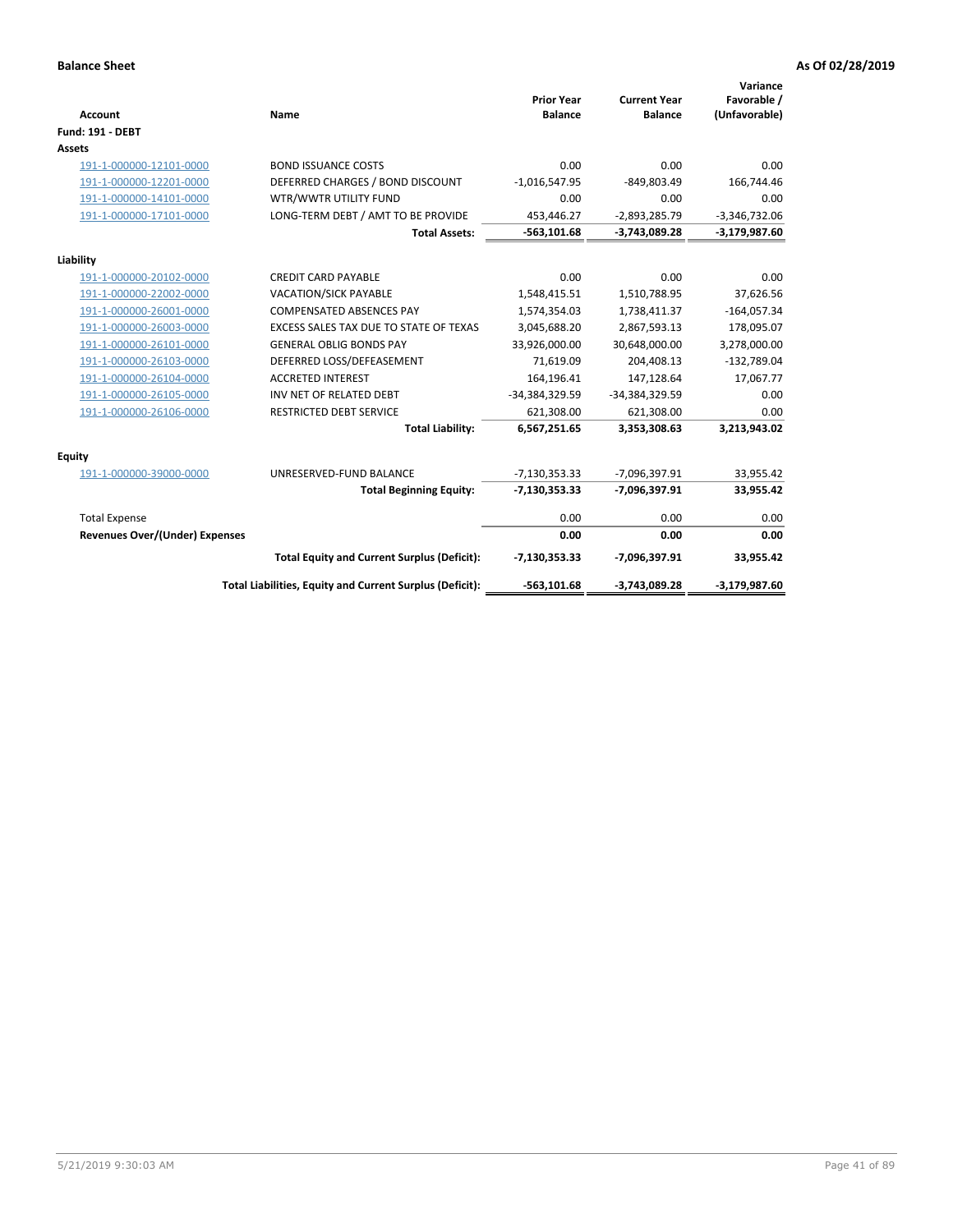**Balance Sheet** **As Of 02/28/2019**

| Account | Name | Prior Year Balance | Current Year Balance | Variance Favorable / (Unfavorable) |
|---|---|---|---|---|
| **Fund: 191 - DEBT** | | | | |
| **Assets** | | | | |
| 191-1-000000-12101-0000 | BOND ISSUANCE COSTS | 0.00 | 0.00 | 0.00 |
| 191-1-000000-12201-0000 | DEFERRED CHARGES / BOND DISCOUNT | -1,016,547.95 | -849,803.49 | 166,744.46 |
| 191-1-000000-14101-0000 | WTR/WWTR UTILITY FUND | 0.00 | 0.00 | 0.00 |
| 191-1-000000-17101-0000 | LONG-TERM DEBT / AMT TO BE PROVIDE | 453,446.27 | -2,893,285.79 | -3,346,732.06 |
| | **Total Assets:** | **-563,101.68** | **-3,743,089.28** | **-3,179,987.60** |
| **Liability** | | | | |
| 191-1-000000-20102-0000 | CREDIT CARD PAYABLE | 0.00 | 0.00 | 0.00 |
| 191-1-000000-22002-0000 | VACATION/SICK PAYABLE | 1,548,415.51 | 1,510,788.95 | 37,626.56 |
| 191-1-000000-26001-0000 | COMPENSATED ABSENCES PAY | 1,574,354.03 | 1,738,411.37 | -164,057.34 |
| 191-1-000000-26003-0000 | EXCESS SALES TAX DUE TO STATE OF TEXAS | 3,045,688.20 | 2,867,593.13 | 178,095.07 |
| 191-1-000000-26101-0000 | GENERAL OBLIG BONDS PAY | 33,926,000.00 | 30,648,000.00 | 3,278,000.00 |
| 191-1-000000-26103-0000 | DEFERRED LOSS/DEFEASEMENT | 71,619.09 | 204,408.13 | -132,789.04 |
| 191-1-000000-26104-0000 | ACCRETED INTEREST | 164,196.41 | 147,128.64 | 17,067.77 |
| 191-1-000000-26105-0000 | INV NET OF RELATED DEBT | -34,384,329.59 | -34,384,329.59 | 0.00 |
| 191-1-000000-26106-0000 | RESTRICTED DEBT SERVICE | 621,308.00 | 621,308.00 | 0.00 |
| | **Total Liability:** | **6,567,251.65** | **3,353,308.63** | **3,213,943.02** |
| **Equity** | | | | |
| 191-1-000000-39000-0000 | UNRESERVED-FUND BALANCE | -7,130,353.33 | -7,096,397.91 | 33,955.42 |
| | **Total Beginning Equity:** | **-7,130,353.33** | **-7,096,397.91** | **33,955.42** |
| Total Expense | | 0.00 | 0.00 | 0.00 |
| **Revenues Over/(Under) Expenses** | | **0.00** | **0.00** | **0.00** |
| | **Total Equity and Current Surplus (Deficit):** | **-7,130,353.33** | **-7,096,397.91** | **33,955.42** |
| | **Total Liabilities, Equity and Current Surplus (Deficit):** | **-563,101.68** | **-3,743,089.28** | **-3,179,987.60** |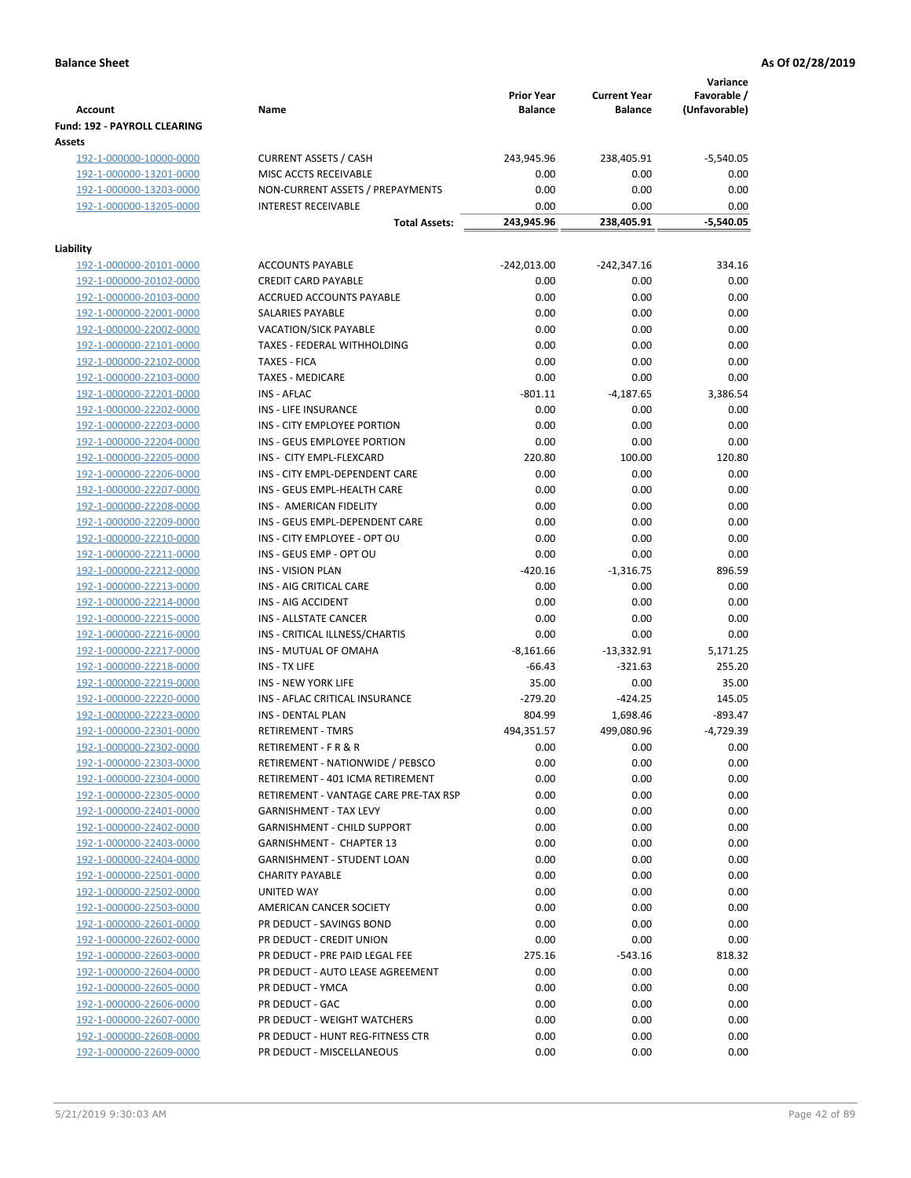**Balance Sheet** **As Of 02/28/2019**

| Account | Name | Prior Year Balance | Current Year Balance | Variance Favorable / (Unfavorable) |
|---|---|---|---|---|
| **Fund: 192 - PAYROLL CLEARING** | | | | |
| **Assets** | | | | |
| 192-1-000000-10000-0000 | CURRENT ASSETS / CASH | 243,945.96 | 238,405.91 | -5,540.05 |
| 192-1-000000-13201-0000 | MISC ACCTS RECEIVABLE | 0.00 | 0.00 | 0.00 |
| 192-1-000000-13203-0000 | NON-CURRENT ASSETS / PREPAYMENTS | 0.00 | 0.00 | 0.00 |
| 192-1-000000-13205-0000 | INTEREST RECEIVABLE | 0.00 | 0.00 | 0.00 |
| | **Total Assets:** | **243,945.96** | **238,405.91** | **-5,540.05** |
| **Liability** | | | | |
| 192-1-000000-20101-0000 | ACCOUNTS PAYABLE | -242,013.00 | -242,347.16 | 334.16 |
| 192-1-000000-20102-0000 | CREDIT CARD PAYABLE | 0.00 | 0.00 | 0.00 |
| 192-1-000000-20103-0000 | ACCRUED ACCOUNTS PAYABLE | 0.00 | 0.00 | 0.00 |
| 192-1-000000-22001-0000 | SALARIES PAYABLE | 0.00 | 0.00 | 0.00 |
| 192-1-000000-22002-0000 | VACATION/SICK PAYABLE | 0.00 | 0.00 | 0.00 |
| 192-1-000000-22101-0000 | TAXES - FEDERAL WITHHOLDING | 0.00 | 0.00 | 0.00 |
| 192-1-000000-22102-0000 | TAXES - FICA | 0.00 | 0.00 | 0.00 |
| 192-1-000000-22103-0000 | TAXES - MEDICARE | 0.00 | 0.00 | 0.00 |
| 192-1-000000-22201-0000 | INS - AFLAC | -801.11 | -4,187.65 | 3,386.54 |
| 192-1-000000-22202-0000 | INS - LIFE INSURANCE | 0.00 | 0.00 | 0.00 |
| 192-1-000000-22203-0000 | INS - CITY EMPLOYEE PORTION | 0.00 | 0.00 | 0.00 |
| 192-1-000000-22204-0000 | INS - GEUS EMPLOYEE PORTION | 0.00 | 0.00 | 0.00 |
| 192-1-000000-22205-0000 | INS - CITY EMPL-FLEXCARD | 220.80 | 100.00 | 120.80 |
| 192-1-000000-22206-0000 | INS - CITY EMPL-DEPENDENT CARE | 0.00 | 0.00 | 0.00 |
| 192-1-000000-22207-0000 | INS - GEUS EMPL-HEALTH CARE | 0.00 | 0.00 | 0.00 |
| 192-1-000000-22208-0000 | INS - AMERICAN FIDELITY | 0.00 | 0.00 | 0.00 |
| 192-1-000000-22209-0000 | INS - GEUS EMPL-DEPENDENT CARE | 0.00 | 0.00 | 0.00 |
| 192-1-000000-22210-0000 | INS - CITY EMPLOYEE - OPT OU | 0.00 | 0.00 | 0.00 |
| 192-1-000000-22211-0000 | INS - GEUS EMP - OPT OU | 0.00 | 0.00 | 0.00 |
| 192-1-000000-22212-0000 | INS - VISION PLAN | -420.16 | -1,316.75 | 896.59 |
| 192-1-000000-22213-0000 | INS - AIG CRITICAL CARE | 0.00 | 0.00 | 0.00 |
| 192-1-000000-22214-0000 | INS - AIG ACCIDENT | 0.00 | 0.00 | 0.00 |
| 192-1-000000-22215-0000 | INS - ALLSTATE CANCER | 0.00 | 0.00 | 0.00 |
| 192-1-000000-22216-0000 | INS - CRITICAL ILLNESS/CHARTIS | 0.00 | 0.00 | 0.00 |
| 192-1-000000-22217-0000 | INS - MUTUAL OF OMAHA | -8,161.66 | -13,332.91 | 5,171.25 |
| 192-1-000000-22218-0000 | INS - TX LIFE | -66.43 | -321.63 | 255.20 |
| 192-1-000000-22219-0000 | INS - NEW YORK LIFE | 35.00 | 0.00 | 35.00 |
| 192-1-000000-22220-0000 | INS - AFLAC CRITICAL INSURANCE | -279.20 | -424.25 | 145.05 |
| 192-1-000000-22223-0000 | INS - DENTAL PLAN | 804.99 | 1,698.46 | -893.47 |
| 192-1-000000-22301-0000 | RETIREMENT - TMRS | 494,351.57 | 499,080.96 | -4,729.39 |
| 192-1-000000-22302-0000 | RETIREMENT - F R & R | 0.00 | 0.00 | 0.00 |
| 192-1-000000-22303-0000 | RETIREMENT - NATIONWIDE / PEBSCO | 0.00 | 0.00 | 0.00 |
| 192-1-000000-22304-0000 | RETIREMENT - 401 ICMA RETIREMENT | 0.00 | 0.00 | 0.00 |
| 192-1-000000-22305-0000 | RETIREMENT - VANTAGE CARE PRE-TAX RSP | 0.00 | 0.00 | 0.00 |
| 192-1-000000-22401-0000 | GARNISHMENT - TAX LEVY | 0.00 | 0.00 | 0.00 |
| 192-1-000000-22402-0000 | GARNISHMENT - CHILD SUPPORT | 0.00 | 0.00 | 0.00 |
| 192-1-000000-22403-0000 | GARNISHMENT - CHAPTER 13 | 0.00 | 0.00 | 0.00 |
| 192-1-000000-22404-0000 | GARNISHMENT - STUDENT LOAN | 0.00 | 0.00 | 0.00 |
| 192-1-000000-22501-0000 | CHARITY PAYABLE | 0.00 | 0.00 | 0.00 |
| 192-1-000000-22502-0000 | UNITED WAY | 0.00 | 0.00 | 0.00 |
| 192-1-000000-22503-0000 | AMERICAN CANCER SOCIETY | 0.00 | 0.00 | 0.00 |
| 192-1-000000-22601-0000 | PR DEDUCT - SAVINGS BOND | 0.00 | 0.00 | 0.00 |
| 192-1-000000-22602-0000 | PR DEDUCT - CREDIT UNION | 0.00 | 0.00 | 0.00 |
| 192-1-000000-22603-0000 | PR DEDUCT - PRE PAID LEGAL FEE | 275.16 | -543.16 | 818.32 |
| 192-1-000000-22604-0000 | PR DEDUCT - AUTO LEASE AGREEMENT | 0.00 | 0.00 | 0.00 |
| 192-1-000000-22605-0000 | PR DEDUCT - YMCA | 0.00 | 0.00 | 0.00 |
| 192-1-000000-22606-0000 | PR DEDUCT - GAC | 0.00 | 0.00 | 0.00 |
| 192-1-000000-22607-0000 | PR DEDUCT - WEIGHT WATCHERS | 0.00 | 0.00 | 0.00 |
| 192-1-000000-22608-0000 | PR DEDUCT - HUNT REG-FITNESS CTR | 0.00 | 0.00 | 0.00 |
| 192-1-000000-22609-0000 | PR DEDUCT - MISCELLANEOUS | 0.00 | 0.00 | 0.00 |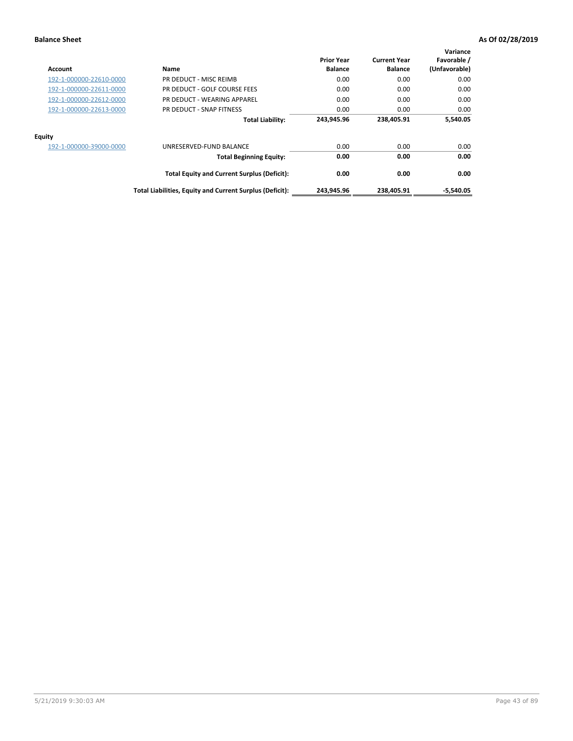**Balance Sheet** **As Of 02/28/2019**

| Account | Name | Prior Year Balance | Current Year Balance | Variance Favorable / (Unfavorable) |
|---|---|---|---|---|
| 192-1-000000-22610-0000 | PR DEDUCT - MISC REIMB | 0.00 | 0.00 | 0.00 |
| 192-1-000000-22611-0000 | PR DEDUCT - GOLF COURSE FEES | 0.00 | 0.00 | 0.00 |
| 192-1-000000-22612-0000 | PR DEDUCT - WEARING APPAREL | 0.00 | 0.00 | 0.00 |
| 192-1-000000-22613-0000 | PR DEDUCT - SNAP FITNESS | 0.00 | 0.00 | 0.00 |
| | **Total Liability:** | **243,945.96** | **238,405.91** | **5,540.05** |
| **Equity** | | | | |
| 192-1-000000-39000-0000 | UNRESERVED-FUND BALANCE | 0.00 | 0.00 | 0.00 |
| | **Total Beginning Equity:** | **0.00** | **0.00** | **0.00** |
| | **Total Equity and Current Surplus (Deficit):** | **0.00** | **0.00** | **0.00** |
| | **Total Liabilities, Equity and Current Surplus (Deficit):** | **243,945.96** | **238,405.91** | **-5,540.05** |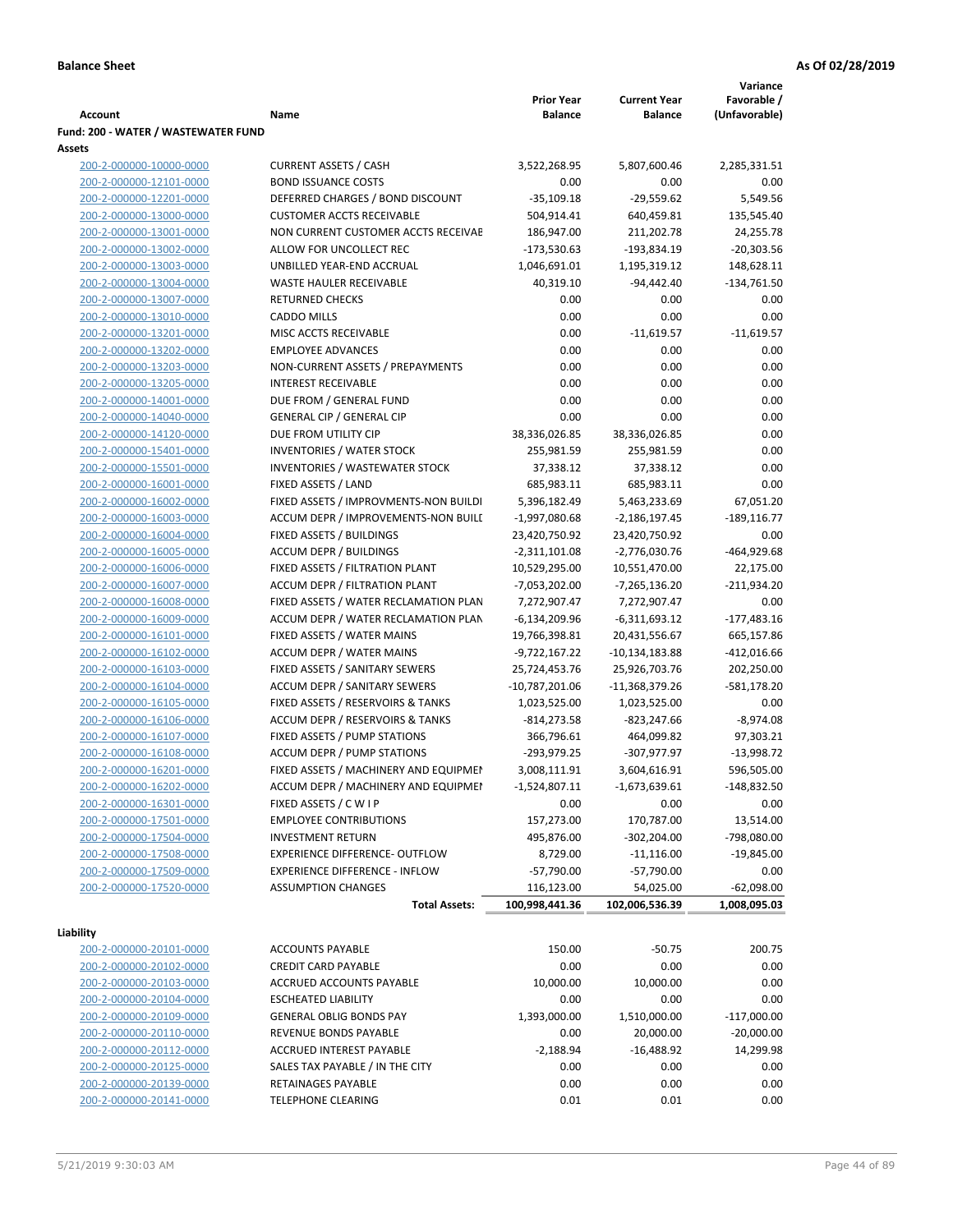**Balance Sheet** **As Of 02/28/2019**

| Account | Name | Prior Year Balance | Current Year Balance | Variance Favorable / (Unfavorable) |
|---|---|---|---|---|
| **Fund: 200 - WATER / WASTEWATER FUND** | | | | |
| **Assets** | | | | |
| 200-2-000000-10000-0000 | CURRENT ASSETS / CASH | 3,522,268.95 | 5,807,600.46 | 2,285,331.51 |
| 200-2-000000-12101-0000 | BOND ISSUANCE COSTS | 0.00 | 0.00 | 0.00 |
| 200-2-000000-12201-0000 | DEFERRED CHARGES / BOND DISCOUNT | -35,109.18 | -29,559.62 | 5,549.56 |
| 200-2-000000-13000-0000 | CUSTOMER ACCTS RECEIVABLE | 504,914.41 | 640,459.81 | 135,545.40 |
| 200-2-000000-13001-0000 | NON CURRENT CUSTOMER ACCTS RECEIVAE | 186,947.00 | 211,202.78 | 24,255.78 |
| 200-2-000000-13002-0000 | ALLOW FOR UNCOLLECT REC | -173,530.63 | -193,834.19 | -20,303.56 |
| 200-2-000000-13003-0000 | UNBILLED YEAR-END ACCRUAL | 1,046,691.01 | 1,195,319.12 | 148,628.11 |
| 200-2-000000-13004-0000 | WASTE HAULER RECEIVABLE | 40,319.10 | -94,442.40 | -134,761.50 |
| 200-2-000000-13007-0000 | RETURNED CHECKS | 0.00 | 0.00 | 0.00 |
| 200-2-000000-13010-0000 | CADDO MILLS | 0.00 | 0.00 | 0.00 |
| 200-2-000000-13201-0000 | MISC ACCTS RECEIVABLE | 0.00 | -11,619.57 | -11,619.57 |
| 200-2-000000-13202-0000 | EMPLOYEE ADVANCES | 0.00 | 0.00 | 0.00 |
| 200-2-000000-13203-0000 | NON-CURRENT ASSETS / PREPAYMENTS | 0.00 | 0.00 | 0.00 |
| 200-2-000000-13205-0000 | INTEREST RECEIVABLE | 0.00 | 0.00 | 0.00 |
| 200-2-000000-14001-0000 | DUE FROM / GENERAL FUND | 0.00 | 0.00 | 0.00 |
| 200-2-000000-14040-0000 | GENERAL CIP / GENERAL CIP | 0.00 | 0.00 | 0.00 |
| 200-2-000000-14120-0000 | DUE FROM UTILITY CIP | 38,336,026.85 | 38,336,026.85 | 0.00 |
| 200-2-000000-15401-0000 | INVENTORIES / WATER STOCK | 255,981.59 | 255,981.59 | 0.00 |
| 200-2-000000-15501-0000 | INVENTORIES / WASTEWATER STOCK | 37,338.12 | 37,338.12 | 0.00 |
| 200-2-000000-16001-0000 | FIXED ASSETS / LAND | 685,983.11 | 685,983.11 | 0.00 |
| 200-2-000000-16002-0000 | FIXED ASSETS / IMPROVMENTS-NON BUILDI | 5,396,182.49 | 5,463,233.69 | 67,051.20 |
| 200-2-000000-16003-0000 | ACCUM DEPR / IMPROVEMENTS-NON BUILI | -1,997,080.68 | -2,186,197.45 | -189,116.77 |
| 200-2-000000-16004-0000 | FIXED ASSETS / BUILDINGS | 23,420,750.92 | 23,420,750.92 | 0.00 |
| 200-2-000000-16005-0000 | ACCUM DEPR / BUILDINGS | -2,311,101.08 | -2,776,030.76 | -464,929.68 |
| 200-2-000000-16006-0000 | FIXED ASSETS / FILTRATION PLANT | 10,529,295.00 | 10,551,470.00 | 22,175.00 |
| 200-2-000000-16007-0000 | ACCUM DEPR / FILTRATION PLANT | -7,053,202.00 | -7,265,136.20 | -211,934.20 |
| 200-2-000000-16008-0000 | FIXED ASSETS / WATER RECLAMATION PLAN | 7,272,907.47 | 7,272,907.47 | 0.00 |
| 200-2-000000-16009-0000 | ACCUM DEPR / WATER RECLAMATION PLAN | -6,134,209.96 | -6,311,693.12 | -177,483.16 |
| 200-2-000000-16101-0000 | FIXED ASSETS / WATER MAINS | 19,766,398.81 | 20,431,556.67 | 665,157.86 |
| 200-2-000000-16102-0000 | ACCUM DEPR / WATER MAINS | -9,722,167.22 | -10,134,183.88 | -412,016.66 |
| 200-2-000000-16103-0000 | FIXED ASSETS / SANITARY SEWERS | 25,724,453.76 | 25,926,703.76 | 202,250.00 |
| 200-2-000000-16104-0000 | ACCUM DEPR / SANITARY SEWERS | -10,787,201.06 | -11,368,379.26 | -581,178.20 |
| 200-2-000000-16105-0000 | FIXED ASSETS / RESERVOIRS & TANKS | 1,023,525.00 | 1,023,525.00 | 0.00 |
| 200-2-000000-16106-0000 | ACCUM DEPR / RESERVOIRS & TANKS | -814,273.58 | -823,247.66 | -8,974.08 |
| 200-2-000000-16107-0000 | FIXED ASSETS / PUMP STATIONS | 366,796.61 | 464,099.82 | 97,303.21 |
| 200-2-000000-16108-0000 | ACCUM DEPR / PUMP STATIONS | -293,979.25 | -307,977.97 | -13,998.72 |
| 200-2-000000-16201-0000 | FIXED ASSETS / MACHINERY AND EQUIPMEN | 3,008,111.91 | 3,604,616.91 | 596,505.00 |
| 200-2-000000-16202-0000 | ACCUM DEPR / MACHINERY AND EQUIPMEI | -1,524,807.11 | -1,673,639.61 | -148,832.50 |
| 200-2-000000-16301-0000 | FIXED ASSETS / C W I P | 0.00 | 0.00 | 0.00 |
| 200-2-000000-17501-0000 | EMPLOYEE CONTRIBUTIONS | 157,273.00 | 170,787.00 | 13,514.00 |
| 200-2-000000-17504-0000 | INVESTMENT RETURN | 495,876.00 | -302,204.00 | -798,080.00 |
| 200-2-000000-17508-0000 | EXPERIENCE DIFFERENCE- OUTFLOW | 8,729.00 | -11,116.00 | -19,845.00 |
| 200-2-000000-17509-0000 | EXPERIENCE DIFFERENCE - INFLOW | -57,790.00 | -57,790.00 | 0.00 |
| 200-2-000000-17520-0000 | ASSUMPTION CHANGES | 116,123.00 | 54,025.00 | -62,098.00 |
| | **Total Assets:** | **100,998,441.36** | **102,006,536.39** | **1,008,095.03** |
| **Liability** | | | | |
| 200-2-000000-20101-0000 | ACCOUNTS PAYABLE | 150.00 | -50.75 | 200.75 |
| 200-2-000000-20102-0000 | CREDIT CARD PAYABLE | 0.00 | 0.00 | 0.00 |
| 200-2-000000-20103-0000 | ACCRUED ACCOUNTS PAYABLE | 10,000.00 | 10,000.00 | 0.00 |
| 200-2-000000-20104-0000 | ESCHEATED LIABILITY | 0.00 | 0.00 | 0.00 |
| 200-2-000000-20109-0000 | GENERAL OBLIG BONDS PAY | 1,393,000.00 | 1,510,000.00 | -117,000.00 |
| 200-2-000000-20110-0000 | REVENUE BONDS PAYABLE | 0.00 | 20,000.00 | -20,000.00 |
| 200-2-000000-20112-0000 | ACCRUED INTEREST PAYABLE | -2,188.94 | -16,488.92 | 14,299.98 |
| 200-2-000000-20125-0000 | SALES TAX PAYABLE / IN THE CITY | 0.00 | 0.00 | 0.00 |
| 200-2-000000-20139-0000 | RETAINAGES PAYABLE | 0.00 | 0.00 | 0.00 |
| 200-2-000000-20141-0000 | TELEPHONE CLEARING | 0.01 | 0.01 | 0.00 |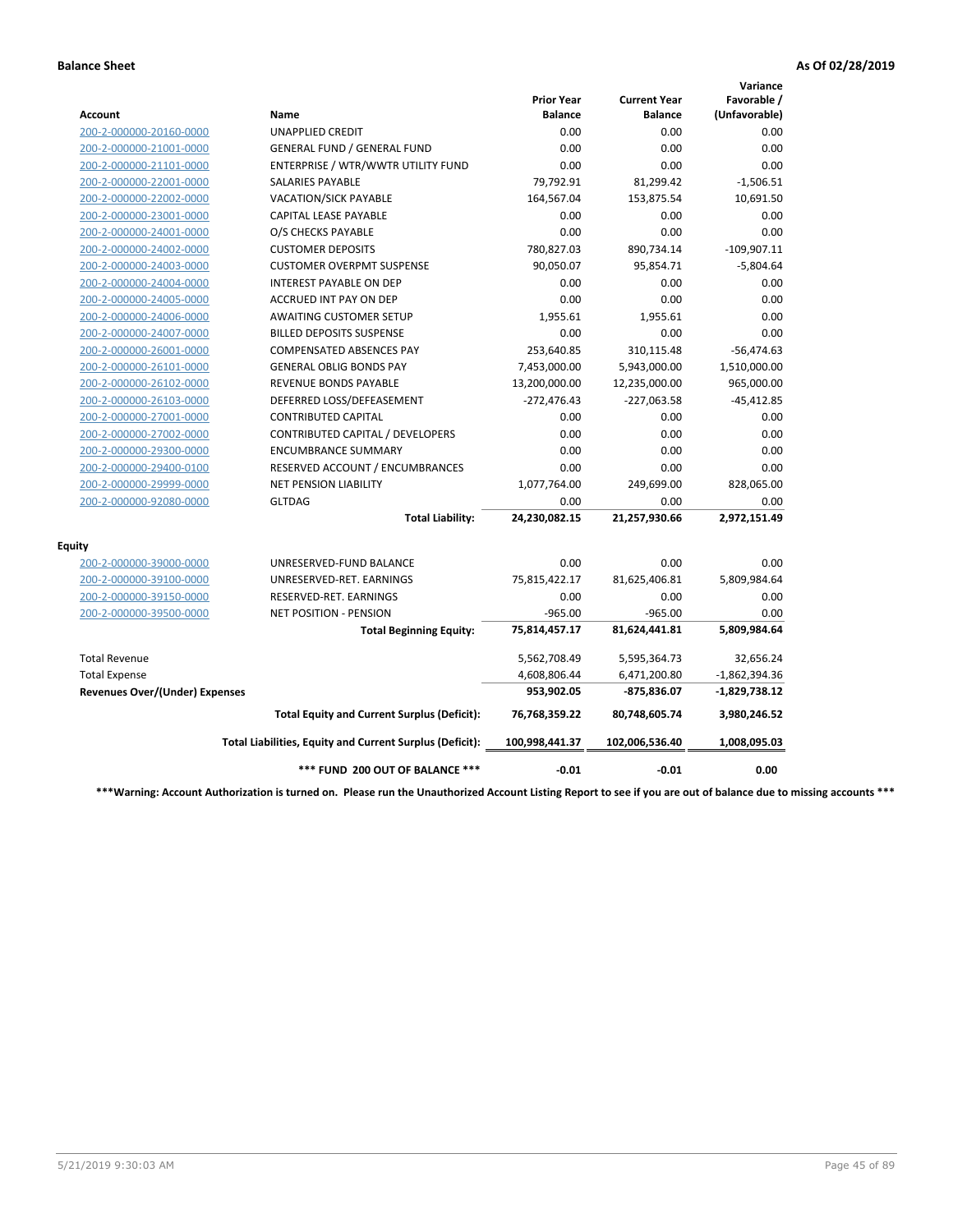**Balance Sheet** **As Of 02/28/2019**

| Account | Name | Prior Year Balance | Current Year Balance | Variance Favorable / (Unfavorable) |
|---|---|---|---|---|
| 200-2-000000-20160-0000 | UNAPPLIED CREDIT | 0.00 | 0.00 | 0.00 |
| 200-2-000000-21001-0000 | GENERAL FUND / GENERAL FUND | 0.00 | 0.00 | 0.00 |
| 200-2-000000-21101-0000 | ENTERPRISE / WTR/WWTR UTILITY FUND | 0.00 | 0.00 | 0.00 |
| 200-2-000000-22001-0000 | SALARIES PAYABLE | 79,792.91 | 81,299.42 | -1,506.51 |
| 200-2-000000-22002-0000 | VACATION/SICK PAYABLE | 164,567.04 | 153,875.54 | 10,691.50 |
| 200-2-000000-23001-0000 | CAPITAL LEASE PAYABLE | 0.00 | 0.00 | 0.00 |
| 200-2-000000-24001-0000 | O/S CHECKS PAYABLE | 0.00 | 0.00 | 0.00 |
| 200-2-000000-24002-0000 | CUSTOMER DEPOSITS | 780,827.03 | 890,734.14 | -109,907.11 |
| 200-2-000000-24003-0000 | CUSTOMER OVERPMT SUSPENSE | 90,050.07 | 95,854.71 | -5,804.64 |
| 200-2-000000-24004-0000 | INTEREST PAYABLE ON DEP | 0.00 | 0.00 | 0.00 |
| 200-2-000000-24005-0000 | ACCRUED INT PAY ON DEP | 0.00 | 0.00 | 0.00 |
| 200-2-000000-24006-0000 | AWAITING CUSTOMER SETUP | 1,955.61 | 1,955.61 | 0.00 |
| 200-2-000000-24007-0000 | BILLED DEPOSITS SUSPENSE | 0.00 | 0.00 | 0.00 |
| 200-2-000000-26001-0000 | COMPENSATED ABSENCES PAY | 253,640.85 | 310,115.48 | -56,474.63 |
| 200-2-000000-26101-0000 | GENERAL OBLIG BONDS PAY | 7,453,000.00 | 5,943,000.00 | 1,510,000.00 |
| 200-2-000000-26102-0000 | REVENUE BONDS PAYABLE | 13,200,000.00 | 12,235,000.00 | 965,000.00 |
| 200-2-000000-26103-0000 | DEFERRED LOSS/DEFEASEMENT | -272,476.43 | -227,063.58 | -45,412.85 |
| 200-2-000000-27001-0000 | CONTRIBUTED CAPITAL | 0.00 | 0.00 | 0.00 |
| 200-2-000000-27002-0000 | CONTRIBUTED CAPITAL / DEVELOPERS | 0.00 | 0.00 | 0.00 |
| 200-2-000000-29300-0000 | ENCUMBRANCE SUMMARY | 0.00 | 0.00 | 0.00 |
| 200-2-000000-29400-0100 | RESERVED ACCOUNT / ENCUMBRANCES | 0.00 | 0.00 | 0.00 |
| 200-2-000000-29999-0000 | NET PENSION LIABILITY | 1,077,764.00 | 249,699.00 | 828,065.00 |
| 200-2-000000-92080-0000 | GLTDAG | 0.00 | 0.00 | 0.00 |
| | **Total Liability:** | **24,230,082.15** | **21,257,930.66** | **2,972,151.49** |
| **Equity** | | | | |
| 200-2-000000-39000-0000 | UNRESERVED-FUND BALANCE | 0.00 | 0.00 | 0.00 |
| 200-2-000000-39100-0000 | UNRESERVED-RET. EARNINGS | 75,815,422.17 | 81,625,406.81 | 5,809,984.64 |
| 200-2-000000-39150-0000 | RESERVED-RET. EARNINGS | 0.00 | 0.00 | 0.00 |
| 200-2-000000-39500-0000 | NET POSITION - PENSION | -965.00 | -965.00 | 0.00 |
| | **Total Beginning Equity:** | **75,814,457.17** | **81,624,441.81** | **5,809,984.64** |
| Total Revenue | | 5,562,708.49 | 5,595,364.73 | 32,656.24 |
| Total Expense | | 4,608,806.44 | 6,471,200.80 | -1,862,394.36 |
| **Revenues Over/(Under) Expenses** | | **953,902.05** | **-875,836.07** | **-1,829,738.12** |
| | **Total Equity and Current Surplus (Deficit):** | **76,768,359.22** | **80,748,605.74** | **3,980,246.52** |
| | **Total Liabilities, Equity and Current Surplus (Deficit):** | **100,998,441.37** | **102,006,536.40** | **1,008,095.03** |
| | **\*\*\* FUND 200 OUT OF BALANCE \*\*\*** | **-0.01** | **-0.01** | **0.00** |

**\*\*\*Warning: Account Authorization is turned on. Please run the Unauthorized Account Listing Report to see if you are out of balance due to missing accounts \*\*\***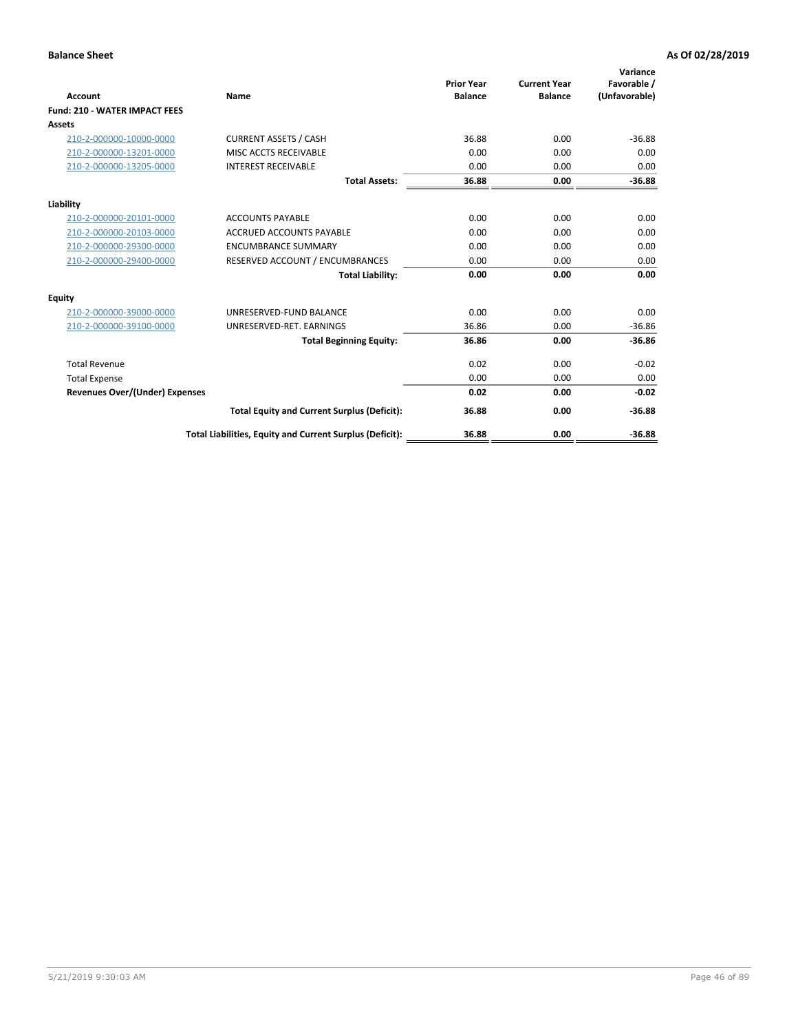**Balance Sheet** **As Of 02/28/2019**

| Account | Name | Prior Year Balance | Current Year Balance | Variance Favorable / (Unfavorable) |
|---|---|---|---|---|
| **Fund: 210 - WATER IMPACT FEES** | | | | |
| **Assets** | | | | |
| 210-2-000000-10000-0000 | CURRENT ASSETS / CASH | 36.88 | 0.00 | -36.88 |
| 210-2-000000-13201-0000 | MISC ACCTS RECEIVABLE | 0.00 | 0.00 | 0.00 |
| 210-2-000000-13205-0000 | INTEREST RECEIVABLE | 0.00 | 0.00 | 0.00 |
| | **Total Assets:** | **36.88** | **0.00** | **-36.88** |
| **Liability** | | | | |
| 210-2-000000-20101-0000 | ACCOUNTS PAYABLE | 0.00 | 0.00 | 0.00 |
| 210-2-000000-20103-0000 | ACCRUED ACCOUNTS PAYABLE | 0.00 | 0.00 | 0.00 |
| 210-2-000000-29300-0000 | ENCUMBRANCE SUMMARY | 0.00 | 0.00 | 0.00 |
| 210-2-000000-29400-0000 | RESERVED ACCOUNT / ENCUMBRANCES | 0.00 | 0.00 | 0.00 |
| | **Total Liability:** | **0.00** | **0.00** | **0.00** |
| **Equity** | | | | |
| 210-2-000000-39000-0000 | UNRESERVED-FUND BALANCE | 0.00 | 0.00 | 0.00 |
| 210-2-000000-39100-0000 | UNRESERVED-RET. EARNINGS | 36.86 | 0.00 | -36.86 |
| | **Total Beginning Equity:** | **36.86** | **0.00** | **-36.86** |
| Total Revenue | | 0.02 | 0.00 | -0.02 |
| Total Expense | | 0.00 | 0.00 | 0.00 |
| **Revenues Over/(Under) Expenses** | | **0.02** | **0.00** | **-0.02** |
| | **Total Equity and Current Surplus (Deficit):** | **36.88** | **0.00** | **-36.88** |
| | **Total Liabilities, Equity and Current Surplus (Deficit):** | **36.88** | **0.00** | **-36.88** |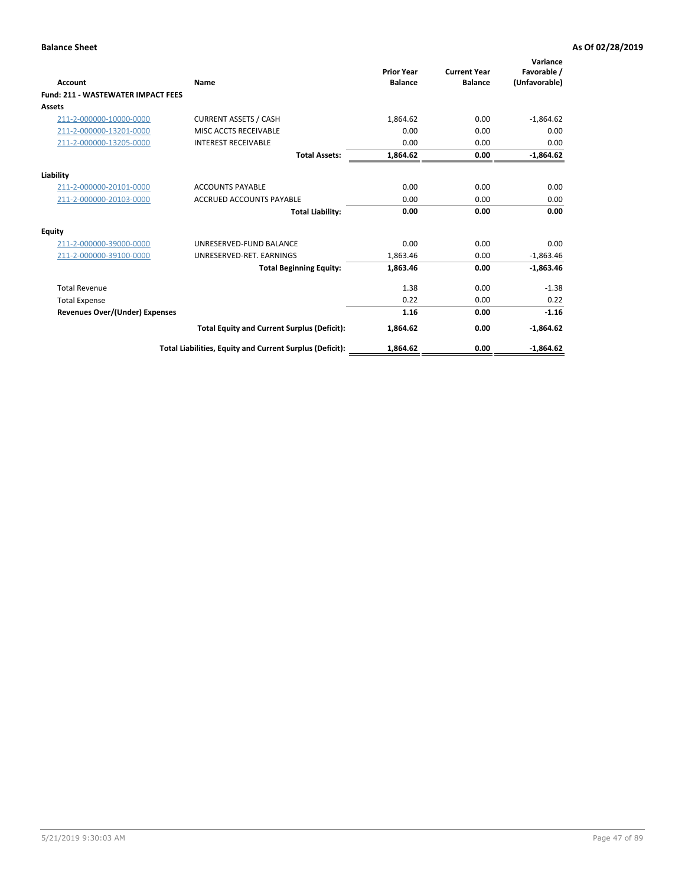**Balance Sheet** **As Of 02/28/2019**

| Account | Name | Prior Year Balance | Current Year Balance | Variance Favorable / (Unfavorable) |
|---|---|---|---|---|
| **Fund: 211 - WASTEWATER IMPACT FEES** | | | | |
| **Assets** | | | | |
| 211-2-000000-10000-0000 | CURRENT ASSETS / CASH | 1,864.62 | 0.00 | -1,864.62 |
| 211-2-000000-13201-0000 | MISC ACCTS RECEIVABLE | 0.00 | 0.00 | 0.00 |
| 211-2-000000-13205-0000 | INTEREST RECEIVABLE | 0.00 | 0.00 | 0.00 |
| | **Total Assets:** | **1,864.62** | **0.00** | **-1,864.62** |
| **Liability** | | | | |
| 211-2-000000-20101-0000 | ACCOUNTS PAYABLE | 0.00 | 0.00 | 0.00 |
| 211-2-000000-20103-0000 | ACCRUED ACCOUNTS PAYABLE | 0.00 | 0.00 | 0.00 |
| | **Total Liability:** | **0.00** | **0.00** | **0.00** |
| **Equity** | | | | |
| 211-2-000000-39000-0000 | UNRESERVED-FUND BALANCE | 0.00 | 0.00 | 0.00 |
| 211-2-000000-39100-0000 | UNRESERVED-RET. EARNINGS | 1,863.46 | 0.00 | -1,863.46 |
| | **Total Beginning Equity:** | **1,863.46** | **0.00** | **-1,863.46** |
| Total Revenue | | 1.38 | 0.00 | -1.38 |
| Total Expense | | 0.22 | 0.00 | 0.22 |
| **Revenues Over/(Under) Expenses** | | **1.16** | **0.00** | **-1.16** |
| | **Total Equity and Current Surplus (Deficit):** | **1,864.62** | **0.00** | **-1,864.62** |
| | **Total Liabilities, Equity and Current Surplus (Deficit):** | **1,864.62** | **0.00** | **-1,864.62** |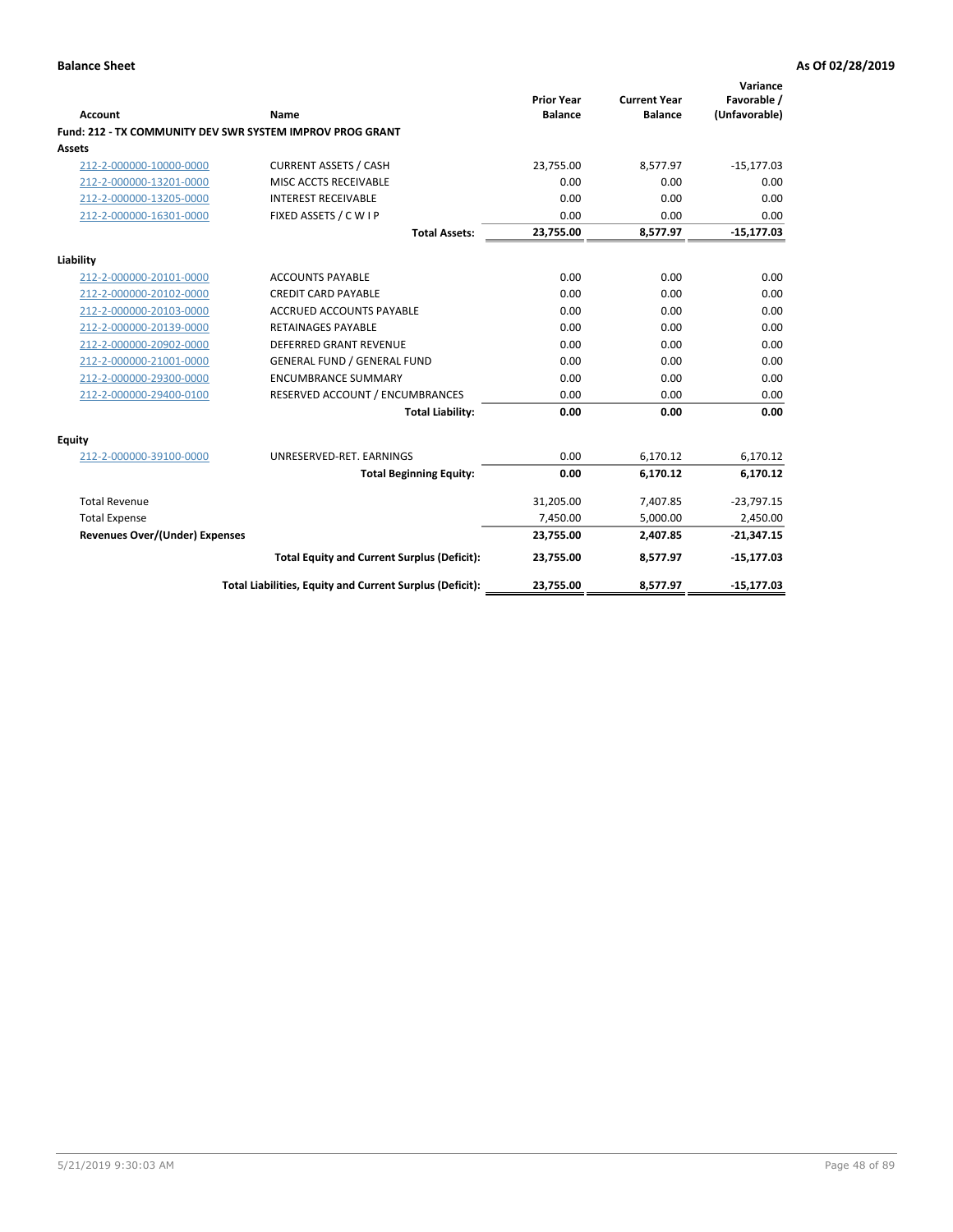**Balance Sheet** **As Of 02/28/2019**

| Account | Name | Prior Year Balance | Current Year Balance | Variance Favorable / (Unfavorable) |
|---|---|---|---|---|
| **Fund: 212 - TX COMMUNITY DEV SWR SYSTEM IMPROV PROG GRANT** | | | | |
| **Assets** | | | | |
| 212-2-000000-10000-0000 | CURRENT ASSETS / CASH | 23,755.00 | 8,577.97 | -15,177.03 |
| 212-2-000000-13201-0000 | MISC ACCTS RECEIVABLE | 0.00 | 0.00 | 0.00 |
| 212-2-000000-13205-0000 | INTEREST RECEIVABLE | 0.00 | 0.00 | 0.00 |
| 212-2-000000-16301-0000 | FIXED ASSETS / C W I P | 0.00 | 0.00 | 0.00 |
| | **Total Assets:** | **23,755.00** | **8,577.97** | **-15,177.03** |
| **Liability** | | | | |
| 212-2-000000-20101-0000 | ACCOUNTS PAYABLE | 0.00 | 0.00 | 0.00 |
| 212-2-000000-20102-0000 | CREDIT CARD PAYABLE | 0.00 | 0.00 | 0.00 |
| 212-2-000000-20103-0000 | ACCRUED ACCOUNTS PAYABLE | 0.00 | 0.00 | 0.00 |
| 212-2-000000-20139-0000 | RETAINAGES PAYABLE | 0.00 | 0.00 | 0.00 |
| 212-2-000000-20902-0000 | DEFERRED GRANT REVENUE | 0.00 | 0.00 | 0.00 |
| 212-2-000000-21001-0000 | GENERAL FUND / GENERAL FUND | 0.00 | 0.00 | 0.00 |
| 212-2-000000-29300-0000 | ENCUMBRANCE SUMMARY | 0.00 | 0.00 | 0.00 |
| 212-2-000000-29400-0100 | RESERVED ACCOUNT / ENCUMBRANCES | 0.00 | 0.00 | 0.00 |
| | **Total Liability:** | **0.00** | **0.00** | **0.00** |
| **Equity** | | | | |
| 212-2-000000-39100-0000 | UNRESERVED-RET. EARNINGS | 0.00 | 6,170.12 | 6,170.12 |
| | **Total Beginning Equity:** | **0.00** | **6,170.12** | **6,170.12** |
| Total Revenue | | 31,205.00 | 7,407.85 | -23,797.15 |
| Total Expense | | 7,450.00 | 5,000.00 | 2,450.00 |
| **Revenues Over/(Under) Expenses** | | **23,755.00** | **2,407.85** | **-21,347.15** |
| | **Total Equity and Current Surplus (Deficit):** | **23,755.00** | **8,577.97** | **-15,177.03** |
| | **Total Liabilities, Equity and Current Surplus (Deficit):** | **23,755.00** | **8,577.97** | **-15,177.03** |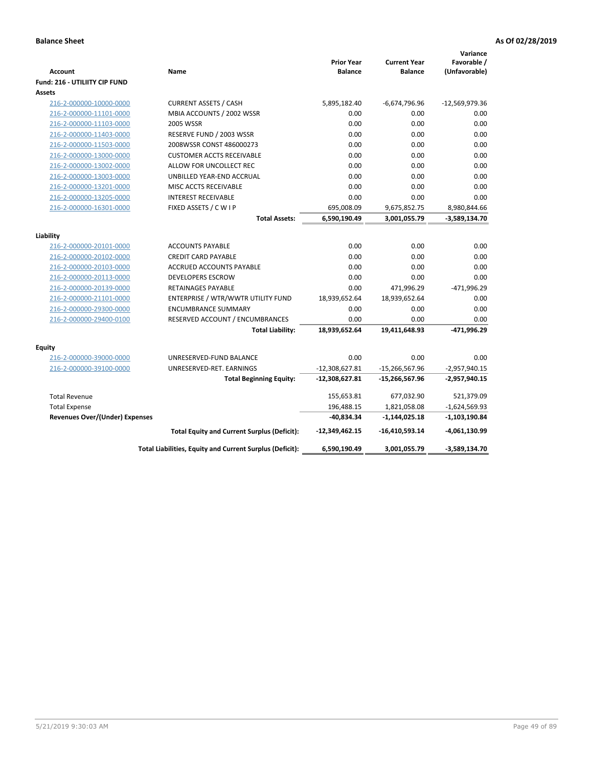**Balance Sheet** **As Of 02/28/2019**

| Account | Name | Prior Year Balance | Current Year Balance | Variance Favorable / (Unfavorable) |
|---|---|---|---|---|
| **Fund: 216 - UTILIITY CIP FUND** | | | | |
| **Assets** | | | | |
| 216-2-000000-10000-0000 | CURRENT ASSETS / CASH | 5,895,182.40 | -6,674,796.96 | -12,569,979.36 |
| 216-2-000000-11101-0000 | MBIA ACCOUNTS / 2002 WSSR | 0.00 | 0.00 | 0.00 |
| 216-2-000000-11103-0000 | 2005 WSSR | 0.00 | 0.00 | 0.00 |
| 216-2-000000-11403-0000 | RESERVE FUND / 2003 WSSR | 0.00 | 0.00 | 0.00 |
| 216-2-000000-11503-0000 | 2008WSSR CONST 486000273 | 0.00 | 0.00 | 0.00 |
| 216-2-000000-13000-0000 | CUSTOMER ACCTS RECEIVABLE | 0.00 | 0.00 | 0.00 |
| 216-2-000000-13002-0000 | ALLOW FOR UNCOLLECT REC | 0.00 | 0.00 | 0.00 |
| 216-2-000000-13003-0000 | UNBILLED YEAR-END ACCRUAL | 0.00 | 0.00 | 0.00 |
| 216-2-000000-13201-0000 | MISC ACCTS RECEIVABLE | 0.00 | 0.00 | 0.00 |
| 216-2-000000-13205-0000 | INTEREST RECEIVABLE | 0.00 | 0.00 | 0.00 |
| 216-2-000000-16301-0000 | FIXED ASSETS / C W I P | 695,008.09 | 9,675,852.75 | 8,980,844.66 |
| | **Total Assets:** | **6,590,190.49** | **3,001,055.79** | **-3,589,134.70** |
| **Liability** | | | | |
| 216-2-000000-20101-0000 | ACCOUNTS PAYABLE | 0.00 | 0.00 | 0.00 |
| 216-2-000000-20102-0000 | CREDIT CARD PAYABLE | 0.00 | 0.00 | 0.00 |
| 216-2-000000-20103-0000 | ACCRUED ACCOUNTS PAYABLE | 0.00 | 0.00 | 0.00 |
| 216-2-000000-20113-0000 | DEVELOPERS ESCROW | 0.00 | 0.00 | 0.00 |
| 216-2-000000-20139-0000 | RETAINAGES PAYABLE | 0.00 | 471,996.29 | -471,996.29 |
| 216-2-000000-21101-0000 | ENTERPRISE / WTR/WWTR UTILITY FUND | 18,939,652.64 | 18,939,652.64 | 0.00 |
| 216-2-000000-29300-0000 | ENCUMBRANCE SUMMARY | 0.00 | 0.00 | 0.00 |
| 216-2-000000-29400-0100 | RESERVED ACCOUNT / ENCUMBRANCES | 0.00 | 0.00 | 0.00 |
| | **Total Liability:** | **18,939,652.64** | **19,411,648.93** | **-471,996.29** |
| **Equity** | | | | |
| 216-2-000000-39000-0000 | UNRESERVED-FUND BALANCE | 0.00 | 0.00 | 0.00 |
| 216-2-000000-39100-0000 | UNRESERVED-RET. EARNINGS | -12,308,627.81 | -15,266,567.96 | -2,957,940.15 |
| | **Total Beginning Equity:** | **-12,308,627.81** | **-15,266,567.96** | **-2,957,940.15** |
| Total Revenue | | 155,653.81 | 677,032.90 | 521,379.09 |
| Total Expense | | 196,488.15 | 1,821,058.08 | -1,624,569.93 |
| **Revenues Over/(Under) Expenses** | | **-40,834.34** | **-1,144,025.18** | **-1,103,190.84** |
| | **Total Equity and Current Surplus (Deficit):** | **-12,349,462.15** | **-16,410,593.14** | **-4,061,130.99** |
| | **Total Liabilities, Equity and Current Surplus (Deficit):** | **6,590,190.49** | **3,001,055.79** | **-3,589,134.70** |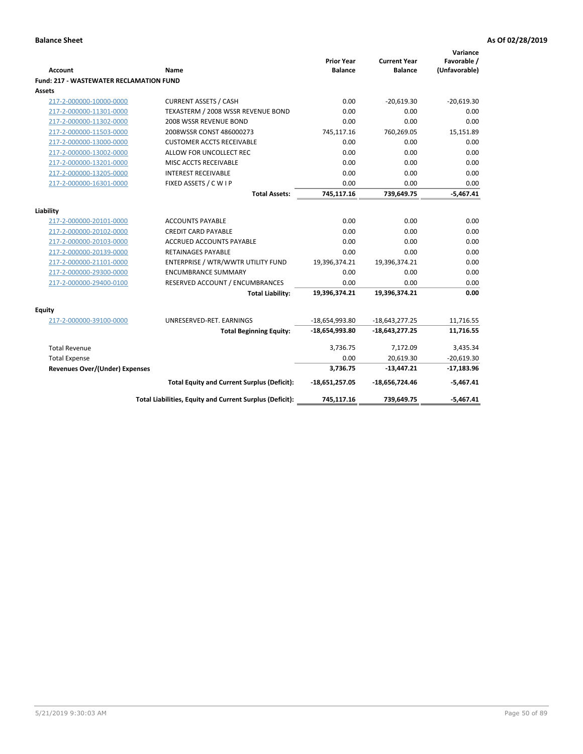**Balance Sheet** **As Of 02/28/2019**

| Account | Name | Prior Year Balance | Current Year Balance | Variance Favorable / (Unfavorable) |
|---|---|---|---|---|
| **Fund: 217 - WASTEWATER RECLAMATION FUND** | | | | |
| **Assets** | | | | |
| 217-2-000000-10000-0000 | CURRENT ASSETS / CASH | 0.00 | -20,619.30 | -20,619.30 |
| 217-2-000000-11301-0000 | TEXASTERM / 2008 WSSR REVENUE BOND | 0.00 | 0.00 | 0.00 |
| 217-2-000000-11302-0000 | 2008 WSSR REVENUE BOND | 0.00 | 0.00 | 0.00 |
| 217-2-000000-11503-0000 | 2008WSSR CONST 486000273 | 745,117.16 | 760,269.05 | 15,151.89 |
| 217-2-000000-13000-0000 | CUSTOMER ACCTS RECEIVABLE | 0.00 | 0.00 | 0.00 |
| 217-2-000000-13002-0000 | ALLOW FOR UNCOLLECT REC | 0.00 | 0.00 | 0.00 |
| 217-2-000000-13201-0000 | MISC ACCTS RECEIVABLE | 0.00 | 0.00 | 0.00 |
| 217-2-000000-13205-0000 | INTEREST RECEIVABLE | 0.00 | 0.00 | 0.00 |
| 217-2-000000-16301-0000 | FIXED ASSETS / C W I P | 0.00 | 0.00 | 0.00 |
| | **Total Assets:** | **745,117.16** | **739,649.75** | **-5,467.41** |
| **Liability** | | | | |
| 217-2-000000-20101-0000 | ACCOUNTS PAYABLE | 0.00 | 0.00 | 0.00 |
| 217-2-000000-20102-0000 | CREDIT CARD PAYABLE | 0.00 | 0.00 | 0.00 |
| 217-2-000000-20103-0000 | ACCRUED ACCOUNTS PAYABLE | 0.00 | 0.00 | 0.00 |
| 217-2-000000-20139-0000 | RETAINAGES PAYABLE | 0.00 | 0.00 | 0.00 |
| 217-2-000000-21101-0000 | ENTERPRISE / WTR/WWTR UTILITY FUND | 19,396,374.21 | 19,396,374.21 | 0.00 |
| 217-2-000000-29300-0000 | ENCUMBRANCE SUMMARY | 0.00 | 0.00 | 0.00 |
| 217-2-000000-29400-0100 | RESERVED ACCOUNT / ENCUMBRANCES | 0.00 | 0.00 | 0.00 |
| | **Total Liability:** | **19,396,374.21** | **19,396,374.21** | **0.00** |
| **Equity** | | | | |
| 217-2-000000-39100-0000 | UNRESERVED-RET. EARNINGS | -18,654,993.80 | -18,643,277.25 | 11,716.55 |
| | **Total Beginning Equity:** | **-18,654,993.80** | **-18,643,277.25** | **11,716.55** |
| Total Revenue | | 3,736.75 | 7,172.09 | 3,435.34 |
| Total Expense | | 0.00 | 20,619.30 | -20,619.30 |
| **Revenues Over/(Under) Expenses** | | **3,736.75** | **-13,447.21** | **-17,183.96** |
| | **Total Equity and Current Surplus (Deficit):** | **-18,651,257.05** | **-18,656,724.46** | **-5,467.41** |
| | **Total Liabilities, Equity and Current Surplus (Deficit):** | **745,117.16** | **739,649.75** | **-5,467.41** |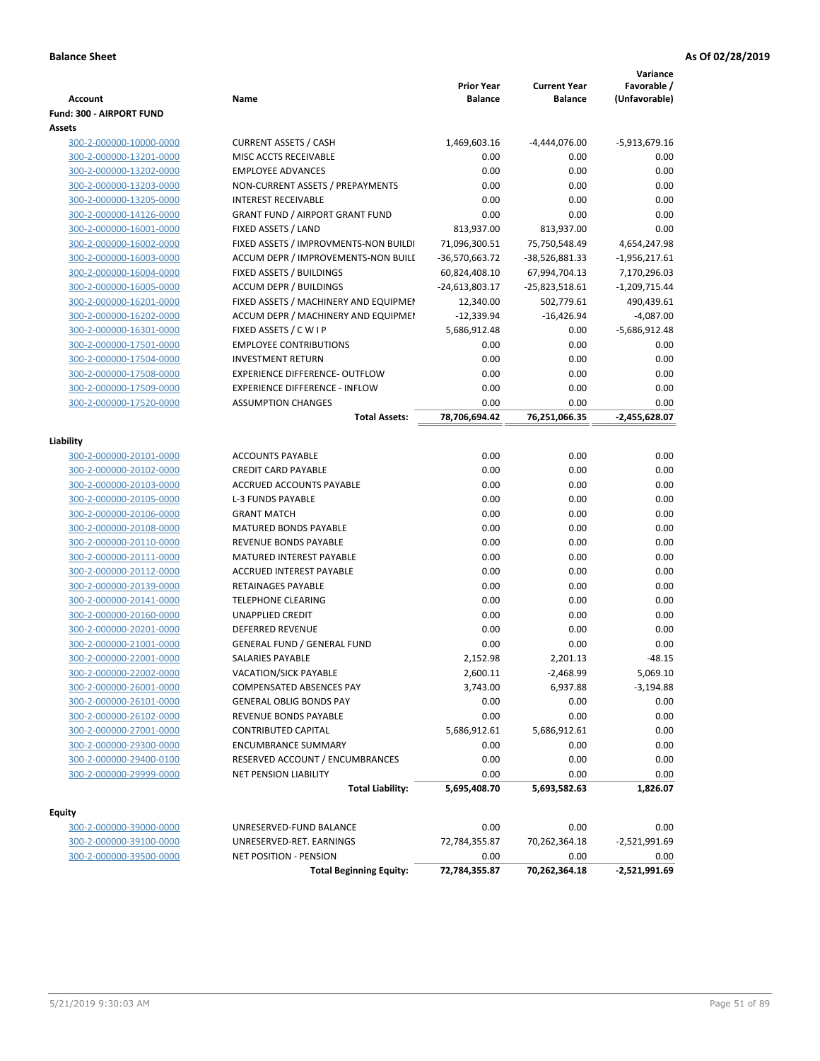**Balance Sheet** **As Of 02/28/2019**

| Account | Name | Prior Year Balance | Current Year Balance | Variance Favorable / (Unfavorable) |
|---|---|---|---|---|
| **Fund: 300 - AIRPORT FUND** | | | | |
| **Assets** | | | | |
| 300-2-000000-10000-0000 | CURRENT ASSETS / CASH | 1,469,603.16 | -4,444,076.00 | -5,913,679.16 |
| 300-2-000000-13201-0000 | MISC ACCTS RECEIVABLE | 0.00 | 0.00 | 0.00 |
| 300-2-000000-13202-0000 | EMPLOYEE ADVANCES | 0.00 | 0.00 | 0.00 |
| 300-2-000000-13203-0000 | NON-CURRENT ASSETS / PREPAYMENTS | 0.00 | 0.00 | 0.00 |
| 300-2-000000-13205-0000 | INTEREST RECEIVABLE | 0.00 | 0.00 | 0.00 |
| 300-2-000000-14126-0000 | GRANT FUND / AIRPORT GRANT FUND | 0.00 | 0.00 | 0.00 |
| 300-2-000000-16001-0000 | FIXED ASSETS / LAND | 813,937.00 | 813,937.00 | 0.00 |
| 300-2-000000-16002-0000 | FIXED ASSETS / IMPROVMENTS-NON BUILDI | 71,096,300.51 | 75,750,548.49 | 4,654,247.98 |
| 300-2-000000-16003-0000 | ACCUM DEPR / IMPROVEMENTS-NON BUILI | -36,570,663.72 | -38,526,881.33 | -1,956,217.61 |
| 300-2-000000-16004-0000 | FIXED ASSETS / BUILDINGS | 60,824,408.10 | 67,994,704.13 | 7,170,296.03 |
| 300-2-000000-16005-0000 | ACCUM DEPR / BUILDINGS | -24,613,803.17 | -25,823,518.61 | -1,209,715.44 |
| 300-2-000000-16201-0000 | FIXED ASSETS / MACHINERY AND EQUIPMEI | 12,340.00 | 502,779.61 | 490,439.61 |
| 300-2-000000-16202-0000 | ACCUM DEPR / MACHINERY AND EQUIPMEI | -12,339.94 | -16,426.94 | -4,087.00 |
| 300-2-000000-16301-0000 | FIXED ASSETS / C W I P | 5,686,912.48 | 0.00 | -5,686,912.48 |
| 300-2-000000-17501-0000 | EMPLOYEE CONTRIBUTIONS | 0.00 | 0.00 | 0.00 |
| 300-2-000000-17504-0000 | INVESTMENT RETURN | 0.00 | 0.00 | 0.00 |
| 300-2-000000-17508-0000 | EXPERIENCE DIFFERENCE- OUTFLOW | 0.00 | 0.00 | 0.00 |
| 300-2-000000-17509-0000 | EXPERIENCE DIFFERENCE - INFLOW | 0.00 | 0.00 | 0.00 |
| 300-2-000000-17520-0000 | ASSUMPTION CHANGES | 0.00 | 0.00 | 0.00 |
| | **Total Assets:** | **78,706,694.42** | **76,251,066.35** | **-2,455,628.07** |
| **Liability** | | | | |
| 300-2-000000-20101-0000 | ACCOUNTS PAYABLE | 0.00 | 0.00 | 0.00 |
| 300-2-000000-20102-0000 | CREDIT CARD PAYABLE | 0.00 | 0.00 | 0.00 |
| 300-2-000000-20103-0000 | ACCRUED ACCOUNTS PAYABLE | 0.00 | 0.00 | 0.00 |
| 300-2-000000-20105-0000 | L-3 FUNDS PAYABLE | 0.00 | 0.00 | 0.00 |
| 300-2-000000-20106-0000 | GRANT MATCH | 0.00 | 0.00 | 0.00 |
| 300-2-000000-20108-0000 | MATURED BONDS PAYABLE | 0.00 | 0.00 | 0.00 |
| 300-2-000000-20110-0000 | REVENUE BONDS PAYABLE | 0.00 | 0.00 | 0.00 |
| 300-2-000000-20111-0000 | MATURED INTEREST PAYABLE | 0.00 | 0.00 | 0.00 |
| 300-2-000000-20112-0000 | ACCRUED INTEREST PAYABLE | 0.00 | 0.00 | 0.00 |
| 300-2-000000-20139-0000 | RETAINAGES PAYABLE | 0.00 | 0.00 | 0.00 |
| 300-2-000000-20141-0000 | TELEPHONE CLEARING | 0.00 | 0.00 | 0.00 |
| 300-2-000000-20160-0000 | UNAPPLIED CREDIT | 0.00 | 0.00 | 0.00 |
| 300-2-000000-20201-0000 | DEFERRED REVENUE | 0.00 | 0.00 | 0.00 |
| 300-2-000000-21001-0000 | GENERAL FUND / GENERAL FUND | 0.00 | 0.00 | 0.00 |
| 300-2-000000-22001-0000 | SALARIES PAYABLE | 2,152.98 | 2,201.13 | -48.15 |
| 300-2-000000-22002-0000 | VACATION/SICK PAYABLE | 2,600.11 | -2,468.99 | 5,069.10 |
| 300-2-000000-26001-0000 | COMPENSATED ABSENCES PAY | 3,743.00 | 6,937.88 | -3,194.88 |
| 300-2-000000-26101-0000 | GENERAL OBLIG BONDS PAY | 0.00 | 0.00 | 0.00 |
| 300-2-000000-26102-0000 | REVENUE BONDS PAYABLE | 0.00 | 0.00 | 0.00 |
| 300-2-000000-27001-0000 | CONTRIBUTED CAPITAL | 5,686,912.61 | 5,686,912.61 | 0.00 |
| 300-2-000000-29300-0000 | ENCUMBRANCE SUMMARY | 0.00 | 0.00 | 0.00 |
| 300-2-000000-29400-0100 | RESERVED ACCOUNT / ENCUMBRANCES | 0.00 | 0.00 | 0.00 |
| 300-2-000000-29999-0000 | NET PENSION LIABILITY | 0.00 | 0.00 | 0.00 |
| | **Total Liability:** | **5,695,408.70** | **5,693,582.63** | **1,826.07** |
| **Equity** | | | | |
| 300-2-000000-39000-0000 | UNRESERVED-FUND BALANCE | 0.00 | 0.00 | 0.00 |
| 300-2-000000-39100-0000 | UNRESERVED-RET. EARNINGS | 72,784,355.87 | 70,262,364.18 | -2,521,991.69 |
| 300-2-000000-39500-0000 | NET POSITION - PENSION | 0.00 | 0.00 | 0.00 |
| | **Total Beginning Equity:** | **72,784,355.87** | **70,262,364.18** | **-2,521,991.69** |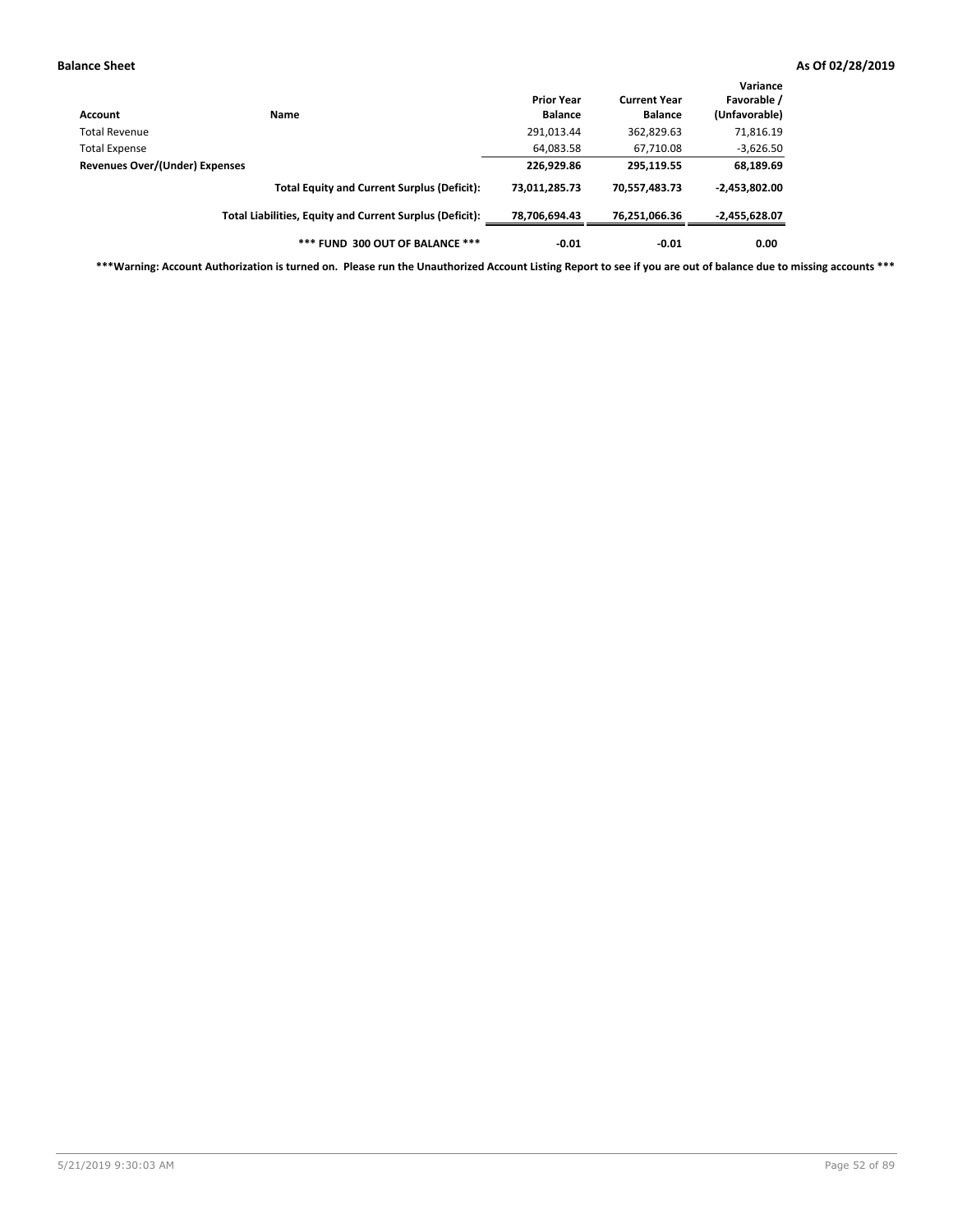| Account | Name | Prior Year Balance | Current Year Balance | Variance Favorable / (Unfavorable) |
|---|---|---|---|---|
| Total Revenue | | 291,013.44 | 362,829.63 | 71,816.19 |
| Total Expense | | 64,083.58 | 67,710.08 | -3,626.50 |
| **Revenues Over/(Under) Expenses** | | **226,929.86** | **295,119.55** | **68,189.69** |
| | **Total Equity and Current Surplus (Deficit):** | **73,011,285.73** | **70,557,483.73** | **-2,453,802.00** |
| | **Total Liabilities, Equity and Current Surplus (Deficit):** | **78,706,694.43** | **76,251,066.36** | **-2,455,628.07** |
| | **\*\*\* FUND 300 OUT OF BALANCE \*\*\*** | **-0.01** | **-0.01** | **0.00** |

**\*\*\*Warning: Account Authorization is turned on. Please run the Unauthorized Account Listing Report to see if you are out of balance due to missing accounts \*\*\***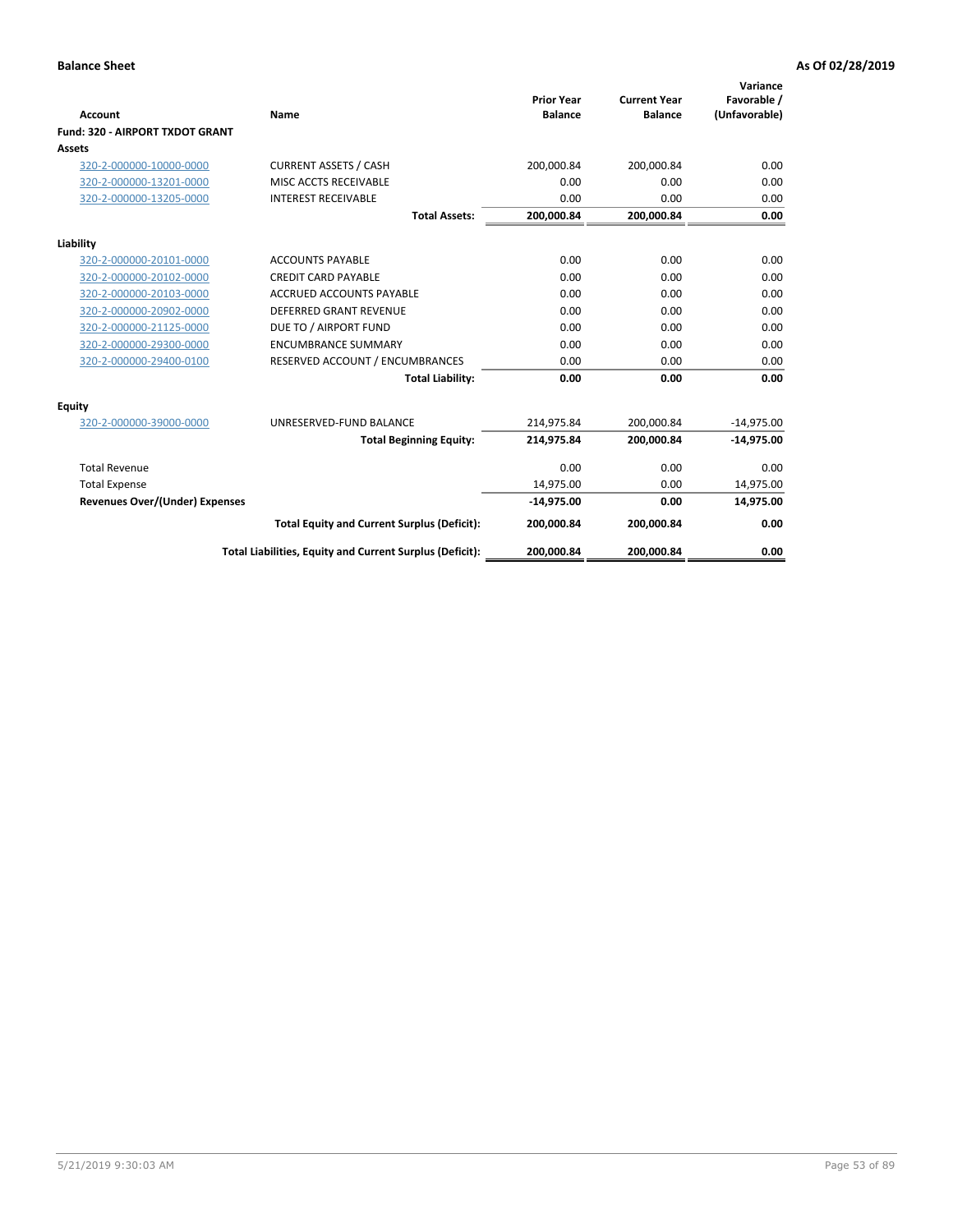**Balance Sheet** — As Of 02/28/2019

| Account | Name | Prior Year Balance | Current Year Balance | Variance Favorable / (Unfavorable) |
|---|---|---|---|---|
| **Fund: 320 - AIRPORT TXDOT GRANT** | | | | |
| **Assets** | | | | |
| 320-2-000000-10000-0000 | CURRENT ASSETS / CASH | 200,000.84 | 200,000.84 | 0.00 |
| 320-2-000000-13201-0000 | MISC ACCTS RECEIVABLE | 0.00 | 0.00 | 0.00 |
| 320-2-000000-13205-0000 | INTEREST RECEIVABLE | 0.00 | 0.00 | 0.00 |
| | **Total Assets:** | **200,000.84** | **200,000.84** | **0.00** |
| **Liability** | | | | |
| 320-2-000000-20101-0000 | ACCOUNTS PAYABLE | 0.00 | 0.00 | 0.00 |
| 320-2-000000-20102-0000 | CREDIT CARD PAYABLE | 0.00 | 0.00 | 0.00 |
| 320-2-000000-20103-0000 | ACCRUED ACCOUNTS PAYABLE | 0.00 | 0.00 | 0.00 |
| 320-2-000000-20902-0000 | DEFERRED GRANT REVENUE | 0.00 | 0.00 | 0.00 |
| 320-2-000000-21125-0000 | DUE TO / AIRPORT FUND | 0.00 | 0.00 | 0.00 |
| 320-2-000000-29300-0000 | ENCUMBRANCE SUMMARY | 0.00 | 0.00 | 0.00 |
| 320-2-000000-29400-0100 | RESERVED ACCOUNT / ENCUMBRANCES | 0.00 | 0.00 | 0.00 |
| | **Total Liability:** | **0.00** | **0.00** | **0.00** |
| **Equity** | | | | |
| 320-2-000000-39000-0000 | UNRESERVED-FUND BALANCE | 214,975.84 | 200,000.84 | -14,975.00 |
| | **Total Beginning Equity:** | **214,975.84** | **200,000.84** | **-14,975.00** |
| Total Revenue | | 0.00 | 0.00 | 0.00 |
| Total Expense | | 14,975.00 | 0.00 | 14,975.00 |
| **Revenues Over/(Under) Expenses** | | **-14,975.00** | **0.00** | **14,975.00** |
| | **Total Equity and Current Surplus (Deficit):** | **200,000.84** | **200,000.84** | **0.00** |
| | **Total Liabilities, Equity and Current Surplus (Deficit):** | **200,000.84** | **200,000.84** | **0.00** |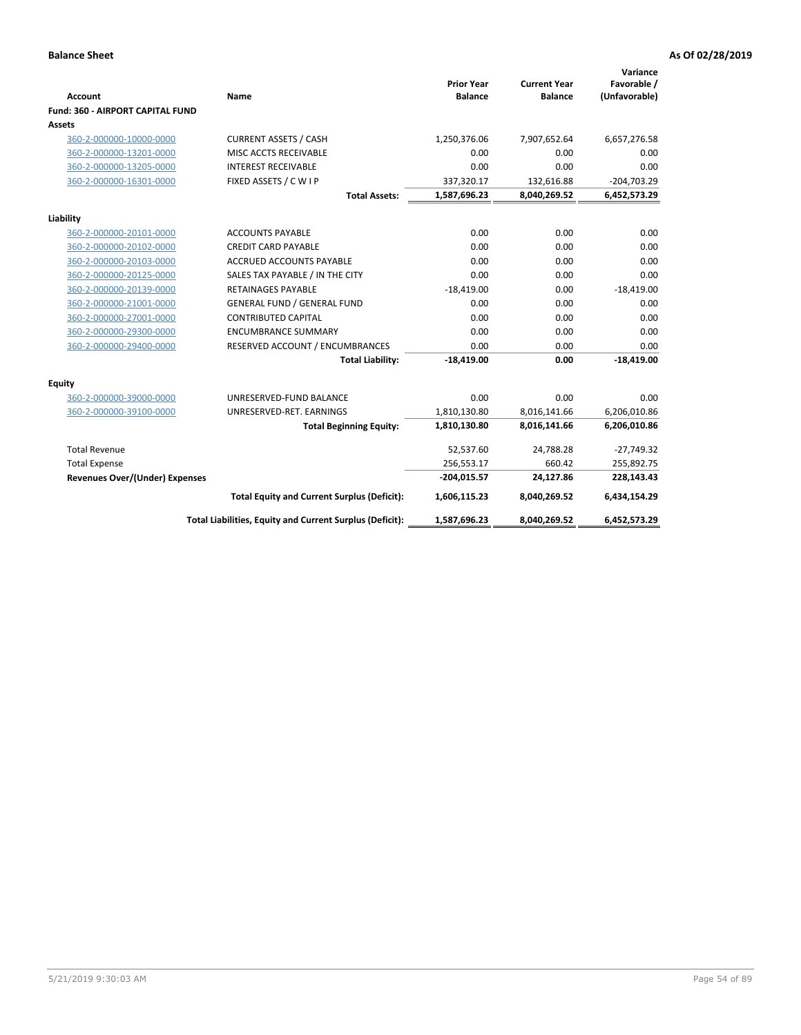**Balance Sheet** **As Of 02/28/2019**

| Account | Name | Prior Year Balance | Current Year Balance | Variance Favorable / (Unfavorable) |
|---|---|---|---|---|
| **Fund: 360 - AIRPORT CAPITAL FUND** | | | | |
| **Assets** | | | | |
| 360-2-000000-10000-0000 | CURRENT ASSETS / CASH | 1,250,376.06 | 7,907,652.64 | 6,657,276.58 |
| 360-2-000000-13201-0000 | MISC ACCTS RECEIVABLE | 0.00 | 0.00 | 0.00 |
| 360-2-000000-13205-0000 | INTEREST RECEIVABLE | 0.00 | 0.00 | 0.00 |
| 360-2-000000-16301-0000 | FIXED ASSETS / C W I P | 337,320.17 | 132,616.88 | -204,703.29 |
| | **Total Assets:** | **1,587,696.23** | **8,040,269.52** | **6,452,573.29** |
| **Liability** | | | | |
| 360-2-000000-20101-0000 | ACCOUNTS PAYABLE | 0.00 | 0.00 | 0.00 |
| 360-2-000000-20102-0000 | CREDIT CARD PAYABLE | 0.00 | 0.00 | 0.00 |
| 360-2-000000-20103-0000 | ACCRUED ACCOUNTS PAYABLE | 0.00 | 0.00 | 0.00 |
| 360-2-000000-20125-0000 | SALES TAX PAYABLE / IN THE CITY | 0.00 | 0.00 | 0.00 |
| 360-2-000000-20139-0000 | RETAINAGES PAYABLE | -18,419.00 | 0.00 | -18,419.00 |
| 360-2-000000-21001-0000 | GENERAL FUND / GENERAL FUND | 0.00 | 0.00 | 0.00 |
| 360-2-000000-27001-0000 | CONTRIBUTED CAPITAL | 0.00 | 0.00 | 0.00 |
| 360-2-000000-29300-0000 | ENCUMBRANCE SUMMARY | 0.00 | 0.00 | 0.00 |
| 360-2-000000-29400-0000 | RESERVED ACCOUNT / ENCUMBRANCES | 0.00 | 0.00 | 0.00 |
| | **Total Liability:** | **-18,419.00** | **0.00** | **-18,419.00** |
| **Equity** | | | | |
| 360-2-000000-39000-0000 | UNRESERVED-FUND BALANCE | 0.00 | 0.00 | 0.00 |
| 360-2-000000-39100-0000 | UNRESERVED-RET. EARNINGS | 1,810,130.80 | 8,016,141.66 | 6,206,010.86 |
| | **Total Beginning Equity:** | **1,810,130.80** | **8,016,141.66** | **6,206,010.86** |
| Total Revenue | | 52,537.60 | 24,788.28 | -27,749.32 |
| Total Expense | | 256,553.17 | 660.42 | 255,892.75 |
| **Revenues Over/(Under) Expenses** | | **-204,015.57** | **24,127.86** | **228,143.43** |
| | **Total Equity and Current Surplus (Deficit):** | **1,606,115.23** | **8,040,269.52** | **6,434,154.29** |
| | **Total Liabilities, Equity and Current Surplus (Deficit):** | **1,587,696.23** | **8,040,269.52** | **6,452,573.29** |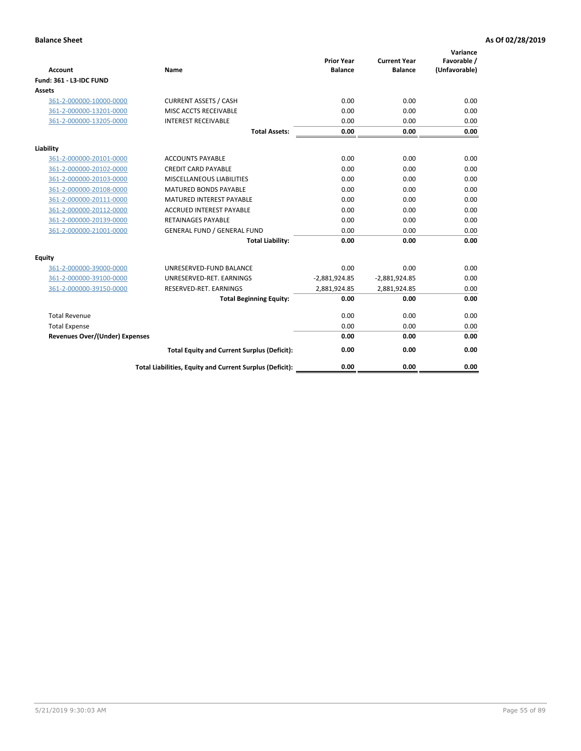**Balance Sheet** **As Of 02/28/2019**

| Account | Name | Prior Year Balance | Current Year Balance | Variance Favorable / (Unfavorable) |
|---|---|---|---|---|
| **Fund: 361 - L3-IDC FUND** | | | | |
| **Assets** | | | | |
| 361-2-000000-10000-0000 | CURRENT ASSETS / CASH | 0.00 | 0.00 | 0.00 |
| 361-2-000000-13201-0000 | MISC ACCTS RECEIVABLE | 0.00 | 0.00 | 0.00 |
| 361-2-000000-13205-0000 | INTEREST RECEIVABLE | 0.00 | 0.00 | 0.00 |
| | **Total Assets:** | **0.00** | **0.00** | **0.00** |
| **Liability** | | | | |
| 361-2-000000-20101-0000 | ACCOUNTS PAYABLE | 0.00 | 0.00 | 0.00 |
| 361-2-000000-20102-0000 | CREDIT CARD PAYABLE | 0.00 | 0.00 | 0.00 |
| 361-2-000000-20103-0000 | MISCELLANEOUS LIABILITIES | 0.00 | 0.00 | 0.00 |
| 361-2-000000-20108-0000 | MATURED BONDS PAYABLE | 0.00 | 0.00 | 0.00 |
| 361-2-000000-20111-0000 | MATURED INTEREST PAYABLE | 0.00 | 0.00 | 0.00 |
| 361-2-000000-20112-0000 | ACCRUED INTEREST PAYABLE | 0.00 | 0.00 | 0.00 |
| 361-2-000000-20139-0000 | RETAINAGES PAYABLE | 0.00 | 0.00 | 0.00 |
| 361-2-000000-21001-0000 | GENERAL FUND / GENERAL FUND | 0.00 | 0.00 | 0.00 |
| | **Total Liability:** | **0.00** | **0.00** | **0.00** |
| **Equity** | | | | |
| 361-2-000000-39000-0000 | UNRESERVED-FUND BALANCE | 0.00 | 0.00 | 0.00 |
| 361-2-000000-39100-0000 | UNRESERVED-RET. EARNINGS | -2,881,924.85 | -2,881,924.85 | 0.00 |
| 361-2-000000-39150-0000 | RESERVED-RET. EARNINGS | 2,881,924.85 | 2,881,924.85 | 0.00 |
| | **Total Beginning Equity:** | **0.00** | **0.00** | **0.00** |
| Total Revenue | | 0.00 | 0.00 | 0.00 |
| Total Expense | | 0.00 | 0.00 | 0.00 |
| **Revenues Over/(Under) Expenses** | | **0.00** | **0.00** | **0.00** |
| | **Total Equity and Current Surplus (Deficit):** | **0.00** | **0.00** | **0.00** |
| | **Total Liabilities, Equity and Current Surplus (Deficit):** | **0.00** | **0.00** | **0.00** |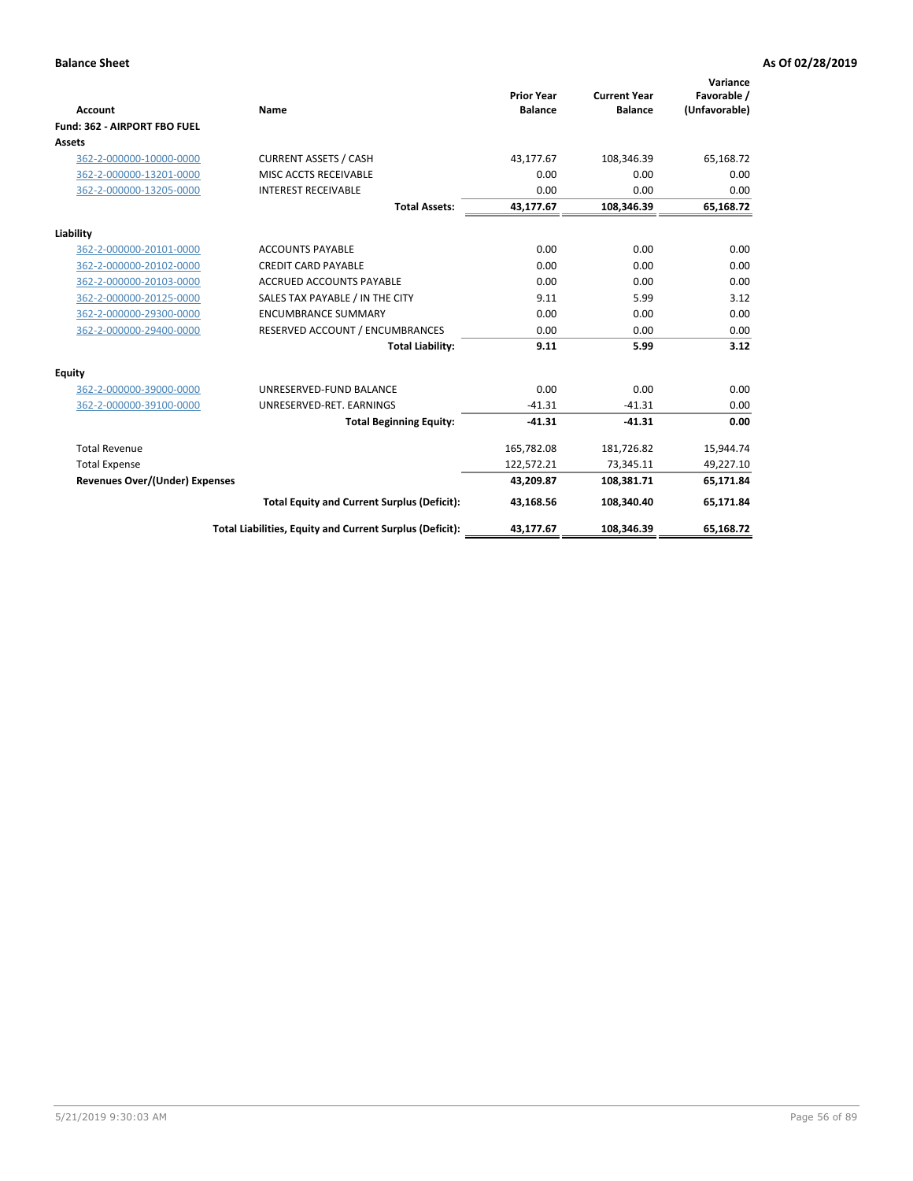**Balance Sheet** **As Of 02/28/2019**

| Account | Name | Prior Year Balance | Current Year Balance | Variance Favorable / (Unfavorable) |
|---|---|---|---|---|
| **Fund: 362 - AIRPORT FBO FUEL** | | | | |
| **Assets** | | | | |
| 362-2-000000-10000-0000 | CURRENT ASSETS / CASH | 43,177.67 | 108,346.39 | 65,168.72 |
| 362-2-000000-13201-0000 | MISC ACCTS RECEIVABLE | 0.00 | 0.00 | 0.00 |
| 362-2-000000-13205-0000 | INTEREST RECEIVABLE | 0.00 | 0.00 | 0.00 |
| | **Total Assets:** | **43,177.67** | **108,346.39** | **65,168.72** |
| **Liability** | | | | |
| 362-2-000000-20101-0000 | ACCOUNTS PAYABLE | 0.00 | 0.00 | 0.00 |
| 362-2-000000-20102-0000 | CREDIT CARD PAYABLE | 0.00 | 0.00 | 0.00 |
| 362-2-000000-20103-0000 | ACCRUED ACCOUNTS PAYABLE | 0.00 | 0.00 | 0.00 |
| 362-2-000000-20125-0000 | SALES TAX PAYABLE / IN THE CITY | 9.11 | 5.99 | 3.12 |
| 362-2-000000-29300-0000 | ENCUMBRANCE SUMMARY | 0.00 | 0.00 | 0.00 |
| 362-2-000000-29400-0000 | RESERVED ACCOUNT / ENCUMBRANCES | 0.00 | 0.00 | 0.00 |
| | **Total Liability:** | **9.11** | **5.99** | **3.12** |
| **Equity** | | | | |
| 362-2-000000-39000-0000 | UNRESERVED-FUND BALANCE | 0.00 | 0.00 | 0.00 |
| 362-2-000000-39100-0000 | UNRESERVED-RET. EARNINGS | -41.31 | -41.31 | 0.00 |
| | **Total Beginning Equity:** | **-41.31** | **-41.31** | **0.00** |
| Total Revenue | | 165,782.08 | 181,726.82 | 15,944.74 |
| Total Expense | | 122,572.21 | 73,345.11 | 49,227.10 |
| **Revenues Over/(Under) Expenses** | | **43,209.87** | **108,381.71** | **65,171.84** |
| | **Total Equity and Current Surplus (Deficit):** | **43,168.56** | **108,340.40** | **65,171.84** |
| | **Total Liabilities, Equity and Current Surplus (Deficit):** | **43,177.67** | **108,346.39** | **65,168.72** |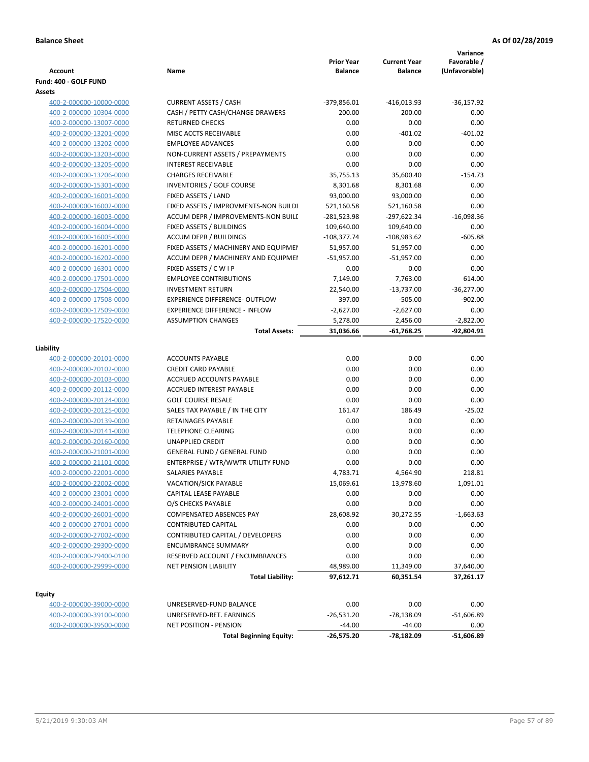**Balance Sheet** — As Of 02/28/2019

| Account | Name | Prior Year Balance | Current Year Balance | Variance Favorable / (Unfavorable) |
|---|---|---|---|---|
| **Fund: 400 - GOLF FUND** | | | | |
| **Assets** | | | | |
| 400-2-000000-10000-0000 | CURRENT ASSETS / CASH | -379,856.01 | -416,013.93 | -36,157.92 |
| 400-2-000000-10304-0000 | CASH / PETTY CASH/CHANGE DRAWERS | 200.00 | 200.00 | 0.00 |
| 400-2-000000-13007-0000 | RETURNED CHECKS | 0.00 | 0.00 | 0.00 |
| 400-2-000000-13201-0000 | MISC ACCTS RECEIVABLE | 0.00 | -401.02 | -401.02 |
| 400-2-000000-13202-0000 | EMPLOYEE ADVANCES | 0.00 | 0.00 | 0.00 |
| 400-2-000000-13203-0000 | NON-CURRENT ASSETS / PREPAYMENTS | 0.00 | 0.00 | 0.00 |
| 400-2-000000-13205-0000 | INTEREST RECEIVABLE | 0.00 | 0.00 | 0.00 |
| 400-2-000000-13206-0000 | CHARGES RECEIVABLE | 35,755.13 | 35,600.40 | -154.73 |
| 400-2-000000-15301-0000 | INVENTORIES / GOLF COURSE | 8,301.68 | 8,301.68 | 0.00 |
| 400-2-000000-16001-0000 | FIXED ASSETS / LAND | 93,000.00 | 93,000.00 | 0.00 |
| 400-2-000000-16002-0000 | FIXED ASSETS / IMPROVMENTS-NON BUILDI | 521,160.58 | 521,160.58 | 0.00 |
| 400-2-000000-16003-0000 | ACCUM DEPR / IMPROVEMENTS-NON BUILI | -281,523.98 | -297,622.34 | -16,098.36 |
| 400-2-000000-16004-0000 | FIXED ASSETS / BUILDINGS | 109,640.00 | 109,640.00 | 0.00 |
| 400-2-000000-16005-0000 | ACCUM DEPR / BUILDINGS | -108,377.74 | -108,983.62 | -605.88 |
| 400-2-000000-16201-0000 | FIXED ASSETS / MACHINERY AND EQUIPMEI | 51,957.00 | 51,957.00 | 0.00 |
| 400-2-000000-16202-0000 | ACCUM DEPR / MACHINERY AND EQUIPMEI | -51,957.00 | -51,957.00 | 0.00 |
| 400-2-000000-16301-0000 | FIXED ASSETS / C W I P | 0.00 | 0.00 | 0.00 |
| 400-2-000000-17501-0000 | EMPLOYEE CONTRIBUTIONS | 7,149.00 | 7,763.00 | 614.00 |
| 400-2-000000-17504-0000 | INVESTMENT RETURN | 22,540.00 | -13,737.00 | -36,277.00 |
| 400-2-000000-17508-0000 | EXPERIENCE DIFFERENCE- OUTFLOW | 397.00 | -505.00 | -902.00 |
| 400-2-000000-17509-0000 | EXPERIENCE DIFFERENCE - INFLOW | -2,627.00 | -2,627.00 | 0.00 |
| 400-2-000000-17520-0000 | ASSUMPTION CHANGES | 5,278.00 | 2,456.00 | -2,822.00 |
| | **Total Assets:** | **31,036.66** | **-61,768.25** | **-92,804.91** |
| **Liability** | | | | |
| 400-2-000000-20101-0000 | ACCOUNTS PAYABLE | 0.00 | 0.00 | 0.00 |
| 400-2-000000-20102-0000 | CREDIT CARD PAYABLE | 0.00 | 0.00 | 0.00 |
| 400-2-000000-20103-0000 | ACCRUED ACCOUNTS PAYABLE | 0.00 | 0.00 | 0.00 |
| 400-2-000000-20112-0000 | ACCRUED INTEREST PAYABLE | 0.00 | 0.00 | 0.00 |
| 400-2-000000-20124-0000 | GOLF COURSE RESALE | 0.00 | 0.00 | 0.00 |
| 400-2-000000-20125-0000 | SALES TAX PAYABLE / IN THE CITY | 161.47 | 186.49 | -25.02 |
| 400-2-000000-20139-0000 | RETAINAGES PAYABLE | 0.00 | 0.00 | 0.00 |
| 400-2-000000-20141-0000 | TELEPHONE CLEARING | 0.00 | 0.00 | 0.00 |
| 400-2-000000-20160-0000 | UNAPPLIED CREDIT | 0.00 | 0.00 | 0.00 |
| 400-2-000000-21001-0000 | GENERAL FUND / GENERAL FUND | 0.00 | 0.00 | 0.00 |
| 400-2-000000-21101-0000 | ENTERPRISE / WTR/WWTR UTILITY FUND | 0.00 | 0.00 | 0.00 |
| 400-2-000000-22001-0000 | SALARIES PAYABLE | 4,783.71 | 4,564.90 | 218.81 |
| 400-2-000000-22002-0000 | VACATION/SICK PAYABLE | 15,069.61 | 13,978.60 | 1,091.01 |
| 400-2-000000-23001-0000 | CAPITAL LEASE PAYABLE | 0.00 | 0.00 | 0.00 |
| 400-2-000000-24001-0000 | O/S CHECKS PAYABLE | 0.00 | 0.00 | 0.00 |
| 400-2-000000-26001-0000 | COMPENSATED ABSENCES PAY | 28,608.92 | 30,272.55 | -1,663.63 |
| 400-2-000000-27001-0000 | CONTRIBUTED CAPITAL | 0.00 | 0.00 | 0.00 |
| 400-2-000000-27002-0000 | CONTRIBUTED CAPITAL / DEVELOPERS | 0.00 | 0.00 | 0.00 |
| 400-2-000000-29300-0000 | ENCUMBRANCE SUMMARY | 0.00 | 0.00 | 0.00 |
| 400-2-000000-29400-0100 | RESERVED ACCOUNT / ENCUMBRANCES | 0.00 | 0.00 | 0.00 |
| 400-2-000000-29999-0000 | NET PENSION LIABILITY | 48,989.00 | 11,349.00 | 37,640.00 |
| | **Total Liability:** | **97,612.71** | **60,351.54** | **37,261.17** |
| **Equity** | | | | |
| 400-2-000000-39000-0000 | UNRESERVED-FUND BALANCE | 0.00 | 0.00 | 0.00 |
| 400-2-000000-39100-0000 | UNRESERVED-RET. EARNINGS | -26,531.20 | -78,138.09 | -51,606.89 |
| 400-2-000000-39500-0000 | NET POSITION - PENSION | -44.00 | -44.00 | 0.00 |
| | **Total Beginning Equity:** | **-26,575.20** | **-78,182.09** | **-51,606.89** |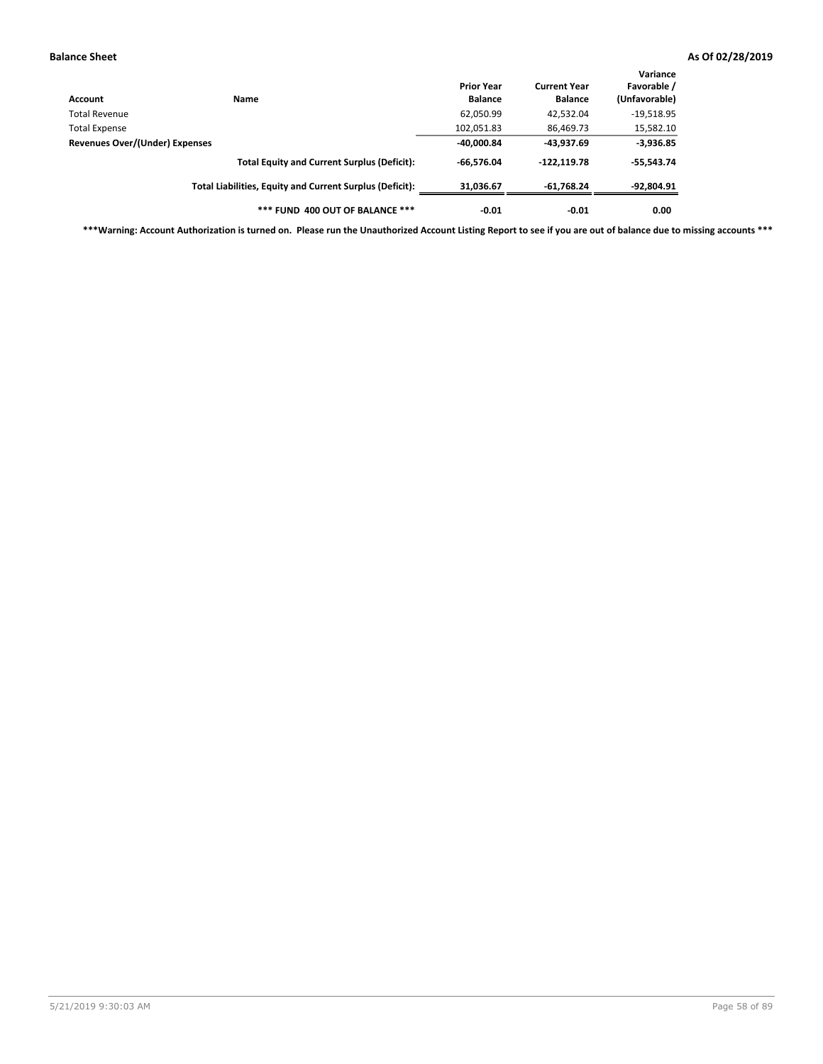**Balance Sheet** **As Of 02/28/2019**

| Account | Name | Prior Year Balance | Current Year Balance | Variance Favorable / (Unfavorable) |
|---|---|---|---|---|
| Total Revenue | | 62,050.99 | 42,532.04 | -19,518.95 |
| Total Expense | | 102,051.83 | 86,469.73 | 15,582.10 |
| **Revenues Over/(Under) Expenses** | | **-40,000.84** | **-43,937.69** | **-3,936.85** |
| | **Total Equity and Current Surplus (Deficit):** | **-66,576.04** | **-122,119.78** | **-55,543.74** |
| | **Total Liabilities, Equity and Current Surplus (Deficit):** | **31,036.67** | **-61,768.24** | **-92,804.91** |
| | **\*\*\* FUND 400 OUT OF BALANCE \*\*\*** | **-0.01** | **-0.01** | **0.00** |

**\*\*\*Warning: Account Authorization is turned on. Please run the Unauthorized Account Listing Report to see if you are out of balance due to missing accounts \*\*\***

5/21/2019 9:30:03 AM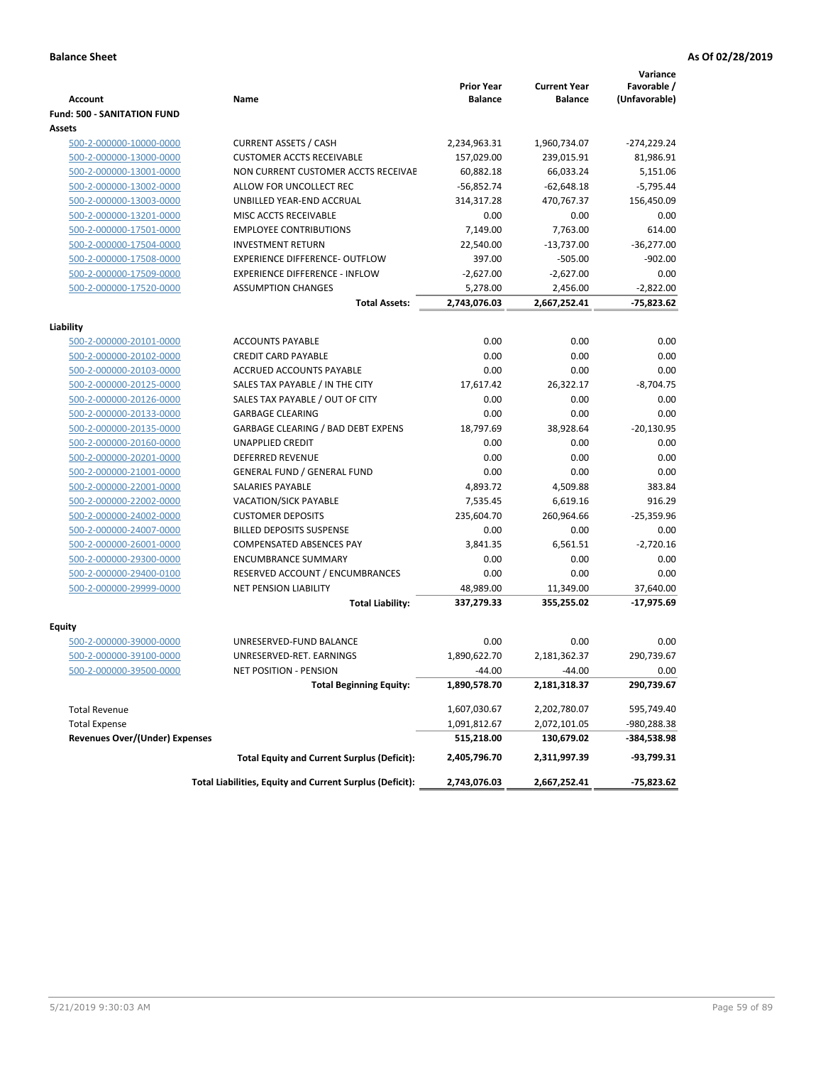**Balance Sheet** **As Of 02/28/2019**

| Account | Name | Prior Year Balance | Current Year Balance | Variance Favorable / (Unfavorable) |
|---|---|---|---|---|
| **Fund: 500 - SANITATION FUND** | | | | |
| **Assets** | | | | |
| 500-2-000000-10000-0000 | CURRENT ASSETS / CASH | 2,234,963.31 | 1,960,734.07 | -274,229.24 |
| 500-2-000000-13000-0000 | CUSTOMER ACCTS RECEIVABLE | 157,029.00 | 239,015.91 | 81,986.91 |
| 500-2-000000-13001-0000 | NON CURRENT CUSTOMER ACCTS RECEIVAE | 60,882.18 | 66,033.24 | 5,151.06 |
| 500-2-000000-13002-0000 | ALLOW FOR UNCOLLECT REC | -56,852.74 | -62,648.18 | -5,795.44 |
| 500-2-000000-13003-0000 | UNBILLED YEAR-END ACCRUAL | 314,317.28 | 470,767.37 | 156,450.09 |
| 500-2-000000-13201-0000 | MISC ACCTS RECEIVABLE | 0.00 | 0.00 | 0.00 |
| 500-2-000000-17501-0000 | EMPLOYEE CONTRIBUTIONS | 7,149.00 | 7,763.00 | 614.00 |
| 500-2-000000-17504-0000 | INVESTMENT RETURN | 22,540.00 | -13,737.00 | -36,277.00 |
| 500-2-000000-17508-0000 | EXPERIENCE DIFFERENCE- OUTFLOW | 397.00 | -505.00 | -902.00 |
| 500-2-000000-17509-0000 | EXPERIENCE DIFFERENCE - INFLOW | -2,627.00 | -2,627.00 | 0.00 |
| 500-2-000000-17520-0000 | ASSUMPTION CHANGES | 5,278.00 | 2,456.00 | -2,822.00 |
| | **Total Assets:** | **2,743,076.03** | **2,667,252.41** | **-75,823.62** |
| **Liability** | | | | |
| 500-2-000000-20101-0000 | ACCOUNTS PAYABLE | 0.00 | 0.00 | 0.00 |
| 500-2-000000-20102-0000 | CREDIT CARD PAYABLE | 0.00 | 0.00 | 0.00 |
| 500-2-000000-20103-0000 | ACCRUED ACCOUNTS PAYABLE | 0.00 | 0.00 | 0.00 |
| 500-2-000000-20125-0000 | SALES TAX PAYABLE / IN THE CITY | 17,617.42 | 26,322.17 | -8,704.75 |
| 500-2-000000-20126-0000 | SALES TAX PAYABLE / OUT OF CITY | 0.00 | 0.00 | 0.00 |
| 500-2-000000-20133-0000 | GARBAGE CLEARING | 0.00 | 0.00 | 0.00 |
| 500-2-000000-20135-0000 | GARBAGE CLEARING / BAD DEBT EXPENS | 18,797.69 | 38,928.64 | -20,130.95 |
| 500-2-000000-20160-0000 | UNAPPLIED CREDIT | 0.00 | 0.00 | 0.00 |
| 500-2-000000-20201-0000 | DEFERRED REVENUE | 0.00 | 0.00 | 0.00 |
| 500-2-000000-21001-0000 | GENERAL FUND / GENERAL FUND | 0.00 | 0.00 | 0.00 |
| 500-2-000000-22001-0000 | SALARIES PAYABLE | 4,893.72 | 4,509.88 | 383.84 |
| 500-2-000000-22002-0000 | VACATION/SICK PAYABLE | 7,535.45 | 6,619.16 | 916.29 |
| 500-2-000000-24002-0000 | CUSTOMER DEPOSITS | 235,604.70 | 260,964.66 | -25,359.96 |
| 500-2-000000-24007-0000 | BILLED DEPOSITS SUSPENSE | 0.00 | 0.00 | 0.00 |
| 500-2-000000-26001-0000 | COMPENSATED ABSENCES PAY | 3,841.35 | 6,561.51 | -2,720.16 |
| 500-2-000000-29300-0000 | ENCUMBRANCE SUMMARY | 0.00 | 0.00 | 0.00 |
| 500-2-000000-29400-0100 | RESERVED ACCOUNT / ENCUMBRANCES | 0.00 | 0.00 | 0.00 |
| 500-2-000000-29999-0000 | NET PENSION LIABILITY | 48,989.00 | 11,349.00 | 37,640.00 |
| | **Total Liability:** | **337,279.33** | **355,255.02** | **-17,975.69** |
| **Equity** | | | | |
| 500-2-000000-39000-0000 | UNRESERVED-FUND BALANCE | 0.00 | 0.00 | 0.00 |
| 500-2-000000-39100-0000 | UNRESERVED-RET. EARNINGS | 1,890,622.70 | 2,181,362.37 | 290,739.67 |
| 500-2-000000-39500-0000 | NET POSITION - PENSION | -44.00 | -44.00 | 0.00 |
| | **Total Beginning Equity:** | **1,890,578.70** | **2,181,318.37** | **290,739.67** |
| Total Revenue | | 1,607,030.67 | 2,202,780.07 | 595,749.40 |
| Total Expense | | 1,091,812.67 | 2,072,101.05 | -980,288.38 |
| **Revenues Over/(Under) Expenses** | | **515,218.00** | **130,679.02** | **-384,538.98** |
| | **Total Equity and Current Surplus (Deficit):** | **2,405,796.70** | **2,311,997.39** | **-93,799.31** |
| | **Total Liabilities, Equity and Current Surplus (Deficit):** | **2,743,076.03** | **2,667,252.41** | **-75,823.62** |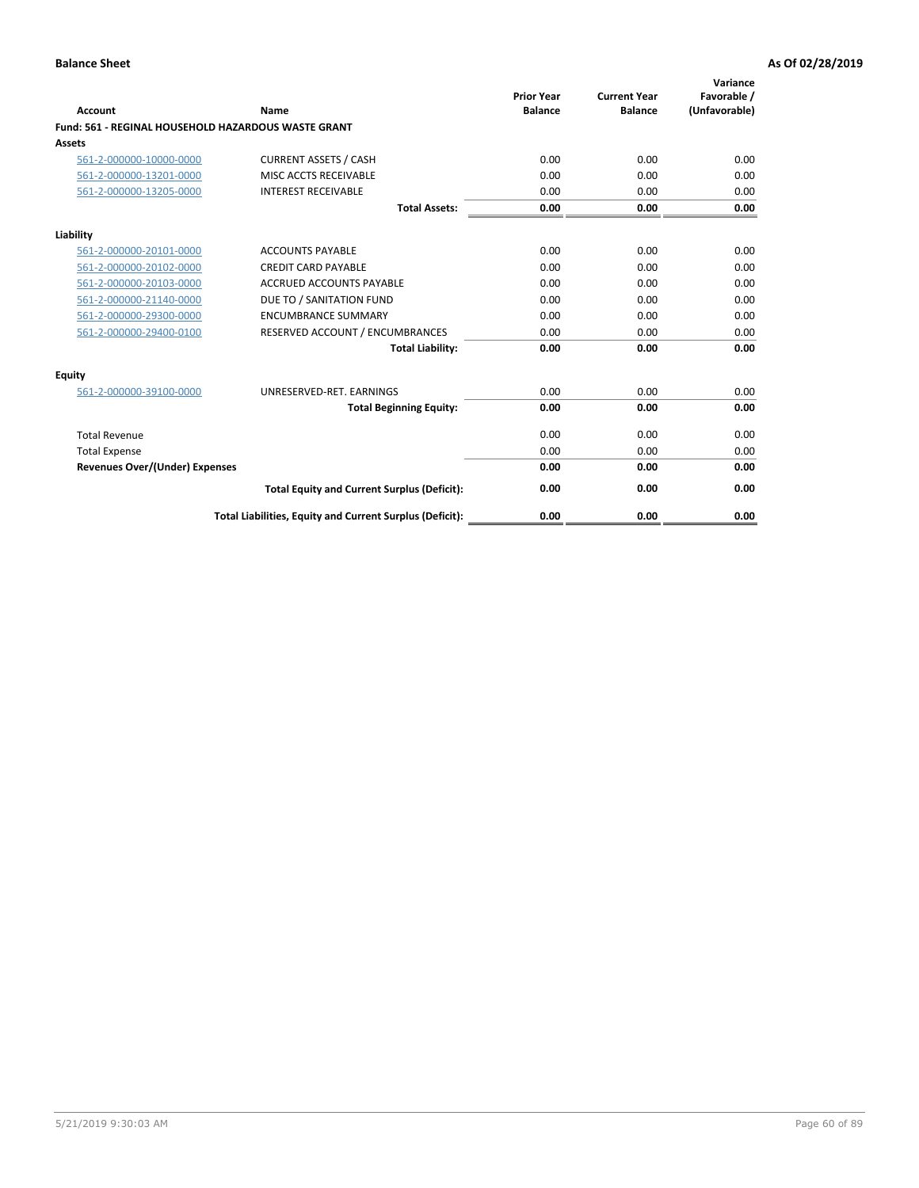**Balance Sheet** **As Of 02/28/2019**

| Account | Name | Prior Year Balance | Current Year Balance | Variance Favorable / (Unfavorable) |
|---|---|---|---|---|
| **Fund: 561 - REGINAL HOUSEHOLD HAZARDOUS WASTE GRANT** | | | | |
| **Assets** | | | | |
| 561-2-000000-10000-0000 | CURRENT ASSETS / CASH | 0.00 | 0.00 | 0.00 |
| 561-2-000000-13201-0000 | MISC ACCTS RECEIVABLE | 0.00 | 0.00 | 0.00 |
| 561-2-000000-13205-0000 | INTEREST RECEIVABLE | 0.00 | 0.00 | 0.00 |
| | **Total Assets:** | **0.00** | **0.00** | **0.00** |
| **Liability** | | | | |
| 561-2-000000-20101-0000 | ACCOUNTS PAYABLE | 0.00 | 0.00 | 0.00 |
| 561-2-000000-20102-0000 | CREDIT CARD PAYABLE | 0.00 | 0.00 | 0.00 |
| 561-2-000000-20103-0000 | ACCRUED ACCOUNTS PAYABLE | 0.00 | 0.00 | 0.00 |
| 561-2-000000-21140-0000 | DUE TO / SANITATION FUND | 0.00 | 0.00 | 0.00 |
| 561-2-000000-29300-0000 | ENCUMBRANCE SUMMARY | 0.00 | 0.00 | 0.00 |
| 561-2-000000-29400-0100 | RESERVED ACCOUNT / ENCUMBRANCES | 0.00 | 0.00 | 0.00 |
| | **Total Liability:** | **0.00** | **0.00** | **0.00** |
| **Equity** | | | | |
| 561-2-000000-39100-0000 | UNRESERVED-RET. EARNINGS | 0.00 | 0.00 | 0.00 |
| | **Total Beginning Equity:** | **0.00** | **0.00** | **0.00** |
| Total Revenue | | 0.00 | 0.00 | 0.00 |
| Total Expense | | 0.00 | 0.00 | 0.00 |
| **Revenues Over/(Under) Expenses** | | **0.00** | **0.00** | **0.00** |
| | **Total Equity and Current Surplus (Deficit):** | **0.00** | **0.00** | **0.00** |
| | **Total Liabilities, Equity and Current Surplus (Deficit):** | **0.00** | **0.00** | **0.00** |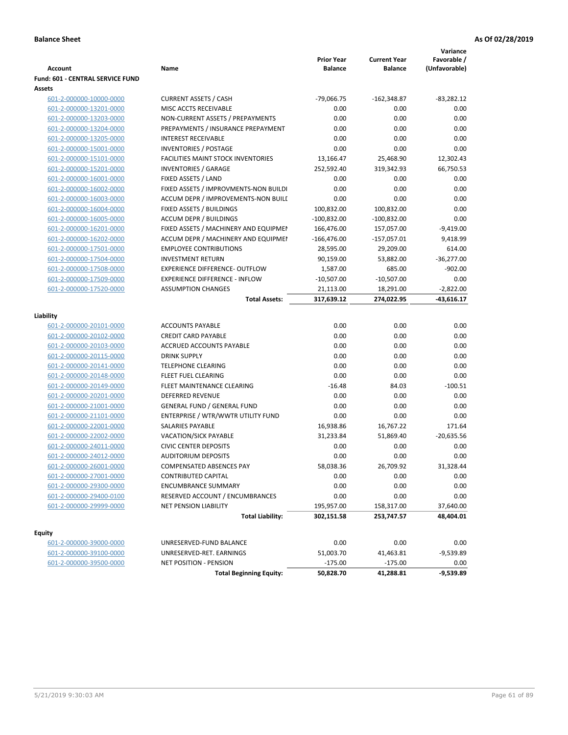**Balance Sheet** — As Of 02/28/2019

| Account | Name | Prior Year Balance | Current Year Balance | Variance Favorable / (Unfavorable) |
|---|---|---|---|---|
| **Fund: 601 - CENTRAL SERVICE FUND** | | | | |
| **Assets** | | | | |
| 601-2-000000-10000-0000 | CURRENT ASSETS / CASH | -79,066.75 | -162,348.87 | -83,282.12 |
| 601-2-000000-13201-0000 | MISC ACCTS RECEIVABLE | 0.00 | 0.00 | 0.00 |
| 601-2-000000-13203-0000 | NON-CURRENT ASSETS / PREPAYMENTS | 0.00 | 0.00 | 0.00 |
| 601-2-000000-13204-0000 | PREPAYMENTS / INSURANCE PREPAYMENT | 0.00 | 0.00 | 0.00 |
| 601-2-000000-13205-0000 | INTEREST RECEIVABLE | 0.00 | 0.00 | 0.00 |
| 601-2-000000-15001-0000 | INVENTORIES / POSTAGE | 0.00 | 0.00 | 0.00 |
| 601-2-000000-15101-0000 | FACILITIES MAINT STOCK INVENTORIES | 13,166.47 | 25,468.90 | 12,302.43 |
| 601-2-000000-15201-0000 | INVENTORIES / GARAGE | 252,592.40 | 319,342.93 | 66,750.53 |
| 601-2-000000-16001-0000 | FIXED ASSETS / LAND | 0.00 | 0.00 | 0.00 |
| 601-2-000000-16002-0000 | FIXED ASSETS / IMPROVMENTS-NON BUILDI | 0.00 | 0.00 | 0.00 |
| 601-2-000000-16003-0000 | ACCUM DEPR / IMPROVEMENTS-NON BUILI | 0.00 | 0.00 | 0.00 |
| 601-2-000000-16004-0000 | FIXED ASSETS / BUILDINGS | 100,832.00 | 100,832.00 | 0.00 |
| 601-2-000000-16005-0000 | ACCUM DEPR / BUILDINGS | -100,832.00 | -100,832.00 | 0.00 |
| 601-2-000000-16201-0000 | FIXED ASSETS / MACHINERY AND EQUIPMEI | 166,476.00 | 157,057.00 | -9,419.00 |
| 601-2-000000-16202-0000 | ACCUM DEPR / MACHINERY AND EQUIPMEI | -166,476.00 | -157,057.01 | 9,418.99 |
| 601-2-000000-17501-0000 | EMPLOYEE CONTRIBUTIONS | 28,595.00 | 29,209.00 | 614.00 |
| 601-2-000000-17504-0000 | INVESTMENT RETURN | 90,159.00 | 53,882.00 | -36,277.00 |
| 601-2-000000-17508-0000 | EXPERIENCE DIFFERENCE- OUTFLOW | 1,587.00 | 685.00 | -902.00 |
| 601-2-000000-17509-0000 | EXPERIENCE DIFFERENCE - INFLOW | -10,507.00 | -10,507.00 | 0.00 |
| 601-2-000000-17520-0000 | ASSUMPTION CHANGES | 21,113.00 | 18,291.00 | -2,822.00 |
| | **Total Assets:** | **317,639.12** | **274,022.95** | **-43,616.17** |
| **Liability** | | | | |
| 601-2-000000-20101-0000 | ACCOUNTS PAYABLE | 0.00 | 0.00 | 0.00 |
| 601-2-000000-20102-0000 | CREDIT CARD PAYABLE | 0.00 | 0.00 | 0.00 |
| 601-2-000000-20103-0000 | ACCRUED ACCOUNTS PAYABLE | 0.00 | 0.00 | 0.00 |
| 601-2-000000-20115-0000 | DRINK SUPPLY | 0.00 | 0.00 | 0.00 |
| 601-2-000000-20141-0000 | TELEPHONE CLEARING | 0.00 | 0.00 | 0.00 |
| 601-2-000000-20148-0000 | FLEET FUEL CLEARING | 0.00 | 0.00 | 0.00 |
| 601-2-000000-20149-0000 | FLEET MAINTENANCE CLEARING | -16.48 | 84.03 | -100.51 |
| 601-2-000000-20201-0000 | DEFERRED REVENUE | 0.00 | 0.00 | 0.00 |
| 601-2-000000-21001-0000 | GENERAL FUND / GENERAL FUND | 0.00 | 0.00 | 0.00 |
| 601-2-000000-21101-0000 | ENTERPRISE / WTR/WWTR UTILITY FUND | 0.00 | 0.00 | 0.00 |
| 601-2-000000-22001-0000 | SALARIES PAYABLE | 16,938.86 | 16,767.22 | 171.64 |
| 601-2-000000-22002-0000 | VACATION/SICK PAYABLE | 31,233.84 | 51,869.40 | -20,635.56 |
| 601-2-000000-24011-0000 | CIVIC CENTER DEPOSITS | 0.00 | 0.00 | 0.00 |
| 601-2-000000-24012-0000 | AUDITORIUM DEPOSITS | 0.00 | 0.00 | 0.00 |
| 601-2-000000-26001-0000 | COMPENSATED ABSENCES PAY | 58,038.36 | 26,709.92 | 31,328.44 |
| 601-2-000000-27001-0000 | CONTRIBUTED CAPITAL | 0.00 | 0.00 | 0.00 |
| 601-2-000000-29300-0000 | ENCUMBRANCE SUMMARY | 0.00 | 0.00 | 0.00 |
| 601-2-000000-29400-0100 | RESERVED ACCOUNT / ENCUMBRANCES | 0.00 | 0.00 | 0.00 |
| 601-2-000000-29999-0000 | NET PENSION LIABILITY | 195,957.00 | 158,317.00 | 37,640.00 |
| | **Total Liability:** | **302,151.58** | **253,747.57** | **48,404.01** |
| **Equity** | | | | |
| 601-2-000000-39000-0000 | UNRESERVED-FUND BALANCE | 0.00 | 0.00 | 0.00 |
| 601-2-000000-39100-0000 | UNRESERVED-RET. EARNINGS | 51,003.70 | 41,463.81 | -9,539.89 |
| 601-2-000000-39500-0000 | NET POSITION - PENSION | -175.00 | -175.00 | 0.00 |
| | **Total Beginning Equity:** | **50,828.70** | **41,288.81** | **-9,539.89** |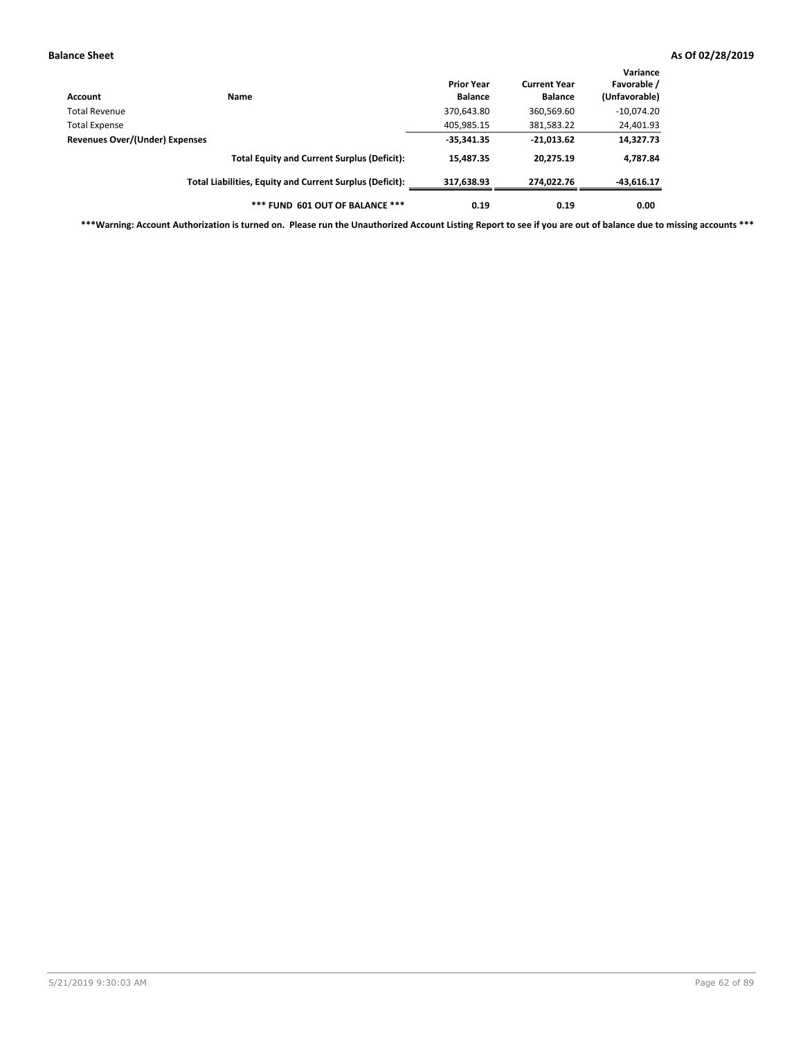**Balance Sheet** **As Of 02/28/2019**

| Account | Name | Prior Year Balance | Current Year Balance | Variance Favorable / (Unfavorable) |
|---|---|---|---|---|
| Total Revenue | | 370,643.80 | 360,569.60 | -10,074.20 |
| Total Expense | | 405,985.15 | 381,583.22 | 24,401.93 |
| **Revenues Over/(Under) Expenses** | | **-35,341.35** | **-21,013.62** | **14,327.73** |
| | **Total Equity and Current Surplus (Deficit):** | **15,487.35** | **20,275.19** | **4,787.84** |
| | **Total Liabilities, Equity and Current Surplus (Deficit):** | **317,638.93** | **274,022.76** | **-43,616.17** |
| | **\*\*\* FUND 601 OUT OF BALANCE \*\*\*** | **0.19** | **0.19** | **0.00** |

**\*\*\*Warning: Account Authorization is turned on. Please run the Unauthorized Account Listing Report to see if you are out of balance due to missing accounts \*\*\***

5/21/2019 9:30:03 AM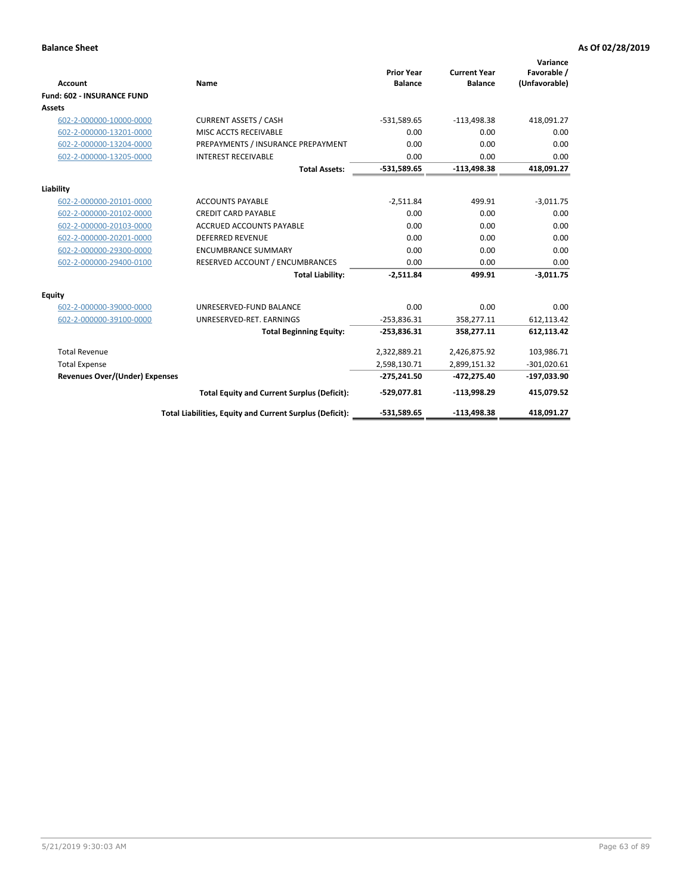**Balance Sheet** — **As Of 02/28/2019**

| Account | Name | Prior Year Balance | Current Year Balance | Variance Favorable / (Unfavorable) |
|---|---|---|---|---|
| **Fund: 602 - INSURANCE FUND** | | | | |
| **Assets** | | | | |
| 602-2-000000-10000-0000 | CURRENT ASSETS / CASH | -531,589.65 | -113,498.38 | 418,091.27 |
| 602-2-000000-13201-0000 | MISC ACCTS RECEIVABLE | 0.00 | 0.00 | 0.00 |
| 602-2-000000-13204-0000 | PREPAYMENTS / INSURANCE PREPAYMENT | 0.00 | 0.00 | 0.00 |
| 602-2-000000-13205-0000 | INTEREST RECEIVABLE | 0.00 | 0.00 | 0.00 |
| | **Total Assets:** | **-531,589.65** | **-113,498.38** | **418,091.27** |
| **Liability** | | | | |
| 602-2-000000-20101-0000 | ACCOUNTS PAYABLE | -2,511.84 | 499.91 | -3,011.75 |
| 602-2-000000-20102-0000 | CREDIT CARD PAYABLE | 0.00 | 0.00 | 0.00 |
| 602-2-000000-20103-0000 | ACCRUED ACCOUNTS PAYABLE | 0.00 | 0.00 | 0.00 |
| 602-2-000000-20201-0000 | DEFERRED REVENUE | 0.00 | 0.00 | 0.00 |
| 602-2-000000-29300-0000 | ENCUMBRANCE SUMMARY | 0.00 | 0.00 | 0.00 |
| 602-2-000000-29400-0100 | RESERVED ACCOUNT / ENCUMBRANCES | 0.00 | 0.00 | 0.00 |
| | **Total Liability:** | **-2,511.84** | **499.91** | **-3,011.75** |
| **Equity** | | | | |
| 602-2-000000-39000-0000 | UNRESERVED-FUND BALANCE | 0.00 | 0.00 | 0.00 |
| 602-2-000000-39100-0000 | UNRESERVED-RET. EARNINGS | -253,836.31 | 358,277.11 | 612,113.42 |
| | **Total Beginning Equity:** | **-253,836.31** | **358,277.11** | **612,113.42** |
| Total Revenue | | 2,322,889.21 | 2,426,875.92 | 103,986.71 |
| Total Expense | | 2,598,130.71 | 2,899,151.32 | -301,020.61 |
| **Revenues Over/(Under) Expenses** | | **-275,241.50** | **-472,275.40** | **-197,033.90** |
| | **Total Equity and Current Surplus (Deficit):** | **-529,077.81** | **-113,998.29** | **415,079.52** |
| | **Total Liabilities, Equity and Current Surplus (Deficit):** | **-531,589.65** | **-113,498.38** | **418,091.27** |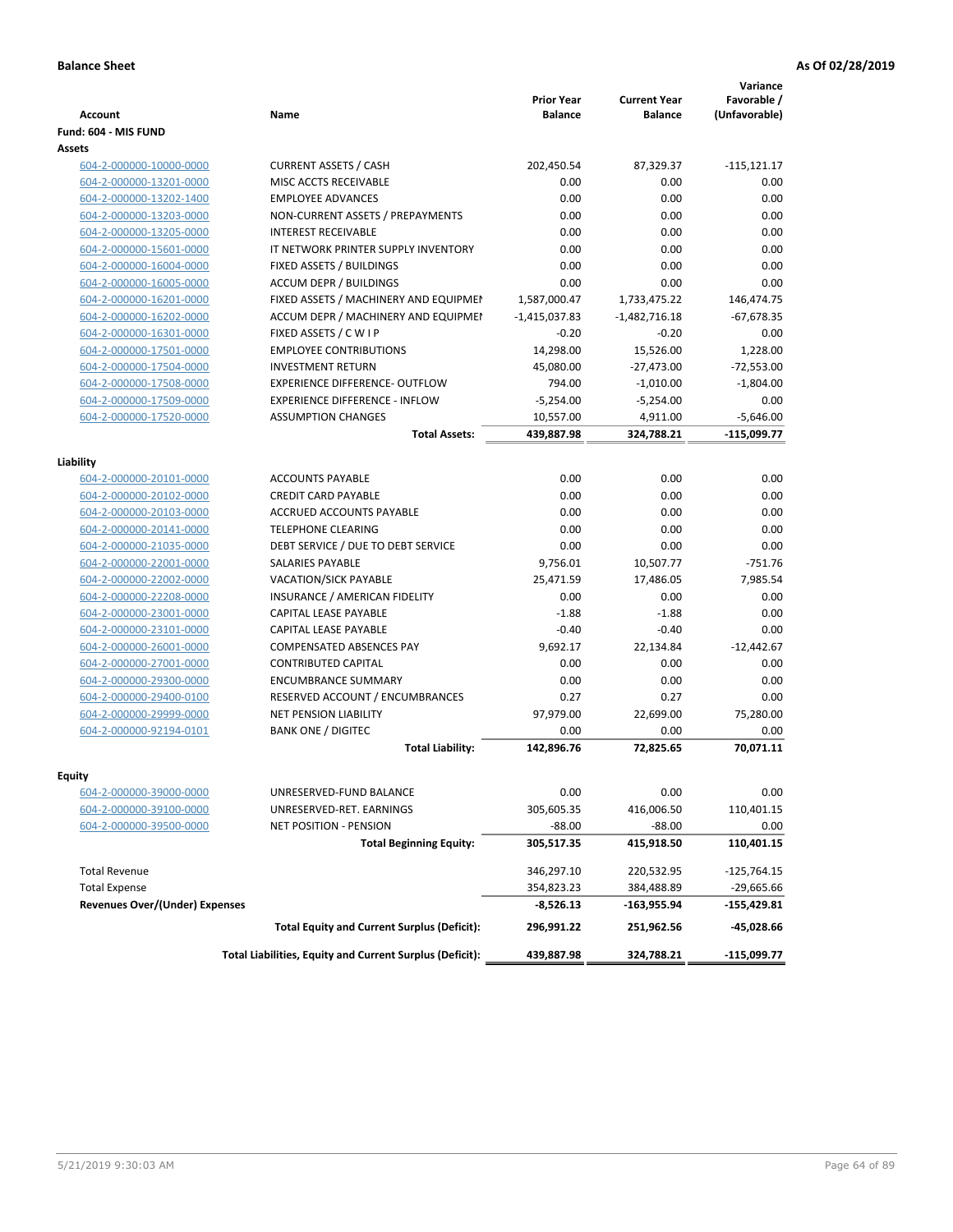**Balance Sheet** | **As Of 02/28/2019**

| Account | Name | Prior Year Balance | Current Year Balance | Variance Favorable / (Unfavorable) |
|---|---|---|---|---|
| **Fund: 604 - MIS FUND** | | | | |
| **Assets** | | | | |
| 604-2-000000-10000-0000 | CURRENT ASSETS / CASH | 202,450.54 | 87,329.37 | -115,121.17 |
| 604-2-000000-13201-0000 | MISC ACCTS RECEIVABLE | 0.00 | 0.00 | 0.00 |
| 604-2-000000-13202-1400 | EMPLOYEE ADVANCES | 0.00 | 0.00 | 0.00 |
| 604-2-000000-13203-0000 | NON-CURRENT ASSETS / PREPAYMENTS | 0.00 | 0.00 | 0.00 |
| 604-2-000000-13205-0000 | INTEREST RECEIVABLE | 0.00 | 0.00 | 0.00 |
| 604-2-000000-15601-0000 | IT NETWORK PRINTER SUPPLY INVENTORY | 0.00 | 0.00 | 0.00 |
| 604-2-000000-16004-0000 | FIXED ASSETS / BUILDINGS | 0.00 | 0.00 | 0.00 |
| 604-2-000000-16005-0000 | ACCUM DEPR / BUILDINGS | 0.00 | 0.00 | 0.00 |
| 604-2-000000-16201-0000 | FIXED ASSETS / MACHINERY AND EQUIPMENT | 1,587,000.47 | 1,733,475.22 | 146,474.75 |
| 604-2-000000-16202-0000 | ACCUM DEPR / MACHINERY AND EQUIPMENT | -1,415,037.83 | -1,482,716.18 | -67,678.35 |
| 604-2-000000-16301-0000 | FIXED ASSETS / C W I P | -0.20 | -0.20 | 0.00 |
| 604-2-000000-17501-0000 | EMPLOYEE CONTRIBUTIONS | 14,298.00 | 15,526.00 | 1,228.00 |
| 604-2-000000-17504-0000 | INVESTMENT RETURN | 45,080.00 | -27,473.00 | -72,553.00 |
| 604-2-000000-17508-0000 | EXPERIENCE DIFFERENCE- OUTFLOW | 794.00 | -1,010.00 | -1,804.00 |
| 604-2-000000-17509-0000 | EXPERIENCE DIFFERENCE - INFLOW | -5,254.00 | -5,254.00 | 0.00 |
| 604-2-000000-17520-0000 | ASSUMPTION CHANGES | 10,557.00 | 4,911.00 | -5,646.00 |
| | **Total Assets:** | **439,887.98** | **324,788.21** | **-115,099.77** |
| **Liability** | | | | |
| 604-2-000000-20101-0000 | ACCOUNTS PAYABLE | 0.00 | 0.00 | 0.00 |
| 604-2-000000-20102-0000 | CREDIT CARD PAYABLE | 0.00 | 0.00 | 0.00 |
| 604-2-000000-20103-0000 | ACCRUED ACCOUNTS PAYABLE | 0.00 | 0.00 | 0.00 |
| 604-2-000000-20141-0000 | TELEPHONE CLEARING | 0.00 | 0.00 | 0.00 |
| 604-2-000000-21035-0000 | DEBT SERVICE / DUE TO DEBT SERVICE | 0.00 | 0.00 | 0.00 |
| 604-2-000000-22001-0000 | SALARIES PAYABLE | 9,756.01 | 10,507.77 | -751.76 |
| 604-2-000000-22002-0000 | VACATION/SICK PAYABLE | 25,471.59 | 17,486.05 | 7,985.54 |
| 604-2-000000-22208-0000 | INSURANCE / AMERICAN FIDELITY | 0.00 | 0.00 | 0.00 |
| 604-2-000000-23001-0000 | CAPITAL LEASE PAYABLE | -1.88 | -1.88 | 0.00 |
| 604-2-000000-23101-0000 | CAPITAL LEASE PAYABLE | -0.40 | -0.40 | 0.00 |
| 604-2-000000-26001-0000 | COMPENSATED ABSENCES PAY | 9,692.17 | 22,134.84 | -12,442.67 |
| 604-2-000000-27001-0000 | CONTRIBUTED CAPITAL | 0.00 | 0.00 | 0.00 |
| 604-2-000000-29300-0000 | ENCUMBRANCE SUMMARY | 0.00 | 0.00 | 0.00 |
| 604-2-000000-29400-0100 | RESERVED ACCOUNT / ENCUMBRANCES | 0.27 | 0.27 | 0.00 |
| 604-2-000000-29999-0000 | NET PENSION LIABILITY | 97,979.00 | 22,699.00 | 75,280.00 |
| 604-2-000000-92194-0101 | BANK ONE / DIGITEC | 0.00 | 0.00 | 0.00 |
| | **Total Liability:** | **142,896.76** | **72,825.65** | **70,071.11** |
| **Equity** | | | | |
| 604-2-000000-39000-0000 | UNRESERVED-FUND BALANCE | 0.00 | 0.00 | 0.00 |
| 604-2-000000-39100-0000 | UNRESERVED-RET. EARNINGS | 305,605.35 | 416,006.50 | 110,401.15 |
| 604-2-000000-39500-0000 | NET POSITION - PENSION | -88.00 | -88.00 | 0.00 |
| | **Total Beginning Equity:** | **305,517.35** | **415,918.50** | **110,401.15** |
| Total Revenue | | 346,297.10 | 220,532.95 | -125,764.15 |
| Total Expense | | 354,823.23 | 384,488.89 | -29,665.66 |
| **Revenues Over/(Under) Expenses** | | **-8,526.13** | **-163,955.94** | **-155,429.81** |
| | **Total Equity and Current Surplus (Deficit):** | **296,991.22** | **251,962.56** | **-45,028.66** |
| | **Total Liabilities, Equity and Current Surplus (Deficit):** | **439,887.98** | **324,788.21** | **-115,099.77** |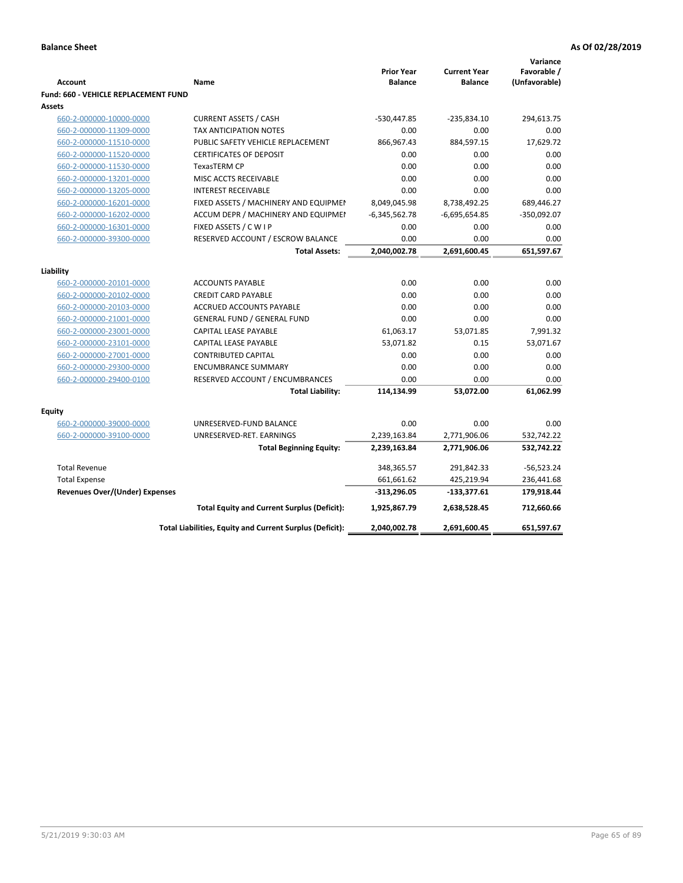**Balance Sheet** **As Of 02/28/2019**

| Account | Name | Prior Year Balance | Current Year Balance | Variance Favorable / (Unfavorable) |
|---|---|---|---|---|
| **Fund: 660 - VEHICLE REPLACEMENT FUND** | | | | |
| **Assets** | | | | |
| 660-2-000000-10000-0000 | CURRENT ASSETS / CASH | -530,447.85 | -235,834.10 | 294,613.75 |
| 660-2-000000-11309-0000 | TAX ANTICIPATION NOTES | 0.00 | 0.00 | 0.00 |
| 660-2-000000-11510-0000 | PUBLIC SAFETY VEHICLE REPLACEMENT | 866,967.43 | 884,597.15 | 17,629.72 |
| 660-2-000000-11520-0000 | CERTIFICATES OF DEPOSIT | 0.00 | 0.00 | 0.00 |
| 660-2-000000-11530-0000 | TexasTERM CP | 0.00 | 0.00 | 0.00 |
| 660-2-000000-13201-0000 | MISC ACCTS RECEIVABLE | 0.00 | 0.00 | 0.00 |
| 660-2-000000-13205-0000 | INTEREST RECEIVABLE | 0.00 | 0.00 | 0.00 |
| 660-2-000000-16201-0000 | FIXED ASSETS / MACHINERY AND EQUIPMEI | 8,049,045.98 | 8,738,492.25 | 689,446.27 |
| 660-2-000000-16202-0000 | ACCUM DEPR / MACHINERY AND EQUIPMEI | -6,345,562.78 | -6,695,654.85 | -350,092.07 |
| 660-2-000000-16301-0000 | FIXED ASSETS / C W I P | 0.00 | 0.00 | 0.00 |
| 660-2-000000-39300-0000 | RESERVED ACCOUNT / ESCROW BALANCE | 0.00 | 0.00 | 0.00 |
| | **Total Assets:** | **2,040,002.78** | **2,691,600.45** | **651,597.67** |
| **Liability** | | | | |
| 660-2-000000-20101-0000 | ACCOUNTS PAYABLE | 0.00 | 0.00 | 0.00 |
| 660-2-000000-20102-0000 | CREDIT CARD PAYABLE | 0.00 | 0.00 | 0.00 |
| 660-2-000000-20103-0000 | ACCRUED ACCOUNTS PAYABLE | 0.00 | 0.00 | 0.00 |
| 660-2-000000-21001-0000 | GENERAL FUND / GENERAL FUND | 0.00 | 0.00 | 0.00 |
| 660-2-000000-23001-0000 | CAPITAL LEASE PAYABLE | 61,063.17 | 53,071.85 | 7,991.32 |
| 660-2-000000-23101-0000 | CAPITAL LEASE PAYABLE | 53,071.82 | 0.15 | 53,071.67 |
| 660-2-000000-27001-0000 | CONTRIBUTED CAPITAL | 0.00 | 0.00 | 0.00 |
| 660-2-000000-29300-0000 | ENCUMBRANCE SUMMARY | 0.00 | 0.00 | 0.00 |
| 660-2-000000-29400-0100 | RESERVED ACCOUNT / ENCUMBRANCES | 0.00 | 0.00 | 0.00 |
| | **Total Liability:** | **114,134.99** | **53,072.00** | **61,062.99** |
| **Equity** | | | | |
| 660-2-000000-39000-0000 | UNRESERVED-FUND BALANCE | 0.00 | 0.00 | 0.00 |
| 660-2-000000-39100-0000 | UNRESERVED-RET. EARNINGS | 2,239,163.84 | 2,771,906.06 | 532,742.22 |
| | **Total Beginning Equity:** | **2,239,163.84** | **2,771,906.06** | **532,742.22** |
| Total Revenue | | 348,365.57 | 291,842.33 | -56,523.24 |
| Total Expense | | 661,661.62 | 425,219.94 | 236,441.68 |
| **Revenues Over/(Under) Expenses** | | **-313,296.05** | **-133,377.61** | **179,918.44** |
| | **Total Equity and Current Surplus (Deficit):** | **1,925,867.79** | **2,638,528.45** | **712,660.66** |
| | **Total Liabilities, Equity and Current Surplus (Deficit):** | **2,040,002.78** | **2,691,600.45** | **651,597.67** |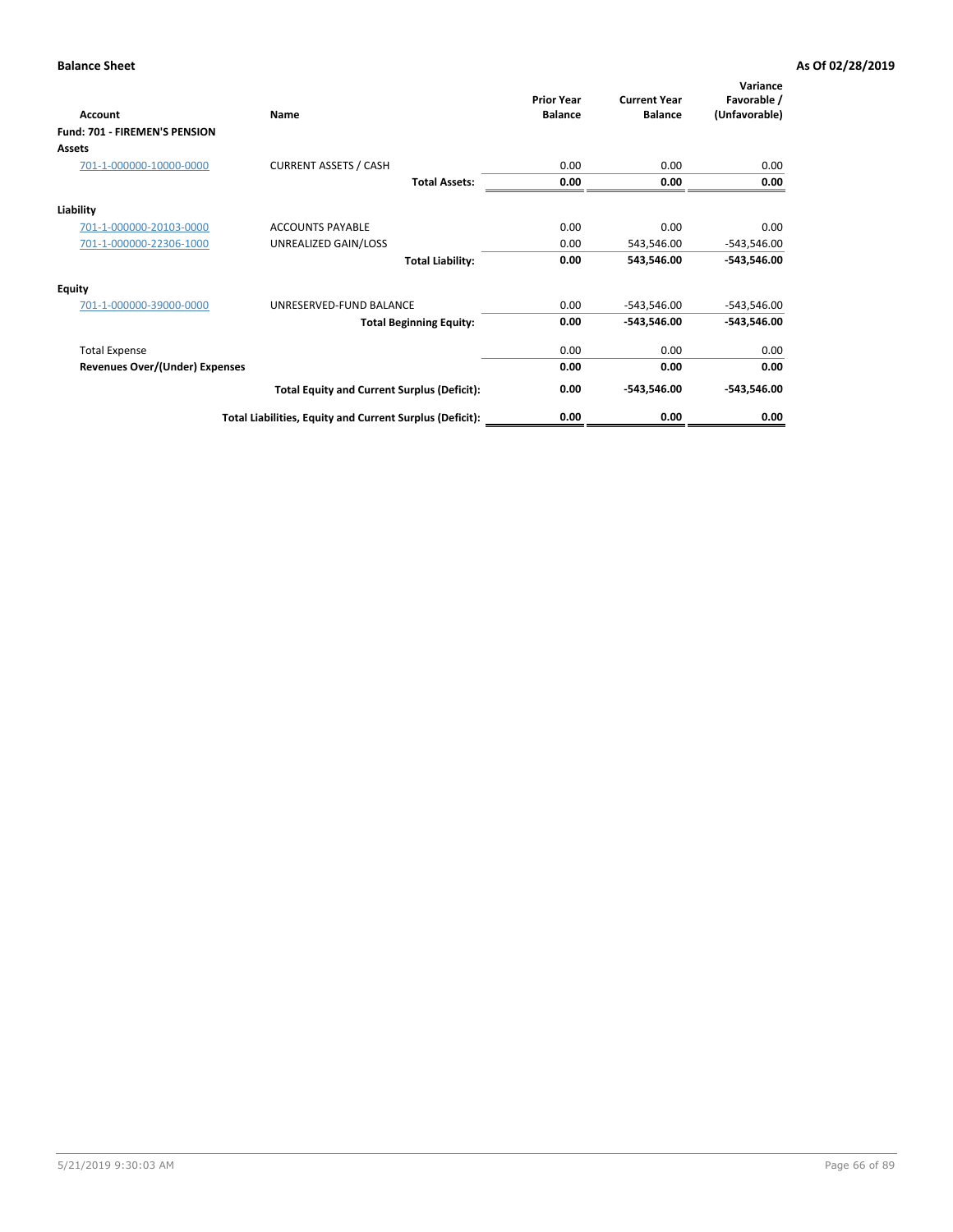**Balance Sheet** **As Of 02/28/2019**

| Account | Name | Prior Year Balance | Current Year Balance | Variance Favorable / (Unfavorable) |
|---|---|---|---|---|
| **Fund: 701 - FIREMEN'S PENSION** | | | | |
| **Assets** | | | | |
| 701-1-000000-10000-0000 | CURRENT ASSETS / CASH | 0.00 | 0.00 | 0.00 |
| | **Total Assets:** | **0.00** | **0.00** | **0.00** |
| **Liability** | | | | |
| 701-1-000000-20103-0000 | ACCOUNTS PAYABLE | 0.00 | 0.00 | 0.00 |
| 701-1-000000-22306-1000 | UNREALIZED GAIN/LOSS | 0.00 | 543,546.00 | -543,546.00 |
| | **Total Liability:** | **0.00** | **543,546.00** | **-543,546.00** |
| **Equity** | | | | |
| 701-1-000000-39000-0000 | UNRESERVED-FUND BALANCE | 0.00 | -543,546.00 | -543,546.00 |
| | **Total Beginning Equity:** | **0.00** | **-543,546.00** | **-543,546.00** |
| Total Expense | | 0.00 | 0.00 | 0.00 |
| **Revenues Over/(Under) Expenses** | | **0.00** | **0.00** | **0.00** |
| | **Total Equity and Current Surplus (Deficit):** | **0.00** | **-543,546.00** | **-543,546.00** |
| | **Total Liabilities, Equity and Current Surplus (Deficit):** | **0.00** | **0.00** | **0.00** |

5/21/2019 9:30:03 AM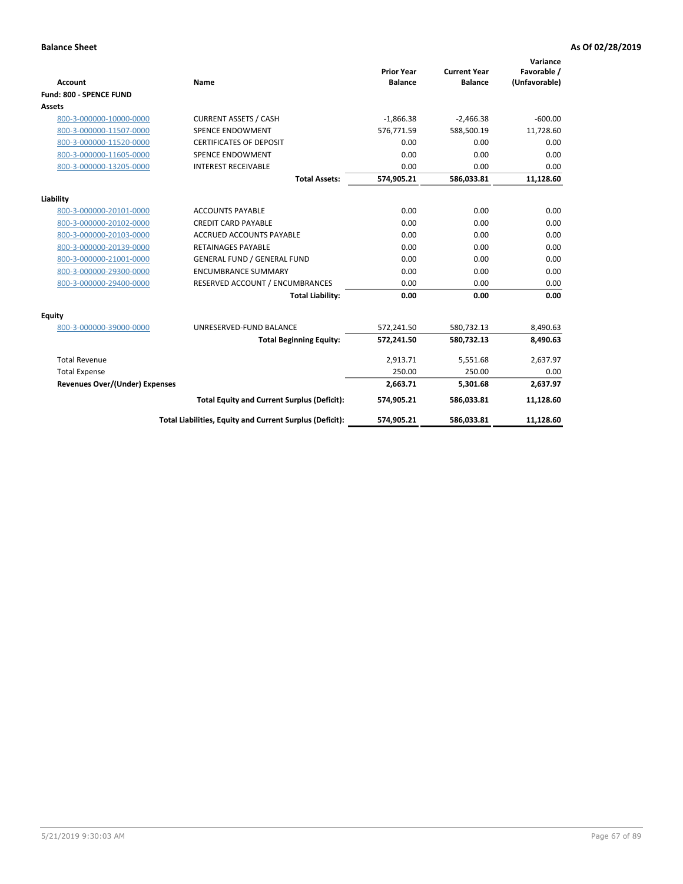**Balance Sheet** — As Of 02/28/2019

| Account | Name | Prior Year Balance | Current Year Balance | Variance Favorable / (Unfavorable) |
|---|---|---|---|---|
| **Fund: 800 - SPENCE FUND** | | | | |
| **Assets** | | | | |
| 800-3-000000-10000-0000 | CURRENT ASSETS / CASH | -1,866.38 | -2,466.38 | -600.00 |
| 800-3-000000-11507-0000 | SPENCE ENDOWMENT | 576,771.59 | 588,500.19 | 11,728.60 |
| 800-3-000000-11520-0000 | CERTIFICATES OF DEPOSIT | 0.00 | 0.00 | 0.00 |
| 800-3-000000-11605-0000 | SPENCE ENDOWMENT | 0.00 | 0.00 | 0.00 |
| 800-3-000000-13205-0000 | INTEREST RECEIVABLE | 0.00 | 0.00 | 0.00 |
| | **Total Assets:** | **574,905.21** | **586,033.81** | **11,128.60** |
| **Liability** | | | | |
| 800-3-000000-20101-0000 | ACCOUNTS PAYABLE | 0.00 | 0.00 | 0.00 |
| 800-3-000000-20102-0000 | CREDIT CARD PAYABLE | 0.00 | 0.00 | 0.00 |
| 800-3-000000-20103-0000 | ACCRUED ACCOUNTS PAYABLE | 0.00 | 0.00 | 0.00 |
| 800-3-000000-20139-0000 | RETAINAGES PAYABLE | 0.00 | 0.00 | 0.00 |
| 800-3-000000-21001-0000 | GENERAL FUND / GENERAL FUND | 0.00 | 0.00 | 0.00 |
| 800-3-000000-29300-0000 | ENCUMBRANCE SUMMARY | 0.00 | 0.00 | 0.00 |
| 800-3-000000-29400-0000 | RESERVED ACCOUNT / ENCUMBRANCES | 0.00 | 0.00 | 0.00 |
| | **Total Liability:** | **0.00** | **0.00** | **0.00** |
| **Equity** | | | | |
| 800-3-000000-39000-0000 | UNRESERVED-FUND BALANCE | 572,241.50 | 580,732.13 | 8,490.63 |
| | **Total Beginning Equity:** | **572,241.50** | **580,732.13** | **8,490.63** |
| Total Revenue | | 2,913.71 | 5,551.68 | 2,637.97 |
| Total Expense | | 250.00 | 250.00 | 0.00 |
| **Revenues Over/(Under) Expenses** | | **2,663.71** | **5,301.68** | **2,637.97** |
| | **Total Equity and Current Surplus (Deficit):** | **574,905.21** | **586,033.81** | **11,128.60** |
| | **Total Liabilities, Equity and Current Surplus (Deficit):** | **574,905.21** | **586,033.81** | **11,128.60** |

5/21/2019 9:30:03 AM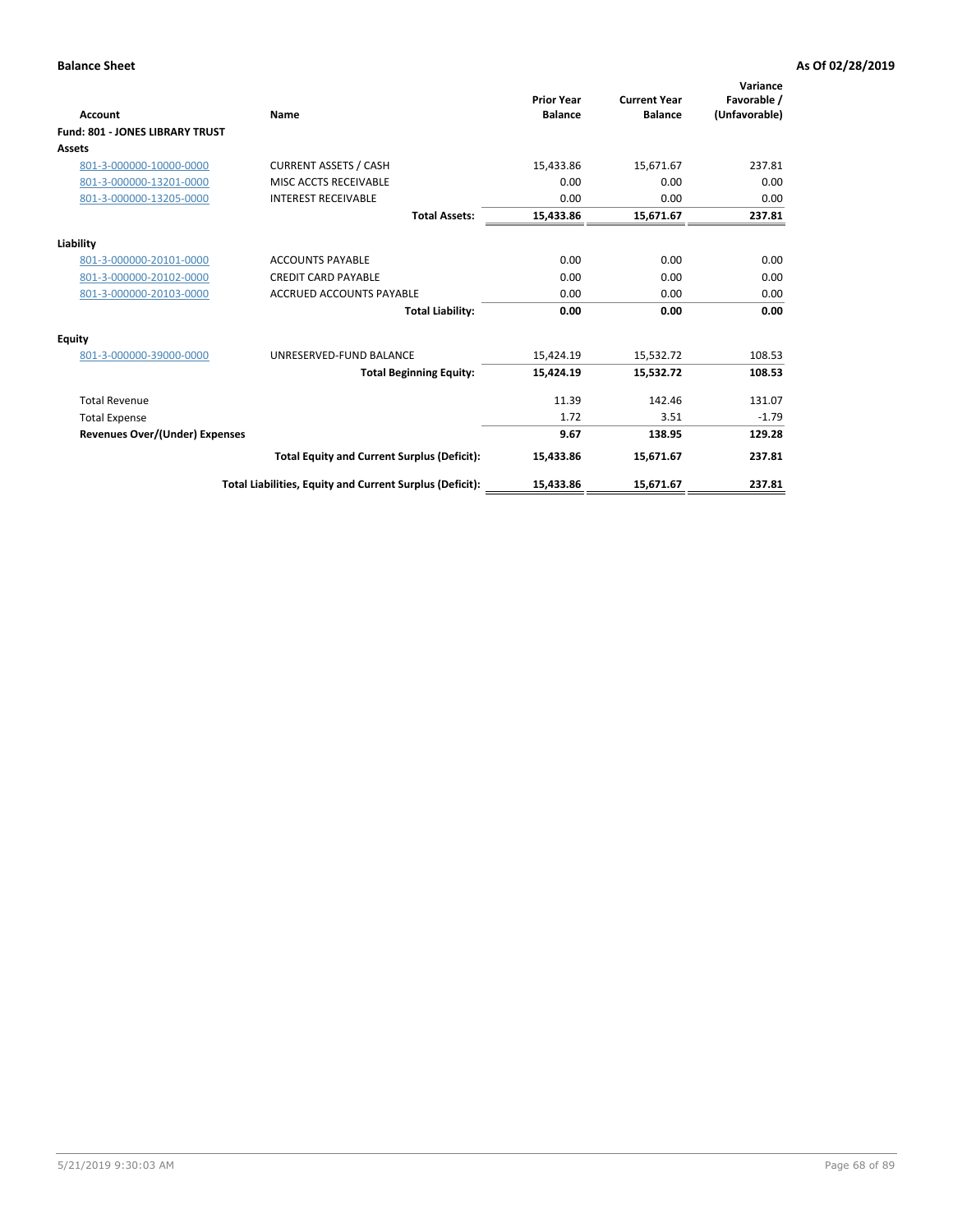**Balance Sheet** — **As Of 02/28/2019**

| Account | Name | Prior Year Balance | Current Year Balance | Variance Favorable / (Unfavorable) |
|---|---|---|---|---|
| **Fund: 801 - JONES LIBRARY TRUST** | | | | |
| **Assets** | | | | |
| 801-3-000000-10000-0000 | CURRENT ASSETS / CASH | 15,433.86 | 15,671.67 | 237.81 |
| 801-3-000000-13201-0000 | MISC ACCTS RECEIVABLE | 0.00 | 0.00 | 0.00 |
| 801-3-000000-13205-0000 | INTEREST RECEIVABLE | 0.00 | 0.00 | 0.00 |
| | **Total Assets:** | **15,433.86** | **15,671.67** | **237.81** |
| **Liability** | | | | |
| 801-3-000000-20101-0000 | ACCOUNTS PAYABLE | 0.00 | 0.00 | 0.00 |
| 801-3-000000-20102-0000 | CREDIT CARD PAYABLE | 0.00 | 0.00 | 0.00 |
| 801-3-000000-20103-0000 | ACCRUED ACCOUNTS PAYABLE | 0.00 | 0.00 | 0.00 |
| | **Total Liability:** | **0.00** | **0.00** | **0.00** |
| **Equity** | | | | |
| 801-3-000000-39000-0000 | UNRESERVED-FUND BALANCE | 15,424.19 | 15,532.72 | 108.53 |
| | **Total Beginning Equity:** | **15,424.19** | **15,532.72** | **108.53** |
| Total Revenue | | 11.39 | 142.46 | 131.07 |
| Total Expense | | 1.72 | 3.51 | -1.79 |
| **Revenues Over/(Under) Expenses** | | **9.67** | **138.95** | **129.28** |
| | **Total Equity and Current Surplus (Deficit):** | **15,433.86** | **15,671.67** | **237.81** |
| | **Total Liabilities, Equity and Current Surplus (Deficit):** | **15,433.86** | **15,671.67** | **237.81** |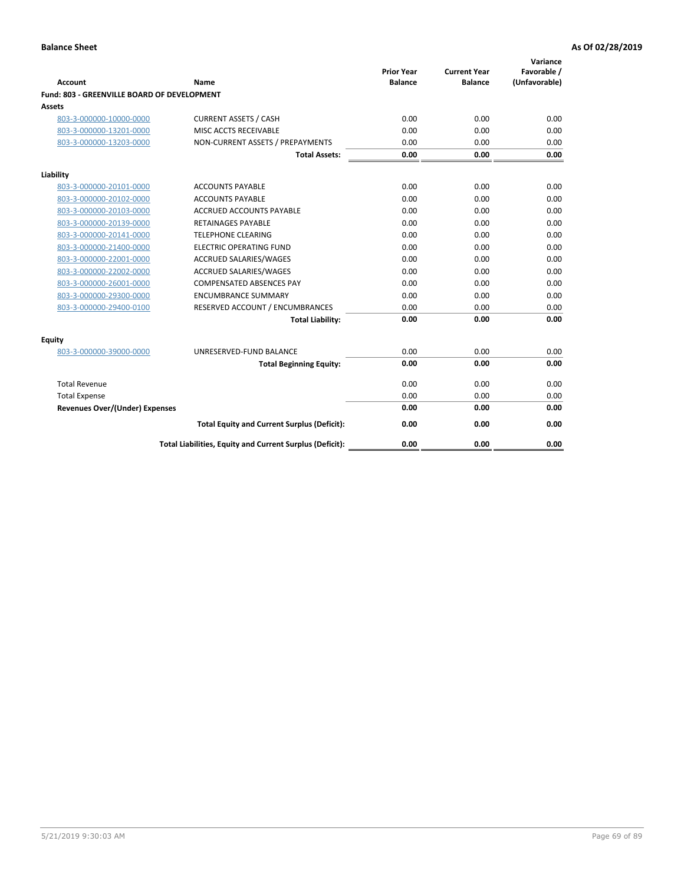**Balance Sheet** **As Of 02/28/2019**

| Account | Name | Prior Year Balance | Current Year Balance | Variance Favorable / (Unfavorable) |
|---|---|---|---|---|
| **Fund: 803 - GREENVILLE BOARD OF DEVELOPMENT** | | | | |
| **Assets** | | | | |
| 803-3-000000-10000-0000 | CURRENT ASSETS / CASH | 0.00 | 0.00 | 0.00 |
| 803-3-000000-13201-0000 | MISC ACCTS RECEIVABLE | 0.00 | 0.00 | 0.00 |
| 803-3-000000-13203-0000 | NON-CURRENT ASSETS / PREPAYMENTS | 0.00 | 0.00 | 0.00 |
| | **Total Assets:** | **0.00** | **0.00** | **0.00** |
| **Liability** | | | | |
| 803-3-000000-20101-0000 | ACCOUNTS PAYABLE | 0.00 | 0.00 | 0.00 |
| 803-3-000000-20102-0000 | ACCOUNTS PAYABLE | 0.00 | 0.00 | 0.00 |
| 803-3-000000-20103-0000 | ACCRUED ACCOUNTS PAYABLE | 0.00 | 0.00 | 0.00 |
| 803-3-000000-20139-0000 | RETAINAGES PAYABLE | 0.00 | 0.00 | 0.00 |
| 803-3-000000-20141-0000 | TELEPHONE CLEARING | 0.00 | 0.00 | 0.00 |
| 803-3-000000-21400-0000 | ELECTRIC OPERATING FUND | 0.00 | 0.00 | 0.00 |
| 803-3-000000-22001-0000 | ACCRUED SALARIES/WAGES | 0.00 | 0.00 | 0.00 |
| 803-3-000000-22002-0000 | ACCRUED SALARIES/WAGES | 0.00 | 0.00 | 0.00 |
| 803-3-000000-26001-0000 | COMPENSATED ABSENCES PAY | 0.00 | 0.00 | 0.00 |
| 803-3-000000-29300-0000 | ENCUMBRANCE SUMMARY | 0.00 | 0.00 | 0.00 |
| 803-3-000000-29400-0100 | RESERVED ACCOUNT / ENCUMBRANCES | 0.00 | 0.00 | 0.00 |
| | **Total Liability:** | **0.00** | **0.00** | **0.00** |
| **Equity** | | | | |
| 803-3-000000-39000-0000 | UNRESERVED-FUND BALANCE | 0.00 | 0.00 | 0.00 |
| | **Total Beginning Equity:** | **0.00** | **0.00** | **0.00** |
| Total Revenue | | 0.00 | 0.00 | 0.00 |
| Total Expense | | 0.00 | 0.00 | 0.00 |
| **Revenues Over/(Under) Expenses** | | **0.00** | **0.00** | **0.00** |
| | **Total Equity and Current Surplus (Deficit):** | **0.00** | **0.00** | **0.00** |
| | **Total Liabilities, Equity and Current Surplus (Deficit):** | **0.00** | **0.00** | **0.00** |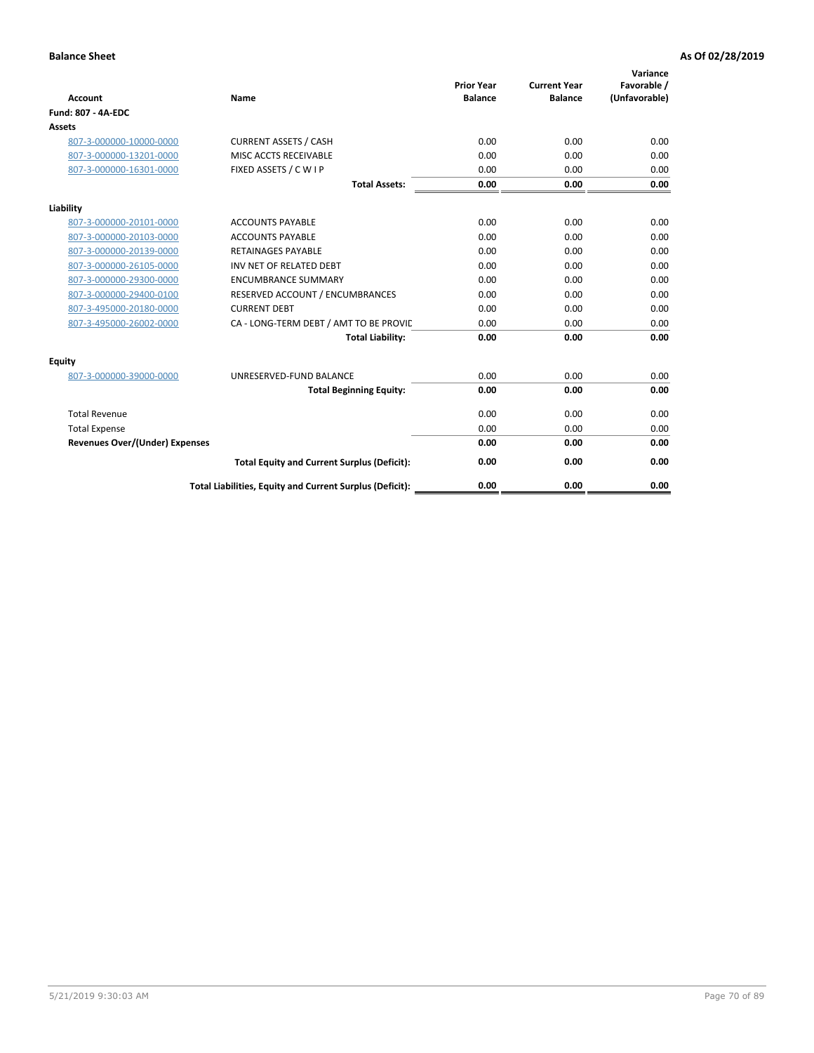**Balance Sheet** — **As Of 02/28/2019**

| Account | Name | Prior Year Balance | Current Year Balance | Variance Favorable / (Unfavorable) |
|---|---|---|---|---|
| **Fund: 807 - 4A-EDC** | | | | |
| **Assets** | | | | |
| 807-3-000000-10000-0000 | CURRENT ASSETS / CASH | 0.00 | 0.00 | 0.00 |
| 807-3-000000-13201-0000 | MISC ACCTS RECEIVABLE | 0.00 | 0.00 | 0.00 |
| 807-3-000000-16301-0000 | FIXED ASSETS / C W I P | 0.00 | 0.00 | 0.00 |
| | **Total Assets:** | **0.00** | **0.00** | **0.00** |
| **Liability** | | | | |
| 807-3-000000-20101-0000 | ACCOUNTS PAYABLE | 0.00 | 0.00 | 0.00 |
| 807-3-000000-20103-0000 | ACCOUNTS PAYABLE | 0.00 | 0.00 | 0.00 |
| 807-3-000000-20139-0000 | RETAINAGES PAYABLE | 0.00 | 0.00 | 0.00 |
| 807-3-000000-26105-0000 | INV NET OF RELATED DEBT | 0.00 | 0.00 | 0.00 |
| 807-3-000000-29300-0000 | ENCUMBRANCE SUMMARY | 0.00 | 0.00 | 0.00 |
| 807-3-000000-29400-0100 | RESERVED ACCOUNT / ENCUMBRANCES | 0.00 | 0.00 | 0.00 |
| 807-3-495000-20180-0000 | CURRENT DEBT | 0.00 | 0.00 | 0.00 |
| 807-3-495000-26002-0000 | CA - LONG-TERM DEBT / AMT TO BE PROVIC | 0.00 | 0.00 | 0.00 |
| | **Total Liability:** | **0.00** | **0.00** | **0.00** |
| **Equity** | | | | |
| 807-3-000000-39000-0000 | UNRESERVED-FUND BALANCE | 0.00 | 0.00 | 0.00 |
| | **Total Beginning Equity:** | **0.00** | **0.00** | **0.00** |
| Total Revenue | | 0.00 | 0.00 | 0.00 |
| Total Expense | | 0.00 | 0.00 | 0.00 |
| **Revenues Over/(Under) Expenses** | | **0.00** | **0.00** | **0.00** |
| | **Total Equity and Current Surplus (Deficit):** | **0.00** | **0.00** | **0.00** |
| | **Total Liabilities, Equity and Current Surplus (Deficit):** | **0.00** | **0.00** | **0.00** |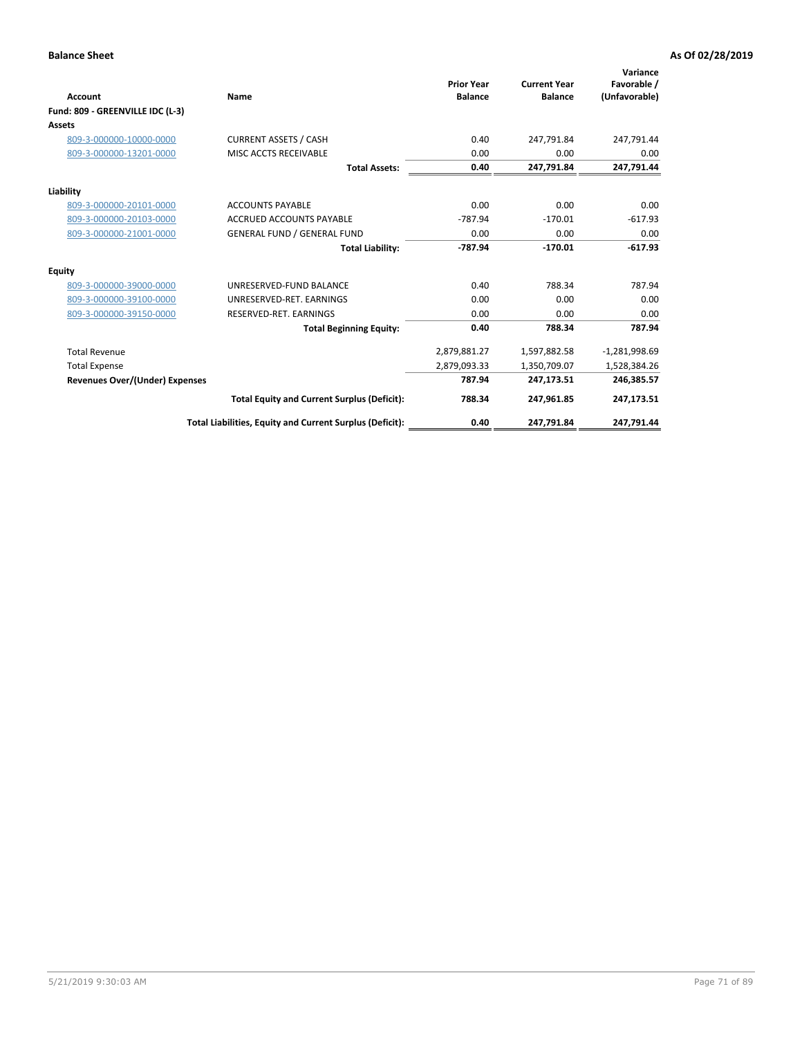**Balance Sheet** **As Of 02/28/2019**

| Account | Name | Prior Year Balance | Current Year Balance | Variance Favorable / (Unfavorable) |
|---|---|---|---|---|
| **Fund: 809 - GREENVILLE IDC (L-3)** | | | | |
| **Assets** | | | | |
| 809-3-000000-10000-0000 | CURRENT ASSETS / CASH | 0.40 | 247,791.84 | 247,791.44 |
| 809-3-000000-13201-0000 | MISC ACCTS RECEIVABLE | 0.00 | 0.00 | 0.00 |
| | **Total Assets:** | **0.40** | **247,791.84** | **247,791.44** |
| **Liability** | | | | |
| 809-3-000000-20101-0000 | ACCOUNTS PAYABLE | 0.00 | 0.00 | 0.00 |
| 809-3-000000-20103-0000 | ACCRUED ACCOUNTS PAYABLE | -787.94 | -170.01 | -617.93 |
| 809-3-000000-21001-0000 | GENERAL FUND / GENERAL FUND | 0.00 | 0.00 | 0.00 |
| | **Total Liability:** | **-787.94** | **-170.01** | **-617.93** |
| **Equity** | | | | |
| 809-3-000000-39000-0000 | UNRESERVED-FUND BALANCE | 0.40 | 788.34 | 787.94 |
| 809-3-000000-39100-0000 | UNRESERVED-RET. EARNINGS | 0.00 | 0.00 | 0.00 |
| 809-3-000000-39150-0000 | RESERVED-RET. EARNINGS | 0.00 | 0.00 | 0.00 |
| | **Total Beginning Equity:** | **0.40** | **788.34** | **787.94** |
| Total Revenue | | 2,879,881.27 | 1,597,882.58 | -1,281,998.69 |
| Total Expense | | 2,879,093.33 | 1,350,709.07 | 1,528,384.26 |
| **Revenues Over/(Under) Expenses** | | **787.94** | **247,173.51** | **246,385.57** |
| | **Total Equity and Current Surplus (Deficit):** | **788.34** | **247,961.85** | **247,173.51** |
| | **Total Liabilities, Equity and Current Surplus (Deficit):** | **0.40** | **247,791.84** | **247,791.44** |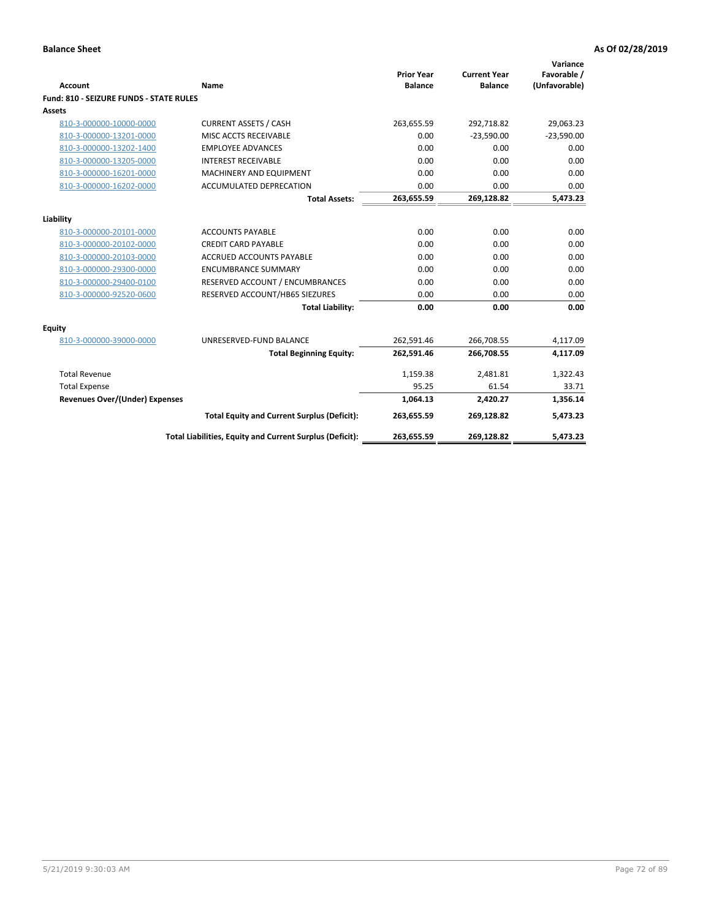**Balance Sheet** **As Of 02/28/2019**

| Account | Name | Prior Year Balance | Current Year Balance | Variance Favorable / (Unfavorable) |
|---|---|---|---|---|
| **Fund: 810 - SEIZURE FUNDS - STATE RULES** | | | | |
| **Assets** | | | | |
| 810-3-000000-10000-0000 | CURRENT ASSETS / CASH | 263,655.59 | 292,718.82 | 29,063.23 |
| 810-3-000000-13201-0000 | MISC ACCTS RECEIVABLE | 0.00 | -23,590.00 | -23,590.00 |
| 810-3-000000-13202-1400 | EMPLOYEE ADVANCES | 0.00 | 0.00 | 0.00 |
| 810-3-000000-13205-0000 | INTEREST RECEIVABLE | 0.00 | 0.00 | 0.00 |
| 810-3-000000-16201-0000 | MACHINERY AND EQUIPMENT | 0.00 | 0.00 | 0.00 |
| 810-3-000000-16202-0000 | ACCUMULATED DEPRECATION | 0.00 | 0.00 | 0.00 |
| | **Total Assets:** | **263,655.59** | **269,128.82** | **5,473.23** |
| **Liability** | | | | |
| 810-3-000000-20101-0000 | ACCOUNTS PAYABLE | 0.00 | 0.00 | 0.00 |
| 810-3-000000-20102-0000 | CREDIT CARD PAYABLE | 0.00 | 0.00 | 0.00 |
| 810-3-000000-20103-0000 | ACCRUED ACCOUNTS PAYABLE | 0.00 | 0.00 | 0.00 |
| 810-3-000000-29300-0000 | ENCUMBRANCE SUMMARY | 0.00 | 0.00 | 0.00 |
| 810-3-000000-29400-0100 | RESERVED ACCOUNT / ENCUMBRANCES | 0.00 | 0.00 | 0.00 |
| 810-3-000000-92520-0600 | RESERVED ACCOUNT/HB65 SIEZURES | 0.00 | 0.00 | 0.00 |
| | **Total Liability:** | **0.00** | **0.00** | **0.00** |
| **Equity** | | | | |
| 810-3-000000-39000-0000 | UNRESERVED-FUND BALANCE | 262,591.46 | 266,708.55 | 4,117.09 |
| | **Total Beginning Equity:** | **262,591.46** | **266,708.55** | **4,117.09** |
| Total Revenue | | 1,159.38 | 2,481.81 | 1,322.43 |
| Total Expense | | 95.25 | 61.54 | 33.71 |
| **Revenues Over/(Under) Expenses** | | **1,064.13** | **2,420.27** | **1,356.14** |
| | **Total Equity and Current Surplus (Deficit):** | **263,655.59** | **269,128.82** | **5,473.23** |
| | **Total Liabilities, Equity and Current Surplus (Deficit):** | **263,655.59** | **269,128.82** | **5,473.23** |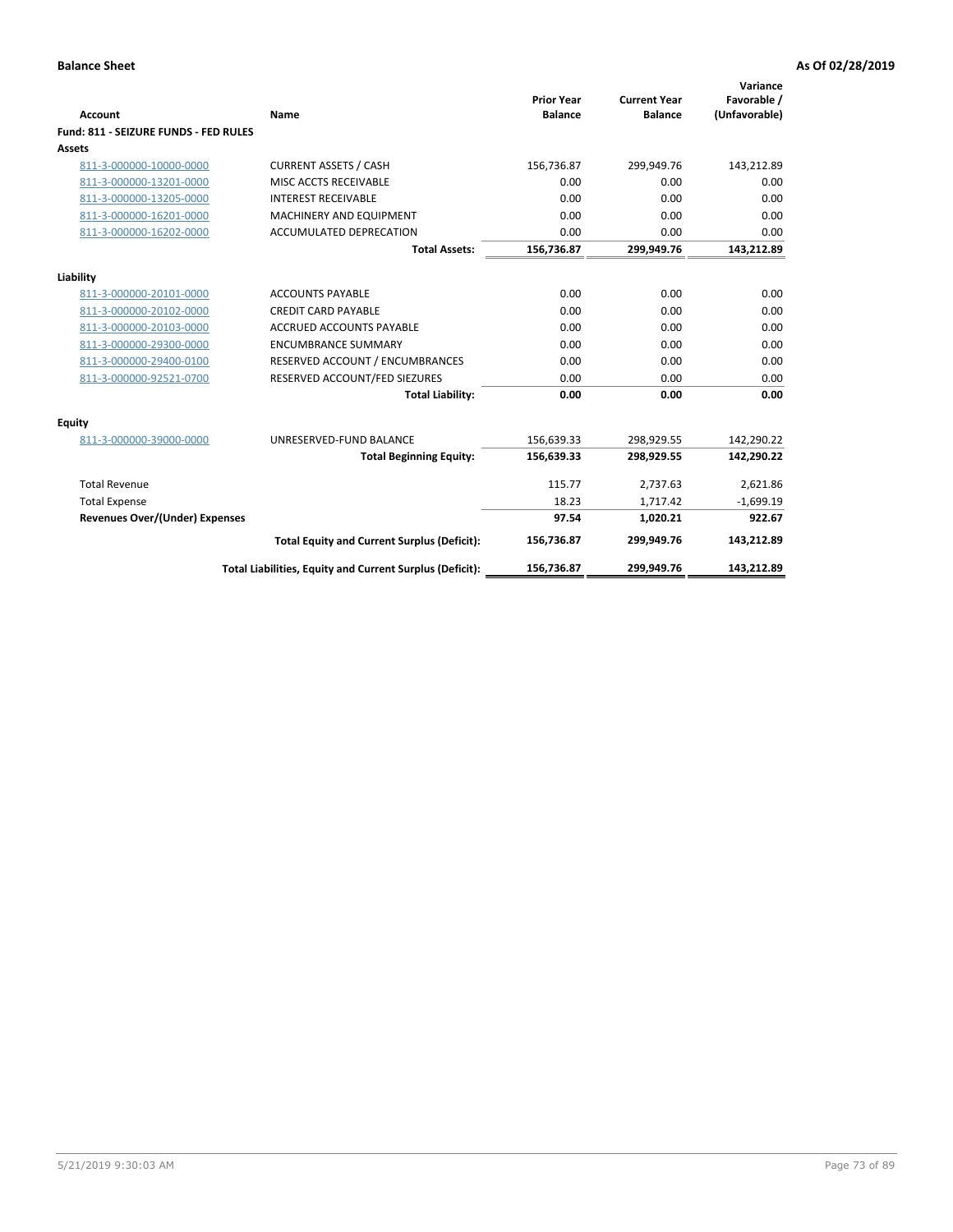**Balance Sheet** **As Of 02/28/2019**

| Account | Name | Prior Year Balance | Current Year Balance | Variance Favorable / (Unfavorable) |
|---|---|---|---|---|
| **Fund: 811 - SEIZURE FUNDS - FED RULES** | | | | |
| **Assets** | | | | |
| 811-3-000000-10000-0000 | CURRENT ASSETS / CASH | 156,736.87 | 299,949.76 | 143,212.89 |
| 811-3-000000-13201-0000 | MISC ACCTS RECEIVABLE | 0.00 | 0.00 | 0.00 |
| 811-3-000000-13205-0000 | INTEREST RECEIVABLE | 0.00 | 0.00 | 0.00 |
| 811-3-000000-16201-0000 | MACHINERY AND EQUIPMENT | 0.00 | 0.00 | 0.00 |
| 811-3-000000-16202-0000 | ACCUMULATED DEPRECATION | 0.00 | 0.00 | 0.00 |
| | **Total Assets:** | **156,736.87** | **299,949.76** | **143,212.89** |
| **Liability** | | | | |
| 811-3-000000-20101-0000 | ACCOUNTS PAYABLE | 0.00 | 0.00 | 0.00 |
| 811-3-000000-20102-0000 | CREDIT CARD PAYABLE | 0.00 | 0.00 | 0.00 |
| 811-3-000000-20103-0000 | ACCRUED ACCOUNTS PAYABLE | 0.00 | 0.00 | 0.00 |
| 811-3-000000-29300-0000 | ENCUMBRANCE SUMMARY | 0.00 | 0.00 | 0.00 |
| 811-3-000000-29400-0100 | RESERVED ACCOUNT / ENCUMBRANCES | 0.00 | 0.00 | 0.00 |
| 811-3-000000-92521-0700 | RESERVED ACCOUNT/FED SIEZURES | 0.00 | 0.00 | 0.00 |
| | **Total Liability:** | **0.00** | **0.00** | **0.00** |
| **Equity** | | | | |
| 811-3-000000-39000-0000 | UNRESERVED-FUND BALANCE | 156,639.33 | 298,929.55 | 142,290.22 |
| | **Total Beginning Equity:** | **156,639.33** | **298,929.55** | **142,290.22** |
| Total Revenue | | 115.77 | 2,737.63 | 2,621.86 |
| Total Expense | | 18.23 | 1,717.42 | -1,699.19 |
| **Revenues Over/(Under) Expenses** | | **97.54** | **1,020.21** | **922.67** |
| | **Total Equity and Current Surplus (Deficit):** | **156,736.87** | **299,949.76** | **143,212.89** |
| | **Total Liabilities, Equity and Current Surplus (Deficit):** | **156,736.87** | **299,949.76** | **143,212.89** |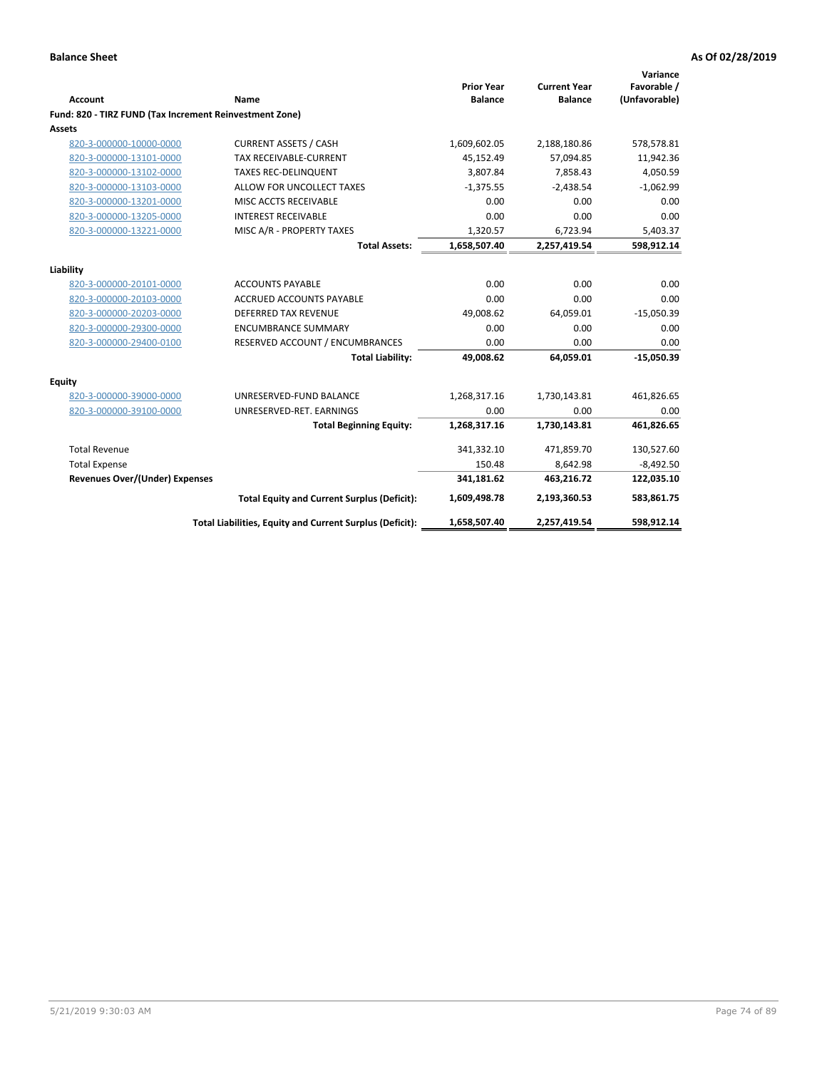**Balance Sheet** **As Of 02/28/2019**

| Account | Name | Prior Year Balance | Current Year Balance | Variance Favorable / (Unfavorable) |
|---|---|---|---|---|
| **Fund: 820 - TIRZ FUND (Tax Increment Reinvestment Zone)** | | | | |
| **Assets** | | | | |
| 820-3-000000-10000-0000 | CURRENT ASSETS / CASH | 1,609,602.05 | 2,188,180.86 | 578,578.81 |
| 820-3-000000-13101-0000 | TAX RECEIVABLE-CURRENT | 45,152.49 | 57,094.85 | 11,942.36 |
| 820-3-000000-13102-0000 | TAXES REC-DELINQUENT | 3,807.84 | 7,858.43 | 4,050.59 |
| 820-3-000000-13103-0000 | ALLOW FOR UNCOLLECT TAXES | -1,375.55 | -2,438.54 | -1,062.99 |
| 820-3-000000-13201-0000 | MISC ACCTS RECEIVABLE | 0.00 | 0.00 | 0.00 |
| 820-3-000000-13205-0000 | INTEREST RECEIVABLE | 0.00 | 0.00 | 0.00 |
| 820-3-000000-13221-0000 | MISC A/R - PROPERTY TAXES | 1,320.57 | 6,723.94 | 5,403.37 |
| | **Total Assets:** | **1,658,507.40** | **2,257,419.54** | **598,912.14** |
| **Liability** | | | | |
| 820-3-000000-20101-0000 | ACCOUNTS PAYABLE | 0.00 | 0.00 | 0.00 |
| 820-3-000000-20103-0000 | ACCRUED ACCOUNTS PAYABLE | 0.00 | 0.00 | 0.00 |
| 820-3-000000-20203-0000 | DEFERRED TAX REVENUE | 49,008.62 | 64,059.01 | -15,050.39 |
| 820-3-000000-29300-0000 | ENCUMBRANCE SUMMARY | 0.00 | 0.00 | 0.00 |
| 820-3-000000-29400-0100 | RESERVED ACCOUNT / ENCUMBRANCES | 0.00 | 0.00 | 0.00 |
| | **Total Liability:** | **49,008.62** | **64,059.01** | **-15,050.39** |
| **Equity** | | | | |
| 820-3-000000-39000-0000 | UNRESERVED-FUND BALANCE | 1,268,317.16 | 1,730,143.81 | 461,826.65 |
| 820-3-000000-39100-0000 | UNRESERVED-RET. EARNINGS | 0.00 | 0.00 | 0.00 |
| | **Total Beginning Equity:** | **1,268,317.16** | **1,730,143.81** | **461,826.65** |
| Total Revenue | | 341,332.10 | 471,859.70 | 130,527.60 |
| Total Expense | | 150.48 | 8,642.98 | -8,492.50 |
| **Revenues Over/(Under) Expenses** | | **341,181.62** | **463,216.72** | **122,035.10** |
| | **Total Equity and Current Surplus (Deficit):** | **1,609,498.78** | **2,193,360.53** | **583,861.75** |
| | **Total Liabilities, Equity and Current Surplus (Deficit):** | **1,658,507.40** | **2,257,419.54** | **598,912.14** |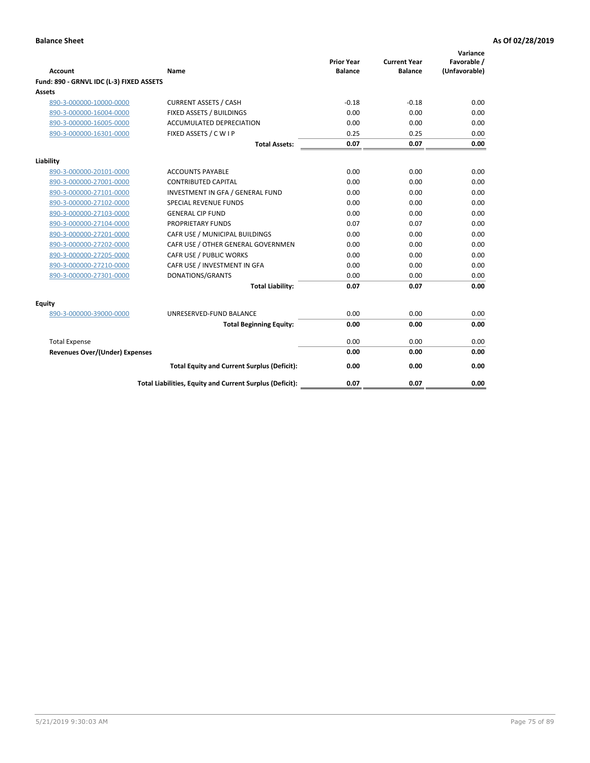**Balance Sheet** **As Of 02/28/2019**

| Account | Name | Prior Year Balance | Current Year Balance | Variance Favorable / (Unfavorable) |
|---|---|---|---|---|
| **Fund: 890 - GRNVL IDC (L-3) FIXED ASSETS** | | | | |
| **Assets** | | | | |
| 890-3-000000-10000-0000 | CURRENT ASSETS / CASH | -0.18 | -0.18 | 0.00 |
| 890-3-000000-16004-0000 | FIXED ASSETS / BUILDINGS | 0.00 | 0.00 | 0.00 |
| 890-3-000000-16005-0000 | ACCUMULATED DEPRECIATION | 0.00 | 0.00 | 0.00 |
| 890-3-000000-16301-0000 | FIXED ASSETS / C W I P | 0.25 | 0.25 | 0.00 |
| | **Total Assets:** | **0.07** | **0.07** | **0.00** |
| **Liability** | | | | |
| 890-3-000000-20101-0000 | ACCOUNTS PAYABLE | 0.00 | 0.00 | 0.00 |
| 890-3-000000-27001-0000 | CONTRIBUTED CAPITAL | 0.00 | 0.00 | 0.00 |
| 890-3-000000-27101-0000 | INVESTMENT IN GFA / GENERAL FUND | 0.00 | 0.00 | 0.00 |
| 890-3-000000-27102-0000 | SPECIAL REVENUE FUNDS | 0.00 | 0.00 | 0.00 |
| 890-3-000000-27103-0000 | GENERAL CIP FUND | 0.00 | 0.00 | 0.00 |
| 890-3-000000-27104-0000 | PROPRIETARY FUNDS | 0.07 | 0.07 | 0.00 |
| 890-3-000000-27201-0000 | CAFR USE / MUNICIPAL BUILDINGS | 0.00 | 0.00 | 0.00 |
| 890-3-000000-27202-0000 | CAFR USE / OTHER GENERAL GOVERNMEN | 0.00 | 0.00 | 0.00 |
| 890-3-000000-27205-0000 | CAFR USE / PUBLIC WORKS | 0.00 | 0.00 | 0.00 |
| 890-3-000000-27210-0000 | CAFR USE / INVESTMENT IN GFA | 0.00 | 0.00 | 0.00 |
| 890-3-000000-27301-0000 | DONATIONS/GRANTS | 0.00 | 0.00 | 0.00 |
| | **Total Liability:** | **0.07** | **0.07** | **0.00** |
| **Equity** | | | | |
| 890-3-000000-39000-0000 | UNRESERVED-FUND BALANCE | 0.00 | 0.00 | 0.00 |
| | **Total Beginning Equity:** | **0.00** | **0.00** | **0.00** |
| Total Expense | | 0.00 | 0.00 | 0.00 |
| **Revenues Over/(Under) Expenses** | | **0.00** | **0.00** | **0.00** |
| | **Total Equity and Current Surplus (Deficit):** | **0.00** | **0.00** | **0.00** |
| | **Total Liabilities, Equity and Current Surplus (Deficit):** | **0.07** | **0.07** | **0.00** |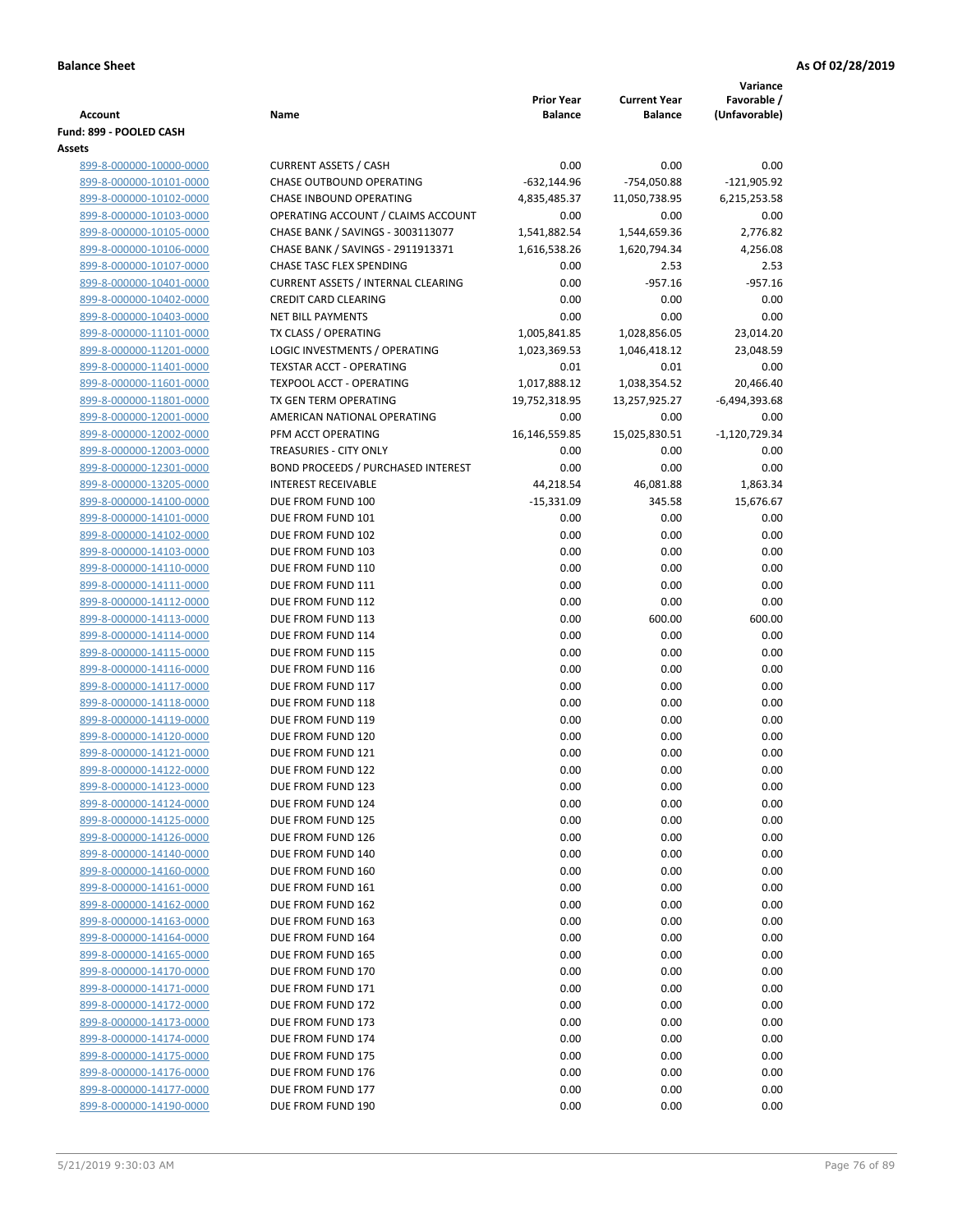**Balance Sheet** **As Of 02/28/2019**

| Account | Name | Prior Year Balance | Current Year Balance | Variance Favorable / (Unfavorable) |
|---|---|---|---|---|
| **Fund: 899 - POOLED CASH** | | | | |
| **Assets** | | | | |
| 899-8-000000-10000-0000 | CURRENT ASSETS / CASH | 0.00 | 0.00 | 0.00 |
| 899-8-000000-10101-0000 | CHASE OUTBOUND OPERATING | -632,144.96 | -754,050.88 | -121,905.92 |
| 899-8-000000-10102-0000 | CHASE INBOUND OPERATING | 4,835,485.37 | 11,050,738.95 | 6,215,253.58 |
| 899-8-000000-10103-0000 | OPERATING ACCOUNT / CLAIMS ACCOUNT | 0.00 | 0.00 | 0.00 |
| 899-8-000000-10105-0000 | CHASE BANK / SAVINGS - 3003113077 | 1,541,882.54 | 1,544,659.36 | 2,776.82 |
| 899-8-000000-10106-0000 | CHASE BANK / SAVINGS - 2911913371 | 1,616,538.26 | 1,620,794.34 | 4,256.08 |
| 899-8-000000-10107-0000 | CHASE TASC FLEX SPENDING | 0.00 | 2.53 | 2.53 |
| 899-8-000000-10401-0000 | CURRENT ASSETS / INTERNAL CLEARING | 0.00 | -957.16 | -957.16 |
| 899-8-000000-10402-0000 | CREDIT CARD CLEARING | 0.00 | 0.00 | 0.00 |
| 899-8-000000-10403-0000 | NET BILL PAYMENTS | 0.00 | 0.00 | 0.00 |
| 899-8-000000-11101-0000 | TX CLASS / OPERATING | 1,005,841.85 | 1,028,856.05 | 23,014.20 |
| 899-8-000000-11201-0000 | LOGIC INVESTMENTS / OPERATING | 1,023,369.53 | 1,046,418.12 | 23,048.59 |
| 899-8-000000-11401-0000 | TEXSTAR ACCT - OPERATING | 0.01 | 0.01 | 0.00 |
| 899-8-000000-11601-0000 | TEXPOOL ACCT - OPERATING | 1,017,888.12 | 1,038,354.52 | 20,466.40 |
| 899-8-000000-11801-0000 | TX GEN TERM OPERATING | 19,752,318.95 | 13,257,925.27 | -6,494,393.68 |
| 899-8-000000-12001-0000 | AMERICAN NATIONAL OPERATING | 0.00 | 0.00 | 0.00 |
| 899-8-000000-12002-0000 | PFM ACCT OPERATING | 16,146,559.85 | 15,025,830.51 | -1,120,729.34 |
| 899-8-000000-12003-0000 | TREASURIES - CITY ONLY | 0.00 | 0.00 | 0.00 |
| 899-8-000000-12301-0000 | BOND PROCEEDS / PURCHASED INTEREST | 0.00 | 0.00 | 0.00 |
| 899-8-000000-13205-0000 | INTEREST RECEIVABLE | 44,218.54 | 46,081.88 | 1,863.34 |
| 899-8-000000-14100-0000 | DUE FROM FUND 100 | -15,331.09 | 345.58 | 15,676.67 |
| 899-8-000000-14101-0000 | DUE FROM FUND 101 | 0.00 | 0.00 | 0.00 |
| 899-8-000000-14102-0000 | DUE FROM FUND 102 | 0.00 | 0.00 | 0.00 |
| 899-8-000000-14103-0000 | DUE FROM FUND 103 | 0.00 | 0.00 | 0.00 |
| 899-8-000000-14110-0000 | DUE FROM FUND 110 | 0.00 | 0.00 | 0.00 |
| 899-8-000000-14111-0000 | DUE FROM FUND 111 | 0.00 | 0.00 | 0.00 |
| 899-8-000000-14112-0000 | DUE FROM FUND 112 | 0.00 | 0.00 | 0.00 |
| 899-8-000000-14113-0000 | DUE FROM FUND 113 | 0.00 | 600.00 | 600.00 |
| 899-8-000000-14114-0000 | DUE FROM FUND 114 | 0.00 | 0.00 | 0.00 |
| 899-8-000000-14115-0000 | DUE FROM FUND 115 | 0.00 | 0.00 | 0.00 |
| 899-8-000000-14116-0000 | DUE FROM FUND 116 | 0.00 | 0.00 | 0.00 |
| 899-8-000000-14117-0000 | DUE FROM FUND 117 | 0.00 | 0.00 | 0.00 |
| 899-8-000000-14118-0000 | DUE FROM FUND 118 | 0.00 | 0.00 | 0.00 |
| 899-8-000000-14119-0000 | DUE FROM FUND 119 | 0.00 | 0.00 | 0.00 |
| 899-8-000000-14120-0000 | DUE FROM FUND 120 | 0.00 | 0.00 | 0.00 |
| 899-8-000000-14121-0000 | DUE FROM FUND 121 | 0.00 | 0.00 | 0.00 |
| 899-8-000000-14122-0000 | DUE FROM FUND 122 | 0.00 | 0.00 | 0.00 |
| 899-8-000000-14123-0000 | DUE FROM FUND 123 | 0.00 | 0.00 | 0.00 |
| 899-8-000000-14124-0000 | DUE FROM FUND 124 | 0.00 | 0.00 | 0.00 |
| 899-8-000000-14125-0000 | DUE FROM FUND 125 | 0.00 | 0.00 | 0.00 |
| 899-8-000000-14126-0000 | DUE FROM FUND 126 | 0.00 | 0.00 | 0.00 |
| 899-8-000000-14140-0000 | DUE FROM FUND 140 | 0.00 | 0.00 | 0.00 |
| 899-8-000000-14160-0000 | DUE FROM FUND 160 | 0.00 | 0.00 | 0.00 |
| 899-8-000000-14161-0000 | DUE FROM FUND 161 | 0.00 | 0.00 | 0.00 |
| 899-8-000000-14162-0000 | DUE FROM FUND 162 | 0.00 | 0.00 | 0.00 |
| 899-8-000000-14163-0000 | DUE FROM FUND 163 | 0.00 | 0.00 | 0.00 |
| 899-8-000000-14164-0000 | DUE FROM FUND 164 | 0.00 | 0.00 | 0.00 |
| 899-8-000000-14165-0000 | DUE FROM FUND 165 | 0.00 | 0.00 | 0.00 |
| 899-8-000000-14170-0000 | DUE FROM FUND 170 | 0.00 | 0.00 | 0.00 |
| 899-8-000000-14171-0000 | DUE FROM FUND 171 | 0.00 | 0.00 | 0.00 |
| 899-8-000000-14172-0000 | DUE FROM FUND 172 | 0.00 | 0.00 | 0.00 |
| 899-8-000000-14173-0000 | DUE FROM FUND 173 | 0.00 | 0.00 | 0.00 |
| 899-8-000000-14174-0000 | DUE FROM FUND 174 | 0.00 | 0.00 | 0.00 |
| 899-8-000000-14175-0000 | DUE FROM FUND 175 | 0.00 | 0.00 | 0.00 |
| 899-8-000000-14176-0000 | DUE FROM FUND 176 | 0.00 | 0.00 | 0.00 |
| 899-8-000000-14177-0000 | DUE FROM FUND 177 | 0.00 | 0.00 | 0.00 |
| 899-8-000000-14190-0000 | DUE FROM FUND 190 | 0.00 | 0.00 | 0.00 |

5/21/2019 9:30:03 AM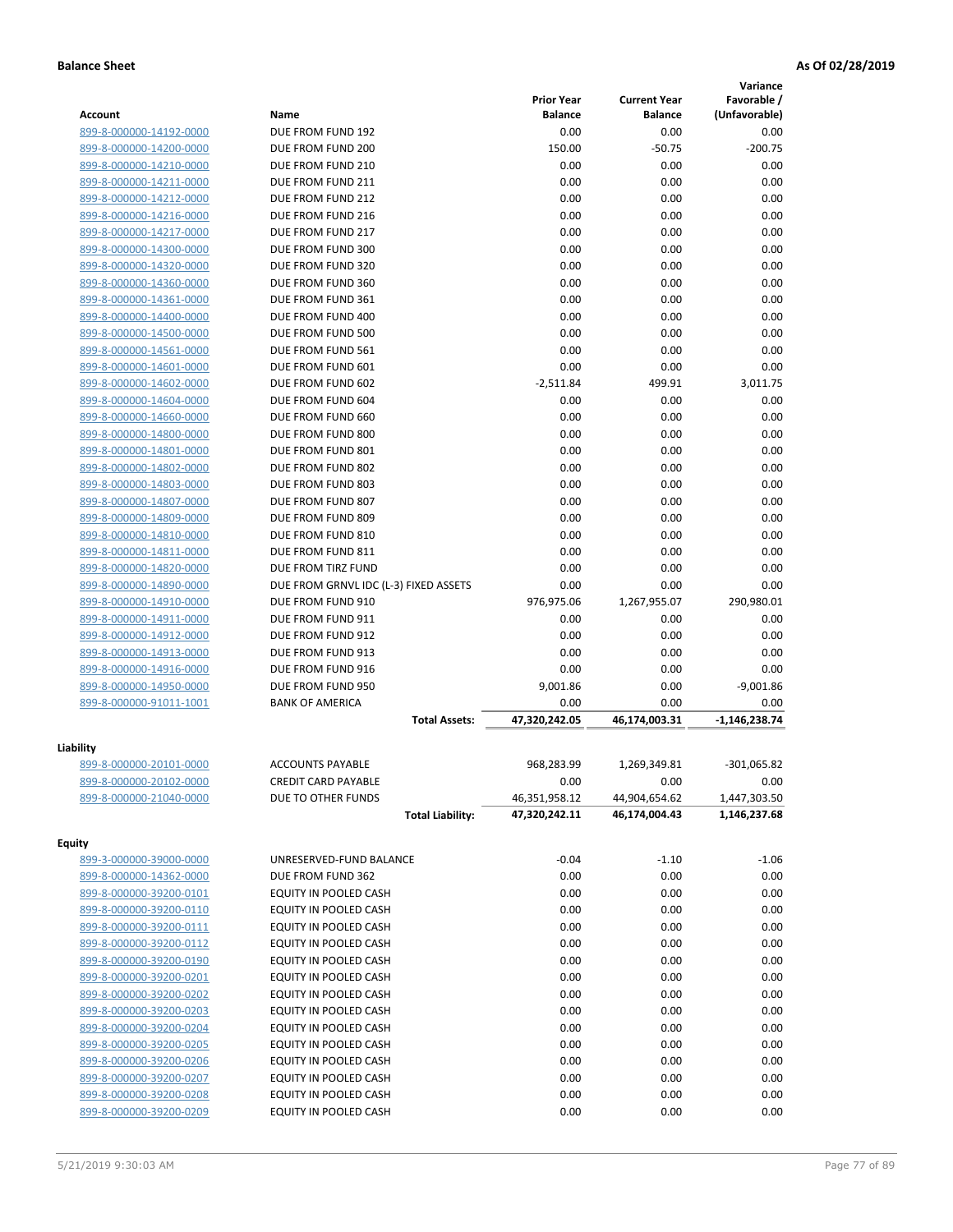**Balance Sheet** **As Of 02/28/2019**

| Account | Name | Prior Year Balance | Current Year Balance | Variance Favorable / (Unfavorable) |
|---|---|---|---|---|
| 899-8-000000-14192-0000 | DUE FROM FUND 192 | 0.00 | 0.00 | 0.00 |
| 899-8-000000-14200-0000 | DUE FROM FUND 200 | 150.00 | -50.75 | -200.75 |
| 899-8-000000-14210-0000 | DUE FROM FUND 210 | 0.00 | 0.00 | 0.00 |
| 899-8-000000-14211-0000 | DUE FROM FUND 211 | 0.00 | 0.00 | 0.00 |
| 899-8-000000-14212-0000 | DUE FROM FUND 212 | 0.00 | 0.00 | 0.00 |
| 899-8-000000-14216-0000 | DUE FROM FUND 216 | 0.00 | 0.00 | 0.00 |
| 899-8-000000-14217-0000 | DUE FROM FUND 217 | 0.00 | 0.00 | 0.00 |
| 899-8-000000-14300-0000 | DUE FROM FUND 300 | 0.00 | 0.00 | 0.00 |
| 899-8-000000-14320-0000 | DUE FROM FUND 320 | 0.00 | 0.00 | 0.00 |
| 899-8-000000-14360-0000 | DUE FROM FUND 360 | 0.00 | 0.00 | 0.00 |
| 899-8-000000-14361-0000 | DUE FROM FUND 361 | 0.00 | 0.00 | 0.00 |
| 899-8-000000-14400-0000 | DUE FROM FUND 400 | 0.00 | 0.00 | 0.00 |
| 899-8-000000-14500-0000 | DUE FROM FUND 500 | 0.00 | 0.00 | 0.00 |
| 899-8-000000-14561-0000 | DUE FROM FUND 561 | 0.00 | 0.00 | 0.00 |
| 899-8-000000-14601-0000 | DUE FROM FUND 601 | 0.00 | 0.00 | 0.00 |
| 899-8-000000-14602-0000 | DUE FROM FUND 602 | -2,511.84 | 499.91 | 3,011.75 |
| 899-8-000000-14604-0000 | DUE FROM FUND 604 | 0.00 | 0.00 | 0.00 |
| 899-8-000000-14660-0000 | DUE FROM FUND 660 | 0.00 | 0.00 | 0.00 |
| 899-8-000000-14800-0000 | DUE FROM FUND 800 | 0.00 | 0.00 | 0.00 |
| 899-8-000000-14801-0000 | DUE FROM FUND 801 | 0.00 | 0.00 | 0.00 |
| 899-8-000000-14802-0000 | DUE FROM FUND 802 | 0.00 | 0.00 | 0.00 |
| 899-8-000000-14803-0000 | DUE FROM FUND 803 | 0.00 | 0.00 | 0.00 |
| 899-8-000000-14807-0000 | DUE FROM FUND 807 | 0.00 | 0.00 | 0.00 |
| 899-8-000000-14809-0000 | DUE FROM FUND 809 | 0.00 | 0.00 | 0.00 |
| 899-8-000000-14810-0000 | DUE FROM FUND 810 | 0.00 | 0.00 | 0.00 |
| 899-8-000000-14811-0000 | DUE FROM FUND 811 | 0.00 | 0.00 | 0.00 |
| 899-8-000000-14820-0000 | DUE FROM TIRZ FUND | 0.00 | 0.00 | 0.00 |
| 899-8-000000-14890-0000 | DUE FROM GRNVL IDC (L-3) FIXED ASSETS | 0.00 | 0.00 | 0.00 |
| 899-8-000000-14910-0000 | DUE FROM FUND 910 | 976,975.06 | 1,267,955.07 | 290,980.01 |
| 899-8-000000-14911-0000 | DUE FROM FUND 911 | 0.00 | 0.00 | 0.00 |
| 899-8-000000-14912-0000 | DUE FROM FUND 912 | 0.00 | 0.00 | 0.00 |
| 899-8-000000-14913-0000 | DUE FROM FUND 913 | 0.00 | 0.00 | 0.00 |
| 899-8-000000-14916-0000 | DUE FROM FUND 916 | 0.00 | 0.00 | 0.00 |
| 899-8-000000-14950-0000 | DUE FROM FUND 950 | 9,001.86 | 0.00 | -9,001.86 |
| 899-8-000000-91011-1001 | BANK OF AMERICA | 0.00 | 0.00 | 0.00 |
| | **Total Assets:** | **47,320,242.05** | **46,174,003.31** | **-1,146,238.74** |

**Liability**

| Account | Name | Prior Year Balance | Current Year Balance | Variance Favorable / (Unfavorable) |
|---|---|---|---|---|
| 899-8-000000-20101-0000 | ACCOUNTS PAYABLE | 968,283.99 | 1,269,349.81 | -301,065.82 |
| 899-8-000000-20102-0000 | CREDIT CARD PAYABLE | 0.00 | 0.00 | 0.00 |
| 899-8-000000-21040-0000 | DUE TO OTHER FUNDS | 46,351,958.12 | 44,904,654.62 | 1,447,303.50 |
| | **Total Liability:** | **47,320,242.11** | **46,174,004.43** | **1,146,237.68** |

**Equity**

| Account | Name | Prior Year Balance | Current Year Balance | Variance Favorable / (Unfavorable) |
|---|---|---|---|---|
| 899-3-000000-39000-0000 | UNRESERVED-FUND BALANCE | -0.04 | -1.10 | -1.06 |
| 899-8-000000-14362-0000 | DUE FROM FUND 362 | 0.00 | 0.00 | 0.00 |
| 899-8-000000-39200-0101 | EQUITY IN POOLED CASH | 0.00 | 0.00 | 0.00 |
| 899-8-000000-39200-0110 | EQUITY IN POOLED CASH | 0.00 | 0.00 | 0.00 |
| 899-8-000000-39200-0111 | EQUITY IN POOLED CASH | 0.00 | 0.00 | 0.00 |
| 899-8-000000-39200-0112 | EQUITY IN POOLED CASH | 0.00 | 0.00 | 0.00 |
| 899-8-000000-39200-0190 | EQUITY IN POOLED CASH | 0.00 | 0.00 | 0.00 |
| 899-8-000000-39200-0201 | EQUITY IN POOLED CASH | 0.00 | 0.00 | 0.00 |
| 899-8-000000-39200-0202 | EQUITY IN POOLED CASH | 0.00 | 0.00 | 0.00 |
| 899-8-000000-39200-0203 | EQUITY IN POOLED CASH | 0.00 | 0.00 | 0.00 |
| 899-8-000000-39200-0204 | EQUITY IN POOLED CASH | 0.00 | 0.00 | 0.00 |
| 899-8-000000-39200-0205 | EQUITY IN POOLED CASH | 0.00 | 0.00 | 0.00 |
| 899-8-000000-39200-0206 | EQUITY IN POOLED CASH | 0.00 | 0.00 | 0.00 |
| 899-8-000000-39200-0207 | EQUITY IN POOLED CASH | 0.00 | 0.00 | 0.00 |
| 899-8-000000-39200-0208 | EQUITY IN POOLED CASH | 0.00 | 0.00 | 0.00 |
| 899-8-000000-39200-0209 | EQUITY IN POOLED CASH | 0.00 | 0.00 | 0.00 |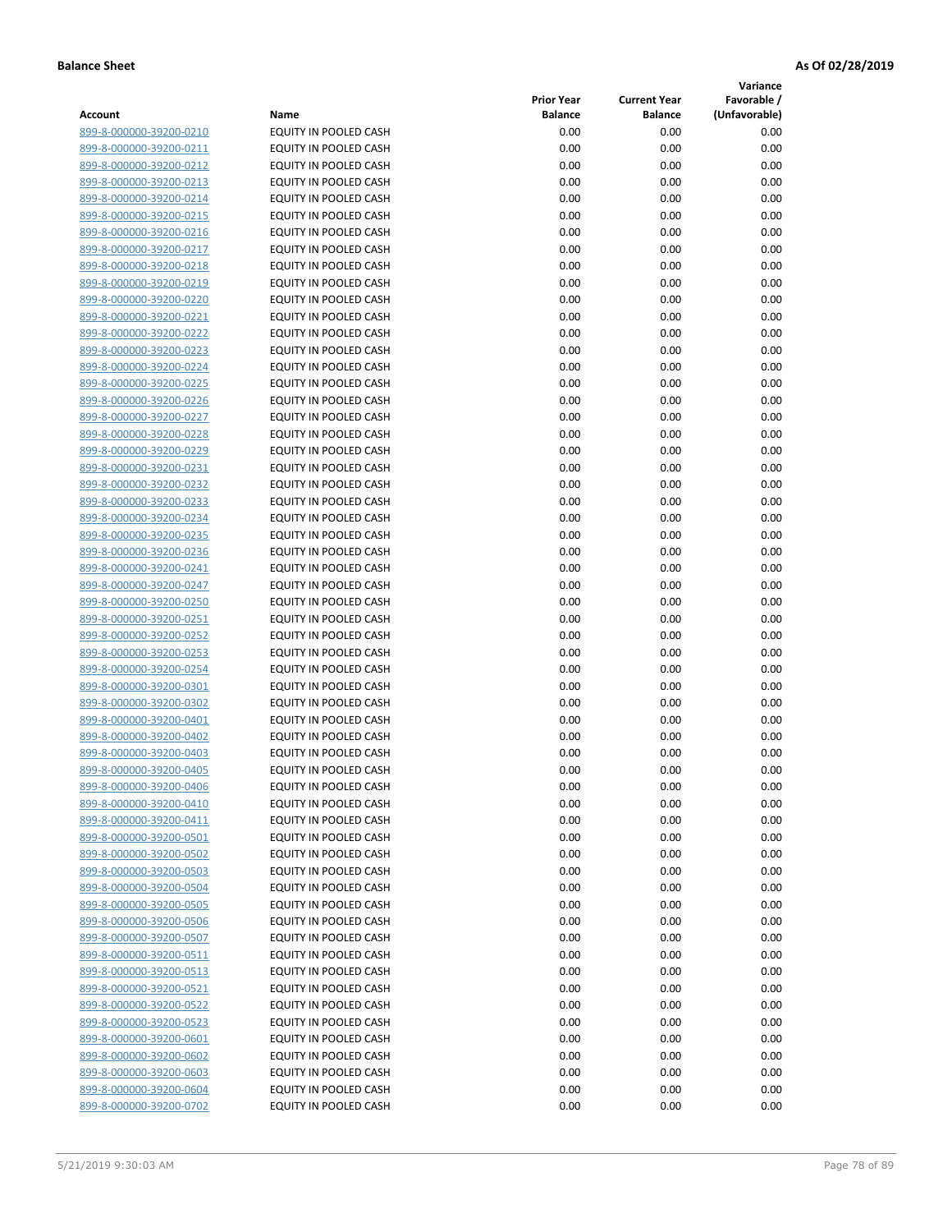**Balance Sheet** **As Of 02/28/2019**

| Account | Name | Prior Year Balance | Current Year Balance | Variance Favorable / (Unfavorable) |
|---|---|---|---|---|
| 899-8-000000-39200-0210 | EQUITY IN POOLED CASH | 0.00 | 0.00 | 0.00 |
| 899-8-000000-39200-0211 | EQUITY IN POOLED CASH | 0.00 | 0.00 | 0.00 |
| 899-8-000000-39200-0212 | EQUITY IN POOLED CASH | 0.00 | 0.00 | 0.00 |
| 899-8-000000-39200-0213 | EQUITY IN POOLED CASH | 0.00 | 0.00 | 0.00 |
| 899-8-000000-39200-0214 | EQUITY IN POOLED CASH | 0.00 | 0.00 | 0.00 |
| 899-8-000000-39200-0215 | EQUITY IN POOLED CASH | 0.00 | 0.00 | 0.00 |
| 899-8-000000-39200-0216 | EQUITY IN POOLED CASH | 0.00 | 0.00 | 0.00 |
| 899-8-000000-39200-0217 | EQUITY IN POOLED CASH | 0.00 | 0.00 | 0.00 |
| 899-8-000000-39200-0218 | EQUITY IN POOLED CASH | 0.00 | 0.00 | 0.00 |
| 899-8-000000-39200-0219 | EQUITY IN POOLED CASH | 0.00 | 0.00 | 0.00 |
| 899-8-000000-39200-0220 | EQUITY IN POOLED CASH | 0.00 | 0.00 | 0.00 |
| 899-8-000000-39200-0221 | EQUITY IN POOLED CASH | 0.00 | 0.00 | 0.00 |
| 899-8-000000-39200-0222 | EQUITY IN POOLED CASH | 0.00 | 0.00 | 0.00 |
| 899-8-000000-39200-0223 | EQUITY IN POOLED CASH | 0.00 | 0.00 | 0.00 |
| 899-8-000000-39200-0224 | EQUITY IN POOLED CASH | 0.00 | 0.00 | 0.00 |
| 899-8-000000-39200-0225 | EQUITY IN POOLED CASH | 0.00 | 0.00 | 0.00 |
| 899-8-000000-39200-0226 | EQUITY IN POOLED CASH | 0.00 | 0.00 | 0.00 |
| 899-8-000000-39200-0227 | EQUITY IN POOLED CASH | 0.00 | 0.00 | 0.00 |
| 899-8-000000-39200-0228 | EQUITY IN POOLED CASH | 0.00 | 0.00 | 0.00 |
| 899-8-000000-39200-0229 | EQUITY IN POOLED CASH | 0.00 | 0.00 | 0.00 |
| 899-8-000000-39200-0231 | EQUITY IN POOLED CASH | 0.00 | 0.00 | 0.00 |
| 899-8-000000-39200-0232 | EQUITY IN POOLED CASH | 0.00 | 0.00 | 0.00 |
| 899-8-000000-39200-0233 | EQUITY IN POOLED CASH | 0.00 | 0.00 | 0.00 |
| 899-8-000000-39200-0234 | EQUITY IN POOLED CASH | 0.00 | 0.00 | 0.00 |
| 899-8-000000-39200-0235 | EQUITY IN POOLED CASH | 0.00 | 0.00 | 0.00 |
| 899-8-000000-39200-0236 | EQUITY IN POOLED CASH | 0.00 | 0.00 | 0.00 |
| 899-8-000000-39200-0241 | EQUITY IN POOLED CASH | 0.00 | 0.00 | 0.00 |
| 899-8-000000-39200-0247 | EQUITY IN POOLED CASH | 0.00 | 0.00 | 0.00 |
| 899-8-000000-39200-0250 | EQUITY IN POOLED CASH | 0.00 | 0.00 | 0.00 |
| 899-8-000000-39200-0251 | EQUITY IN POOLED CASH | 0.00 | 0.00 | 0.00 |
| 899-8-000000-39200-0252 | EQUITY IN POOLED CASH | 0.00 | 0.00 | 0.00 |
| 899-8-000000-39200-0253 | EQUITY IN POOLED CASH | 0.00 | 0.00 | 0.00 |
| 899-8-000000-39200-0254 | EQUITY IN POOLED CASH | 0.00 | 0.00 | 0.00 |
| 899-8-000000-39200-0301 | EQUITY IN POOLED CASH | 0.00 | 0.00 | 0.00 |
| 899-8-000000-39200-0302 | EQUITY IN POOLED CASH | 0.00 | 0.00 | 0.00 |
| 899-8-000000-39200-0401 | EQUITY IN POOLED CASH | 0.00 | 0.00 | 0.00 |
| 899-8-000000-39200-0402 | EQUITY IN POOLED CASH | 0.00 | 0.00 | 0.00 |
| 899-8-000000-39200-0403 | EQUITY IN POOLED CASH | 0.00 | 0.00 | 0.00 |
| 899-8-000000-39200-0405 | EQUITY IN POOLED CASH | 0.00 | 0.00 | 0.00 |
| 899-8-000000-39200-0406 | EQUITY IN POOLED CASH | 0.00 | 0.00 | 0.00 |
| 899-8-000000-39200-0410 | EQUITY IN POOLED CASH | 0.00 | 0.00 | 0.00 |
| 899-8-000000-39200-0411 | EQUITY IN POOLED CASH | 0.00 | 0.00 | 0.00 |
| 899-8-000000-39200-0501 | EQUITY IN POOLED CASH | 0.00 | 0.00 | 0.00 |
| 899-8-000000-39200-0502 | EQUITY IN POOLED CASH | 0.00 | 0.00 | 0.00 |
| 899-8-000000-39200-0503 | EQUITY IN POOLED CASH | 0.00 | 0.00 | 0.00 |
| 899-8-000000-39200-0504 | EQUITY IN POOLED CASH | 0.00 | 0.00 | 0.00 |
| 899-8-000000-39200-0505 | EQUITY IN POOLED CASH | 0.00 | 0.00 | 0.00 |
| 899-8-000000-39200-0506 | EQUITY IN POOLED CASH | 0.00 | 0.00 | 0.00 |
| 899-8-000000-39200-0507 | EQUITY IN POOLED CASH | 0.00 | 0.00 | 0.00 |
| 899-8-000000-39200-0511 | EQUITY IN POOLED CASH | 0.00 | 0.00 | 0.00 |
| 899-8-000000-39200-0513 | EQUITY IN POOLED CASH | 0.00 | 0.00 | 0.00 |
| 899-8-000000-39200-0521 | EQUITY IN POOLED CASH | 0.00 | 0.00 | 0.00 |
| 899-8-000000-39200-0522 | EQUITY IN POOLED CASH | 0.00 | 0.00 | 0.00 |
| 899-8-000000-39200-0523 | EQUITY IN POOLED CASH | 0.00 | 0.00 | 0.00 |
| 899-8-000000-39200-0601 | EQUITY IN POOLED CASH | 0.00 | 0.00 | 0.00 |
| 899-8-000000-39200-0602 | EQUITY IN POOLED CASH | 0.00 | 0.00 | 0.00 |
| 899-8-000000-39200-0603 | EQUITY IN POOLED CASH | 0.00 | 0.00 | 0.00 |
| 899-8-000000-39200-0604 | EQUITY IN POOLED CASH | 0.00 | 0.00 | 0.00 |
| 899-8-000000-39200-0702 | EQUITY IN POOLED CASH | 0.00 | 0.00 | 0.00 |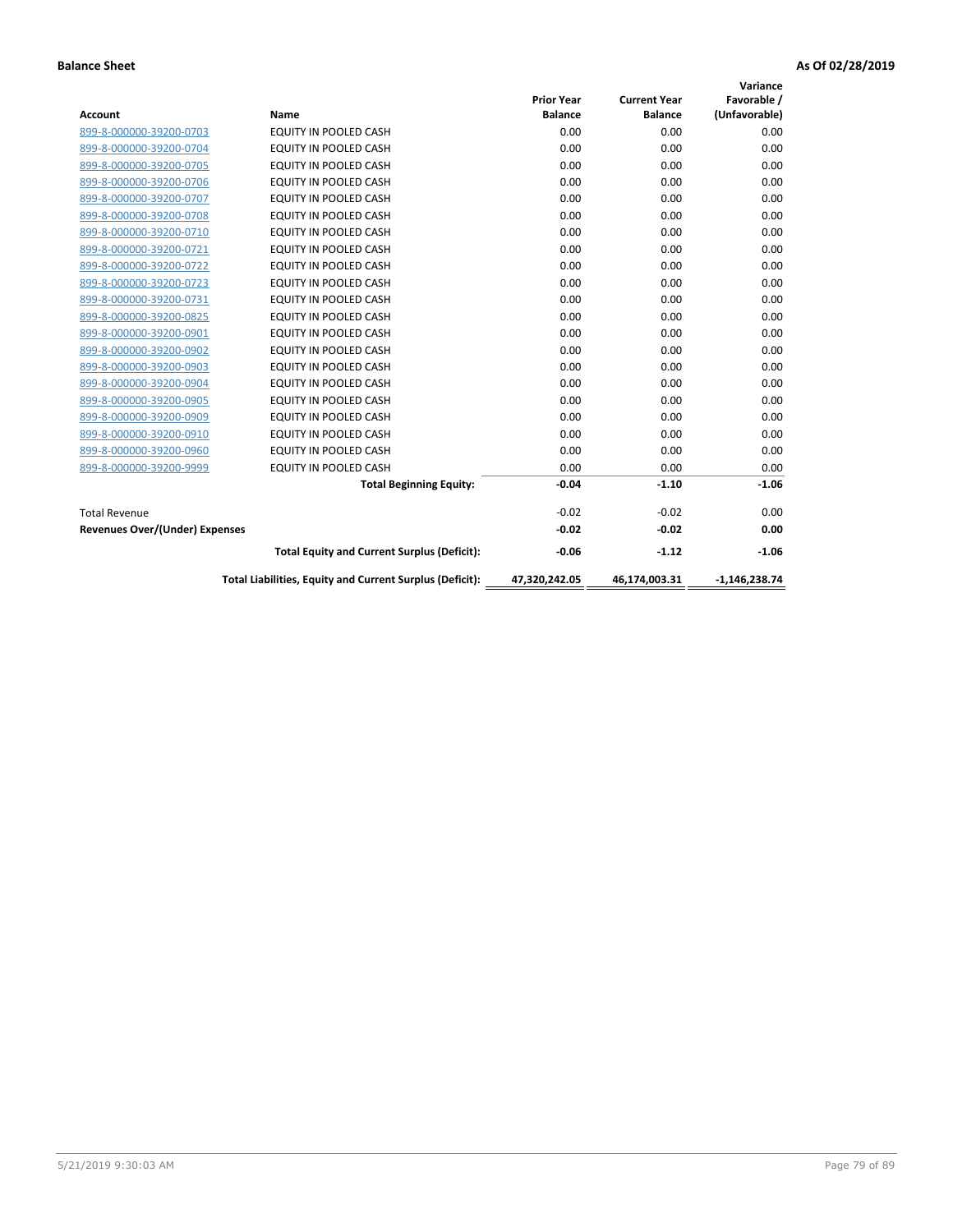**Balance Sheet** **As Of 02/28/2019**

| Account | Name | Prior Year Balance | Current Year Balance | Variance Favorable / (Unfavorable) |
|---|---|---|---|---|
| 899-8-000000-39200-0703 | EQUITY IN POOLED CASH | 0.00 | 0.00 | 0.00 |
| 899-8-000000-39200-0704 | EQUITY IN POOLED CASH | 0.00 | 0.00 | 0.00 |
| 899-8-000000-39200-0705 | EQUITY IN POOLED CASH | 0.00 | 0.00 | 0.00 |
| 899-8-000000-39200-0706 | EQUITY IN POOLED CASH | 0.00 | 0.00 | 0.00 |
| 899-8-000000-39200-0707 | EQUITY IN POOLED CASH | 0.00 | 0.00 | 0.00 |
| 899-8-000000-39200-0708 | EQUITY IN POOLED CASH | 0.00 | 0.00 | 0.00 |
| 899-8-000000-39200-0710 | EQUITY IN POOLED CASH | 0.00 | 0.00 | 0.00 |
| 899-8-000000-39200-0721 | EQUITY IN POOLED CASH | 0.00 | 0.00 | 0.00 |
| 899-8-000000-39200-0722 | EQUITY IN POOLED CASH | 0.00 | 0.00 | 0.00 |
| 899-8-000000-39200-0723 | EQUITY IN POOLED CASH | 0.00 | 0.00 | 0.00 |
| 899-8-000000-39200-0731 | EQUITY IN POOLED CASH | 0.00 | 0.00 | 0.00 |
| 899-8-000000-39200-0825 | EQUITY IN POOLED CASH | 0.00 | 0.00 | 0.00 |
| 899-8-000000-39200-0901 | EQUITY IN POOLED CASH | 0.00 | 0.00 | 0.00 |
| 899-8-000000-39200-0902 | EQUITY IN POOLED CASH | 0.00 | 0.00 | 0.00 |
| 899-8-000000-39200-0903 | EQUITY IN POOLED CASH | 0.00 | 0.00 | 0.00 |
| 899-8-000000-39200-0904 | EQUITY IN POOLED CASH | 0.00 | 0.00 | 0.00 |
| 899-8-000000-39200-0905 | EQUITY IN POOLED CASH | 0.00 | 0.00 | 0.00 |
| 899-8-000000-39200-0909 | EQUITY IN POOLED CASH | 0.00 | 0.00 | 0.00 |
| 899-8-000000-39200-0910 | EQUITY IN POOLED CASH | 0.00 | 0.00 | 0.00 |
| 899-8-000000-39200-0960 | EQUITY IN POOLED CASH | 0.00 | 0.00 | 0.00 |
| 899-8-000000-39200-9999 | EQUITY IN POOLED CASH | 0.00 | 0.00 | 0.00 |
| | **Total Beginning Equity:** | **-0.04** | **-1.10** | **-1.06** |
| Total Revenue | | -0.02 | -0.02 | 0.00 |
| **Revenues Over/(Under) Expenses** | | **-0.02** | **-0.02** | **0.00** |
| | **Total Equity and Current Surplus (Deficit):** | **-0.06** | **-1.12** | **-1.06** |
| | **Total Liabilities, Equity and Current Surplus (Deficit):** | **47,320,242.05** | **46,174,003.31** | **-1,146,238.74** |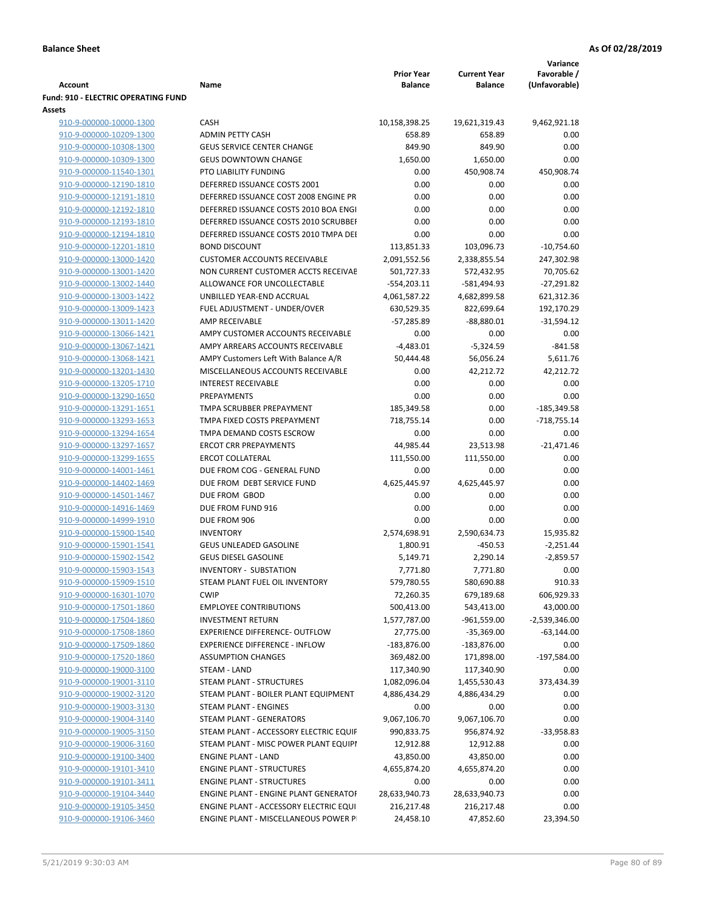**Balance Sheet** **As Of 02/28/2019**

| Account | Name | Prior Year Balance | Current Year Balance | Variance Favorable / (Unfavorable) |
|---|---|---|---|---|
| **Fund: 910 - ELECTRIC OPERATING FUND** | | | | |
| **Assets** | | | | |
| 910-9-000000-10000-1300 | CASH | 10,158,398.25 | 19,621,319.43 | 9,462,921.18 |
| 910-9-000000-10209-1300 | ADMIN PETTY CASH | 658.89 | 658.89 | 0.00 |
| 910-9-000000-10308-1300 | GEUS SERVICE CENTER CHANGE | 849.90 | 849.90 | 0.00 |
| 910-9-000000-10309-1300 | GEUS DOWNTOWN CHANGE | 1,650.00 | 1,650.00 | 0.00 |
| 910-9-000000-11540-1301 | PTO LIABILITY FUNDING | 0.00 | 450,908.74 | 450,908.74 |
| 910-9-000000-12190-1810 | DEFERRED ISSUANCE COSTS 2001 | 0.00 | 0.00 | 0.00 |
| 910-9-000000-12191-1810 | DEFERRED ISSUANCE COST 2008 ENGINE PR | 0.00 | 0.00 | 0.00 |
| 910-9-000000-12192-1810 | DEFERRED ISSUANCE COSTS 2010 BOA ENGI | 0.00 | 0.00 | 0.00 |
| 910-9-000000-12193-1810 | DEFERRED ISSUANCE COSTS 2010 SCRUBBEI | 0.00 | 0.00 | 0.00 |
| 910-9-000000-12194-1810 | DEFERRED ISSUANCE COSTS 2010 TMPA DEI | 0.00 | 0.00 | 0.00 |
| 910-9-000000-12201-1810 | BOND DISCOUNT | 113,851.33 | 103,096.73 | -10,754.60 |
| 910-9-000000-13000-1420 | CUSTOMER ACCOUNTS RECEIVABLE | 2,091,552.56 | 2,338,855.54 | 247,302.98 |
| 910-9-000000-13001-1420 | NON CURRENT CUSTOMER ACCTS RECEIVAE | 501,727.33 | 572,432.95 | 70,705.62 |
| 910-9-000000-13002-1440 | ALLOWANCE FOR UNCOLLECTABLE | -554,203.11 | -581,494.93 | -27,291.82 |
| 910-9-000000-13003-1422 | UNBILLED YEAR-END ACCRUAL | 4,061,587.22 | 4,682,899.58 | 621,312.36 |
| 910-9-000000-13009-1423 | FUEL ADJUSTMENT - UNDER/OVER | 630,529.35 | 822,699.64 | 192,170.29 |
| 910-9-000000-13011-1420 | AMP RECEIVABLE | -57,285.89 | -88,880.01 | -31,594.12 |
| 910-9-000000-13066-1421 | AMPY CUSTOMER ACCOUNTS RECEIVABLE | 0.00 | 0.00 | 0.00 |
| 910-9-000000-13067-1421 | AMPY ARREARS ACCOUNTS RECEIVABLE | -4,483.01 | -5,324.59 | -841.58 |
| 910-9-000000-13068-1421 | AMPY Customers Left With Balance A/R | 50,444.48 | 56,056.24 | 5,611.76 |
| 910-9-000000-13201-1430 | MISCELLANEOUS ACCOUNTS RECEIVABLE | 0.00 | 42,212.72 | 42,212.72 |
| 910-9-000000-13205-1710 | INTEREST RECEIVABLE | 0.00 | 0.00 | 0.00 |
| 910-9-000000-13290-1650 | PREPAYMENTS | 0.00 | 0.00 | 0.00 |
| 910-9-000000-13291-1651 | TMPA SCRUBBER PREPAYMENT | 185,349.58 | 0.00 | -185,349.58 |
| 910-9-000000-13293-1653 | TMPA FIXED COSTS PREPAYMENT | 718,755.14 | 0.00 | -718,755.14 |
| 910-9-000000-13294-1654 | TMPA DEMAND COSTS ESCROW | 0.00 | 0.00 | 0.00 |
| 910-9-000000-13297-1657 | ERCOT CRR PREPAYMENTS | 44,985.44 | 23,513.98 | -21,471.46 |
| 910-9-000000-13299-1655 | ERCOT COLLATERAL | 111,550.00 | 111,550.00 | 0.00 |
| 910-9-000000-14001-1461 | DUE FROM COG - GENERAL FUND | 0.00 | 0.00 | 0.00 |
| 910-9-000000-14402-1469 | DUE FROM DEBT SERVICE FUND | 4,625,445.97 | 4,625,445.97 | 0.00 |
| 910-9-000000-14501-1467 | DUE FROM GBOD | 0.00 | 0.00 | 0.00 |
| 910-9-000000-14916-1469 | DUE FROM FUND 916 | 0.00 | 0.00 | 0.00 |
| 910-9-000000-14999-1910 | DUE FROM 906 | 0.00 | 0.00 | 0.00 |
| 910-9-000000-15900-1540 | INVENTORY | 2,574,698.91 | 2,590,634.73 | 15,935.82 |
| 910-9-000000-15901-1541 | GEUS UNLEADED GASOLINE | 1,800.91 | -450.53 | -2,251.44 |
| 910-9-000000-15902-1542 | GEUS DIESEL GASOLINE | 5,149.71 | 2,290.14 | -2,859.57 |
| 910-9-000000-15903-1543 | INVENTORY - SUBSTATION | 7,771.80 | 7,771.80 | 0.00 |
| 910-9-000000-15909-1510 | STEAM PLANT FUEL OIL INVENTORY | 579,780.55 | 580,690.88 | 910.33 |
| 910-9-000000-16301-1070 | CWIP | 72,260.35 | 679,189.68 | 606,929.33 |
| 910-9-000000-17501-1860 | EMPLOYEE CONTRIBUTIONS | 500,413.00 | 543,413.00 | 43,000.00 |
| 910-9-000000-17504-1860 | INVESTMENT RETURN | 1,577,787.00 | -961,559.00 | -2,539,346.00 |
| 910-9-000000-17508-1860 | EXPERIENCE DIFFERENCE- OUTFLOW | 27,775.00 | -35,369.00 | -63,144.00 |
| 910-9-000000-17509-1860 | EXPERIENCE DIFFERENCE - INFLOW | -183,876.00 | -183,876.00 | 0.00 |
| 910-9-000000-17520-1860 | ASSUMPTION CHANGES | 369,482.00 | 171,898.00 | -197,584.00 |
| 910-9-000000-19000-3100 | STEAM - LAND | 117,340.90 | 117,340.90 | 0.00 |
| 910-9-000000-19001-3110 | STEAM PLANT - STRUCTURES | 1,082,096.04 | 1,455,530.43 | 373,434.39 |
| 910-9-000000-19002-3120 | STEAM PLANT - BOILER PLANT EQUIPMENT | 4,886,434.29 | 4,886,434.29 | 0.00 |
| 910-9-000000-19003-3130 | STEAM PLANT - ENGINES | 0.00 | 0.00 | 0.00 |
| 910-9-000000-19004-3140 | STEAM PLANT - GENERATORS | 9,067,106.70 | 9,067,106.70 | 0.00 |
| 910-9-000000-19005-3150 | STEAM PLANT - ACCESSORY ELECTRIC EQUIF | 990,833.75 | 956,874.92 | -33,958.83 |
| 910-9-000000-19006-3160 | STEAM PLANT - MISC POWER PLANT EQUIPI | 12,912.88 | 12,912.88 | 0.00 |
| 910-9-000000-19100-3400 | ENGINE PLANT - LAND | 43,850.00 | 43,850.00 | 0.00 |
| 910-9-000000-19101-3410 | ENGINE PLANT - STRUCTURES | 4,655,874.20 | 4,655,874.20 | 0.00 |
| 910-9-000000-19101-3411 | ENGINE PLANT - STRUCTURES | 0.00 | 0.00 | 0.00 |
| 910-9-000000-19104-3440 | ENGINE PLANT - ENGINE PLANT GENERATOF | 28,633,940.73 | 28,633,940.73 | 0.00 |
| 910-9-000000-19105-3450 | ENGINE PLANT - ACCESSORY ELECTRIC EQUI | 216,217.48 | 216,217.48 | 0.00 |
| 910-9-000000-19106-3460 | ENGINE PLANT - MISCELLANEOUS POWER PI | 24,458.10 | 47,852.60 | 23,394.50 |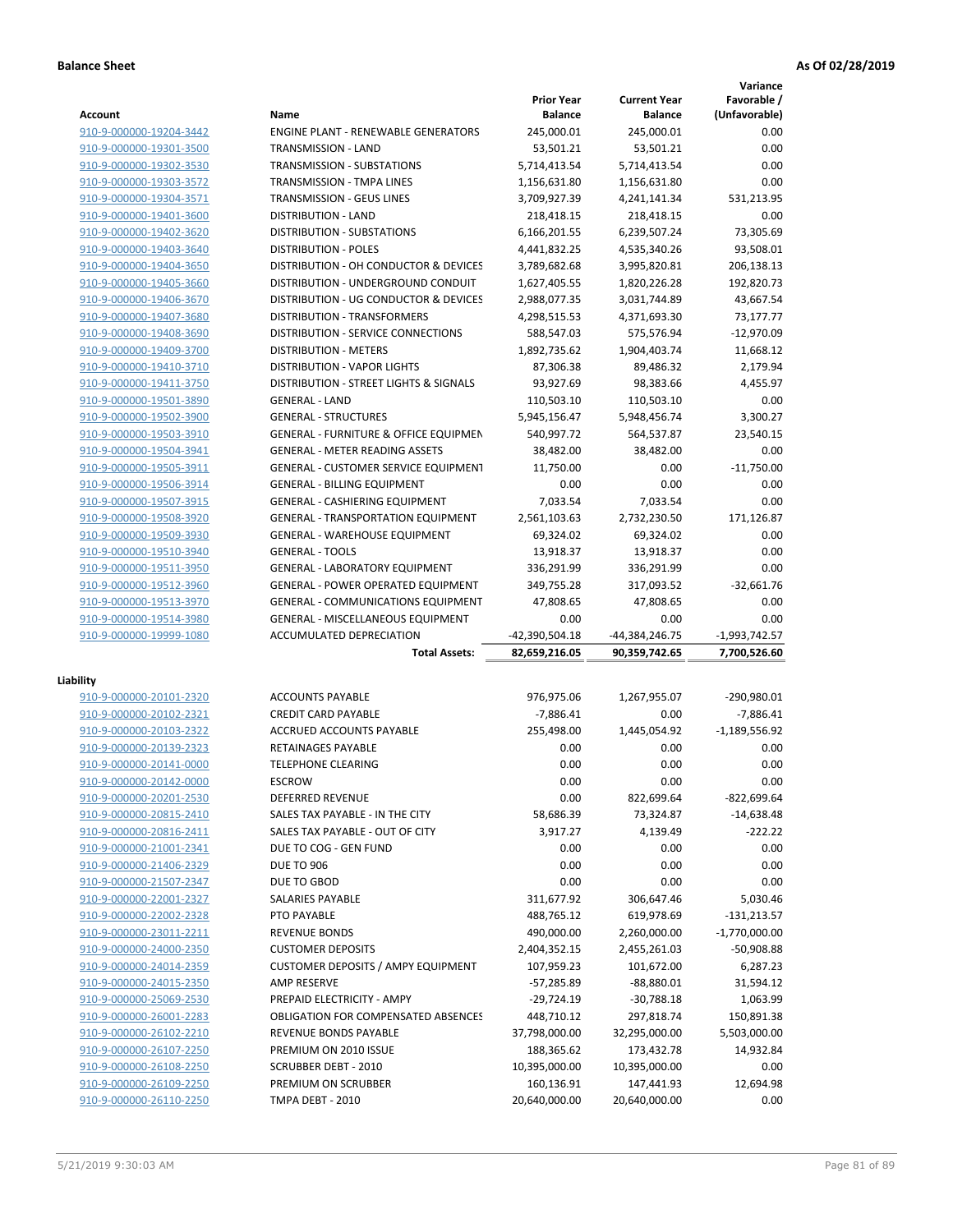**Balance Sheet** **As Of 02/28/2019**

| Account | Name | Prior Year Balance | Current Year Balance | Variance Favorable / (Unfavorable) |
|---|---|---|---|---|
| 910-9-000000-19204-3442 | ENGINE PLANT - RENEWABLE GENERATORS | 245,000.01 | 245,000.01 | 0.00 |
| 910-9-000000-19301-3500 | TRANSMISSION - LAND | 53,501.21 | 53,501.21 | 0.00 |
| 910-9-000000-19302-3530 | TRANSMISSION - SUBSTATIONS | 5,714,413.54 | 5,714,413.54 | 0.00 |
| 910-9-000000-19303-3572 | TRANSMISSION - TMPA LINES | 1,156,631.80 | 1,156,631.80 | 0.00 |
| 910-9-000000-19304-3571 | TRANSMISSION - GEUS LINES | 3,709,927.39 | 4,241,141.34 | 531,213.95 |
| 910-9-000000-19401-3600 | DISTRIBUTION - LAND | 218,418.15 | 218,418.15 | 0.00 |
| 910-9-000000-19402-3620 | DISTRIBUTION - SUBSTATIONS | 6,166,201.55 | 6,239,507.24 | 73,305.69 |
| 910-9-000000-19403-3640 | DISTRIBUTION - POLES | 4,441,832.25 | 4,535,340.26 | 93,508.01 |
| 910-9-000000-19404-3650 | DISTRIBUTION - OH CONDUCTOR & DEVICES | 3,789,682.68 | 3,995,820.81 | 206,138.13 |
| 910-9-000000-19405-3660 | DISTRIBUTION - UNDERGROUND CONDUIT | 1,627,405.55 | 1,820,226.28 | 192,820.73 |
| 910-9-000000-19406-3670 | DISTRIBUTION - UG CONDUCTOR & DEVICES | 2,988,077.35 | 3,031,744.89 | 43,667.54 |
| 910-9-000000-19407-3680 | DISTRIBUTION - TRANSFORMERS | 4,298,515.53 | 4,371,693.30 | 73,177.77 |
| 910-9-000000-19408-3690 | DISTRIBUTION - SERVICE CONNECTIONS | 588,547.03 | 575,576.94 | -12,970.09 |
| 910-9-000000-19409-3700 | DISTRIBUTION - METERS | 1,892,735.62 | 1,904,403.74 | 11,668.12 |
| 910-9-000000-19410-3710 | DISTRIBUTION - VAPOR LIGHTS | 87,306.38 | 89,486.32 | 2,179.94 |
| 910-9-000000-19411-3750 | DISTRIBUTION - STREET LIGHTS & SIGNALS | 93,927.69 | 98,383.66 | 4,455.97 |
| 910-9-000000-19501-3890 | GENERAL - LAND | 110,503.10 | 110,503.10 | 0.00 |
| 910-9-000000-19502-3900 | GENERAL - STRUCTURES | 5,945,156.47 | 5,948,456.74 | 3,300.27 |
| 910-9-000000-19503-3910 | GENERAL - FURNITURE & OFFICE EQUIPMEN | 540,997.72 | 564,537.87 | 23,540.15 |
| 910-9-000000-19504-3941 | GENERAL - METER READING ASSETS | 38,482.00 | 38,482.00 | 0.00 |
| 910-9-000000-19505-3911 | GENERAL - CUSTOMER SERVICE EQUIPMENT | 11,750.00 | 0.00 | -11,750.00 |
| 910-9-000000-19506-3914 | GENERAL - BILLING EQUIPMENT | 0.00 | 0.00 | 0.00 |
| 910-9-000000-19507-3915 | GENERAL - CASHIERING EQUIPMENT | 7,033.54 | 7,033.54 | 0.00 |
| 910-9-000000-19508-3920 | GENERAL - TRANSPORTATION EQUIPMENT | 2,561,103.63 | 2,732,230.50 | 171,126.87 |
| 910-9-000000-19509-3930 | GENERAL - WAREHOUSE EQUIPMENT | 69,324.02 | 69,324.02 | 0.00 |
| 910-9-000000-19510-3940 | GENERAL - TOOLS | 13,918.37 | 13,918.37 | 0.00 |
| 910-9-000000-19511-3950 | GENERAL - LABORATORY EQUIPMENT | 336,291.99 | 336,291.99 | 0.00 |
| 910-9-000000-19512-3960 | GENERAL - POWER OPERATED EQUIPMENT | 349,755.28 | 317,093.52 | -32,661.76 |
| 910-9-000000-19513-3970 | GENERAL - COMMUNICATIONS EQUIPMENT | 47,808.65 | 47,808.65 | 0.00 |
| 910-9-000000-19514-3980 | GENERAL - MISCELLANEOUS EQUIPMENT | 0.00 | 0.00 | 0.00 |
| 910-9-000000-19999-1080 | ACCUMULATED DEPRECIATION | -42,390,504.18 | -44,384,246.75 | -1,993,742.57 |
| | **Total Assets:** | **82,659,216.05** | **90,359,742.65** | **7,700,526.60** |

**Liability**

| Account | Name | Prior Year Balance | Current Year Balance | Variance Favorable / (Unfavorable) |
|---|---|---|---|---|
| 910-9-000000-20101-2320 | ACCOUNTS PAYABLE | 976,975.06 | 1,267,955.07 | -290,980.01 |
| 910-9-000000-20102-2321 | CREDIT CARD PAYABLE | -7,886.41 | 0.00 | -7,886.41 |
| 910-9-000000-20103-2322 | ACCRUED ACCOUNTS PAYABLE | 255,498.00 | 1,445,054.92 | -1,189,556.92 |
| 910-9-000000-20139-2323 | RETAINAGES PAYABLE | 0.00 | 0.00 | 0.00 |
| 910-9-000000-20141-0000 | TELEPHONE CLEARING | 0.00 | 0.00 | 0.00 |
| 910-9-000000-20142-0000 | ESCROW | 0.00 | 0.00 | 0.00 |
| 910-9-000000-20201-2530 | DEFERRED REVENUE | 0.00 | 822,699.64 | -822,699.64 |
| 910-9-000000-20815-2410 | SALES TAX PAYABLE - IN THE CITY | 58,686.39 | 73,324.87 | -14,638.48 |
| 910-9-000000-20816-2411 | SALES TAX PAYABLE - OUT OF CITY | 3,917.27 | 4,139.49 | -222.22 |
| 910-9-000000-21001-2341 | DUE TO COG - GEN FUND | 0.00 | 0.00 | 0.00 |
| 910-9-000000-21406-2329 | DUE TO 906 | 0.00 | 0.00 | 0.00 |
| 910-9-000000-21507-2347 | DUE TO GBOD | 0.00 | 0.00 | 0.00 |
| 910-9-000000-22001-2327 | SALARIES PAYABLE | 311,677.92 | 306,647.46 | 5,030.46 |
| 910-9-000000-22002-2328 | PTO PAYABLE | 488,765.12 | 619,978.69 | -131,213.57 |
| 910-9-000000-23011-2211 | REVENUE BONDS | 490,000.00 | 2,260,000.00 | -1,770,000.00 |
| 910-9-000000-24000-2350 | CUSTOMER DEPOSITS | 2,404,352.15 | 2,455,261.03 | -50,908.88 |
| 910-9-000000-24014-2359 | CUSTOMER DEPOSITS / AMPY EQUIPMENT | 107,959.23 | 101,672.00 | 6,287.23 |
| 910-9-000000-24015-2350 | AMP RESERVE | -57,285.89 | -88,880.01 | 31,594.12 |
| 910-9-000000-25069-2530 | PREPAID ELECTRICITY - AMPY | -29,724.19 | -30,788.18 | 1,063.99 |
| 910-9-000000-26001-2283 | OBLIGATION FOR COMPENSATED ABSENCES | 448,710.12 | 297,818.74 | 150,891.38 |
| 910-9-000000-26102-2210 | REVENUE BONDS PAYABLE | 37,798,000.00 | 32,295,000.00 | 5,503,000.00 |
| 910-9-000000-26107-2250 | PREMIUM ON 2010 ISSUE | 188,365.62 | 173,432.78 | 14,932.84 |
| 910-9-000000-26108-2250 | SCRUBBER DEBT - 2010 | 10,395,000.00 | 10,395,000.00 | 0.00 |
| 910-9-000000-26109-2250 | PREMIUM ON SCRUBBER | 160,136.91 | 147,441.93 | 12,694.98 |
| 910-9-000000-26110-2250 | TMPA DEBT - 2010 | 20,640,000.00 | 20,640,000.00 | 0.00 |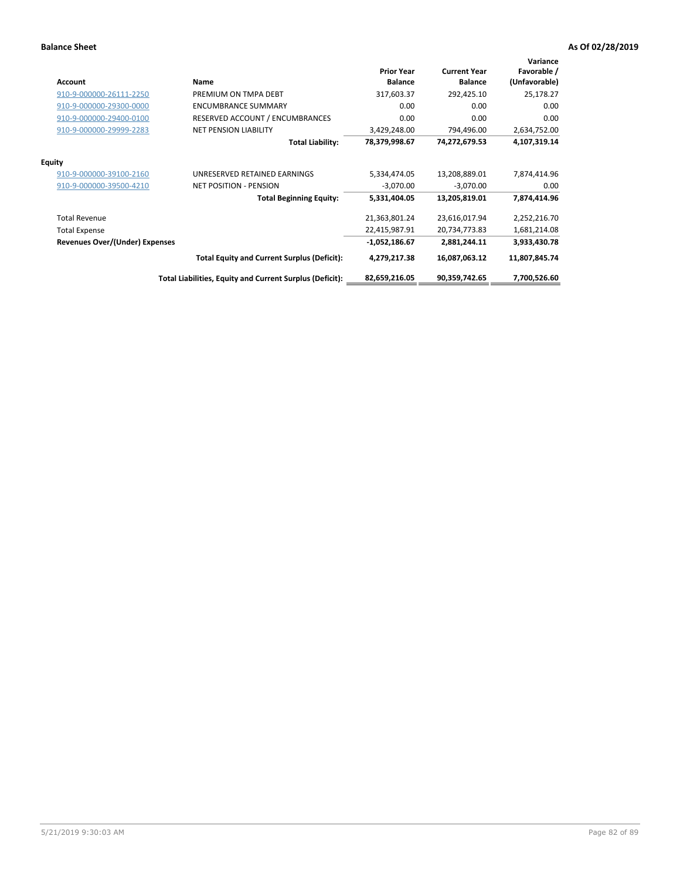**Balance Sheet** **As Of 02/28/2019**

| Account | Name | Prior Year Balance | Current Year Balance | Variance Favorable / (Unfavorable) |
|---|---|---|---|---|
| 910-9-000000-26111-2250 | PREMIUM ON TMPA DEBT | 317,603.37 | 292,425.10 | 25,178.27 |
| 910-9-000000-29300-0000 | ENCUMBRANCE SUMMARY | 0.00 | 0.00 | 0.00 |
| 910-9-000000-29400-0100 | RESERVED ACCOUNT / ENCUMBRANCES | 0.00 | 0.00 | 0.00 |
| 910-9-000000-29999-2283 | NET PENSION LIABILITY | 3,429,248.00 | 794,496.00 | 2,634,752.00 |
| | **Total Liability:** | **78,379,998.67** | **74,272,679.53** | **4,107,319.14** |
| **Equity** | | | | |
| 910-9-000000-39100-2160 | UNRESERVED RETAINED EARNINGS | 5,334,474.05 | 13,208,889.01 | 7,874,414.96 |
| 910-9-000000-39500-4210 | NET POSITION - PENSION | -3,070.00 | -3,070.00 | 0.00 |
| | **Total Beginning Equity:** | **5,331,404.05** | **13,205,819.01** | **7,874,414.96** |
| Total Revenue | | 21,363,801.24 | 23,616,017.94 | 2,252,216.70 |
| Total Expense | | 22,415,987.91 | 20,734,773.83 | 1,681,214.08 |
| **Revenues Over/(Under) Expenses** | | **-1,052,186.67** | **2,881,244.11** | **3,933,430.78** |
| | **Total Equity and Current Surplus (Deficit):** | **4,279,217.38** | **16,087,063.12** | **11,807,845.74** |
| | **Total Liabilities, Equity and Current Surplus (Deficit):** | **82,659,216.05** | **90,359,742.65** | **7,700,526.60** |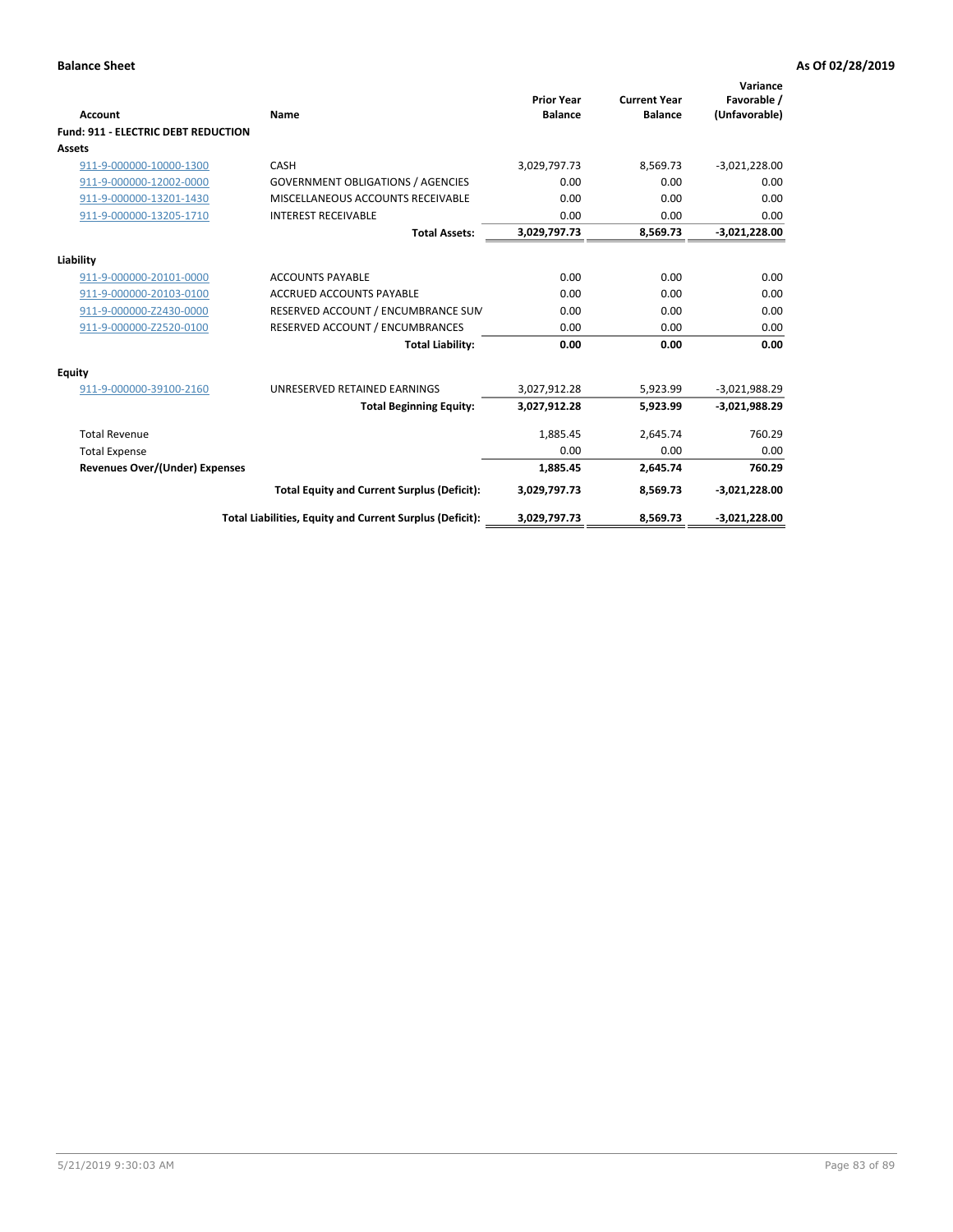**Balance Sheet** **As Of 02/28/2019**

| Account | Name | Prior Year Balance | Current Year Balance | Variance Favorable / (Unfavorable) |
|---|---|---|---|---|
| **Fund: 911 - ELECTRIC DEBT REDUCTION** | | | | |
| **Assets** | | | | |
| 911-9-000000-10000-1300 | CASH | 3,029,797.73 | 8,569.73 | -3,021,228.00 |
| 911-9-000000-12002-0000 | GOVERNMENT OBLIGATIONS / AGENCIES | 0.00 | 0.00 | 0.00 |
| 911-9-000000-13201-1430 | MISCELLANEOUS ACCOUNTS RECEIVABLE | 0.00 | 0.00 | 0.00 |
| 911-9-000000-13205-1710 | INTEREST RECEIVABLE | 0.00 | 0.00 | 0.00 |
| | **Total Assets:** | **3,029,797.73** | **8,569.73** | **-3,021,228.00** |
| **Liability** | | | | |
| 911-9-000000-20101-0000 | ACCOUNTS PAYABLE | 0.00 | 0.00 | 0.00 |
| 911-9-000000-20103-0100 | ACCRUED ACCOUNTS PAYABLE | 0.00 | 0.00 | 0.00 |
| 911-9-000000-Z2430-0000 | RESERVED ACCOUNT / ENCUMBRANCE SUM | 0.00 | 0.00 | 0.00 |
| 911-9-000000-Z2520-0100 | RESERVED ACCOUNT / ENCUMBRANCES | 0.00 | 0.00 | 0.00 |
| | **Total Liability:** | **0.00** | **0.00** | **0.00** |
| **Equity** | | | | |
| 911-9-000000-39100-2160 | UNRESERVED RETAINED EARNINGS | 3,027,912.28 | 5,923.99 | -3,021,988.29 |
| | **Total Beginning Equity:** | **3,027,912.28** | **5,923.99** | **-3,021,988.29** |
| Total Revenue | | 1,885.45 | 2,645.74 | 760.29 |
| Total Expense | | 0.00 | 0.00 | 0.00 |
| **Revenues Over/(Under) Expenses** | | **1,885.45** | **2,645.74** | **760.29** |
| | **Total Equity and Current Surplus (Deficit):** | **3,029,797.73** | **8,569.73** | **-3,021,228.00** |
| | **Total Liabilities, Equity and Current Surplus (Deficit):** | **3,029,797.73** | **8,569.73** | **-3,021,228.00** |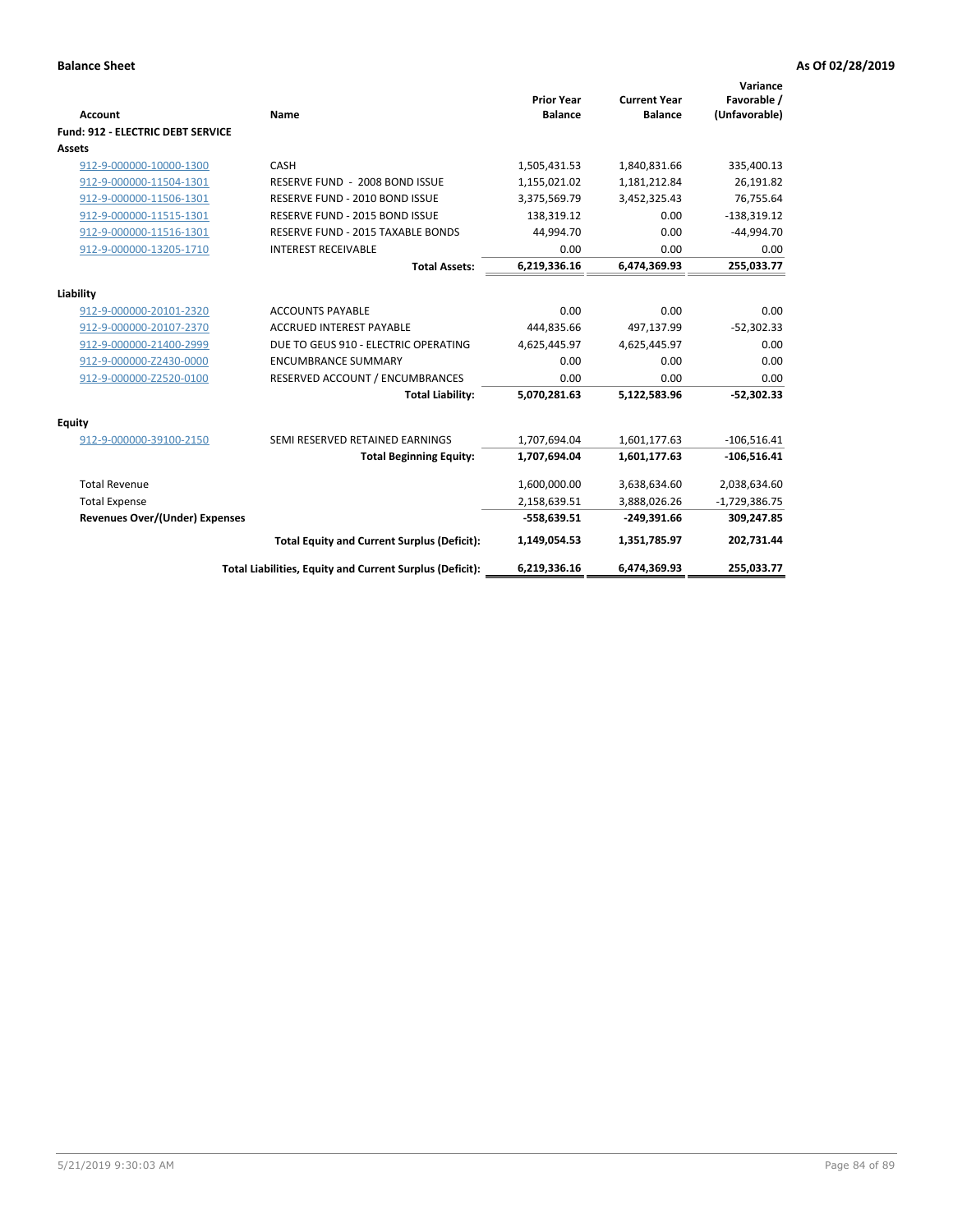**Balance Sheet** — **As Of 02/28/2019**

| Account | Name | Prior Year Balance | Current Year Balance | Variance Favorable / (Unfavorable) |
|---|---|---|---|---|
| **Fund: 912 - ELECTRIC DEBT SERVICE** | | | | |
| **Assets** | | | | |
| 912-9-000000-10000-1300 | CASH | 1,505,431.53 | 1,840,831.66 | 335,400.13 |
| 912-9-000000-11504-1301 | RESERVE FUND - 2008 BOND ISSUE | 1,155,021.02 | 1,181,212.84 | 26,191.82 |
| 912-9-000000-11506-1301 | RESERVE FUND - 2010 BOND ISSUE | 3,375,569.79 | 3,452,325.43 | 76,755.64 |
| 912-9-000000-11515-1301 | RESERVE FUND - 2015 BOND ISSUE | 138,319.12 | 0.00 | -138,319.12 |
| 912-9-000000-11516-1301 | RESERVE FUND - 2015 TAXABLE BONDS | 44,994.70 | 0.00 | -44,994.70 |
| 912-9-000000-13205-1710 | INTEREST RECEIVABLE | 0.00 | 0.00 | 0.00 |
| | **Total Assets:** | **6,219,336.16** | **6,474,369.93** | **255,033.77** |
| **Liability** | | | | |
| 912-9-000000-20101-2320 | ACCOUNTS PAYABLE | 0.00 | 0.00 | 0.00 |
| 912-9-000000-20107-2370 | ACCRUED INTEREST PAYABLE | 444,835.66 | 497,137.99 | -52,302.33 |
| 912-9-000000-21400-2999 | DUE TO GEUS 910 - ELECTRIC OPERATING | 4,625,445.97 | 4,625,445.97 | 0.00 |
| 912-9-000000-Z2430-0000 | ENCUMBRANCE SUMMARY | 0.00 | 0.00 | 0.00 |
| 912-9-000000-Z2520-0100 | RESERVED ACCOUNT / ENCUMBRANCES | 0.00 | 0.00 | 0.00 |
| | **Total Liability:** | **5,070,281.63** | **5,122,583.96** | **-52,302.33** |
| **Equity** | | | | |
| 912-9-000000-39100-2150 | SEMI RESERVED RETAINED EARNINGS | 1,707,694.04 | 1,601,177.63 | -106,516.41 |
| | **Total Beginning Equity:** | **1,707,694.04** | **1,601,177.63** | **-106,516.41** |
| Total Revenue | | 1,600,000.00 | 3,638,634.60 | 2,038,634.60 |
| Total Expense | | 2,158,639.51 | 3,888,026.26 | -1,729,386.75 |
| **Revenues Over/(Under) Expenses** | | **-558,639.51** | **-249,391.66** | **309,247.85** |
| | **Total Equity and Current Surplus (Deficit):** | **1,149,054.53** | **1,351,785.97** | **202,731.44** |
| | **Total Liabilities, Equity and Current Surplus (Deficit):** | **6,219,336.16** | **6,474,369.93** | **255,033.77** |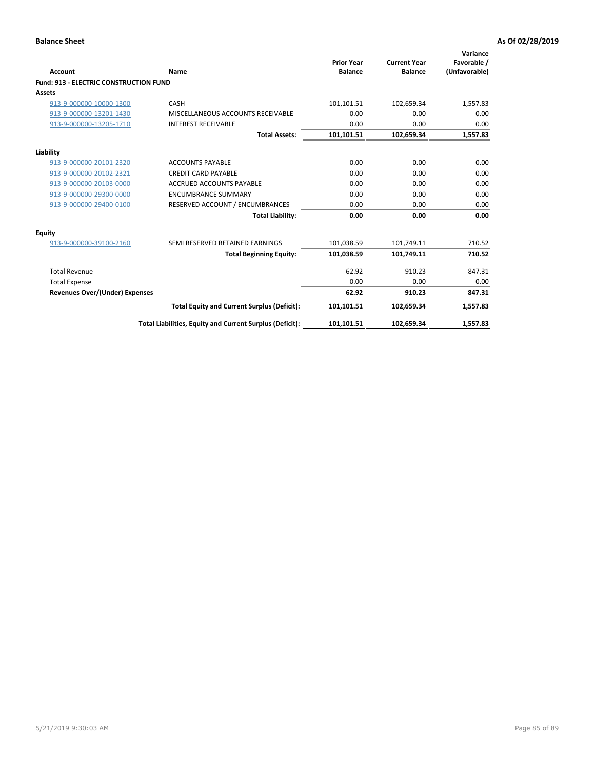**Balance Sheet** **As Of 02/28/2019**

| Account | Name | Prior Year Balance | Current Year Balance | Variance Favorable / (Unfavorable) |
|---|---|---|---|---|
| **Fund: 913 - ELECTRIC CONSTRUCTION FUND** | | | | |
| **Assets** | | | | |
| 913-9-000000-10000-1300 | CASH | 101,101.51 | 102,659.34 | 1,557.83 |
| 913-9-000000-13201-1430 | MISCELLANEOUS ACCOUNTS RECEIVABLE | 0.00 | 0.00 | 0.00 |
| 913-9-000000-13205-1710 | INTEREST RECEIVABLE | 0.00 | 0.00 | 0.00 |
| | **Total Assets:** | **101,101.51** | **102,659.34** | **1,557.83** |
| **Liability** | | | | |
| 913-9-000000-20101-2320 | ACCOUNTS PAYABLE | 0.00 | 0.00 | 0.00 |
| 913-9-000000-20102-2321 | CREDIT CARD PAYABLE | 0.00 | 0.00 | 0.00 |
| 913-9-000000-20103-0000 | ACCRUED ACCOUNTS PAYABLE | 0.00 | 0.00 | 0.00 |
| 913-9-000000-29300-0000 | ENCUMBRANCE SUMMARY | 0.00 | 0.00 | 0.00 |
| 913-9-000000-29400-0100 | RESERVED ACCOUNT / ENCUMBRANCES | 0.00 | 0.00 | 0.00 |
| | **Total Liability:** | **0.00** | **0.00** | **0.00** |
| **Equity** | | | | |
| 913-9-000000-39100-2160 | SEMI RESERVED RETAINED EARNINGS | 101,038.59 | 101,749.11 | 710.52 |
| | **Total Beginning Equity:** | **101,038.59** | **101,749.11** | **710.52** |
| Total Revenue | | 62.92 | 910.23 | 847.31 |
| Total Expense | | 0.00 | 0.00 | 0.00 |
| **Revenues Over/(Under) Expenses** | | **62.92** | **910.23** | **847.31** |
| | **Total Equity and Current Surplus (Deficit):** | **101,101.51** | **102,659.34** | **1,557.83** |
| | **Total Liabilities, Equity and Current Surplus (Deficit):** | **101,101.51** | **102,659.34** | **1,557.83** |

5/21/2019 9:30:03 AM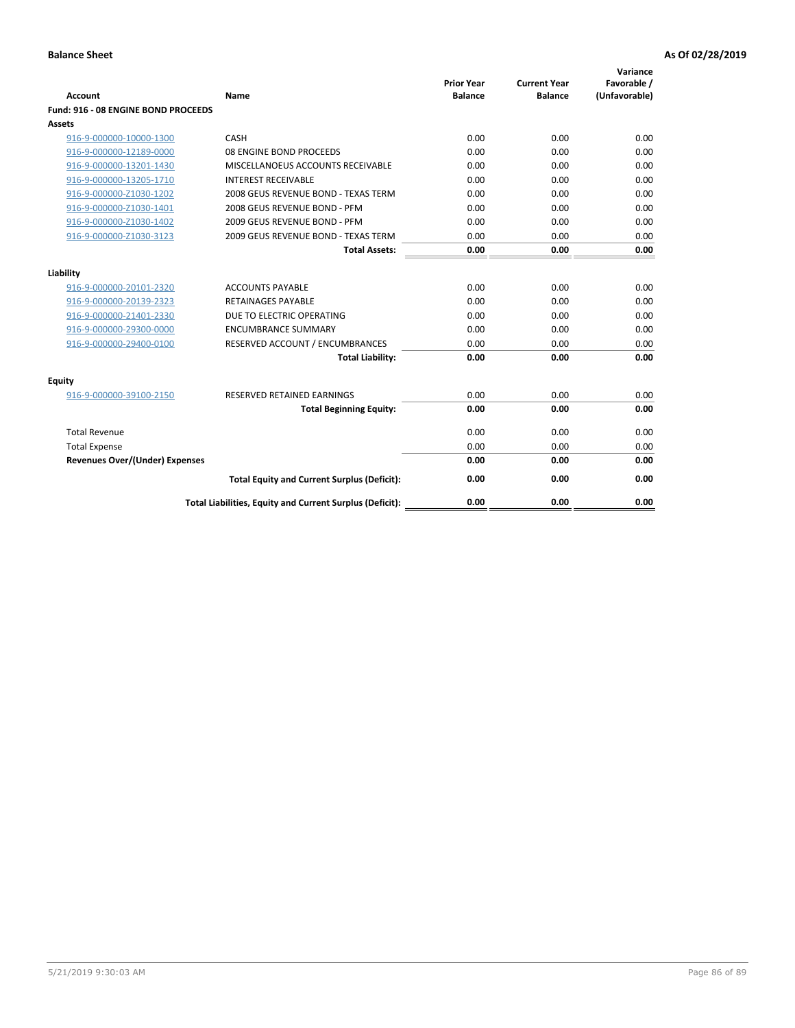**Balance Sheet** **As Of 02/28/2019**

| Account | Name | Prior Year Balance | Current Year Balance | Variance Favorable / (Unfavorable) |
|---|---|---|---|---|
| **Fund: 916 - 08 ENGINE BOND PROCEEDS** | | | | |
| **Assets** | | | | |
| 916-9-000000-10000-1300 | CASH | 0.00 | 0.00 | 0.00 |
| 916-9-000000-12189-0000 | 08 ENGINE BOND PROCEEDS | 0.00 | 0.00 | 0.00 |
| 916-9-000000-13201-1430 | MISCELLANOEUS ACCOUNTS RECEIVABLE | 0.00 | 0.00 | 0.00 |
| 916-9-000000-13205-1710 | INTEREST RECEIVABLE | 0.00 | 0.00 | 0.00 |
| 916-9-000000-Z1030-1202 | 2008 GEUS REVENUE BOND - TEXAS TERM | 0.00 | 0.00 | 0.00 |
| 916-9-000000-Z1030-1401 | 2008 GEUS REVENUE BOND - PFM | 0.00 | 0.00 | 0.00 |
| 916-9-000000-Z1030-1402 | 2009 GEUS REVENUE BOND - PFM | 0.00 | 0.00 | 0.00 |
| 916-9-000000-Z1030-3123 | 2009 GEUS REVENUE BOND - TEXAS TERM | 0.00 | 0.00 | 0.00 |
| | **Total Assets:** | **0.00** | **0.00** | **0.00** |
| **Liability** | | | | |
| 916-9-000000-20101-2320 | ACCOUNTS PAYABLE | 0.00 | 0.00 | 0.00 |
| 916-9-000000-20139-2323 | RETAINAGES PAYABLE | 0.00 | 0.00 | 0.00 |
| 916-9-000000-21401-2330 | DUE TO ELECTRIC OPERATING | 0.00 | 0.00 | 0.00 |
| 916-9-000000-29300-0000 | ENCUMBRANCE SUMMARY | 0.00 | 0.00 | 0.00 |
| 916-9-000000-29400-0100 | RESERVED ACCOUNT / ENCUMBRANCES | 0.00 | 0.00 | 0.00 |
| | **Total Liability:** | **0.00** | **0.00** | **0.00** |
| **Equity** | | | | |
| 916-9-000000-39100-2150 | RESERVED RETAINED EARNINGS | 0.00 | 0.00 | 0.00 |
| | **Total Beginning Equity:** | **0.00** | **0.00** | **0.00** |
| Total Revenue | | 0.00 | 0.00 | 0.00 |
| Total Expense | | 0.00 | 0.00 | 0.00 |
| **Revenues Over/(Under) Expenses** | | **0.00** | **0.00** | **0.00** |
| | **Total Equity and Current Surplus (Deficit):** | **0.00** | **0.00** | **0.00** |
| | **Total Liabilities, Equity and Current Surplus (Deficit):** | **0.00** | **0.00** | **0.00** |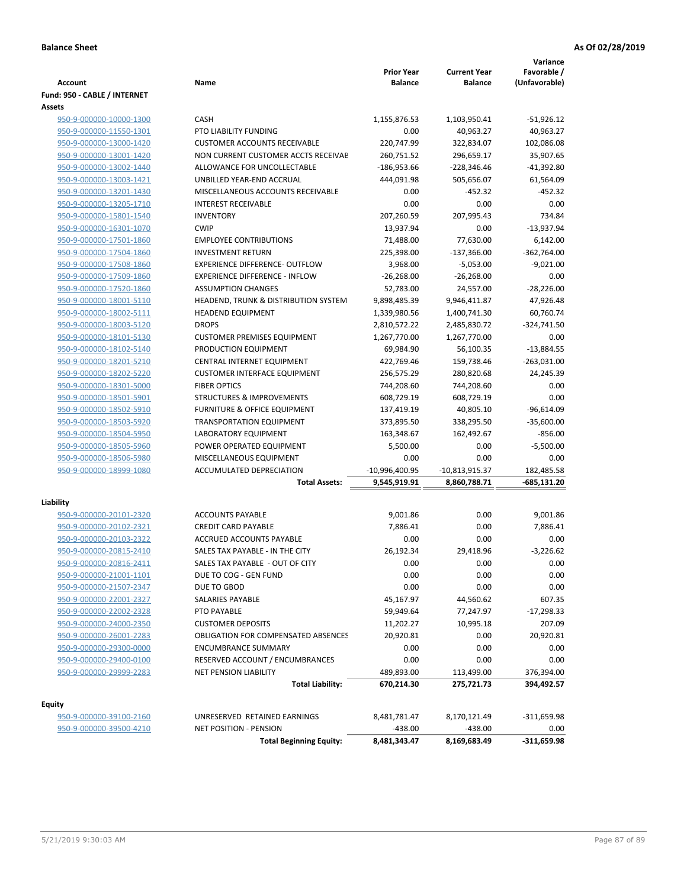**Balance Sheet** — **As Of 02/28/2019**

| Account | Name | Prior Year Balance | Current Year Balance | Variance Favorable / (Unfavorable) |
|---|---|---|---|---|
| **Fund: 950 - CABLE / INTERNET** | | | | |
| **Assets** | | | | |
| 950-9-000000-10000-1300 | CASH | 1,155,876.53 | 1,103,950.41 | -51,926.12 |
| 950-9-000000-11550-1301 | PTO LIABILITY FUNDING | 0.00 | 40,963.27 | 40,963.27 |
| 950-9-000000-13000-1420 | CUSTOMER ACCOUNTS RECEIVABLE | 220,747.99 | 322,834.07 | 102,086.08 |
| 950-9-000000-13001-1420 | NON CURRENT CUSTOMER ACCTS RECEIVAE | 260,751.52 | 296,659.17 | 35,907.65 |
| 950-9-000000-13002-1440 | ALLOWANCE FOR UNCOLLECTABLE | -186,953.66 | -228,346.46 | -41,392.80 |
| 950-9-000000-13003-1421 | UNBILLED YEAR-END ACCRUAL | 444,091.98 | 505,656.07 | 61,564.09 |
| 950-9-000000-13201-1430 | MISCELLANEOUS ACCOUNTS RECEIVABLE | 0.00 | -452.32 | -452.32 |
| 950-9-000000-13205-1710 | INTEREST RECEIVABLE | 0.00 | 0.00 | 0.00 |
| 950-9-000000-15801-1540 | INVENTORY | 207,260.59 | 207,995.43 | 734.84 |
| 950-9-000000-16301-1070 | CWIP | 13,937.94 | 0.00 | -13,937.94 |
| 950-9-000000-17501-1860 | EMPLOYEE CONTRIBUTIONS | 71,488.00 | 77,630.00 | 6,142.00 |
| 950-9-000000-17504-1860 | INVESTMENT RETURN | 225,398.00 | -137,366.00 | -362,764.00 |
| 950-9-000000-17508-1860 | EXPERIENCE DIFFERENCE- OUTFLOW | 3,968.00 | -5,053.00 | -9,021.00 |
| 950-9-000000-17509-1860 | EXPERIENCE DIFFERENCE - INFLOW | -26,268.00 | -26,268.00 | 0.00 |
| 950-9-000000-17520-1860 | ASSUMPTION CHANGES | 52,783.00 | 24,557.00 | -28,226.00 |
| 950-9-000000-18001-5110 | HEADEND, TRUNK & DISTRIBUTION SYSTEM | 9,898,485.39 | 9,946,411.87 | 47,926.48 |
| 950-9-000000-18002-5111 | HEADEND EQUIPMENT | 1,339,980.56 | 1,400,741.30 | 60,760.74 |
| 950-9-000000-18003-5120 | DROPS | 2,810,572.22 | 2,485,830.72 | -324,741.50 |
| 950-9-000000-18101-5130 | CUSTOMER PREMISES EQUIPMENT | 1,267,770.00 | 1,267,770.00 | 0.00 |
| 950-9-000000-18102-5140 | PRODUCTION EQUIPMENT | 69,984.90 | 56,100.35 | -13,884.55 |
| 950-9-000000-18201-5210 | CENTRAL INTERNET EQUIPMENT | 422,769.46 | 159,738.46 | -263,031.00 |
| 950-9-000000-18202-5220 | CUSTOMER INTERFACE EQUIPMENT | 256,575.29 | 280,820.68 | 24,245.39 |
| 950-9-000000-18301-5000 | FIBER OPTICS | 744,208.60 | 744,208.60 | 0.00 |
| 950-9-000000-18501-5901 | STRUCTURES & IMPROVEMENTS | 608,729.19 | 608,729.19 | 0.00 |
| 950-9-000000-18502-5910 | FURNITURE & OFFICE EQUIPMENT | 137,419.19 | 40,805.10 | -96,614.09 |
| 950-9-000000-18503-5920 | TRANSPORTATION EQUIPMENT | 373,895.50 | 338,295.50 | -35,600.00 |
| 950-9-000000-18504-5950 | LABORATORY EQUIPMENT | 163,348.67 | 162,492.67 | -856.00 |
| 950-9-000000-18505-5960 | POWER OPERATED EQUIPMENT | 5,500.00 | 0.00 | -5,500.00 |
| 950-9-000000-18506-5980 | MISCELLANEOUS EQUIPMENT | 0.00 | 0.00 | 0.00 |
| 950-9-000000-18999-1080 | ACCUMULATED DEPRECIATION | -10,996,400.95 | -10,813,915.37 | 182,485.58 |
| | **Total Assets:** | **9,545,919.91** | **8,860,788.71** | **-685,131.20** |
| **Liability** | | | | |
| 950-9-000000-20101-2320 | ACCOUNTS PAYABLE | 9,001.86 | 0.00 | 9,001.86 |
| 950-9-000000-20102-2321 | CREDIT CARD PAYABLE | 7,886.41 | 0.00 | 7,886.41 |
| 950-9-000000-20103-2322 | ACCRUED ACCOUNTS PAYABLE | 0.00 | 0.00 | 0.00 |
| 950-9-000000-20815-2410 | SALES TAX PAYABLE - IN THE CITY | 26,192.34 | 29,418.96 | -3,226.62 |
| 950-9-000000-20816-2411 | SALES TAX PAYABLE - OUT OF CITY | 0.00 | 0.00 | 0.00 |
| 950-9-000000-21001-1101 | DUE TO COG - GEN FUND | 0.00 | 0.00 | 0.00 |
| 950-9-000000-21507-2347 | DUE TO GBOD | 0.00 | 0.00 | 0.00 |
| 950-9-000000-22001-2327 | SALARIES PAYABLE | 45,167.97 | 44,560.62 | 607.35 |
| 950-9-000000-22002-2328 | PTO PAYABLE | 59,949.64 | 77,247.97 | -17,298.33 |
| 950-9-000000-24000-2350 | CUSTOMER DEPOSITS | 11,202.27 | 10,995.18 | 207.09 |
| 950-9-000000-26001-2283 | OBLIGATION FOR COMPENSATED ABSENCES | 20,920.81 | 0.00 | 20,920.81 |
| 950-9-000000-29300-0000 | ENCUMBRANCE SUMMARY | 0.00 | 0.00 | 0.00 |
| 950-9-000000-29400-0100 | RESERVED ACCOUNT / ENCUMBRANCES | 0.00 | 0.00 | 0.00 |
| 950-9-000000-29999-2283 | NET PENSION LIABILITY | 489,893.00 | 113,499.00 | 376,394.00 |
| | **Total Liability:** | **670,214.30** | **275,721.73** | **394,492.57** |
| **Equity** | | | | |
| 950-9-000000-39100-2160 | UNRESERVED RETAINED EARNINGS | 8,481,781.47 | 8,170,121.49 | -311,659.98 |
| 950-9-000000-39500-4210 | NET POSITION - PENSION | -438.00 | -438.00 | 0.00 |
| | **Total Beginning Equity:** | **8,481,343.47** | **8,169,683.49** | **-311,659.98** |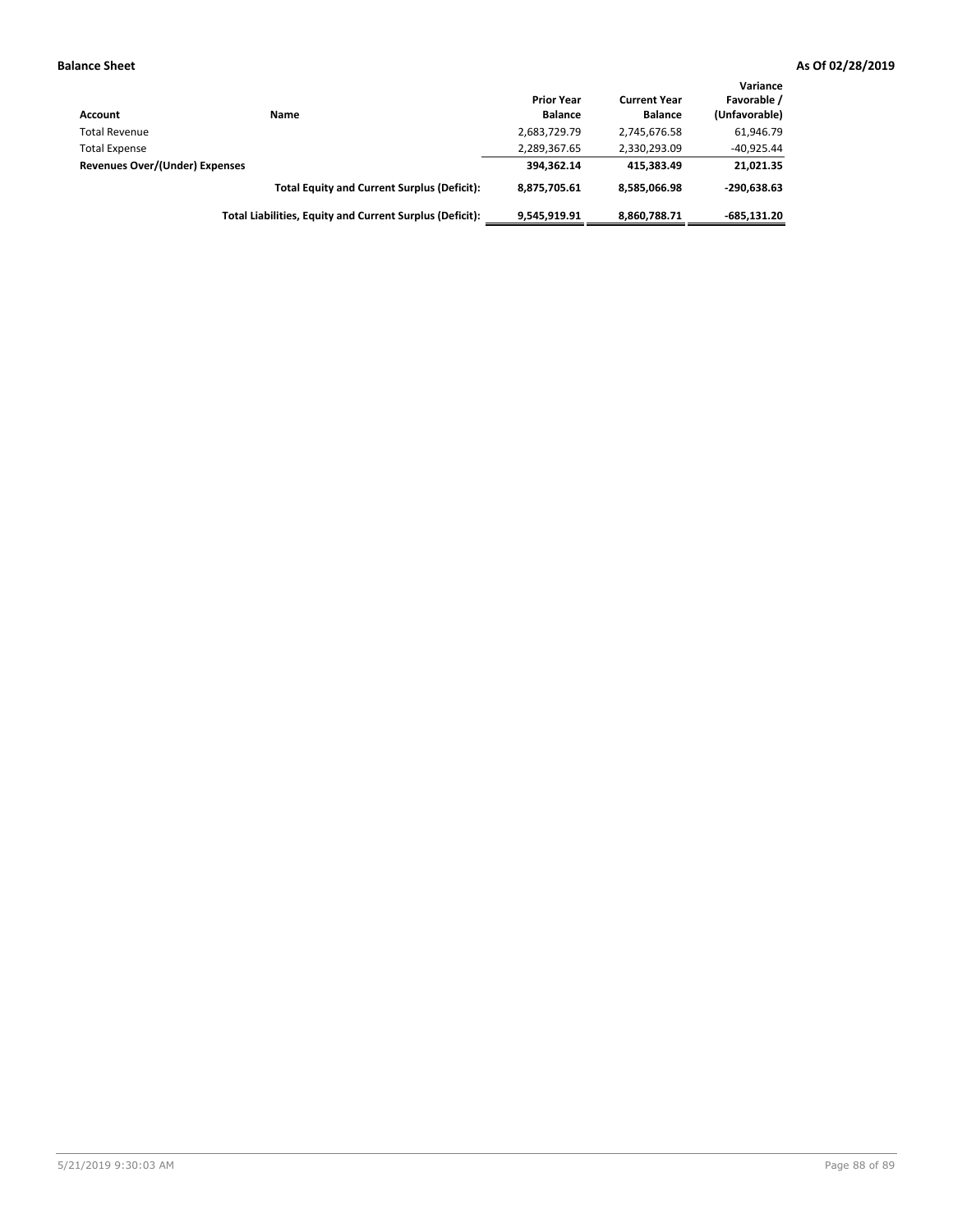**Balance Sheet** **As Of 02/28/2019**

| Account | Name | Prior Year Balance | Current Year Balance | Variance Favorable / (Unfavorable) |
|---|---|---|---|---|
| Total Revenue | | 2,683,729.79 | 2,745,676.58 | 61,946.79 |
| Total Expense | | 2,289,367.65 | 2,330,293.09 | -40,925.44 |
| **Revenues Over/(Under) Expenses** | | **394,362.14** | **415,383.49** | **21,021.35** |
| | **Total Equity and Current Surplus (Deficit):** | **8,875,705.61** | **8,585,066.98** | **-290,638.63** |
| | **Total Liabilities, Equity and Current Surplus (Deficit):** | **9,545,919.91** | **8,860,788.71** | **-685,131.20** |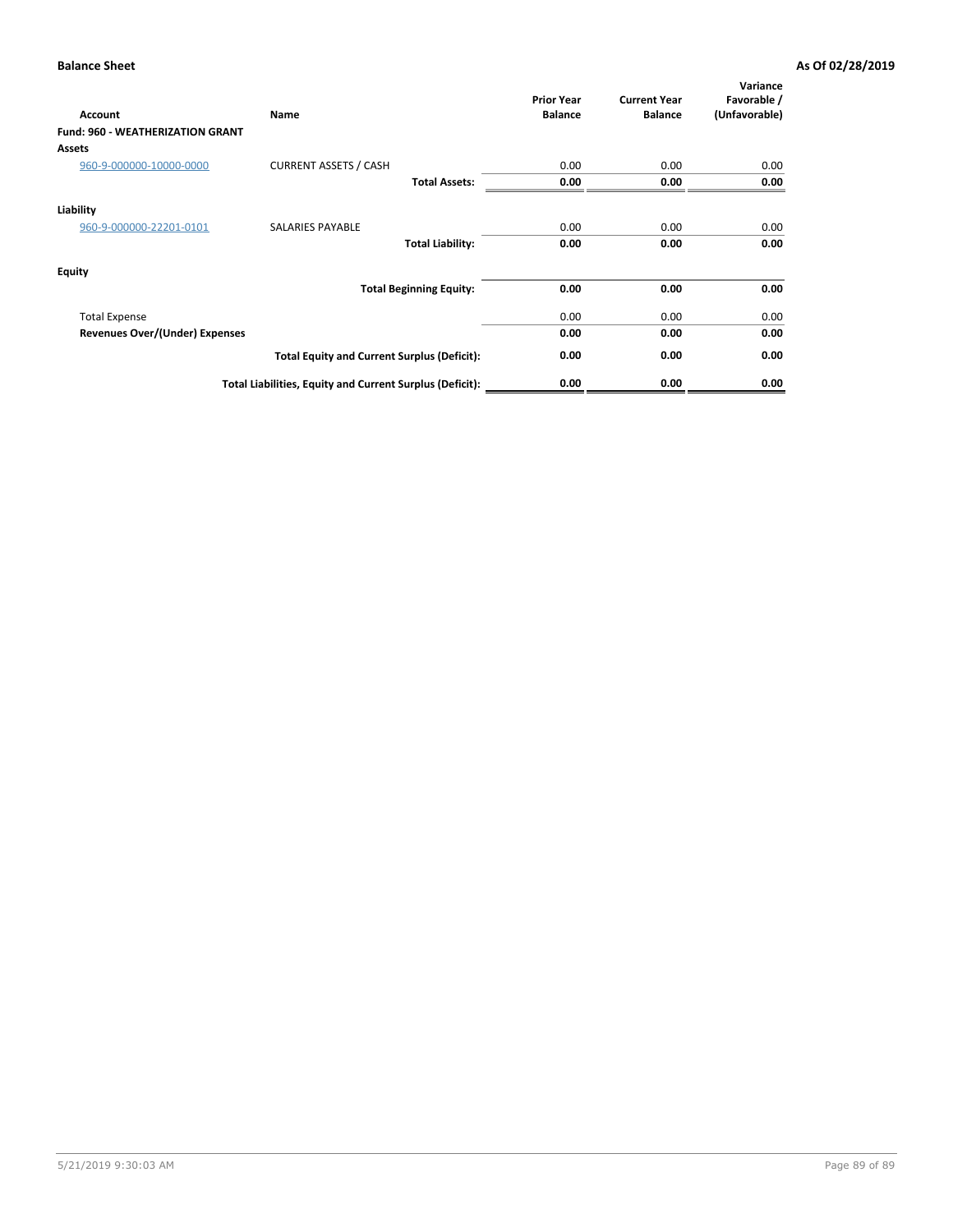**Balance Sheet** **As Of 02/28/2019**

| Account | Name | Prior Year Balance | Current Year Balance | Variance Favorable / (Unfavorable) |
|---|---|---|---|---|
| **Fund: 960 - WEATHERIZATION GRANT** | | | | |
| **Assets** | | | | |
| 960-9-000000-10000-0000 | CURRENT ASSETS / CASH | 0.00 | 0.00 | 0.00 |
| | **Total Assets:** | **0.00** | **0.00** | **0.00** |
| **Liability** | | | | |
| 960-9-000000-22201-0101 | SALARIES PAYABLE | 0.00 | 0.00 | 0.00 |
| | **Total Liability:** | **0.00** | **0.00** | **0.00** |
| **Equity** | | | | |
| | **Total Beginning Equity:** | **0.00** | **0.00** | **0.00** |
| Total Expense | | 0.00 | 0.00 | 0.00 |
| **Revenues Over/(Under) Expenses** | | **0.00** | **0.00** | **0.00** |
| | **Total Equity and Current Surplus (Deficit):** | **0.00** | **0.00** | **0.00** |
| | **Total Liabilities, Equity and Current Surplus (Deficit):** | **0.00** | **0.00** | **0.00** |

5/21/2019 9:30:03 AM